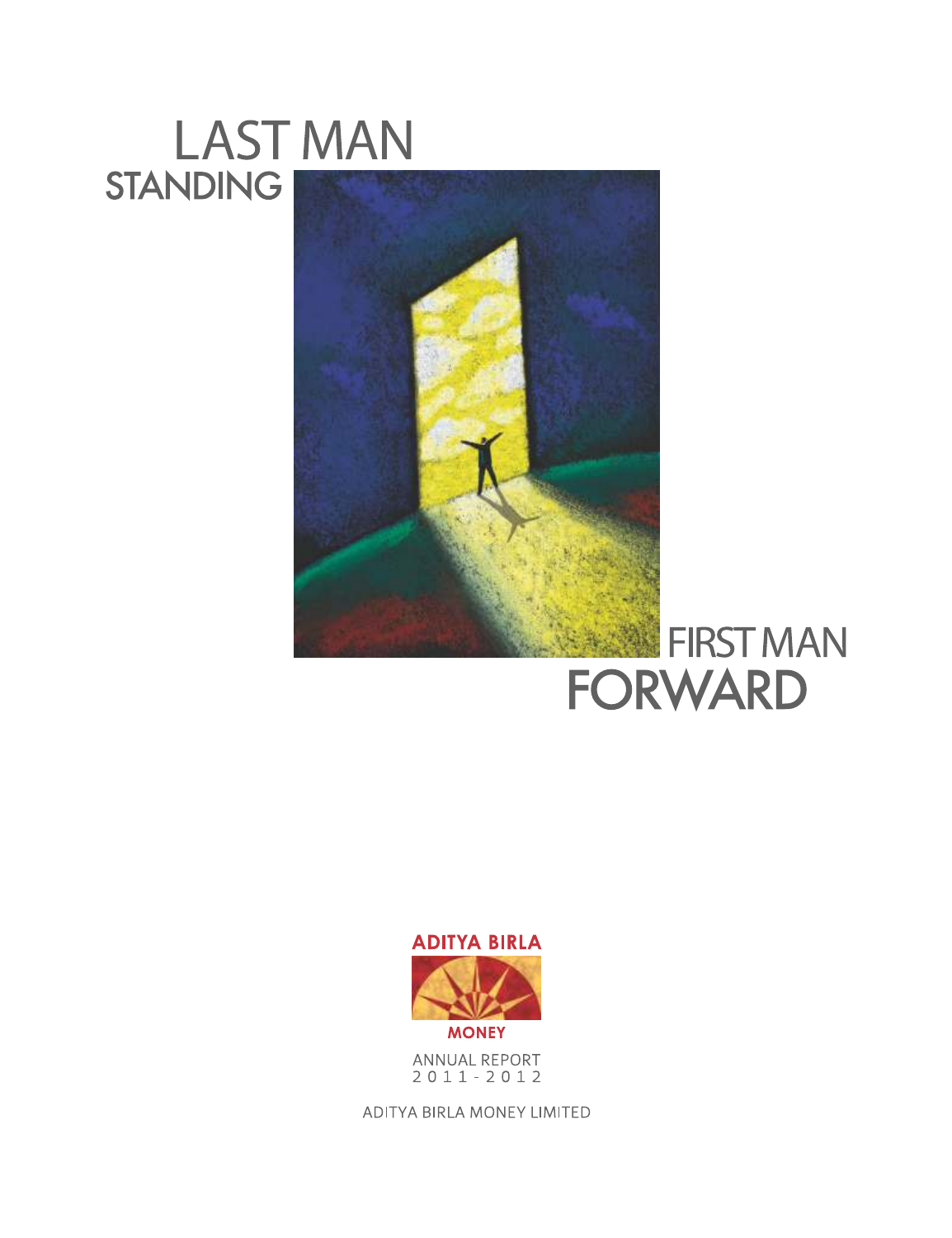# LAST MAN STANDING

# FIRST MAN FORWARD

ADITYA BIRLA

MONEY

ANNUAL REPORT
2011-2012

ADITYA BIRLA MONEY LIMITED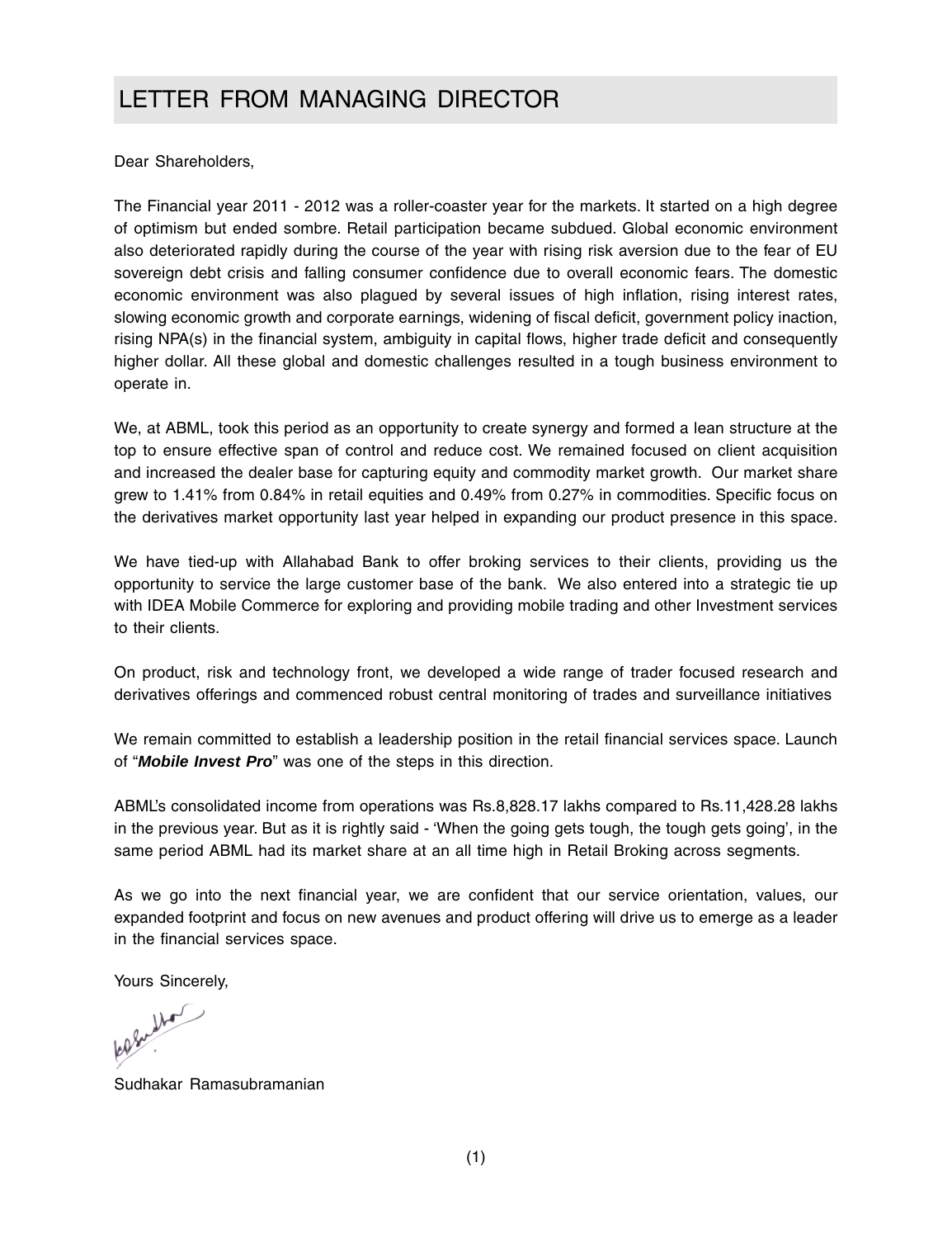# LETTER FROM MANAGING DIRECTOR

Dear Shareholders,

The Financial year 2011 - 2012 was a roller-coaster year for the markets. It started on a high degree of optimism but ended sombre. Retail participation became subdued. Global economic environment also deteriorated rapidly during the course of the year with rising risk aversion due to the fear of EU sovereign debt crisis and falling consumer confidence due to overall economic fears. The domestic economic environment was also plagued by several issues of high inflation, rising interest rates, slowing economic growth and corporate earnings, widening of fiscal deficit, government policy inaction, rising NPA(s) in the financial system, ambiguity in capital flows, higher trade deficit and consequently higher dollar. All these global and domestic challenges resulted in a tough business environment to operate in.

We, at ABML, took this period as an opportunity to create synergy and formed a lean structure at the top to ensure effective span of control and reduce cost. We remained focused on client acquisition and increased the dealer base for capturing equity and commodity market growth. Our market share grew to 1.41% from 0.84% in retail equities and 0.49% from 0.27% in commodities. Specific focus on the derivatives market opportunity last year helped in expanding our product presence in this space.

We have tied-up with Allahabad Bank to offer broking services to their clients, providing us the opportunity to service the large customer base of the bank. We also entered into a strategic tie up with IDEA Mobile Commerce for exploring and providing mobile trading and other Investment services to their clients.

On product, risk and technology front, we developed a wide range of trader focused research and derivatives offerings and commenced robust central monitoring of trades and surveillance initiatives

We remain committed to establish a leadership position in the retail financial services space. Launch of "***Mobile Invest Pro***" was one of the steps in this direction.

ABML's consolidated income from operations was Rs.8,828.17 lakhs compared to Rs.11,428.28 lakhs in the previous year. But as it is rightly said - 'When the going gets tough, the tough gets going', in the same period ABML had its market share at an all time high in Retail Broking across segments.

As we go into the next financial year, we are confident that our service orientation, values, our expanded footprint and focus on new avenues and product offering will drive us to emerge as a leader in the financial services space.

Yours Sincerely,

Sudhakar Ramasubramanian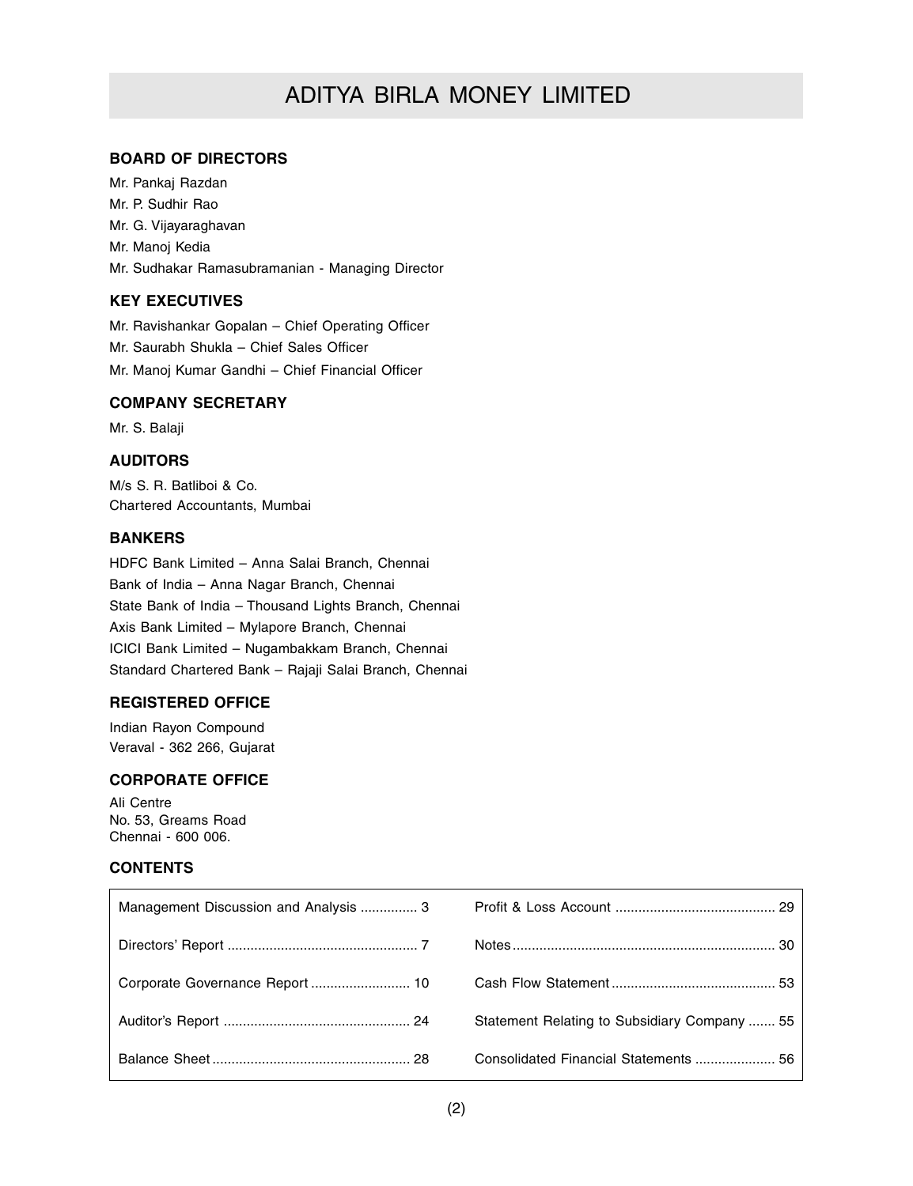# ADITYA BIRLA MONEY LIMITED

### BOARD OF DIRECTORS

Mr. Pankaj Razdan
Mr. P. Sudhir Rao
Mr. G. Vijayaraghavan
Mr. Manoj Kedia
Mr. Sudhakar Ramasubramanian - Managing Director

### KEY EXECUTIVES

Mr. Ravishankar Gopalan – Chief Operating Officer
Mr. Saurabh Shukla – Chief Sales Officer
Mr. Manoj Kumar Gandhi – Chief Financial Officer

### COMPANY SECRETARY

Mr. S. Balaji

### AUDITORS

M/s S. R. Batliboi & Co.
Chartered Accountants, Mumbai

### BANKERS

HDFC Bank Limited – Anna Salai Branch, Chennai
Bank of India – Anna Nagar Branch, Chennai
State Bank of India – Thousand Lights Branch, Chennai
Axis Bank Limited – Mylapore Branch, Chennai
ICICI Bank Limited – Nugambakkam Branch, Chennai
Standard Chartered Bank – Rajaji Salai Branch, Chennai

### REGISTERED OFFICE

Indian Rayon Compound
Veraval - 362 266, Gujarat

### CORPORATE OFFICE

Ali Centre
No. 53, Greams Road
Chennai - 600 006.

### CONTENTS

| | | | |
|---|---|---|---|
| Management Discussion and Analysis | 3 | Profit & Loss Account | 29 |
| Directors' Report | 7 | Notes | 30 |
| Corporate Governance Report | 10 | Cash Flow Statement | 53 |
| Auditor's Report | 24 | Statement Relating to Subsidiary Company | 55 |
| Balance Sheet | 28 | Consolidated Financial Statements | 56 |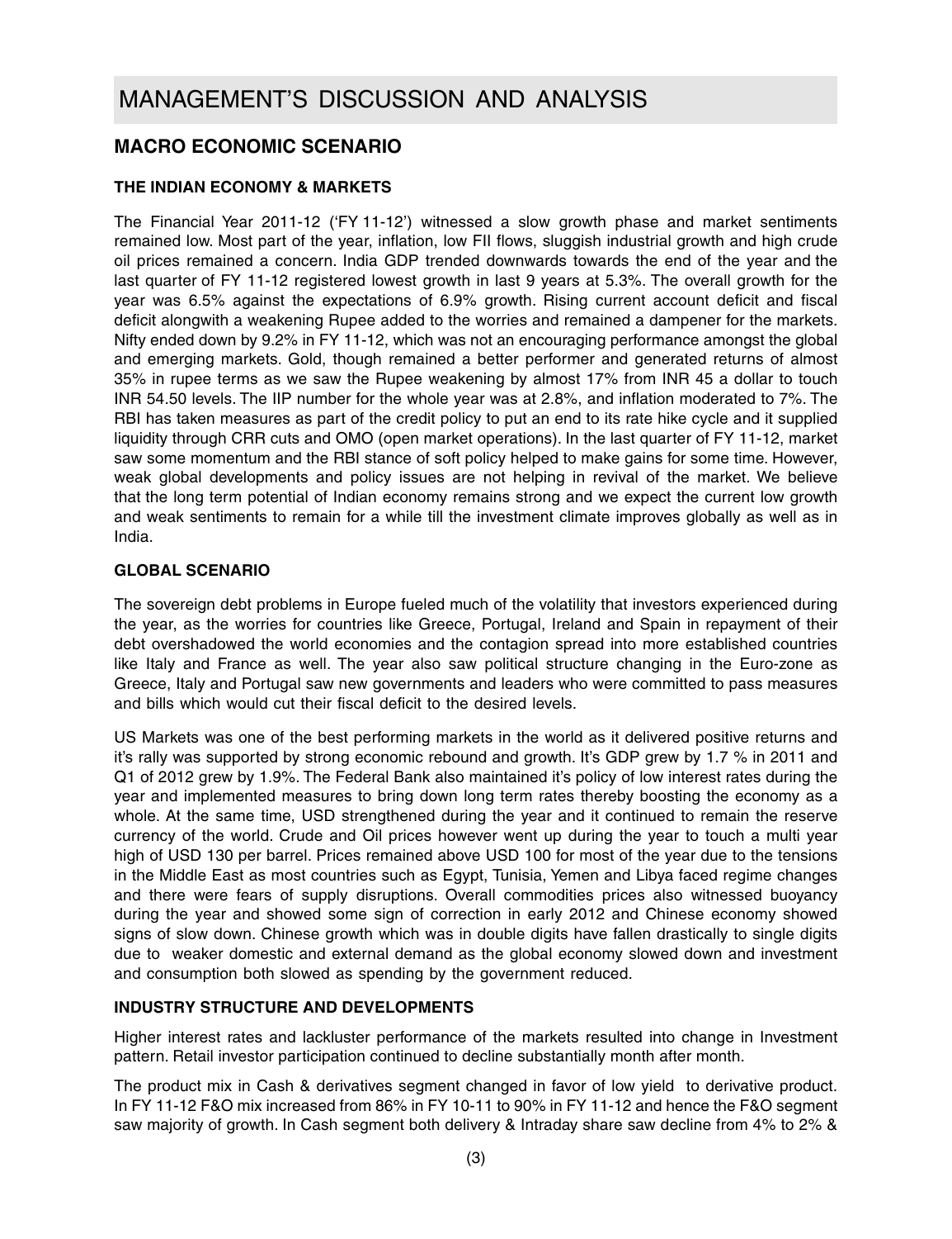# MANAGEMENT'S DISCUSSION AND ANALYSIS

## MACRO ECONOMIC SCENARIO

### THE INDIAN ECONOMY & MARKETS

The Financial Year 2011-12 ('FY 11-12') witnessed a slow growth phase and market sentiments remained low. Most part of the year, inflation, low FII flows, sluggish industrial growth and high crude oil prices remained a concern. India GDP trended downwards towards the end of the year and the last quarter of FY 11-12 registered lowest growth in last 9 years at 5.3%. The overall growth for the year was 6.5% against the expectations of 6.9% growth. Rising current account deficit and fiscal deficit alongwith a weakening Rupee added to the worries and remained a dampener for the markets. Nifty ended down by 9.2% in FY 11-12, which was not an encouraging performance amongst the global and emerging markets. Gold, though remained a better performer and generated returns of almost 35% in rupee terms as we saw the Rupee weakening by almost 17% from INR 45 a dollar to touch INR 54.50 levels. The IIP number for the whole year was at 2.8%, and inflation moderated to 7%. The RBI has taken measures as part of the credit policy to put an end to its rate hike cycle and it supplied liquidity through CRR cuts and OMO (open market operations). In the last quarter of FY 11-12, market saw some momentum and the RBI stance of soft policy helped to make gains for some time. However, weak global developments and policy issues are not helping in revival of the market. We believe that the long term potential of Indian economy remains strong and we expect the current low growth and weak sentiments to remain for a while till the investment climate improves globally as well as in India.

### GLOBAL SCENARIO

The sovereign debt problems in Europe fueled much of the volatility that investors experienced during the year, as the worries for countries like Greece, Portugal, Ireland and Spain in repayment of their debt overshadowed the world economies and the contagion spread into more established countries like Italy and France as well. The year also saw political structure changing in the Euro-zone as Greece, Italy and Portugal saw new governments and leaders who were committed to pass measures and bills which would cut their fiscal deficit to the desired levels.

US Markets was one of the best performing markets in the world as it delivered positive returns and it's rally was supported by strong economic rebound and growth. It's GDP grew by 1.7 % in 2011 and Q1 of 2012 grew by 1.9%. The Federal Bank also maintained it's policy of low interest rates during the year and implemented measures to bring down long term rates thereby boosting the economy as a whole. At the same time, USD strengthened during the year and it continued to remain the reserve currency of the world. Crude and Oil prices however went up during the year to touch a multi year high of USD 130 per barrel. Prices remained above USD 100 for most of the year due to the tensions in the Middle East as most countries such as Egypt, Tunisia, Yemen and Libya faced regime changes and there were fears of supply disruptions. Overall commodities prices also witnessed buoyancy during the year and showed some sign of correction in early 2012 and Chinese economy showed signs of slow down. Chinese growth which was in double digits have fallen drastically to single digits due to weaker domestic and external demand as the global economy slowed down and investment and consumption both slowed as spending by the government reduced.

### INDUSTRY STRUCTURE AND DEVELOPMENTS

Higher interest rates and lackluster performance of the markets resulted into change in Investment pattern. Retail investor participation continued to decline substantially month after month.

The product mix in Cash & derivatives segment changed in favor of low yield to derivative product. In FY 11-12 F&O mix increased from 86% in FY 10-11 to 90% in FY 11-12 and hence the F&O segment saw majority of growth. In Cash segment both delivery & Intraday share saw decline from 4% to 2% &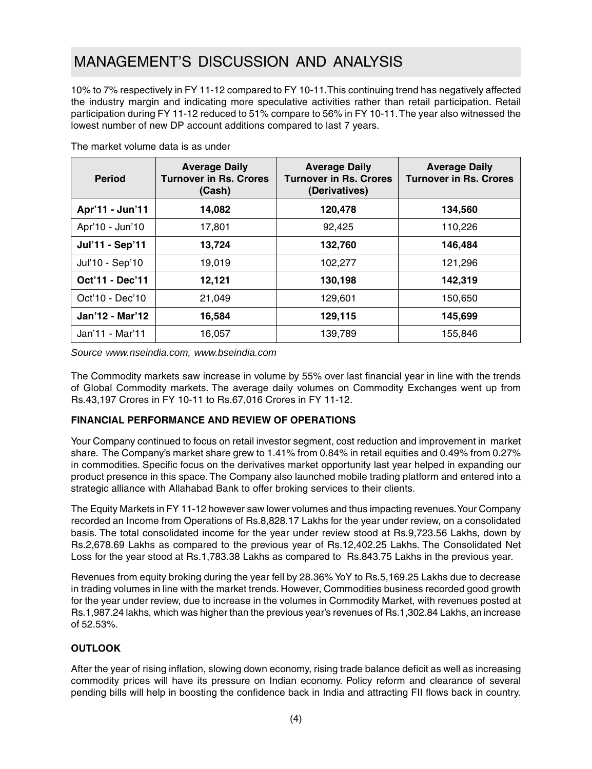# MANAGEMENT'S DISCUSSION AND ANALYSIS

10% to 7% respectively in FY 11-12 compared to FY 10-11. This continuing trend has negatively affected the industry margin and indicating more speculative activities rather than retail participation. Retail participation during FY 11-12 reduced to 51% compare to 56% in FY 10-11. The year also witnessed the lowest number of new DP account additions compared to last 7 years.

The market volume data is as under

| Period | Average Daily Turnover in Rs. Crores (Cash) | Average Daily Turnover in Rs. Crores (Derivatives) | Average Daily Turnover in Rs. Crores |
|---|---|---|---|
| **Apr'11 - Jun'11** | **14,082** | **120,478** | **134,560** |
| Apr'10 - Jun'10 | 17,801 | 92,425 | 110,226 |
| **Jul'11 - Sep'11** | **13,724** | **132,760** | **146,484** |
| Jul'10 - Sep'10 | 19,019 | 102,277 | 121,296 |
| **Oct'11 - Dec'11** | **12,121** | **130,198** | **142,319** |
| Oct'10 - Dec'10 | 21,049 | 129,601 | 150,650 |
| **Jan'12 - Mar'12** | **16,584** | **129,115** | **145,699** |
| Jan'11 - Mar'11 | 16,057 | 139,789 | 155,846 |

*Source www.nseindia.com, www.bseindia.com*

The Commodity markets saw increase in volume by 55% over last financial year in line with the trends of Global Commodity markets. The average daily volumes on Commodity Exchanges went up from Rs.43,197 Crores in FY 10-11 to Rs.67,016 Crores in FY 11-12.

**FINANCIAL PERFORMANCE AND REVIEW OF OPERATIONS**

Your Company continued to focus on retail investor segment, cost reduction and improvement in market share. The Company's market share grew to 1.41% from 0.84% in retail equities and 0.49% from 0.27% in commodities. Specific focus on the derivatives market opportunity last year helped in expanding our product presence in this space. The Company also launched mobile trading platform and entered into a strategic alliance with Allahabad Bank to offer broking services to their clients.

The Equity Markets in FY 11-12 however saw lower volumes and thus impacting revenues. Your Company recorded an Income from Operations of Rs.8,828.17 Lakhs for the year under review, on a consolidated basis. The total consolidated income for the year under review stood at Rs.9,723.56 Lakhs, down by Rs.2,678.69 Lakhs as compared to the previous year of Rs.12,402.25 Lakhs. The Consolidated Net Loss for the year stood at Rs.1,783.38 Lakhs as compared to Rs.843.75 Lakhs in the previous year.

Revenues from equity broking during the year fell by 28.36% YoY to Rs.5,169.25 Lakhs due to decrease in trading volumes in line with the market trends. However, Commodities business recorded good growth for the year under review, due to increase in the volumes in Commodity Market, with revenues posted at Rs.1,987.24 lakhs, which was higher than the previous year's revenues of Rs.1,302.84 Lakhs, an increase of 52.53%.

**OUTLOOK**

After the year of rising inflation, slowing down economy, rising trade balance deficit as well as increasing commodity prices will have its pressure on Indian economy. Policy reform and clearance of several pending bills will help in boosting the confidence back in India and attracting FII flows back in country.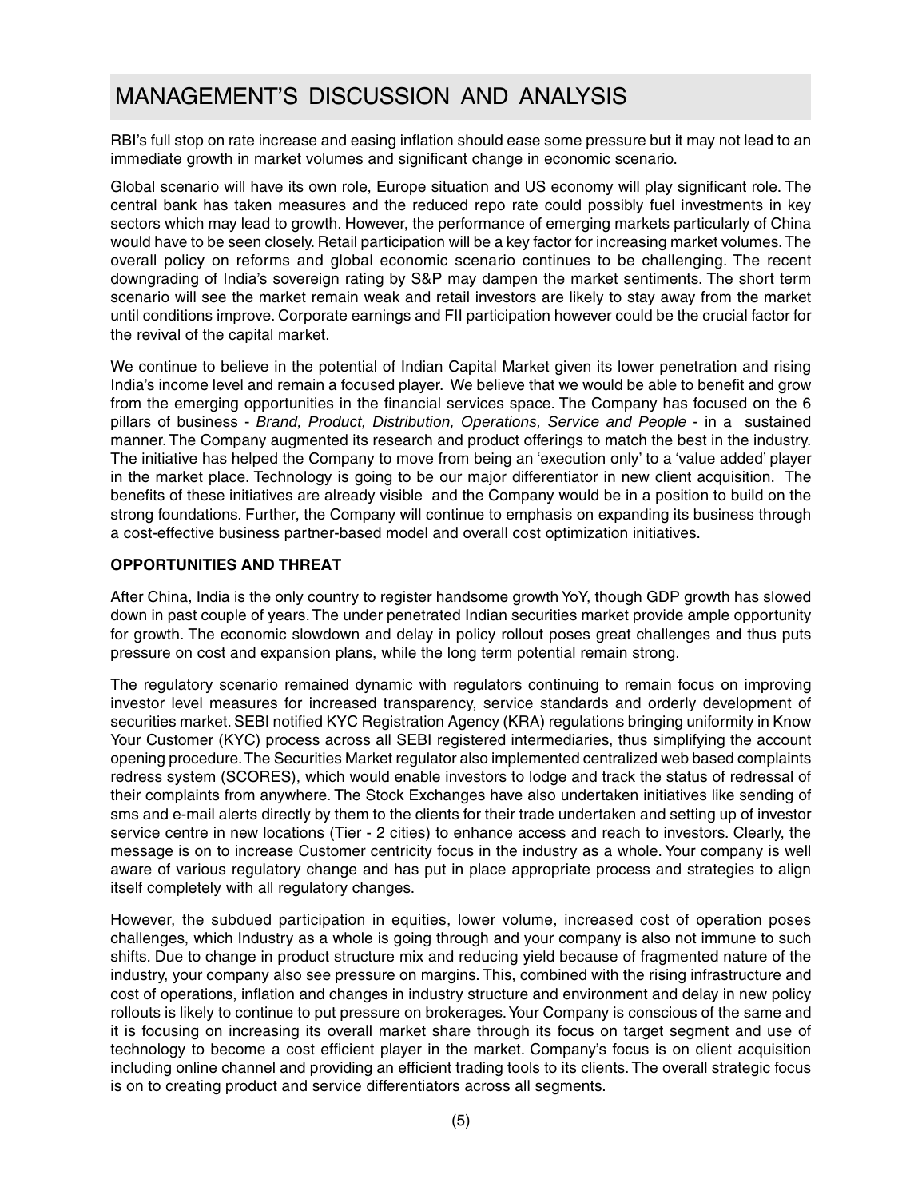# MANAGEMENT'S DISCUSSION AND ANALYSIS

RBI's full stop on rate increase and easing inflation should ease some pressure but it may not lead to an immediate growth in market volumes and significant change in economic scenario.

Global scenario will have its own role, Europe situation and US economy will play significant role. The central bank has taken measures and the reduced repo rate could possibly fuel investments in key sectors which may lead to growth. However, the performance of emerging markets particularly of China would have to be seen closely. Retail participation will be a key factor for increasing market volumes. The overall policy on reforms and global economic scenario continues to be challenging. The recent downgrading of India's sovereign rating by S&P may dampen the market sentiments. The short term scenario will see the market remain weak and retail investors are likely to stay away from the market until conditions improve. Corporate earnings and FII participation however could be the crucial factor for the revival of the capital market.

We continue to believe in the potential of Indian Capital Market given its lower penetration and rising India's income level and remain a focused player. We believe that we would be able to benefit and grow from the emerging opportunities in the financial services space. The Company has focused on the 6 pillars of business - *Brand, Product, Distribution, Operations, Service and People* - in a sustained manner. The Company augmented its research and product offerings to match the best in the industry. The initiative has helped the Company to move from being an 'execution only' to a 'value added' player in the market place. Technology is going to be our major differentiator in new client acquisition. The benefits of these initiatives are already visible and the Company would be in a position to build on the strong foundations. Further, the Company will continue to emphasis on expanding its business through a cost-effective business partner-based model and overall cost optimization initiatives.

**OPPORTUNITIES AND THREAT**

After China, India is the only country to register handsome growth YoY, though GDP growth has slowed down in past couple of years. The under penetrated Indian securities market provide ample opportunity for growth. The economic slowdown and delay in policy rollout poses great challenges and thus puts pressure on cost and expansion plans, while the long term potential remain strong.

The regulatory scenario remained dynamic with regulators continuing to remain focus on improving investor level measures for increased transparency, service standards and orderly development of securities market. SEBI notified KYC Registration Agency (KRA) regulations bringing uniformity in Know Your Customer (KYC) process across all SEBI registered intermediaries, thus simplifying the account opening procedure. The Securities Market regulator also implemented centralized web based complaints redress system (SCORES), which would enable investors to lodge and track the status of redressal of their complaints from anywhere. The Stock Exchanges have also undertaken initiatives like sending of sms and e-mail alerts directly by them to the clients for their trade undertaken and setting up of investor service centre in new locations (Tier - 2 cities) to enhance access and reach to investors. Clearly, the message is on to increase Customer centricity focus in the industry as a whole. Your company is well aware of various regulatory change and has put in place appropriate process and strategies to align itself completely with all regulatory changes.

However, the subdued participation in equities, lower volume, increased cost of operation poses challenges, which Industry as a whole is going through and your company is also not immune to such shifts. Due to change in product structure mix and reducing yield because of fragmented nature of the industry, your company also see pressure on margins. This, combined with the rising infrastructure and cost of operations, inflation and changes in industry structure and environment and delay in new policy rollouts is likely to continue to put pressure on brokerages. Your Company is conscious of the same and it is focusing on increasing its overall market share through its focus on target segment and use of technology to become a cost efficient player in the market. Company's focus is on client acquisition including online channel and providing an efficient trading tools to its clients. The overall strategic focus is on to creating product and service differentiators across all segments.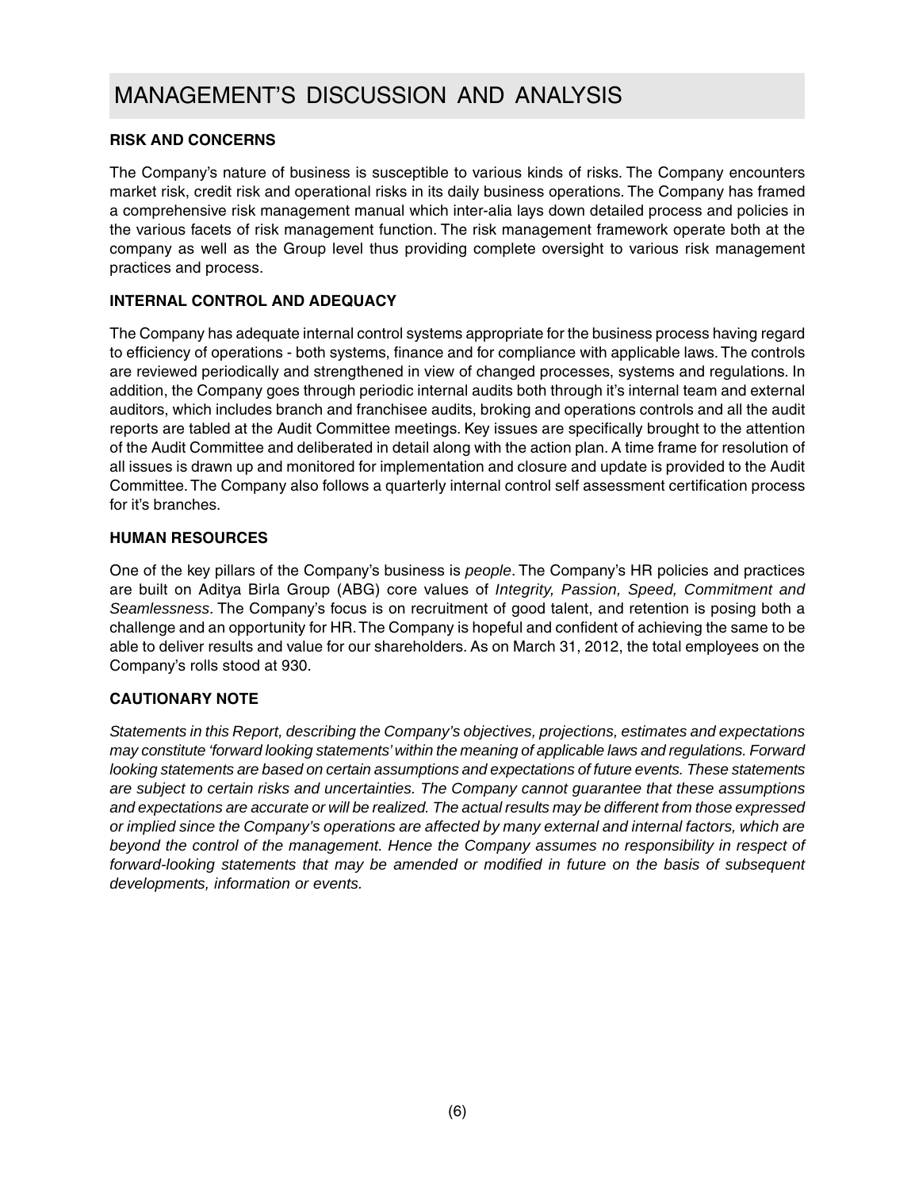# MANAGEMENT'S DISCUSSION AND ANALYSIS

## RISK AND CONCERNS

The Company's nature of business is susceptible to various kinds of risks. The Company encounters market risk, credit risk and operational risks in its daily business operations. The Company has framed a comprehensive risk management manual which inter-alia lays down detailed process and policies in the various facets of risk management function. The risk management framework operate both at the company as well as the Group level thus providing complete oversight to various risk management practices and process.

## INTERNAL CONTROL AND ADEQUACY

The Company has adequate internal control systems appropriate for the business process having regard to efficiency of operations - both systems, finance and for compliance with applicable laws. The controls are reviewed periodically and strengthened in view of changed processes, systems and regulations. In addition, the Company goes through periodic internal audits both through it's internal team and external auditors, which includes branch and franchisee audits, broking and operations controls and all the audit reports are tabled at the Audit Committee meetings. Key issues are specifically brought to the attention of the Audit Committee and deliberated in detail along with the action plan. A time frame for resolution of all issues is drawn up and monitored for implementation and closure and update is provided to the Audit Committee. The Company also follows a quarterly internal control self assessment certification process for it's branches.

## HUMAN RESOURCES

One of the key pillars of the Company's business is *people*. The Company's HR policies and practices are built on Aditya Birla Group (ABG) core values of *Integrity, Passion, Speed, Commitment and Seamlessness*. The Company's focus is on recruitment of good talent, and retention is posing both a challenge and an opportunity for HR. The Company is hopeful and confident of achieving the same to be able to deliver results and value for our shareholders. As on March 31, 2012, the total employees on the Company's rolls stood at 930.

## CAUTIONARY NOTE

*Statements in this Report, describing the Company's objectives, projections, estimates and expectations may constitute 'forward looking statements' within the meaning of applicable laws and regulations. Forward looking statements are based on certain assumptions and expectations of future events. These statements are subject to certain risks and uncertainties. The Company cannot guarantee that these assumptions and expectations are accurate or will be realized. The actual results may be different from those expressed or implied since the Company's operations are affected by many external and internal factors, which are beyond the control of the management. Hence the Company assumes no responsibility in respect of forward-looking statements that may be amended or modified in future on the basis of subsequent developments, information or events.*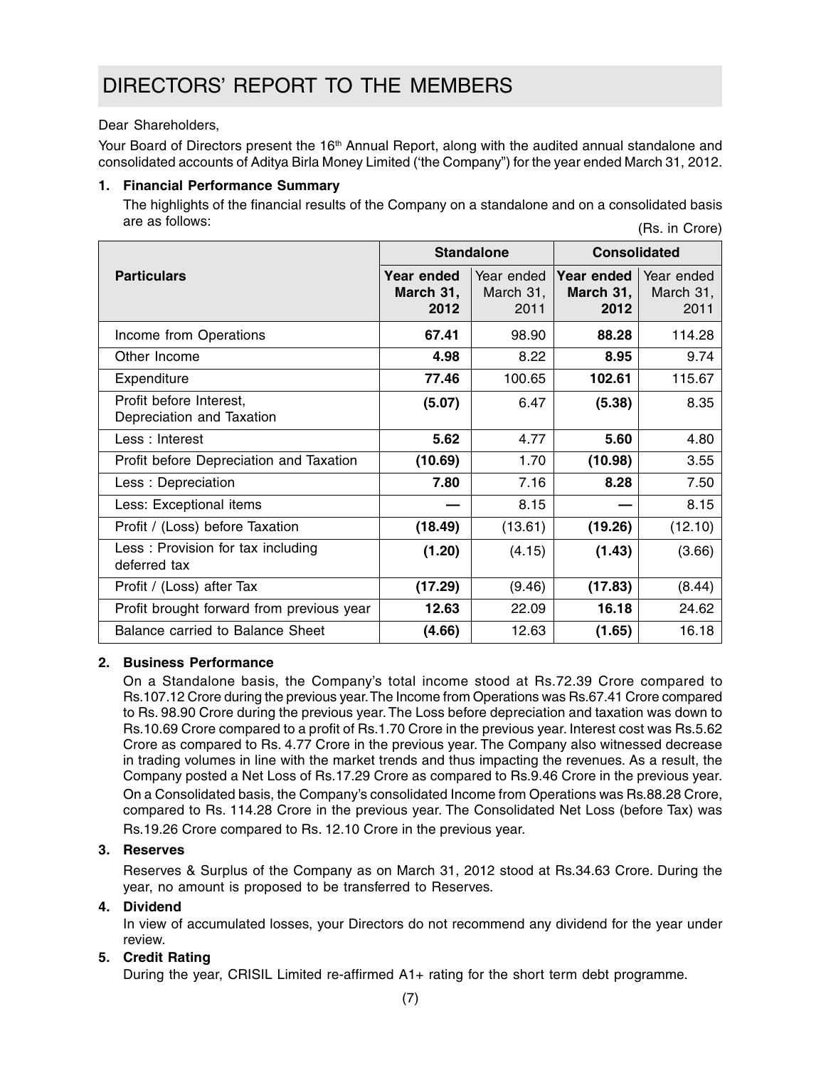# DIRECTORS' REPORT TO THE MEMBERS

Dear Shareholders,

Your Board of Directors present the 16th Annual Report, along with the audited annual standalone and consolidated accounts of Aditya Birla Money Limited ('the Company") for the year ended March 31, 2012.

**1. Financial Performance Summary**

The highlights of the financial results of the Company on a standalone and on a consolidated basis are as follows:

(Rs. in Crore)

| Particulars | Standalone | | Consolidated | |
|---|---|---|---|---|
| | **Year ended March 31, 2012** | Year ended March 31, 2011 | **Year ended March 31, 2012** | Year ended March 31, 2011 |
| Income from Operations | **67.41** | 98.90 | **88.28** | 114.28 |
| Other Income | **4.98** | 8.22 | **8.95** | 9.74 |
| Expenditure | **77.46** | 100.65 | **102.61** | 115.67 |
| Profit before Interest, Depreciation and Taxation | **(5.07)** | 6.47 | **(5.38)** | 8.35 |
| Less : Interest | **5.62** | 4.77 | **5.60** | 4.80 |
| Profit before Depreciation and Taxation | **(10.69)** | 1.70 | **(10.98)** | 3.55 |
| Less : Depreciation | **7.80** | 7.16 | **8.28** | 7.50 |
| Less: Exceptional items | **—** | 8.15 | **—** | 8.15 |
| Profit / (Loss) before Taxation | **(18.49)** | (13.61) | **(19.26)** | (12.10) |
| Less : Provision for tax including deferred tax | **(1.20)** | (4.15) | **(1.43)** | (3.66) |
| Profit / (Loss) after Tax | **(17.29)** | (9.46) | **(17.83)** | (8.44) |
| Profit brought forward from previous year | **12.63** | 22.09 | **16.18** | 24.62 |
| Balance carried to Balance Sheet | **(4.66)** | 12.63 | **(1.65)** | 16.18 |

**2. Business Performance**

On a Standalone basis, the Company's total income stood at Rs.72.39 Crore compared to Rs.107.12 Crore during the previous year. The Income from Operations was Rs.67.41 Crore compared to Rs. 98.90 Crore during the previous year. The Loss before depreciation and taxation was down to Rs.10.69 Crore compared to a profit of Rs.1.70 Crore in the previous year. Interest cost was Rs.5.62 Crore as compared to Rs. 4.77 Crore in the previous year. The Company also witnessed decrease in trading volumes in line with the market trends and thus impacting the revenues. As a result, the Company posted a Net Loss of Rs.17.29 Crore as compared to Rs.9.46 Crore in the previous year.

On a Consolidated basis, the Company's consolidated Income from Operations was Rs.88.28 Crore, compared to Rs. 114.28 Crore in the previous year. The Consolidated Net Loss (before Tax) was Rs.19.26 Crore compared to Rs. 12.10 Crore in the previous year.

**3. Reserves**

Reserves & Surplus of the Company as on March 31, 2012 stood at Rs.34.63 Crore. During the year, no amount is proposed to be transferred to Reserves.

**4. Dividend**

In view of accumulated losses, your Directors do not recommend any dividend for the year under review.

**5. Credit Rating**

During the year, CRISIL Limited re-affirmed A1+ rating for the short term debt programme.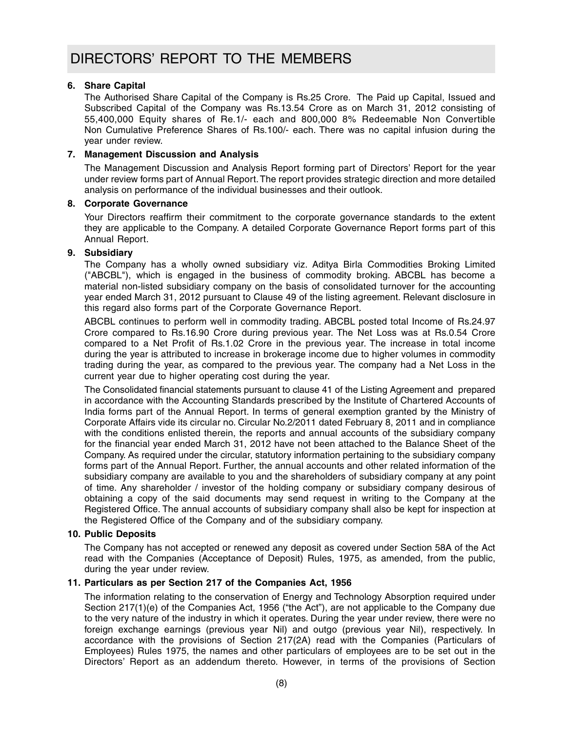# DIRECTORS' REPORT TO THE MEMBERS

**6. Share Capital**

The Authorised Share Capital of the Company is Rs.25 Crore. The Paid up Capital, Issued and Subscribed Capital of the Company was Rs.13.54 Crore as on March 31, 2012 consisting of 55,400,000 Equity shares of Re.1/- each and 800,000 8% Redeemable Non Convertible Non Cumulative Preference Shares of Rs.100/- each. There was no capital infusion during the year under review.

**7. Management Discussion and Analysis**

The Management Discussion and Analysis Report forming part of Directors' Report for the year under review forms part of Annual Report. The report provides strategic direction and more detailed analysis on performance of the individual businesses and their outlook.

**8. Corporate Governance**

Your Directors reaffirm their commitment to the corporate governance standards to the extent they are applicable to the Company. A detailed Corporate Governance Report forms part of this Annual Report.

**9. Subsidiary**

The Company has a wholly owned subsidiary viz. Aditya Birla Commodities Broking Limited ("ABCBL"), which is engaged in the business of commodity broking. ABCBL has become a material non-listed subsidiary company on the basis of consolidated turnover for the accounting year ended March 31, 2012 pursuant to Clause 49 of the listing agreement. Relevant disclosure in this regard also forms part of the Corporate Governance Report.

ABCBL continues to perform well in commodity trading. ABCBL posted total Income of Rs.24.97 Crore compared to Rs.16.90 Crore during previous year. The Net Loss was at Rs.0.54 Crore compared to a Net Profit of Rs.1.02 Crore in the previous year. The increase in total income during the year is attributed to increase in brokerage income due to higher volumes in commodity trading during the year, as compared to the previous year. The company had a Net Loss in the current year due to higher operating cost during the year.

The Consolidated financial statements pursuant to clause 41 of the Listing Agreement and prepared in accordance with the Accounting Standards prescribed by the Institute of Chartered Accounts of India forms part of the Annual Report. In terms of general exemption granted by the Ministry of Corporate Affairs vide its circular no. Circular No.2/2011 dated February 8, 2011 and in compliance with the conditions enlisted therein, the reports and annual accounts of the subsidiary company for the financial year ended March 31, 2012 have not been attached to the Balance Sheet of the Company. As required under the circular, statutory information pertaining to the subsidiary company forms part of the Annual Report. Further, the annual accounts and other related information of the subsidiary company are available to you and the shareholders of subsidiary company at any point of time. Any shareholder / investor of the holding company or subsidiary company desirous of obtaining a copy of the said documents may send request in writing to the Company at the Registered Office. The annual accounts of subsidiary company shall also be kept for inspection at the Registered Office of the Company and of the subsidiary company.

**10. Public Deposits**

The Company has not accepted or renewed any deposit as covered under Section 58A of the Act read with the Companies (Acceptance of Deposit) Rules, 1975, as amended, from the public, during the year under review.

**11. Particulars as per Section 217 of the Companies Act, 1956**

The information relating to the conservation of Energy and Technology Absorption required under Section 217(1)(e) of the Companies Act, 1956 ("the Act"), are not applicable to the Company due to the very nature of the industry in which it operates. During the year under review, there were no foreign exchange earnings (previous year Nil) and outgo (previous year Nil), respectively. In accordance with the provisions of Section 217(2A) read with the Companies (Particulars of Employees) Rules 1975, the names and other particulars of employees are to be set out in the Directors' Report as an addendum thereto. However, in terms of the provisions of Section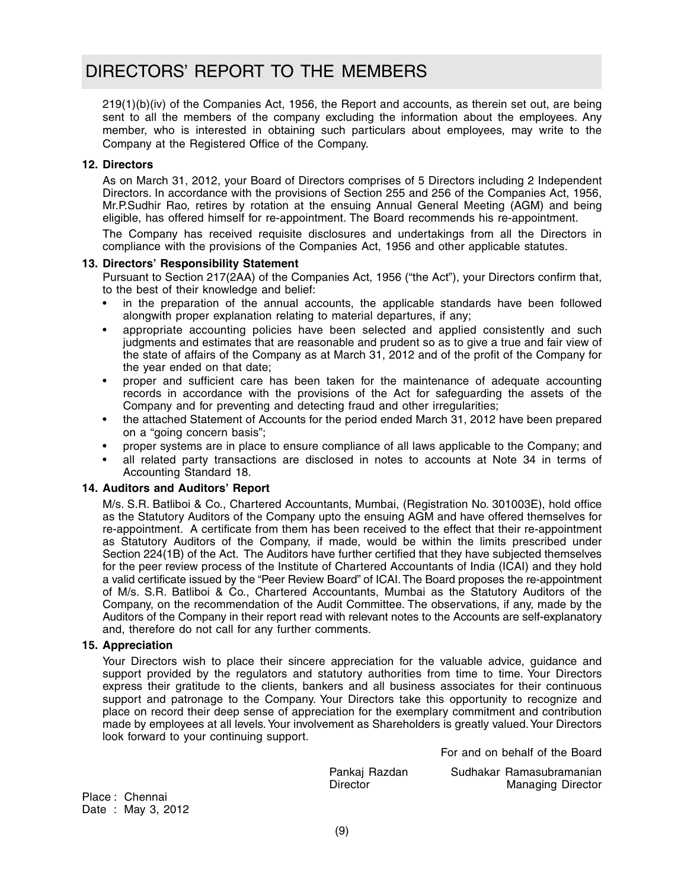# DIRECTORS' REPORT TO THE MEMBERS

219(1)(b)(iv) of the Companies Act, 1956, the Report and accounts, as therein set out, are being sent to all the members of the company excluding the information about the employees. Any member, who is interested in obtaining such particulars about employees, may write to the Company at the Registered Office of the Company.

**12. Directors**

As on March 31, 2012, your Board of Directors comprises of 5 Directors including 2 Independent Directors. In accordance with the provisions of Section 255 and 256 of the Companies Act, 1956, Mr.P.Sudhir Rao, retires by rotation at the ensuing Annual General Meeting (AGM) and being eligible, has offered himself for re-appointment. The Board recommends his re-appointment.

The Company has received requisite disclosures and undertakings from all the Directors in compliance with the provisions of the Companies Act, 1956 and other applicable statutes.

**13. Directors' Responsibility Statement**

Pursuant to Section 217(2AA) of the Companies Act, 1956 ("the Act"), your Directors confirm that, to the best of their knowledge and belief:

- in the preparation of the annual accounts, the applicable standards have been followed alongwith proper explanation relating to material departures, if any;
- appropriate accounting policies have been selected and applied consistently and such judgments and estimates that are reasonable and prudent so as to give a true and fair view of the state of affairs of the Company as at March 31, 2012 and of the profit of the Company for the year ended on that date;
- proper and sufficient care has been taken for the maintenance of adequate accounting records in accordance with the provisions of the Act for safeguarding the assets of the Company and for preventing and detecting fraud and other irregularities;
- the attached Statement of Accounts for the period ended March 31, 2012 have been prepared on a "going concern basis";
- proper systems are in place to ensure compliance of all laws applicable to the Company; and
- all related party transactions are disclosed in notes to accounts at Note 34 in terms of Accounting Standard 18.

**14. Auditors and Auditors' Report**

M/s. S.R. Batliboi & Co., Chartered Accountants, Mumbai, (Registration No. 301003E), hold office as the Statutory Auditors of the Company upto the ensuing AGM and have offered themselves for re-appointment. A certificate from them has been received to the effect that their re-appointment as Statutory Auditors of the Company, if made, would be within the limits prescribed under Section 224(1B) of the Act. The Auditors have further certified that they have subjected themselves for the peer review process of the Institute of Chartered Accountants of India (ICAI) and they hold a valid certificate issued by the "Peer Review Board" of ICAI. The Board proposes the re-appointment of M/s. S.R. Batliboi & Co., Chartered Accountants, Mumbai as the Statutory Auditors of the Company, on the recommendation of the Audit Committee. The observations, if any, made by the Auditors of the Company in their report read with relevant notes to the Accounts are self-explanatory and, therefore do not call for any further comments.

**15. Appreciation**

Your Directors wish to place their sincere appreciation for the valuable advice, guidance and support provided by the regulators and statutory authorities from time to time. Your Directors express their gratitude to the clients, bankers and all business associates for their continuous support and patronage to the Company. Your Directors take this opportunity to recognize and place on record their deep sense of appreciation for the exemplary commitment and contribution made by employees at all levels. Your involvement as Shareholders is greatly valued. Your Directors look forward to your continuing support.

For and on behalf of the Board

Pankaj Razdan
Director

Sudhakar Ramasubramanian
Managing Director

Place : Chennai
Date : May 3, 2012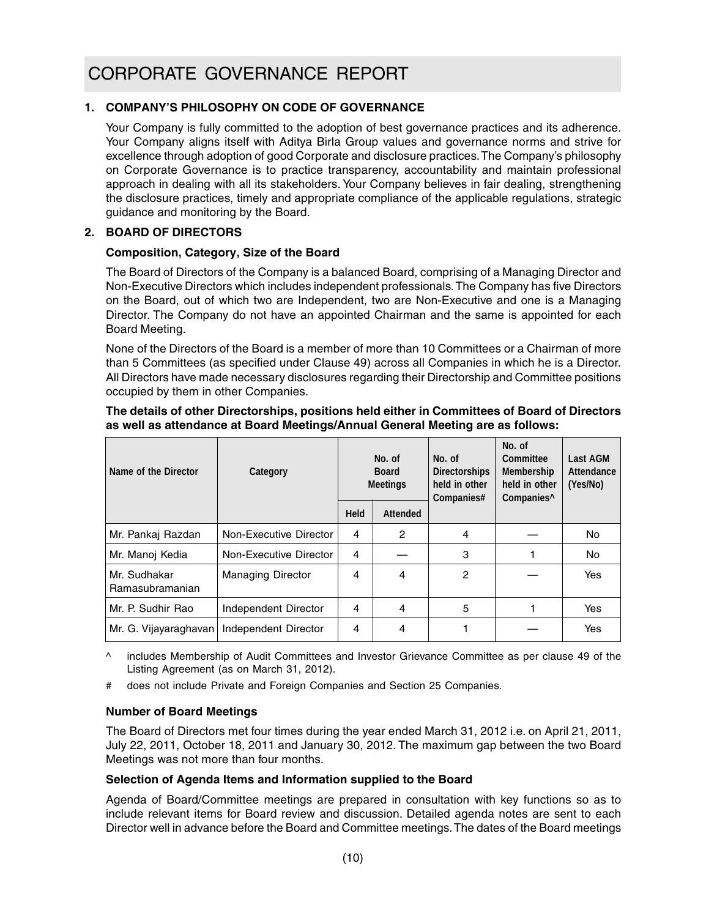# CORPORATE GOVERNANCE REPORT

## 1. COMPANY'S PHILOSOPHY ON CODE OF GOVERNANCE

Your Company is fully committed to the adoption of best governance practices and its adherence. Your Company aligns itself with Aditya Birla Group values and governance norms and strive for excellence through adoption of good Corporate and disclosure practices. The Company's philosophy on Corporate Governance is to practice transparency, accountability and maintain professional approach in dealing with all its stakeholders. Your Company believes in fair dealing, strengthening the disclosure practices, timely and appropriate compliance of the applicable regulations, strategic guidance and monitoring by the Board.

## 2. BOARD OF DIRECTORS

### Composition, Category, Size of the Board

The Board of Directors of the Company is a balanced Board, comprising of a Managing Director and Non-Executive Directors which includes independent professionals. The Company has five Directors on the Board, out of which two are Independent, two are Non-Executive and one is a Managing Director. The Company do not have an appointed Chairman and the same is appointed for each Board Meeting.

None of the Directors of the Board is a member of more than 10 Committees or a Chairman of more than 5 Committees (as specified under Clause 49) across all Companies in which he is a Director. All Directors have made necessary disclosures regarding their Directorship and Committee positions occupied by them in other Companies.

**The details of other Directorships, positions held either in Committees of Board of Directors as well as attendance at Board Meetings/Annual General Meeting are as follows:**

| Name of the Director | Category | No. of Board Meetings | | No. of Directorships held in other Companies# | No. of Committee Membership held in other Companies^ | Last AGM Attendance (Yes/No) |
|---|---|---|---|---|---|---|
| | | Held | Attended | | | |
| Mr. Pankaj Razdan | Non-Executive Director | 4 | 2 | 4 | — | No |
| Mr. Manoj Kedia | Non-Executive Director | 4 | — | 3 | 1 | No |
| Mr. Sudhakar Ramasubramanian | Managing Director | 4 | 4 | 2 | — | Yes |
| Mr. P. Sudhir Rao | Independent Director | 4 | 4 | 5 | 1 | Yes |
| Mr. G. Vijayaraghavan | Independent Director | 4 | 4 | 1 | — | Yes |

^ includes Membership of Audit Committees and Investor Grievance Committee as per clause 49 of the Listing Agreement (as on March 31, 2012).

# does not include Private and Foreign Companies and Section 25 Companies.

### Number of Board Meetings

The Board of Directors met four times during the year ended March 31, 2012 i.e. on April 21, 2011, July 22, 2011, October 18, 2011 and January 30, 2012. The maximum gap between the two Board Meetings was not more than four months.

### Selection of Agenda Items and Information supplied to the Board

Agenda of Board/Committee meetings are prepared in consultation with key functions so as to include relevant items for Board review and discussion. Detailed agenda notes are sent to each Director well in advance before the Board and Committee meetings. The dates of the Board meetings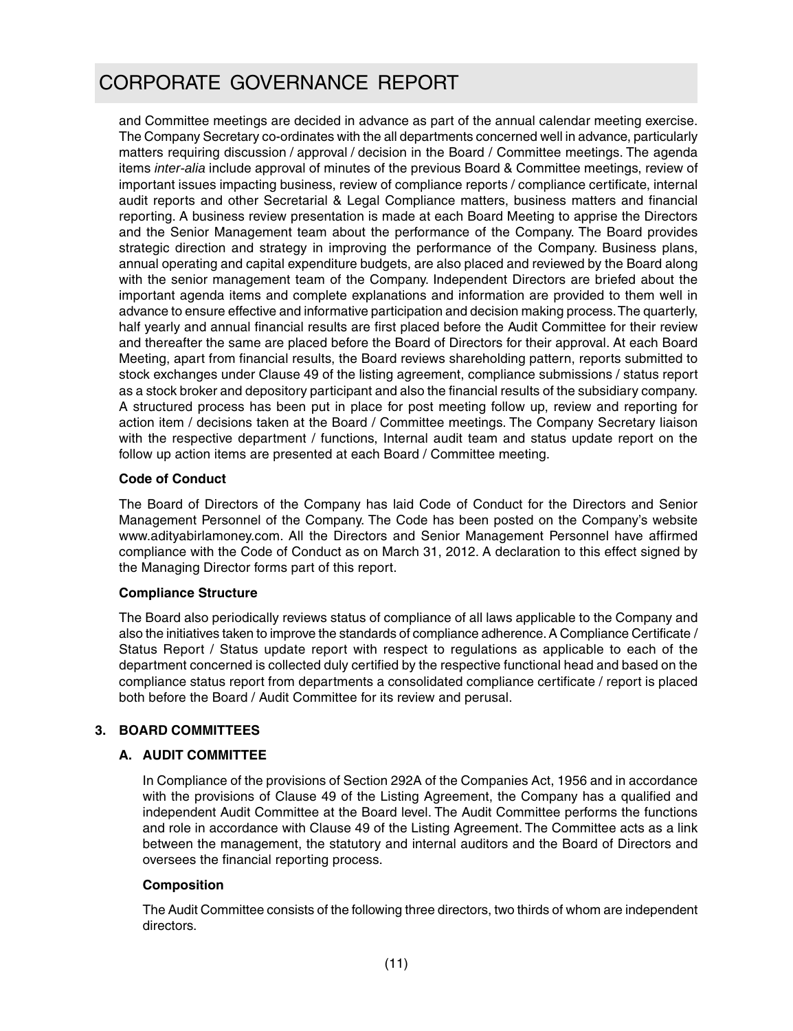and Committee meetings are decided in advance as part of the annual calendar meeting exercise. The Company Secretary co-ordinates with the all departments concerned well in advance, particularly matters requiring discussion / approval / decision in the Board / Committee meetings. The agenda items *inter-alia* include approval of minutes of the previous Board & Committee meetings, review of important issues impacting business, review of compliance reports / compliance certificate, internal audit reports and other Secretarial & Legal Compliance matters, business matters and financial reporting. A business review presentation is made at each Board Meeting to apprise the Directors and the Senior Management team about the performance of the Company. The Board provides strategic direction and strategy in improving the performance of the Company. Business plans, annual operating and capital expenditure budgets, are also placed and reviewed by the Board along with the senior management team of the Company. Independent Directors are briefed about the important agenda items and complete explanations and information are provided to them well in advance to ensure effective and informative participation and decision making process. The quarterly, half yearly and annual financial results are first placed before the Audit Committee for their review and thereafter the same are placed before the Board of Directors for their approval. At each Board Meeting, apart from financial results, the Board reviews shareholding pattern, reports submitted to stock exchanges under Clause 49 of the listing agreement, compliance submissions / status report as a stock broker and depository participant and also the financial results of the subsidiary company. A structured process has been put in place for post meeting follow up, review and reporting for action item / decisions taken at the Board / Committee meetings. The Company Secretary liaison with the respective department / functions, Internal audit team and status update report on the follow up action items are presented at each Board / Committee meeting.

**Code of Conduct**

The Board of Directors of the Company has laid Code of Conduct for the Directors and Senior Management Personnel of the Company. The Code has been posted on the Company's website www.adityabirlamoney.com. All the Directors and Senior Management Personnel have affirmed compliance with the Code of Conduct as on March 31, 2012. A declaration to this effect signed by the Managing Director forms part of this report.

**Compliance Structure**

The Board also periodically reviews status of compliance of all laws applicable to the Company and also the initiatives taken to improve the standards of compliance adherence. A Compliance Certificate / Status Report / Status update report with respect to regulations as applicable to each of the department concerned is collected duly certified by the respective functional head and based on the compliance status report from departments a consolidated compliance certificate / report is placed both before the Board / Audit Committee for its review and perusal.

## 3. BOARD COMMITTEES

### A. AUDIT COMMITTEE

In Compliance of the provisions of Section 292A of the Companies Act, 1956 and in accordance with the provisions of Clause 49 of the Listing Agreement, the Company has a qualified and independent Audit Committee at the Board level. The Audit Committee performs the functions and role in accordance with Clause 49 of the Listing Agreement. The Committee acts as a link between the management, the statutory and internal auditors and the Board of Directors and oversees the financial reporting process.

**Composition**

The Audit Committee consists of the following three directors, two thirds of whom are independent directors.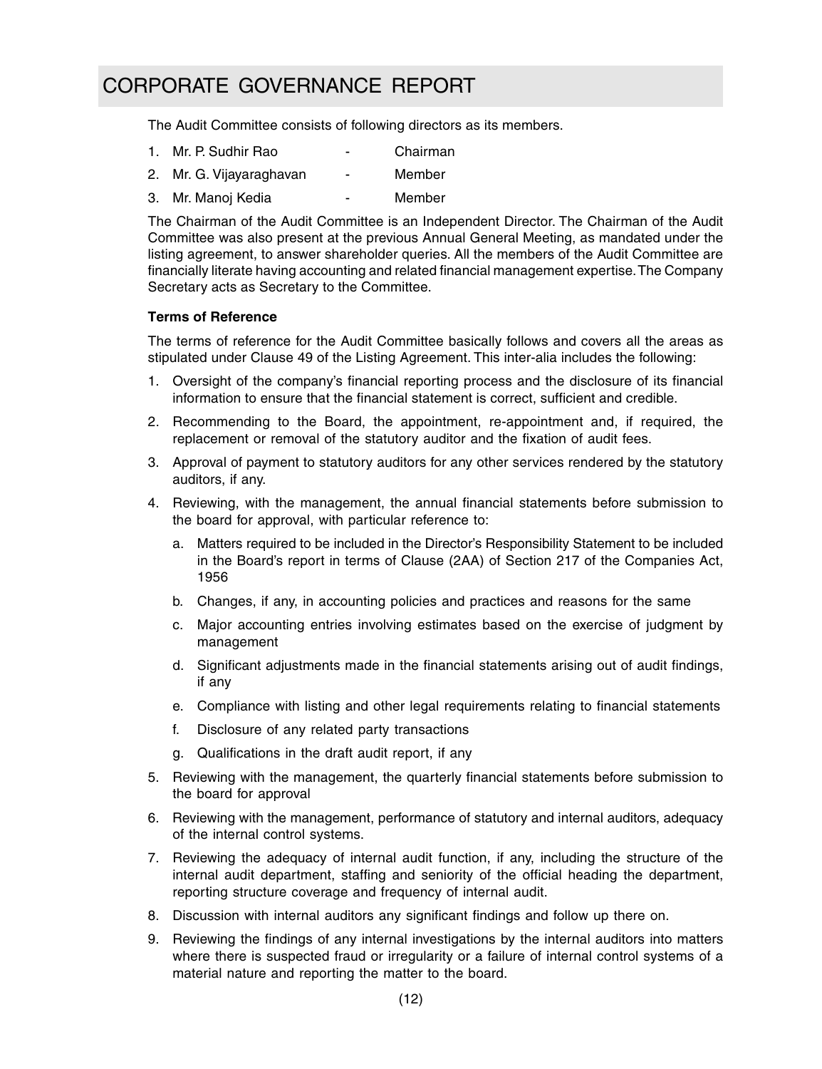# CORPORATE GOVERNANCE REPORT

The Audit Committee consists of following directors as its members.

1. Mr. P. Sudhir Rao - Chairman
2. Mr. G. Vijayaraghavan - Member
3. Mr. Manoj Kedia - Member

The Chairman of the Audit Committee is an Independent Director. The Chairman of the Audit Committee was also present at the previous Annual General Meeting, as mandated under the listing agreement, to answer shareholder queries. All the members of the Audit Committee are financially literate having accounting and related financial management expertise. The Company Secretary acts as Secretary to the Committee.

**Terms of Reference**

The terms of reference for the Audit Committee basically follows and covers all the areas as stipulated under Clause 49 of the Listing Agreement. This inter-alia includes the following:

1. Oversight of the company's financial reporting process and the disclosure of its financial information to ensure that the financial statement is correct, sufficient and credible.
2. Recommending to the Board, the appointment, re-appointment and, if required, the replacement or removal of the statutory auditor and the fixation of audit fees.
3. Approval of payment to statutory auditors for any other services rendered by the statutory auditors, if any.
4. Reviewing, with the management, the annual financial statements before submission to the board for approval, with particular reference to:
   a. Matters required to be included in the Director's Responsibility Statement to be included in the Board's report in terms of Clause (2AA) of Section 217 of the Companies Act, 1956
   b. Changes, if any, in accounting policies and practices and reasons for the same
   c. Major accounting entries involving estimates based on the exercise of judgment by management
   d. Significant adjustments made in the financial statements arising out of audit findings, if any
   e. Compliance with listing and other legal requirements relating to financial statements
   f. Disclosure of any related party transactions
   g. Qualifications in the draft audit report, if any
5. Reviewing with the management, the quarterly financial statements before submission to the board for approval
6. Reviewing with the management, performance of statutory and internal auditors, adequacy of the internal control systems.
7. Reviewing the adequacy of internal audit function, if any, including the structure of the internal audit department, staffing and seniority of the official heading the department, reporting structure coverage and frequency of internal audit.
8. Discussion with internal auditors any significant findings and follow up there on.
9. Reviewing the findings of any internal investigations by the internal auditors into matters where there is suspected fraud or irregularity or a failure of internal control systems of a material nature and reporting the matter to the board.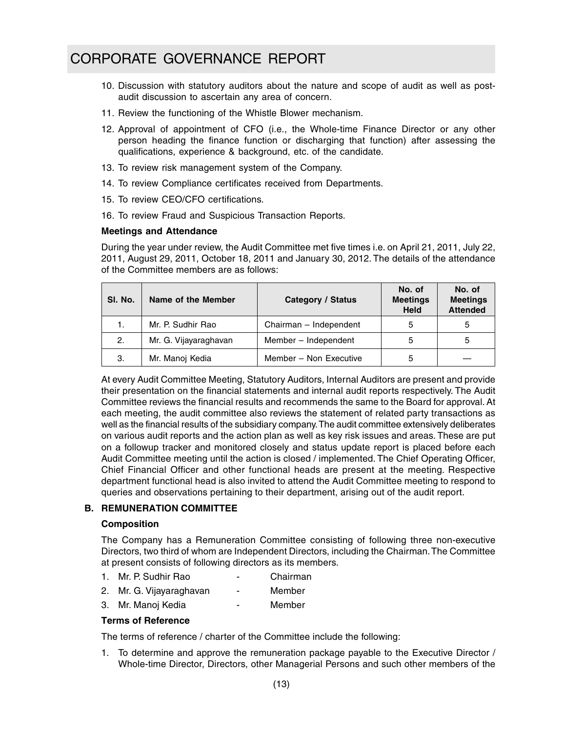10. Discussion with statutory auditors about the nature and scope of audit as well as post-audit discussion to ascertain any area of concern.
11. Review the functioning of the Whistle Blower mechanism.
12. Approval of appointment of CFO (i.e., the Whole-time Finance Director or any other person heading the finance function or discharging that function) after assessing the qualifications, experience & background, etc. of the candidate.
13. To review risk management system of the Company.
14. To review Compliance certificates received from Departments.
15. To review CEO/CFO certifications.
16. To review Fraud and Suspicious Transaction Reports.

**Meetings and Attendance**

During the year under review, the Audit Committee met five times i.e. on April 21, 2011, July 22, 2011, August 29, 2011, October 18, 2011 and January 30, 2012. The details of the attendance of the Committee members are as follows:

| Sl. No. | Name of the Member | Category / Status | No. of Meetings Held | No. of Meetings Attended |
|---|---|---|---|---|
| 1. | Mr. P. Sudhir Rao | Chairman – Independent | 5 | 5 |
| 2. | Mr. G. Vijayaraghavan | Member – Independent | 5 | 5 |
| 3. | Mr. Manoj Kedia | Member – Non Executive | 5 | — |

At every Audit Committee Meeting, Statutory Auditors, Internal Auditors are present and provide their presentation on the financial statements and internal audit reports respectively. The Audit Committee reviews the financial results and recommends the same to the Board for approval. At each meeting, the audit committee also reviews the statement of related party transactions as well as the financial results of the subsidiary company. The audit committee extensively deliberates on various audit reports and the action plan as well as key risk issues and areas. These are put on a followup tracker and monitored closely and status update report is placed before each Audit Committee meeting until the action is closed / implemented. The Chief Operating Officer, Chief Financial Officer and other functional heads are present at the meeting. Respective department functional head is also invited to attend the Audit Committee meeting to respond to queries and observations pertaining to their department, arising out of the audit report.

### B. REMUNERATION COMMITTEE

**Composition**

The Company has a Remuneration Committee consisting of following three non-executive Directors, two third of whom are Independent Directors, including the Chairman. The Committee at present consists of following directors as its members.

1. Mr. P. Sudhir Rao - Chairman
2. Mr. G. Vijayaraghavan - Member
3. Mr. Manoj Kedia - Member

**Terms of Reference**

The terms of reference / charter of the Committee include the following:

1. To determine and approve the remuneration package payable to the Executive Director / Whole-time Director, Directors, other Managerial Persons and such other members of the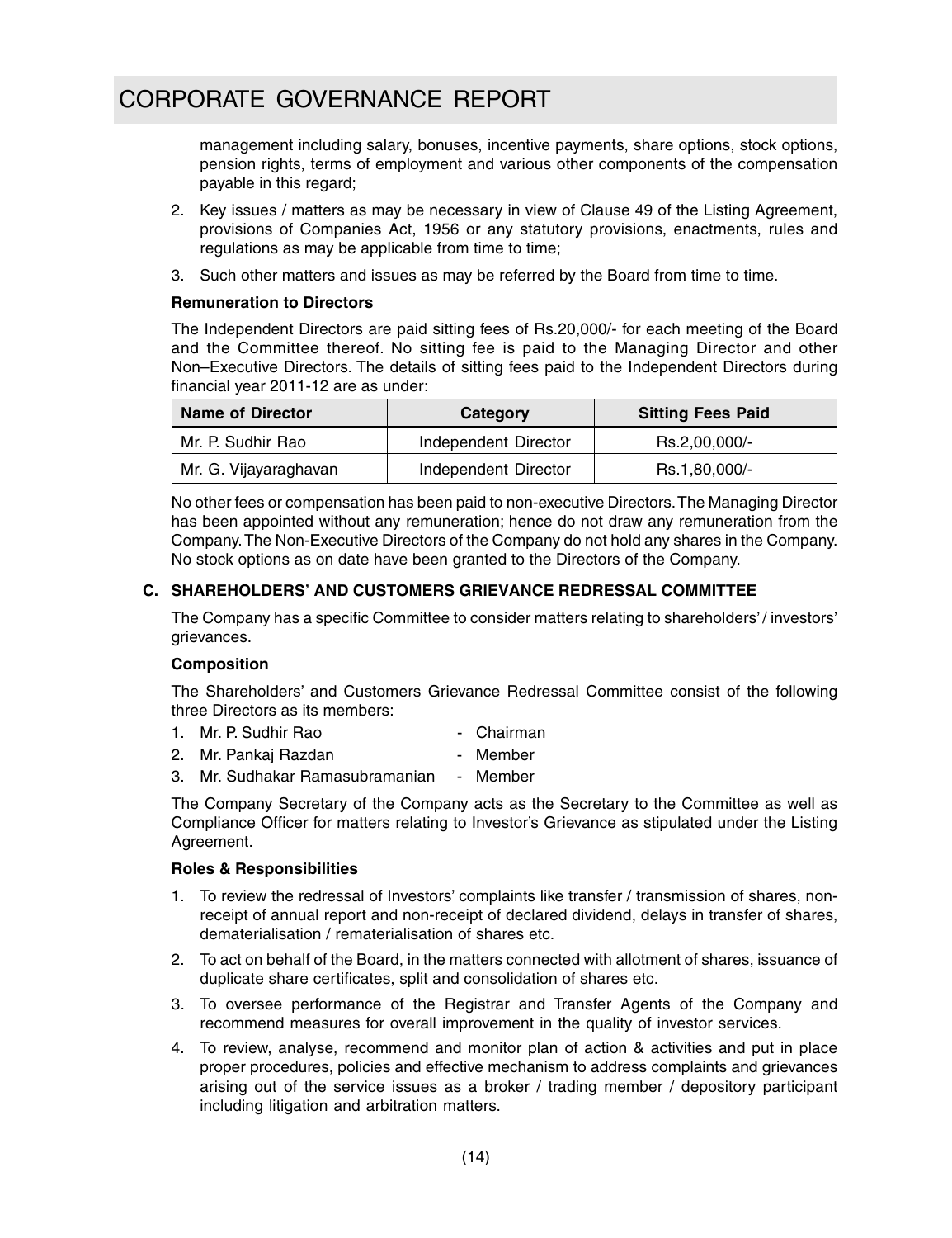management including salary, bonuses, incentive payments, share options, stock options, pension rights, terms of employment and various other components of the compensation payable in this regard;

2. Key issues / matters as may be necessary in view of Clause 49 of the Listing Agreement, provisions of Companies Act, 1956 or any statutory provisions, enactments, rules and regulations as may be applicable from time to time;
3. Such other matters and issues as may be referred by the Board from time to time.

**Remuneration to Directors**

The Independent Directors are paid sitting fees of Rs.20,000/- for each meeting of the Board and the Committee thereof. No sitting fee is paid to the Managing Director and other Non–Executive Directors. The details of sitting fees paid to the Independent Directors during financial year 2011-12 are as under:

| Name of Director | Category | Sitting Fees Paid |
|---|---|---|
| Mr. P. Sudhir Rao | Independent Director | Rs.2,00,000/- |
| Mr. G. Vijayaraghavan | Independent Director | Rs.1,80,000/- |

No other fees or compensation has been paid to non-executive Directors. The Managing Director has been appointed without any remuneration; hence do not draw any remuneration from the Company. The Non-Executive Directors of the Company do not hold any shares in the Company. No stock options as on date have been granted to the Directors of the Company.

### C. SHAREHOLDERS' AND CUSTOMERS GRIEVANCE REDRESSAL COMMITTEE

The Company has a specific Committee to consider matters relating to shareholders' / investors' grievances.

**Composition**

The Shareholders' and Customers Grievance Redressal Committee consist of the following three Directors as its members:

1. Mr. P. Sudhir Rao - Chairman
2. Mr. Pankaj Razdan - Member
3. Mr. Sudhakar Ramasubramanian - Member

The Company Secretary of the Company acts as the Secretary to the Committee as well as Compliance Officer for matters relating to Investor's Grievance as stipulated under the Listing Agreement.

**Roles & Responsibilities**

1. To review the redressal of Investors' complaints like transfer / transmission of shares, non-receipt of annual report and non-receipt of declared dividend, delays in transfer of shares, dematerialisation / rematerialisation of shares etc.
2. To act on behalf of the Board, in the matters connected with allotment of shares, issuance of duplicate share certificates, split and consolidation of shares etc.
3. To oversee performance of the Registrar and Transfer Agents of the Company and recommend measures for overall improvement in the quality of investor services.
4. To review, analyse, recommend and monitor plan of action & activities and put in place proper procedures, policies and effective mechanism to address complaints and grievances arising out of the service issues as a broker / trading member / depository participant including litigation and arbitration matters.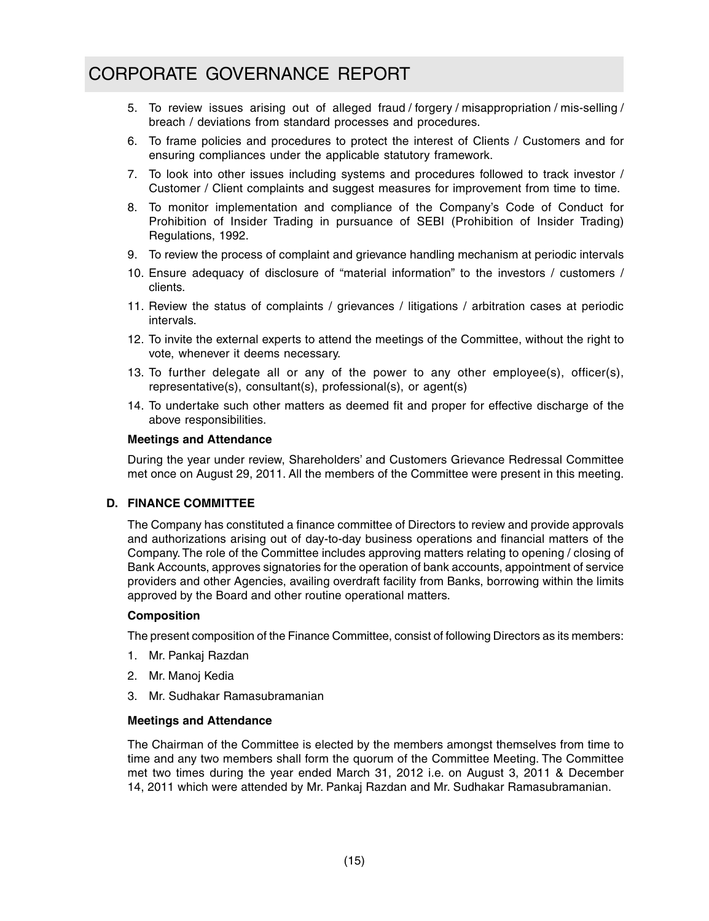5. To review issues arising out of alleged fraud / forgery / misappropriation / mis-selling / breach / deviations from standard processes and procedures.
6. To frame policies and procedures to protect the interest of Clients / Customers and for ensuring compliances under the applicable statutory framework.
7. To look into other issues including systems and procedures followed to track investor / Customer / Client complaints and suggest measures for improvement from time to time.
8. To monitor implementation and compliance of the Company's Code of Conduct for Prohibition of Insider Trading in pursuance of SEBI (Prohibition of Insider Trading) Regulations, 1992.
9. To review the process of complaint and grievance handling mechanism at periodic intervals
10. Ensure adequacy of disclosure of "material information" to the investors / customers / clients.
11. Review the status of complaints / grievances / litigations / arbitration cases at periodic intervals.
12. To invite the external experts to attend the meetings of the Committee, without the right to vote, whenever it deems necessary.
13. To further delegate all or any of the power to any other employee(s), officer(s), representative(s), consultant(s), professional(s), or agent(s)
14. To undertake such other matters as deemed fit and proper for effective discharge of the above responsibilities.

**Meetings and Attendance**

During the year under review, Shareholders' and Customers Grievance Redressal Committee met once on August 29, 2011. All the members of the Committee were present in this meeting.

## D. FINANCE COMMITTEE

The Company has constituted a finance committee of Directors to review and provide approvals and authorizations arising out of day-to-day business operations and financial matters of the Company. The role of the Committee includes approving matters relating to opening / closing of Bank Accounts, approves signatories for the operation of bank accounts, appointment of service providers and other Agencies, availing overdraft facility from Banks, borrowing within the limits approved by the Board and other routine operational matters.

**Composition**

The present composition of the Finance Committee, consist of following Directors as its members:

1. Mr. Pankaj Razdan
2. Mr. Manoj Kedia
3. Mr. Sudhakar Ramasubramanian

**Meetings and Attendance**

The Chairman of the Committee is elected by the members amongst themselves from time to time and any two members shall form the quorum of the Committee Meeting. The Committee met two times during the year ended March 31, 2012 i.e. on August 3, 2011 & December 14, 2011 which were attended by Mr. Pankaj Razdan and Mr. Sudhakar Ramasubramanian.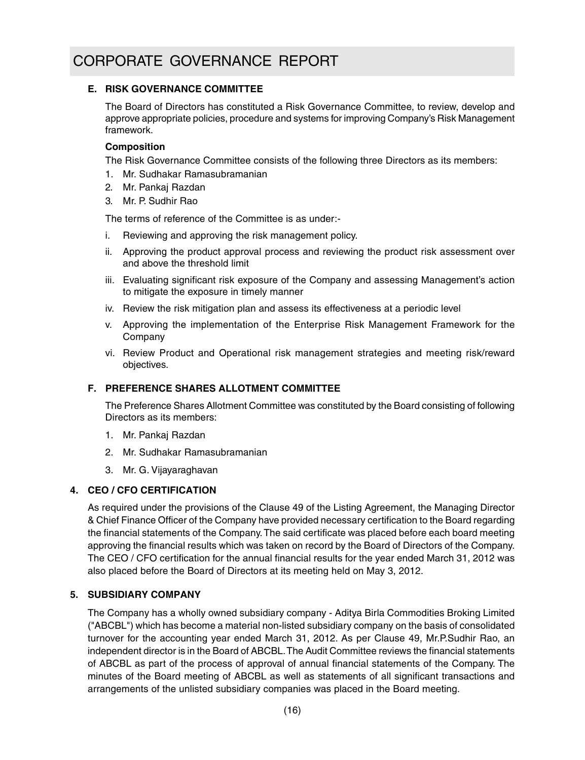### E. RISK GOVERNANCE COMMITTEE

The Board of Directors has constituted a Risk Governance Committee, to review, develop and approve appropriate policies, procedure and systems for improving Company's Risk Management framework.

**Composition**

The Risk Governance Committee consists of the following three Directors as its members:

1. Mr. Sudhakar Ramasubramanian
2. Mr. Pankaj Razdan
3. Mr. P. Sudhir Rao

The terms of reference of the Committee is as under:-

i. Reviewing and approving the risk management policy.

ii. Approving the product approval process and reviewing the product risk assessment over and above the threshold limit

iii. Evaluating significant risk exposure of the Company and assessing Management's action to mitigate the exposure in timely manner

iv. Review the risk mitigation plan and assess its effectiveness at a periodic level

v. Approving the implementation of the Enterprise Risk Management Framework for the Company

vi. Review Product and Operational risk management strategies and meeting risk/reward objectives.

### F. PREFERENCE SHARES ALLOTMENT COMMITTEE

The Preference Shares Allotment Committee was constituted by the Board consisting of following Directors as its members:

1. Mr. Pankaj Razdan
2. Mr. Sudhakar Ramasubramanian
3. Mr. G. Vijayaraghavan

## 4. CEO / CFO CERTIFICATION

As required under the provisions of the Clause 49 of the Listing Agreement, the Managing Director & Chief Finance Officer of the Company have provided necessary certification to the Board regarding the financial statements of the Company. The said certificate was placed before each board meeting approving the financial results which was taken on record by the Board of Directors of the Company. The CEO / CFO certification for the annual financial results for the year ended March 31, 2012 was also placed before the Board of Directors at its meeting held on May 3, 2012.

## 5. SUBSIDIARY COMPANY

The Company has a wholly owned subsidiary company - Aditya Birla Commodities Broking Limited ("ABCBL") which has become a material non-listed subsidiary company on the basis of consolidated turnover for the accounting year ended March 31, 2012. As per Clause 49, Mr.P.Sudhir Rao, an independent director is in the Board of ABCBL. The Audit Committee reviews the financial statements of ABCBL as part of the process of approval of annual financial statements of the Company. The minutes of the Board meeting of ABCBL as well as statements of all significant transactions and arrangements of the unlisted subsidiary companies was placed in the Board meeting.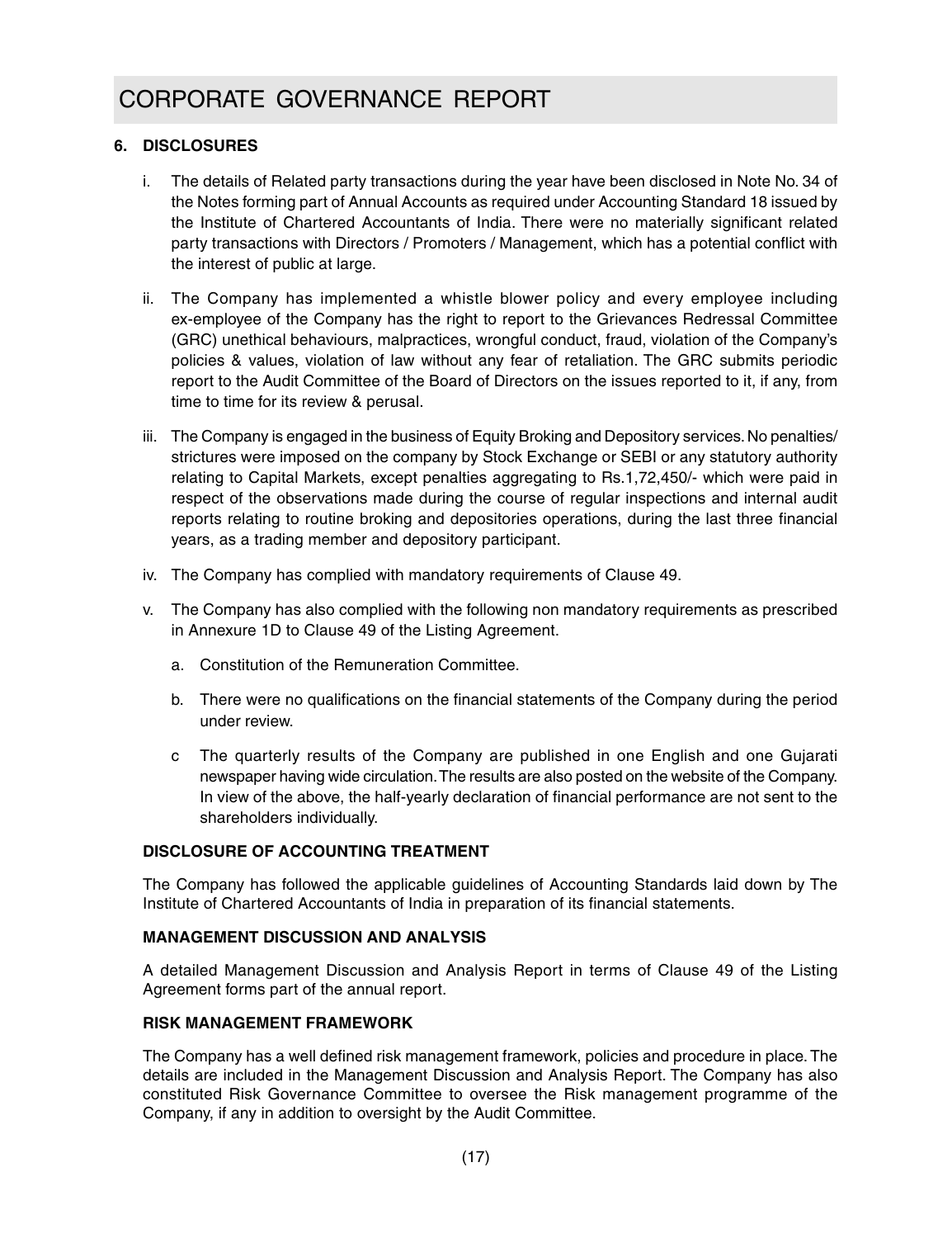# CORPORATE GOVERNANCE REPORT

## 6. DISCLOSURES

i. The details of Related party transactions during the year have been disclosed in Note No. 34 of the Notes forming part of Annual Accounts as required under Accounting Standard 18 issued by the Institute of Chartered Accountants of India. There were no materially significant related party transactions with Directors / Promoters / Management, which has a potential conflict with the interest of public at large.

ii. The Company has implemented a whistle blower policy and every employee including ex-employee of the Company has the right to report to the Grievances Redressal Committee (GRC) unethical behaviours, malpractices, wrongful conduct, fraud, violation of the Company's policies & values, violation of law without any fear of retaliation. The GRC submits periodic report to the Audit Committee of the Board of Directors on the issues reported to it, if any, from time to time for its review & perusal.

iii. The Company is engaged in the business of Equity Broking and Depository services. No penalties/ strictures were imposed on the company by Stock Exchange or SEBI or any statutory authority relating to Capital Markets, except penalties aggregating to Rs.1,72,450/- which were paid in respect of the observations made during the course of regular inspections and internal audit reports relating to routine broking and depositories operations, during the last three financial years, as a trading member and depository participant.

iv. The Company has complied with mandatory requirements of Clause 49.

v. The Company has also complied with the following non mandatory requirements as prescribed in Annexure 1D to Clause 49 of the Listing Agreement.

   a. Constitution of the Remuneration Committee.

   b. There were no qualifications on the financial statements of the Company during the period under review.

   c The quarterly results of the Company are published in one English and one Gujarati newspaper having wide circulation. The results are also posted on the website of the Company. In view of the above, the half-yearly declaration of financial performance are not sent to the shareholders individually.

### DISCLOSURE OF ACCOUNTING TREATMENT

The Company has followed the applicable guidelines of Accounting Standards laid down by The Institute of Chartered Accountants of India in preparation of its financial statements.

### MANAGEMENT DISCUSSION AND ANALYSIS

A detailed Management Discussion and Analysis Report in terms of Clause 49 of the Listing Agreement forms part of the annual report.

### RISK MANAGEMENT FRAMEWORK

The Company has a well defined risk management framework, policies and procedure in place. The details are included in the Management Discussion and Analysis Report. The Company has also constituted Risk Governance Committee to oversee the Risk management programme of the Company, if any in addition to oversight by the Audit Committee.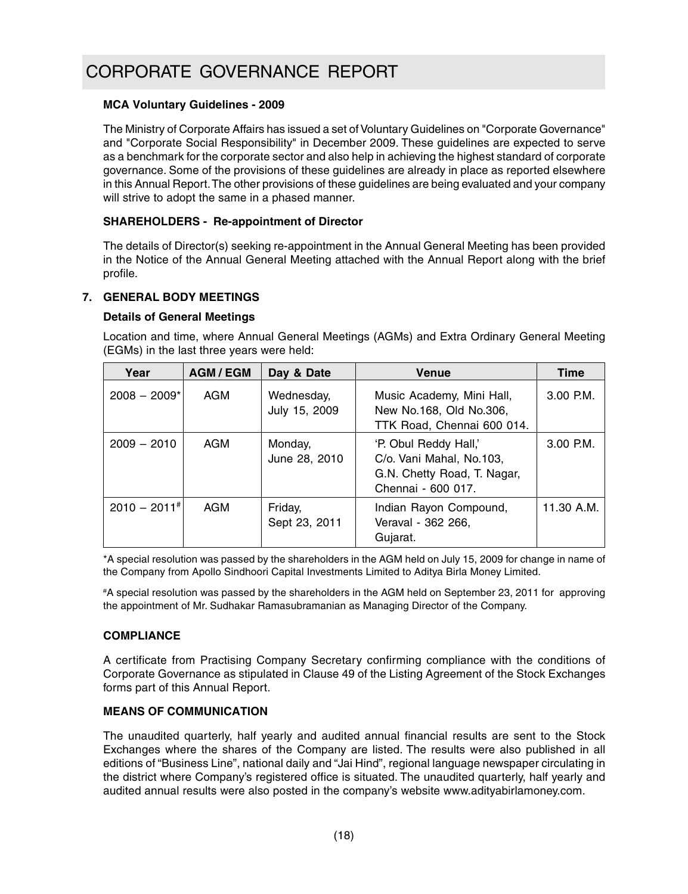# CORPORATE GOVERNANCE REPORT

**MCA Voluntary Guidelines - 2009**

The Ministry of Corporate Affairs has issued a set of Voluntary Guidelines on "Corporate Governance" and "Corporate Social Responsibility" in December 2009. These guidelines are expected to serve as a benchmark for the corporate sector and also help in achieving the highest standard of corporate governance. Some of the provisions of these guidelines are already in place as reported elsewhere in this Annual Report. The other provisions of these guidelines are being evaluated and your company will strive to adopt the same in a phased manner.

**SHAREHOLDERS - Re-appointment of Director**

The details of Director(s) seeking re-appointment in the Annual General Meeting has been provided in the Notice of the Annual General Meeting attached with the Annual Report along with the brief profile.

**7. GENERAL BODY MEETINGS**

**Details of General Meetings**

Location and time, where Annual General Meetings (AGMs) and Extra Ordinary General Meeting (EGMs) in the last three years were held:

| Year | AGM / EGM | Day & Date | Venue | Time |
|---|---|---|---|---|
| 2008 – 2009* | AGM | Wednesday, July 15, 2009 | Music Academy, Mini Hall, New No.168, Old No.306, TTK Road, Chennai 600 014. | 3.00 P.M. |
| 2009 – 2010 | AGM | Monday, June 28, 2010 | 'P. Obul Reddy Hall,' C/o. Vani Mahal, No.103, G.N. Chetty Road, T. Nagar, Chennai - 600 017. | 3.00 P.M. |
| 2010 – 2011# | AGM | Friday, Sept 23, 2011 | Indian Rayon Compound, Veraval - 362 266, Gujarat. | 11.30 A.M. |

*A special resolution was passed by the shareholders in the AGM held on July 15, 2009 for change in name of the Company from Apollo Sindhoori Capital Investments Limited to Aditya Birla Money Limited.

#A special resolution was passed by the shareholders in the AGM held on September 23, 2011 for approving the appointment of Mr. Sudhakar Ramasubramanian as Managing Director of the Company.

**COMPLIANCE**

A certificate from Practising Company Secretary confirming compliance with the conditions of Corporate Governance as stipulated in Clause 49 of the Listing Agreement of the Stock Exchanges forms part of this Annual Report.

**MEANS OF COMMUNICATION**

The unaudited quarterly, half yearly and audited annual financial results are sent to the Stock Exchanges where the shares of the Company are listed. The results were also published in all editions of "Business Line", national daily and "Jai Hind", regional language newspaper circulating in the district where Company's registered office is situated. The unaudited quarterly, half yearly and audited annual results were also posted in the company's website www.adityabirlamoney.com.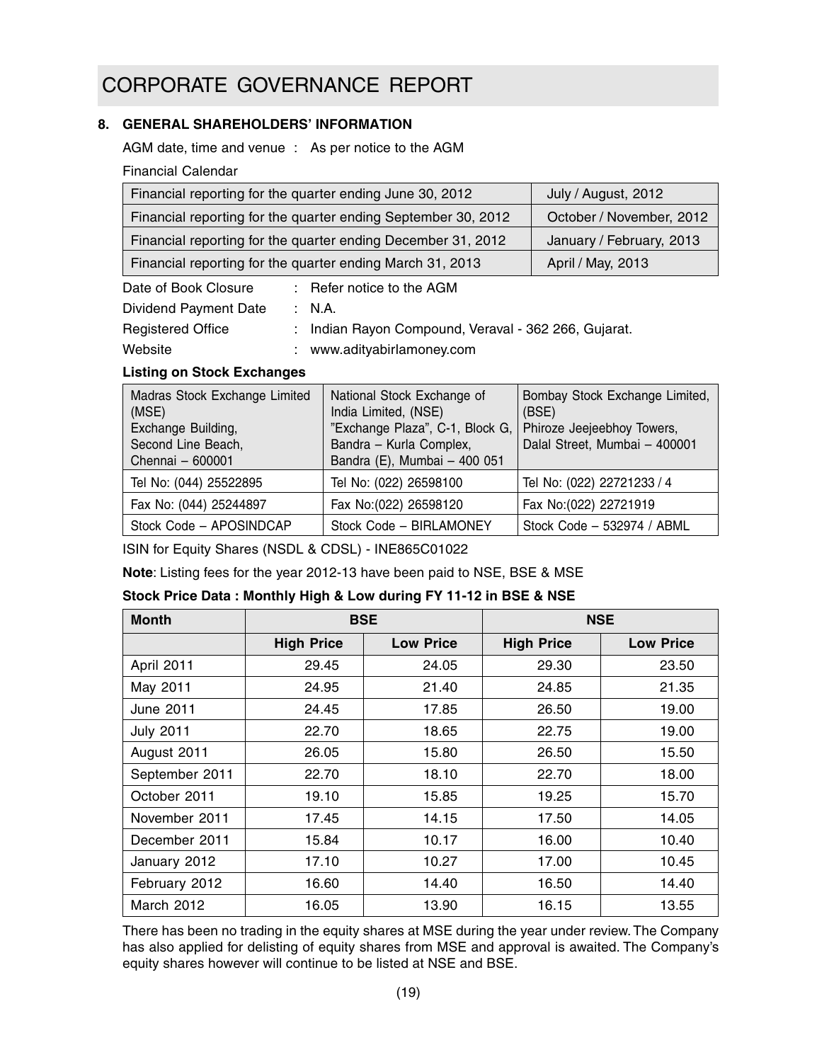# CORPORATE GOVERNANCE REPORT

## 8. GENERAL SHAREHOLDERS' INFORMATION

AGM date, time and venue : As per notice to the AGM

Financial Calendar

| | |
|---|---|
| Financial reporting for the quarter ending June 30, 2012 | July / August, 2012 |
| Financial reporting for the quarter ending September 30, 2012 | October / November, 2012 |
| Financial reporting for the quarter ending December 31, 2012 | January / February, 2013 |
| Financial reporting for the quarter ending March 31, 2013 | April / May, 2013 |

Date of Book Closure : Refer notice to the AGM

Dividend Payment Date : N.A.

Registered Office : Indian Rayon Compound, Veraval - 362 266, Gujarat.

Website : www.adityabirlamoney.com

**Listing on Stock Exchanges**

| Madras Stock Exchange Limited (MSE) Exchange Building, Second Line Beach, Chennai – 600001 | National Stock Exchange of India Limited, (NSE) "Exchange Plaza", C-1, Block G, Bandra – Kurla Complex, Bandra (E), Mumbai – 400 051 | Bombay Stock Exchange Limited, (BSE) Phiroze Jeejeebhoy Towers, Dalal Street, Mumbai – 400001 |
|---|---|---|
| Tel No: (044) 25522895 | Tel No: (022) 26598100 | Tel No: (022) 22721233 / 4 |
| Fax No: (044) 25244897 | Fax No:(022) 26598120 | Fax No:(022) 22721919 |
| Stock Code – APOSINDCAP | Stock Code – BIRLAMONEY | Stock Code – 532974 / ABML |

ISIN for Equity Shares (NSDL & CDSL) - INE865C01022

**Note**: Listing fees for the year 2012-13 have been paid to NSE, BSE & MSE

**Stock Price Data : Monthly High & Low during FY 11-12 in BSE & NSE**

| Month | BSE | | NSE | |
|---|---|---|---|---|
| | High Price | Low Price | High Price | Low Price |
| April 2011 | 29.45 | 24.05 | 29.30 | 23.50 |
| May 2011 | 24.95 | 21.40 | 24.85 | 21.35 |
| June 2011 | 24.45 | 17.85 | 26.50 | 19.00 |
| July 2011 | 22.70 | 18.65 | 22.75 | 19.00 |
| August 2011 | 26.05 | 15.80 | 26.50 | 15.50 |
| September 2011 | 22.70 | 18.10 | 22.70 | 18.00 |
| October 2011 | 19.10 | 15.85 | 19.25 | 15.70 |
| November 2011 | 17.45 | 14.15 | 17.50 | 14.05 |
| December 2011 | 15.84 | 10.17 | 16.00 | 10.40 |
| January 2012 | 17.10 | 10.27 | 17.00 | 10.45 |
| February 2012 | 16.60 | 14.40 | 16.50 | 14.40 |
| March 2012 | 16.05 | 13.90 | 16.15 | 13.55 |

There has been no trading in the equity shares at MSE during the year under review. The Company has also applied for delisting of equity shares from MSE and approval is awaited. The Company's equity shares however will continue to be listed at NSE and BSE.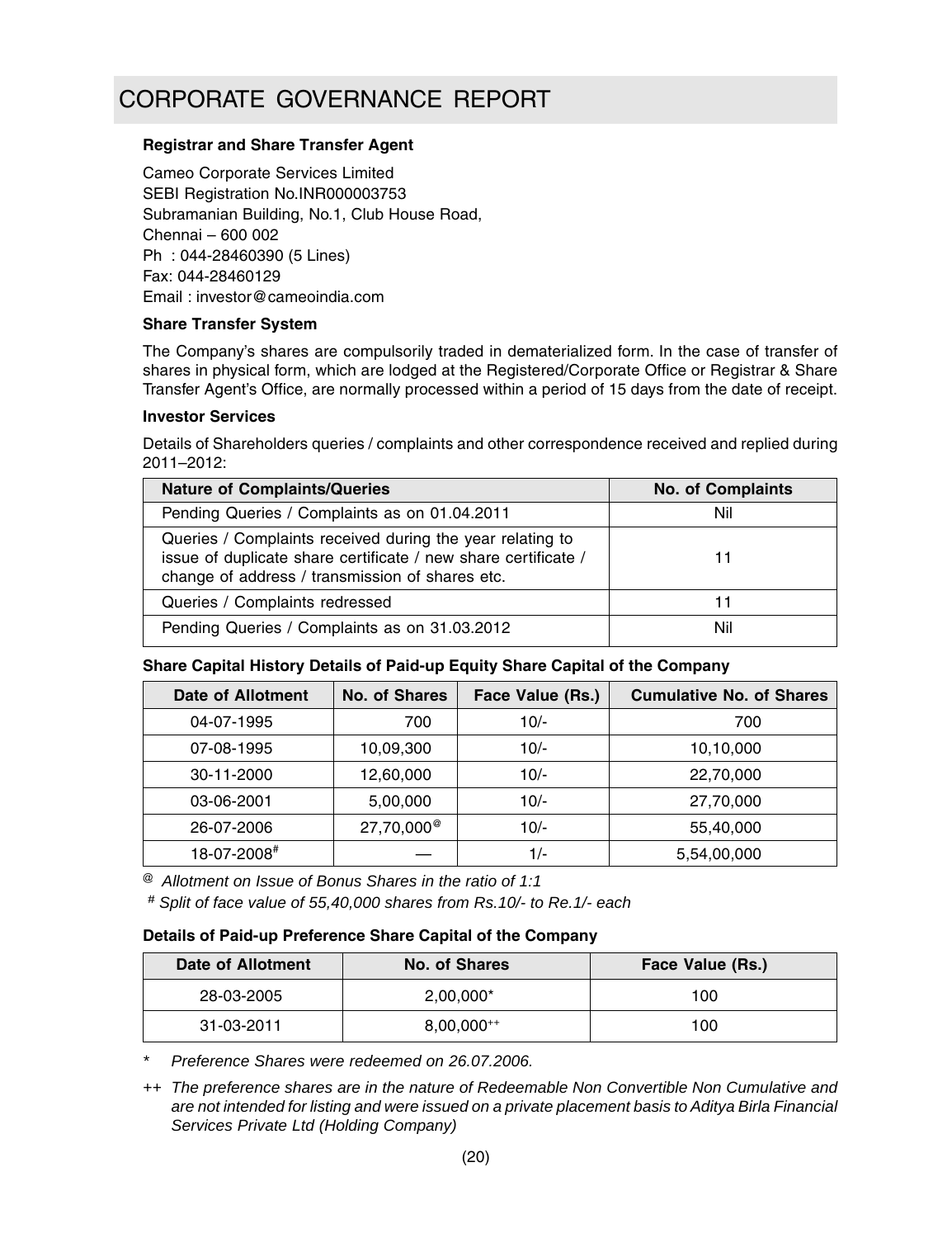# CORPORATE GOVERNANCE REPORT

**Registrar and Share Transfer Agent**

Cameo Corporate Services Limited
SEBI Registration No.INR000003753
Subramanian Building, No.1, Club House Road,
Chennai – 600 002
Ph : 044-28460390 (5 Lines)
Fax: 044-28460129
Email : investor@cameoindia.com

**Share Transfer System**

The Company's shares are compulsorily traded in dematerialized form. In the case of transfer of shares in physical form, which are lodged at the Registered/Corporate Office or Registrar & Share Transfer Agent's Office, are normally processed within a period of 15 days from the date of receipt.

**Investor Services**

Details of Shareholders queries / complaints and other correspondence received and replied during 2011–2012:

| Nature of Complaints/Queries | No. of Complaints |
|---|---|
| Pending Queries / Complaints as on 01.04.2011 | Nil |
| Queries / Complaints received during the year relating to issue of duplicate share certificate / new share certificate / change of address / transmission of shares etc. | 11 |
| Queries / Complaints redressed | 11 |
| Pending Queries / Complaints as on 31.03.2012 | Nil |

**Share Capital History Details of Paid-up Equity Share Capital of the Company**

| Date of Allotment | No. of Shares | Face Value (Rs.) | Cumulative No. of Shares |
|---|---|---|---|
| 04-07-1995 | 700 | 10/- | 700 |
| 07-08-1995 | 10,09,300 | 10/- | 10,10,000 |
| 30-11-2000 | 12,60,000 | 10/- | 22,70,000 |
| 03-06-2001 | 5,00,000 | 10/- | 27,70,000 |
| 26-07-2006 | 27,70,000@ | 10/- | 55,40,000 |
| 18-07-2008# | — | 1/- | 5,54,00,000 |

@ *Allotment on Issue of Bonus Shares in the ratio of 1:1*

# *Split of face value of 55,40,000 shares from Rs.10/- to Re.1/- each*

**Details of Paid-up Preference Share Capital of the Company**

| Date of Allotment | No. of Shares | Face Value (Rs.) |
|---|---|---|
| 28-03-2005 | 2,00,000* | 100 |
| 31-03-2011 | 8,00,000++ | 100 |

\* *Preference Shares were redeemed on 26.07.2006.*

++ *The preference shares are in the nature of Redeemable Non Convertible Non Cumulative and are not intended for listing and were issued on a private placement basis to Aditya Birla Financial Services Private Ltd (Holding Company)*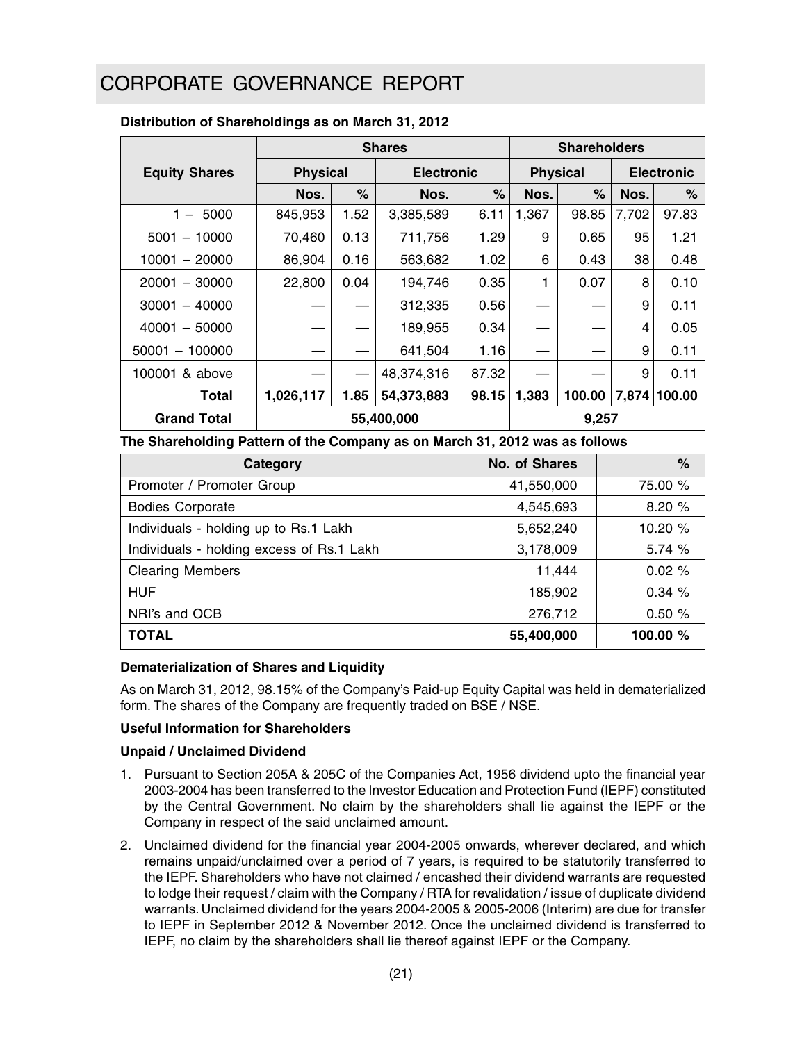# CORPORATE GOVERNANCE REPORT

**Distribution of Shareholdings as on March 31, 2012**

| Equity Shares | Shares | | | | Shareholders | | | |
|---|---|---|---|---|---|---|---|---|
| | Physical | | Electronic | | Physical | | Electronic | |
| | Nos. | % | Nos. | % | Nos. | % | Nos. | % |
| 1 – 5000 | 845,953 | 1.52 | 3,385,589 | 6.11 | 1,367 | 98.85 | 7,702 | 97.83 |
| 5001 – 10000 | 70,460 | 0.13 | 711,756 | 1.29 | 9 | 0.65 | 95 | 1.21 |
| 10001 – 20000 | 86,904 | 0.16 | 563,682 | 1.02 | 6 | 0.43 | 38 | 0.48 |
| 20001 – 30000 | 22,800 | 0.04 | 194,746 | 0.35 | 1 | 0.07 | 8 | 0.10 |
| 30001 – 40000 | — | — | 312,335 | 0.56 | — | — | 9 | 0.11 |
| 40001 – 50000 | — | — | 189,955 | 0.34 | — | — | 4 | 0.05 |
| 50001 – 100000 | — | — | 641,504 | 1.16 | — | — | 9 | 0.11 |
| 100001 & above | — | — | 48,374,316 | 87.32 | — | — | 9 | 0.11 |
| **Total** | **1,026,117** | **1.85** | **54,373,883** | **98.15** | **1,383** | **100.00** | **7,874** | **100.00** |
| **Grand Total** | **55,400,000** | | | | **9,257** | | | |

**The Shareholding Pattern of the Company as on March 31, 2012 was as follows**

| Category | No. of Shares | % |
|---|---|---|
| Promoter / Promoter Group | 41,550,000 | 75.00 % |
| Bodies Corporate | 4,545,693 | 8.20 % |
| Individuals - holding up to Rs.1 Lakh | 5,652,240 | 10.20 % |
| Individuals - holding excess of Rs.1 Lakh | 3,178,009 | 5.74 % |
| Clearing Members | 11,444 | 0.02 % |
| HUF | 185,902 | 0.34 % |
| NRI's and OCB | 276,712 | 0.50 % |
| **TOTAL** | **55,400,000** | **100.00 %** |

**Dematerialization of Shares and Liquidity**

As on March 31, 2012, 98.15% of the Company's Paid-up Equity Capital was held in dematerialized form. The shares of the Company are frequently traded on BSE / NSE.

**Useful Information for Shareholders**

**Unpaid / Unclaimed Dividend**

1. Pursuant to Section 205A & 205C of the Companies Act, 1956 dividend upto the financial year 2003-2004 has been transferred to the Investor Education and Protection Fund (IEPF) constituted by the Central Government. No claim by the shareholders shall lie against the IEPF or the Company in respect of the said unclaimed amount.
2. Unclaimed dividend for the financial year 2004-2005 onwards, wherever declared, and which remains unpaid/unclaimed over a period of 7 years, is required to be statutorily transferred to the IEPF. Shareholders who have not claimed / encashed their dividend warrants are requested to lodge their request / claim with the Company / RTA for revalidation / issue of duplicate dividend warrants. Unclaimed dividend for the years 2004-2005 & 2005-2006 (Interim) are due for transfer to IEPF in September 2012 & November 2012. Once the unclaimed dividend is transferred to IEPF, no claim by the shareholders shall lie thereof against IEPF or the Company.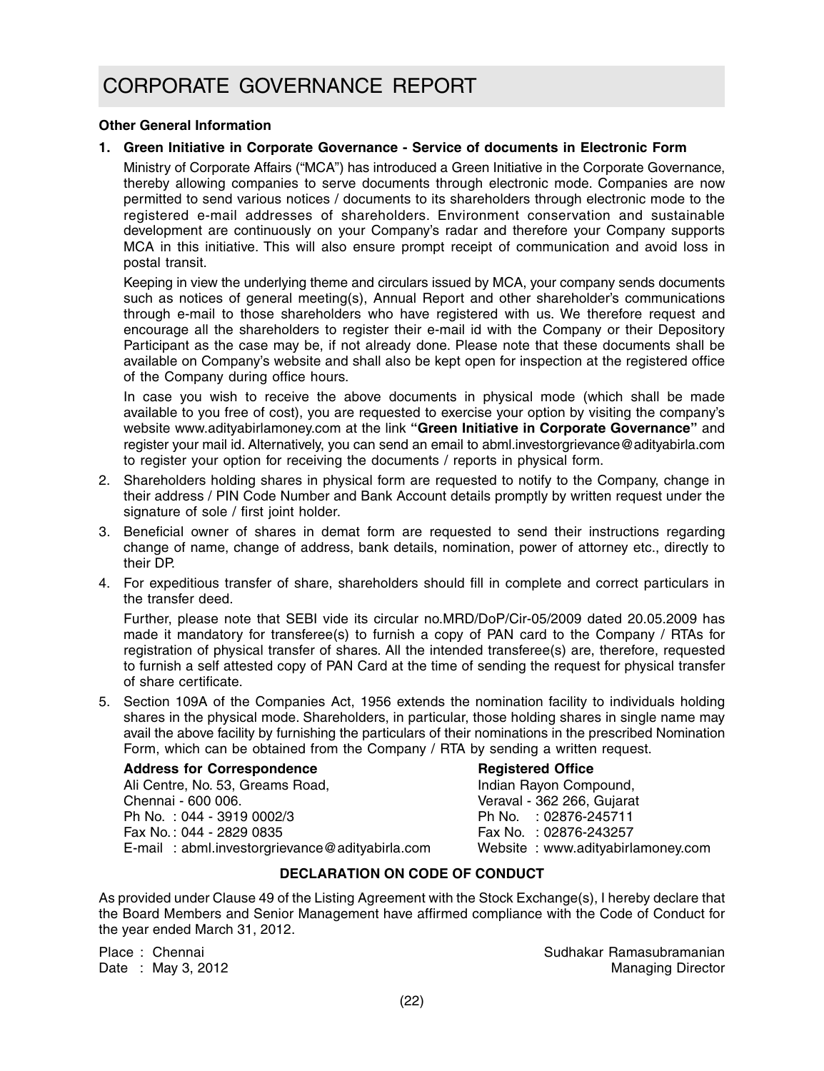# CORPORATE GOVERNANCE REPORT

**Other General Information**

1. **Green Initiative in Corporate Governance - Service of documents in Electronic Form**

   Ministry of Corporate Affairs ("MCA") has introduced a Green Initiative in the Corporate Governance, thereby allowing companies to serve documents through electronic mode. Companies are now permitted to send various notices / documents to its shareholders through electronic mode to the registered e-mail addresses of shareholders. Environment conservation and sustainable development are continuously on your Company's radar and therefore your Company supports MCA in this initiative. This will also ensure prompt receipt of communication and avoid loss in postal transit.

   Keeping in view the underlying theme and circulars issued by MCA, your company sends documents such as notices of general meeting(s), Annual Report and other shareholder's communications through e-mail to those shareholders who have registered with us. We therefore request and encourage all the shareholders to register their e-mail id with the Company or their Depository Participant as the case may be, if not already done. Please note that these documents shall be available on Company's website and shall also be kept open for inspection at the registered office of the Company during office hours.

   In case you wish to receive the above documents in physical mode (which shall be made available to you free of cost), you are requested to exercise your option by visiting the company's website www.adityabirlamoney.com at the link **"Green Initiative in Corporate Governance"** and register your mail id. Alternatively, you can send an email to abml.investorgrievance@adityabirla.com to register your option for receiving the documents / reports in physical form.

2. Shareholders holding shares in physical form are requested to notify to the Company, change in their address / PIN Code Number and Bank Account details promptly by written request under the signature of sole / first joint holder.

3. Beneficial owner of shares in demat form are requested to send their instructions regarding change of name, change of address, bank details, nomination, power of attorney etc., directly to their DP.

4. For expeditious transfer of share, shareholders should fill in complete and correct particulars in the transfer deed.

   Further, please note that SEBI vide its circular no.MRD/DoP/Cir-05/2009 dated 20.05.2009 has made it mandatory for transferee(s) to furnish a copy of PAN card to the Company / RTAs for registration of physical transfer of shares. All the intended transferee(s) are, therefore, requested to furnish a self attested copy of PAN Card at the time of sending the request for physical transfer of share certificate.

5. Section 109A of the Companies Act, 1956 extends the nomination facility to individuals holding shares in the physical mode. Shareholders, in particular, those holding shares in single name may avail the above facility by furnishing the particulars of their nominations in the prescribed Nomination Form, which can be obtained from the Company / RTA by sending a written request.

**Address for Correspondence**
Ali Centre, No. 53, Greams Road,
Chennai - 600 006.
Ph No. : 044 - 3919 0002/3
Fax No.: 044 - 2829 0835
E-mail : abml.investorgrievance@adityabirla.com

**Registered Office**
Indian Rayon Compound,
Veraval - 362 266, Gujarat
Ph No. : 02876-245711
Fax No. : 02876-243257
Website : www.adityabirlamoney.com

**DECLARATION ON CODE OF CONDUCT**

As provided under Clause 49 of the Listing Agreement with the Stock Exchange(s), I hereby declare that the Board Members and Senior Management have affirmed compliance with the Code of Conduct for the year ended March 31, 2012.

Place : Chennai
Date : May 3, 2012

Sudhakar Ramasubramanian
Managing Director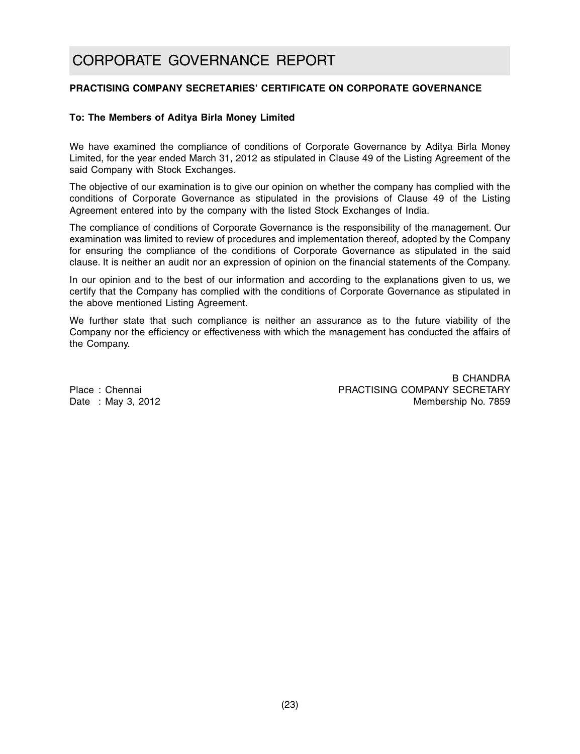# CORPORATE GOVERNANCE REPORT

**PRACTISING COMPANY SECRETARIES' CERTIFICATE ON CORPORATE GOVERNANCE**

**To: The Members of Aditya Birla Money Limited**

We have examined the compliance of conditions of Corporate Governance by Aditya Birla Money Limited, for the year ended March 31, 2012 as stipulated in Clause 49 of the Listing Agreement of the said Company with Stock Exchanges.

The objective of our examination is to give our opinion on whether the company has complied with the conditions of Corporate Governance as stipulated in the provisions of Clause 49 of the Listing Agreement entered into by the company with the listed Stock Exchanges of India.

The compliance of conditions of Corporate Governance is the responsibility of the management. Our examination was limited to review of procedures and implementation thereof, adopted by the Company for ensuring the compliance of the conditions of Corporate Governance as stipulated in the said clause. It is neither an audit nor an expression of opinion on the financial statements of the Company.

In our opinion and to the best of our information and according to the explanations given to us, we certify that the Company has complied with the conditions of Corporate Governance as stipulated in the above mentioned Listing Agreement.

We further state that such compliance is neither an assurance as to the future viability of the Company nor the efficiency or effectiveness with which the management has conducted the affairs of the Company.

Place : Chennai
Date : May 3, 2012

B CHANDRA
PRACTISING COMPANY SECRETARY
Membership No. 7859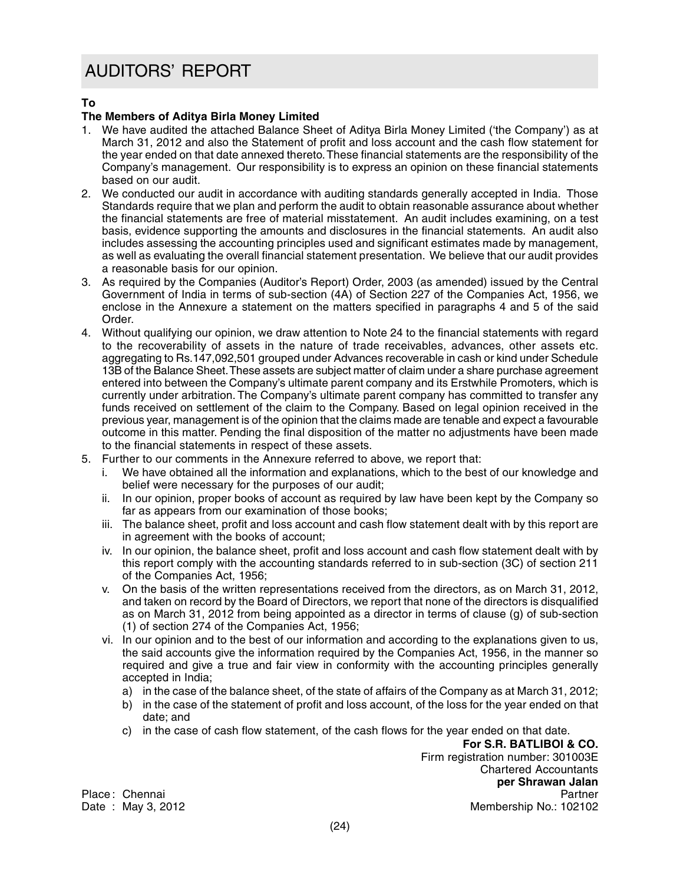# AUDITORS' REPORT

**To**

**The Members of Aditya Birla Money Limited**

1. We have audited the attached Balance Sheet of Aditya Birla Money Limited ('the Company') as at March 31, 2012 and also the Statement of profit and loss account and the cash flow statement for the year ended on that date annexed thereto. These financial statements are the responsibility of the Company's management. Our responsibility is to express an opinion on these financial statements based on our audit.
2. We conducted our audit in accordance with auditing standards generally accepted in India. Those Standards require that we plan and perform the audit to obtain reasonable assurance about whether the financial statements are free of material misstatement. An audit includes examining, on a test basis, evidence supporting the amounts and disclosures in the financial statements. An audit also includes assessing the accounting principles used and significant estimates made by management, as well as evaluating the overall financial statement presentation. We believe that our audit provides a reasonable basis for our opinion.
3. As required by the Companies (Auditor's Report) Order, 2003 (as amended) issued by the Central Government of India in terms of sub-section (4A) of Section 227 of the Companies Act, 1956, we enclose in the Annexure a statement on the matters specified in paragraphs 4 and 5 of the said Order.
4. Without qualifying our opinion, we draw attention to Note 24 to the financial statements with regard to the recoverability of assets in the nature of trade receivables, advances, other assets etc. aggregating to Rs.147,092,501 grouped under Advances recoverable in cash or kind under Schedule 13B of the Balance Sheet. These assets are subject matter of claim under a share purchase agreement entered into between the Company's ultimate parent company and its Erstwhile Promoters, which is currently under arbitration. The Company's ultimate parent company has committed to transfer any funds received on settlement of the claim to the Company. Based on legal opinion received in the previous year, management is of the opinion that the claims made are tenable and expect a favourable outcome in this matter. Pending the final disposition of the matter no adjustments have been made to the financial statements in respect of these assets.
5. Further to our comments in the Annexure referred to above, we report that:
   i. We have obtained all the information and explanations, which to the best of our knowledge and belief were necessary for the purposes of our audit;
   ii. In our opinion, proper books of account as required by law have been kept by the Company so far as appears from our examination of those books;
   iii. The balance sheet, profit and loss account and cash flow statement dealt with by this report are in agreement with the books of account;
   iv. In our opinion, the balance sheet, profit and loss account and cash flow statement dealt with by this report comply with the accounting standards referred to in sub-section (3C) of section 211 of the Companies Act, 1956;
   v. On the basis of the written representations received from the directors, as on March 31, 2012, and taken on record by the Board of Directors, we report that none of the directors is disqualified as on March 31, 2012 from being appointed as a director in terms of clause (g) of sub-section (1) of section 274 of the Companies Act, 1956;
   vi. In our opinion and to the best of our information and according to the explanations given to us, the said accounts give the information required by the Companies Act, 1956, in the manner so required and give a true and fair view in conformity with the accounting principles generally accepted in India;
      a) in the case of the balance sheet, of the state of affairs of the Company as at March 31, 2012;
      b) in the case of the statement of profit and loss account, of the loss for the year ended on that date; and
      c) in the case of cash flow statement, of the cash flows for the year ended on that date.

**For S.R. BATLIBOI & CO.**
Firm registration number: 301003E
Chartered Accountants
**per Shrawan Jalan**
Partner
Membership No.: 102102

Place : Chennai
Date : May 3, 2012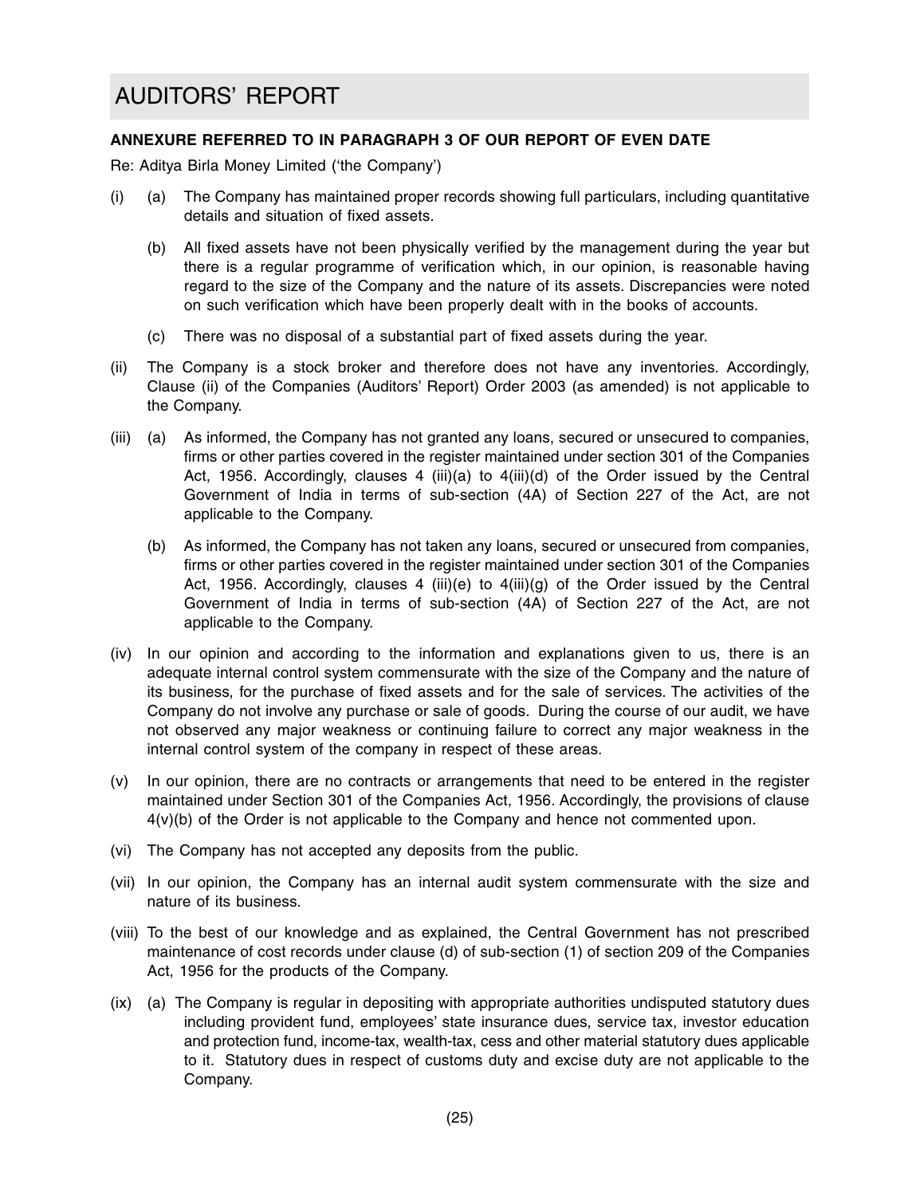# AUDITORS' REPORT

**ANNEXURE REFERRED TO IN PARAGRAPH 3 OF OUR REPORT OF EVEN DATE**

Re: Aditya Birla Money Limited ('the Company')

(i) (a) The Company has maintained proper records showing full particulars, including quantitative details and situation of fixed assets.

(b) All fixed assets have not been physically verified by the management during the year but there is a regular programme of verification which, in our opinion, is reasonable having regard to the size of the Company and the nature of its assets. Discrepancies were noted on such verification which have been properly dealt with in the books of accounts.

(c) There was no disposal of a substantial part of fixed assets during the year.

(ii) The Company is a stock broker and therefore does not have any inventories. Accordingly, Clause (ii) of the Companies (Auditors' Report) Order 2003 (as amended) is not applicable to the Company.

(iii) (a) As informed, the Company has not granted any loans, secured or unsecured to companies, firms or other parties covered in the register maintained under section 301 of the Companies Act, 1956. Accordingly, clauses 4 (iii)(a) to 4(iii)(d) of the Order issued by the Central Government of India in terms of sub-section (4A) of Section 227 of the Act, are not applicable to the Company.

(b) As informed, the Company has not taken any loans, secured or unsecured from companies, firms or other parties covered in the register maintained under section 301 of the Companies Act, 1956. Accordingly, clauses 4 (iii)(e) to 4(iii)(g) of the Order issued by the Central Government of India in terms of sub-section (4A) of Section 227 of the Act, are not applicable to the Company.

(iv) In our opinion and according to the information and explanations given to us, there is an adequate internal control system commensurate with the size of the Company and the nature of its business, for the purchase of fixed assets and for the sale of services. The activities of the Company do not involve any purchase or sale of goods. During the course of our audit, we have not observed any major weakness or continuing failure to correct any major weakness in the internal control system of the company in respect of these areas.

(v) In our opinion, there are no contracts or arrangements that need to be entered in the register maintained under Section 301 of the Companies Act, 1956. Accordingly, the provisions of clause 4(v)(b) of the Order is not applicable to the Company and hence not commented upon.

(vi) The Company has not accepted any deposits from the public.

(vii) In our opinion, the Company has an internal audit system commensurate with the size and nature of its business.

(viii) To the best of our knowledge and as explained, the Central Government has not prescribed maintenance of cost records under clause (d) of sub-section (1) of section 209 of the Companies Act, 1956 for the products of the Company.

(ix) (a) The Company is regular in depositing with appropriate authorities undisputed statutory dues including provident fund, employees' state insurance dues, service tax, investor education and protection fund, income-tax, wealth-tax, cess and other material statutory dues applicable to it. Statutory dues in respect of customs duty and excise duty are not applicable to the Company.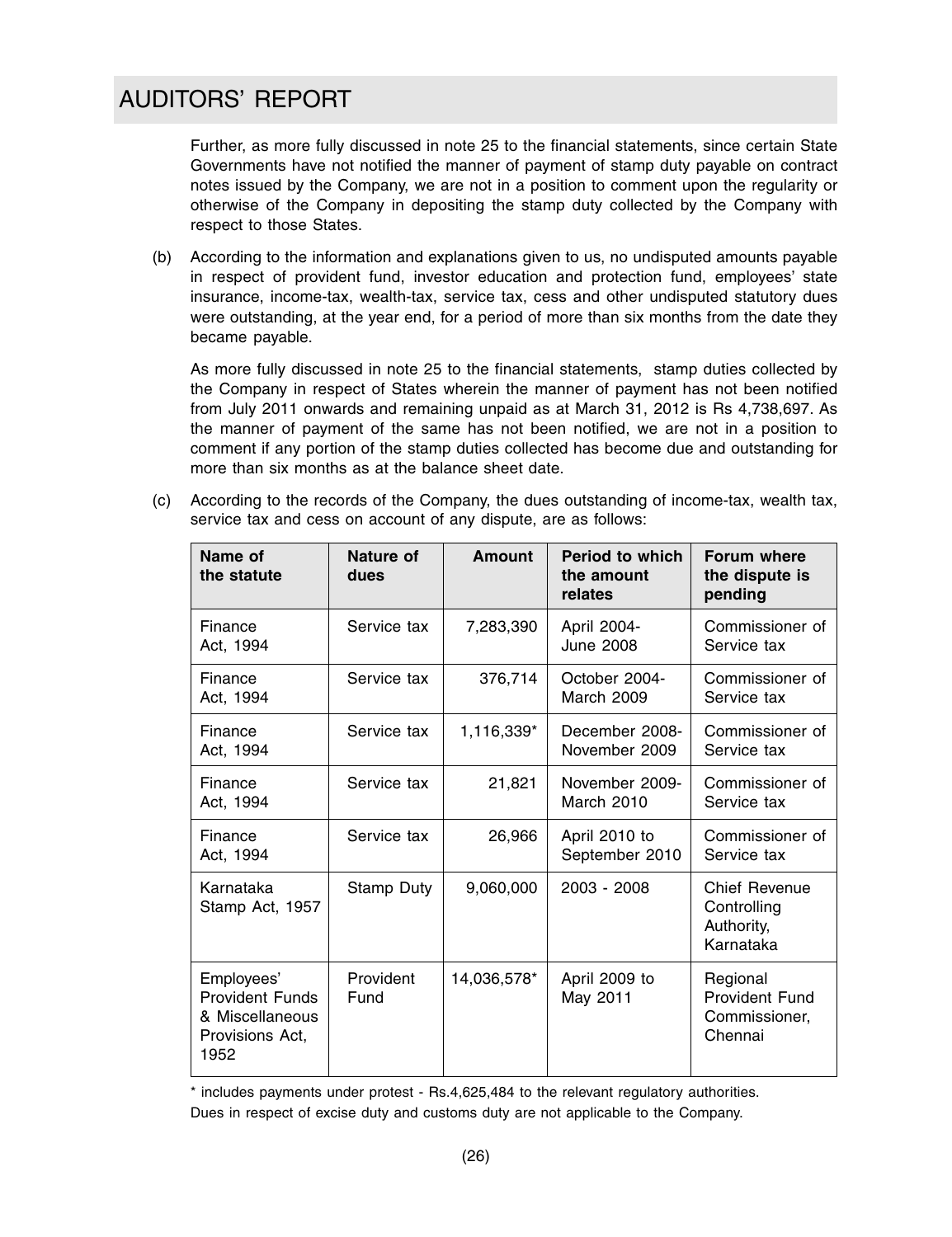# AUDITORS' REPORT

Further, as more fully discussed in note 25 to the financial statements, since certain State Governments have not notified the manner of payment of stamp duty payable on contract notes issued by the Company, we are not in a position to comment upon the regularity or otherwise of the Company in depositing the stamp duty collected by the Company with respect to those States.

(b) According to the information and explanations given to us, no undisputed amounts payable in respect of provident fund, investor education and protection fund, employees' state insurance, income-tax, wealth-tax, service tax, cess and other undisputed statutory dues were outstanding, at the year end, for a period of more than six months from the date they became payable.

As more fully discussed in note 25 to the financial statements, stamp duties collected by the Company in respect of States wherein the manner of payment has not been notified from July 2011 onwards and remaining unpaid as at March 31, 2012 is Rs 4,738,697. As the manner of payment of the same has not been notified, we are not in a position to comment if any portion of the stamp duties collected has become due and outstanding for more than six months as at the balance sheet date.

(c) According to the records of the Company, the dues outstanding of income-tax, wealth tax, service tax and cess on account of any dispute, are as follows:

| Name of the statute | Nature of dues | Amount | Period to which the amount relates | Forum where the dispute is pending |
|---|---|---|---|---|
| Finance Act, 1994 | Service tax | 7,283,390 | April 2004- June 2008 | Commissioner of Service tax |
| Finance Act, 1994 | Service tax | 376,714 | October 2004- March 2009 | Commissioner of Service tax |
| Finance Act, 1994 | Service tax | 1,116,339* | December 2008- November 2009 | Commissioner of Service tax |
| Finance Act, 1994 | Service tax | 21,821 | November 2009- March 2010 | Commissioner of Service tax |
| Finance Act, 1994 | Service tax | 26,966 | April 2010 to September 2010 | Commissioner of Service tax |
| Karnataka Stamp Act, 1957 | Stamp Duty | 9,060,000 | 2003 - 2008 | Chief Revenue Controlling Authority, Karnataka |
| Employees' Provident Funds & Miscellaneous Provisions Act, 1952 | Provident Fund | 14,036,578* | April 2009 to May 2011 | Regional Provident Fund Commissioner, Chennai |

\* includes payments under protest - Rs.4,625,484 to the relevant regulatory authorities.

Dues in respect of excise duty and customs duty are not applicable to the Company.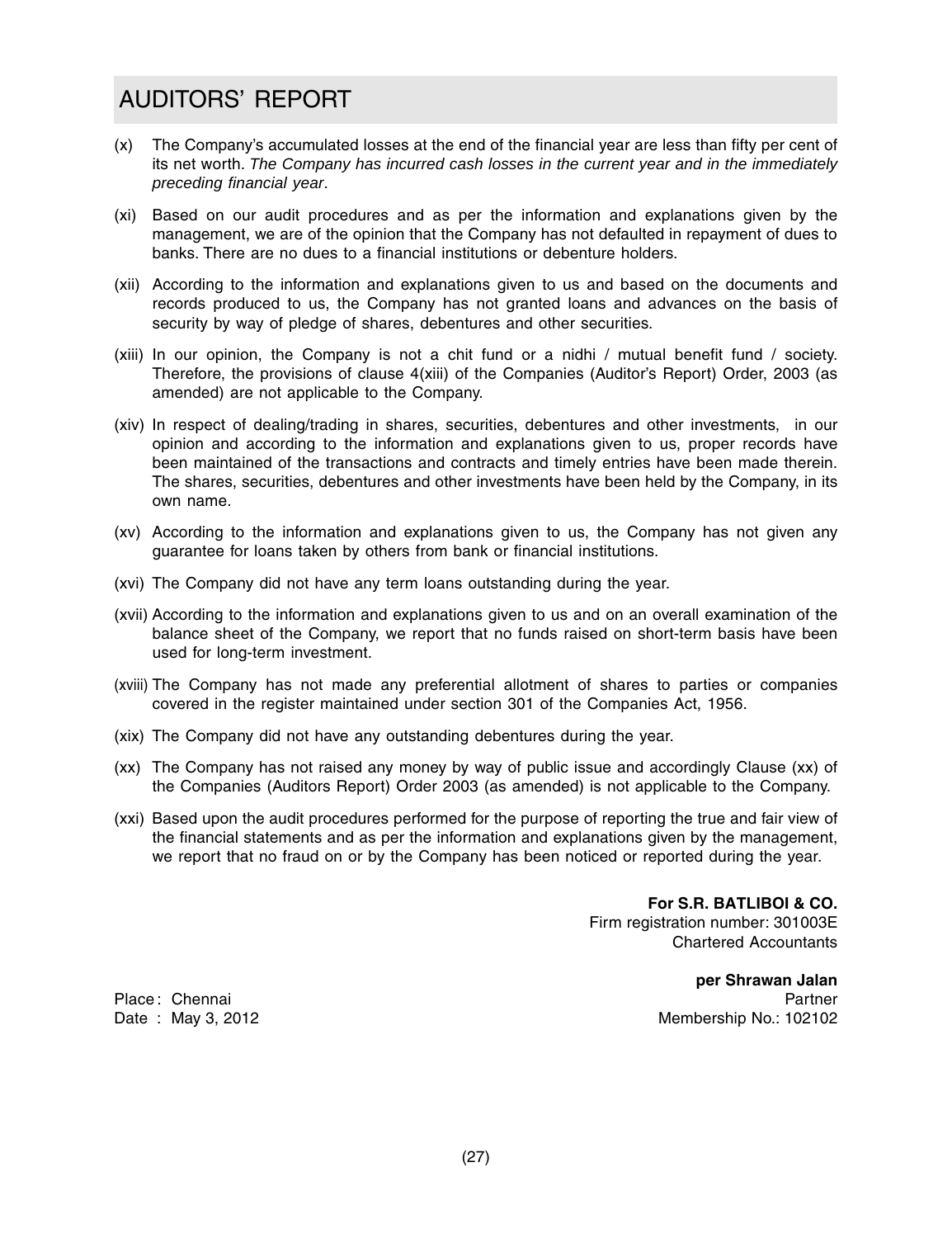# AUDITORS' REPORT

(x) The Company's accumulated losses at the end of the financial year are less than fifty per cent of its net worth. *The Company has incurred cash losses in the current year and in the immediately preceding financial year*.

(xi) Based on our audit procedures and as per the information and explanations given by the management, we are of the opinion that the Company has not defaulted in repayment of dues to banks. There are no dues to a financial institutions or debenture holders.

(xii) According to the information and explanations given to us and based on the documents and records produced to us, the Company has not granted loans and advances on the basis of security by way of pledge of shares, debentures and other securities.

(xiii) In our opinion, the Company is not a chit fund or a nidhi / mutual benefit fund / society. Therefore, the provisions of clause 4(xiii) of the Companies (Auditor's Report) Order, 2003 (as amended) are not applicable to the Company.

(xiv) In respect of dealing/trading in shares, securities, debentures and other investments, in our opinion and according to the information and explanations given to us, proper records have been maintained of the transactions and contracts and timely entries have been made therein. The shares, securities, debentures and other investments have been held by the Company, in its own name.

(xv) According to the information and explanations given to us, the Company has not given any guarantee for loans taken by others from bank or financial institutions.

(xvi) The Company did not have any term loans outstanding during the year.

(xvii) According to the information and explanations given to us and on an overall examination of the balance sheet of the Company, we report that no funds raised on short-term basis have been used for long-term investment.

(xviii) The Company has not made any preferential allotment of shares to parties or companies covered in the register maintained under section 301 of the Companies Act, 1956.

(xix) The Company did not have any outstanding debentures during the year.

(xx) The Company has not raised any money by way of public issue and accordingly Clause (xx) of the Companies (Auditors Report) Order 2003 (as amended) is not applicable to the Company.

(xxi) Based upon the audit procedures performed for the purpose of reporting the true and fair view of the financial statements and as per the information and explanations given by the management, we report that no fraud on or by the Company has been noticed or reported during the year.

**For S.R. BATLIBOI & CO.**
Firm registration number: 301003E
Chartered Accountants

**per Shrawan Jalan**
Partner
Membership No.: 102102

Place : Chennai
Date : May 3, 2012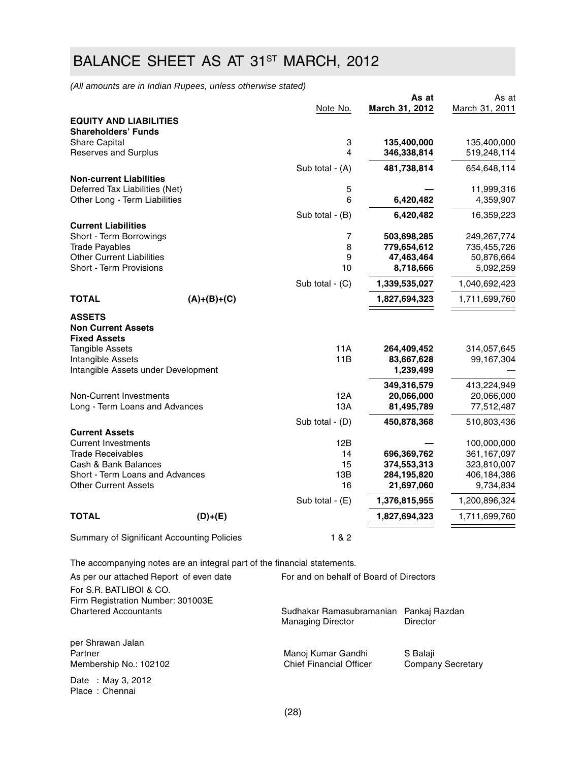# BALANCE SHEET AS AT 31ST MARCH, 2012

*(All amounts are in Indian Rupees, unless otherwise stated)*

| | Note No. | As at March 31, 2012 | As at March 31, 2011 |
|---|---|---|---|
| **EQUITY AND LIABILITIES** | | | |
| **Shareholders' Funds** | | | |
| Share Capital | 3 | **135,400,000** | 135,400,000 |
| Reserves and Surplus | 4 | **346,338,814** | 519,248,114 |
| | Sub total - (A) | **481,738,814** | 654,648,114 |
| **Non-current Liabilities** | | | |
| Deferred Tax Liabilities (Net) | 5 | **—** | 11,999,316 |
| Other Long - Term Liabilities | 6 | **6,420,482** | 4,359,907 |
| | Sub total - (B) | **6,420,482** | 16,359,223 |
| **Current Liabilities** | | | |
| Short - Term Borrowings | 7 | **503,698,285** | 249,267,774 |
| Trade Payables | 8 | **779,654,612** | 735,455,726 |
| Other Current Liabilities | 9 | **47,463,464** | 50,876,664 |
| Short - Term Provisions | 10 | **8,718,666** | 5,092,259 |
| | Sub total - (C) | **1,339,535,027** | 1,040,692,423 |
| **TOTAL (A)+(B)+(C)** | | **1,827,694,323** | 1,711,699,760 |
| **ASSETS** | | | |
| **Non Current Assets** | | | |
| **Fixed Assets** | | | |
| Tangible Assets | 11A | **264,409,452** | 314,057,645 |
| Intangible Assets | 11B | **83,667,628** | 99,167,304 |
| Intangible Assets under Development | | **1,239,499** | — |
| | | **349,316,579** | 413,224,949 |
| Non-Current Investments | 12A | **20,066,000** | 20,066,000 |
| Long - Term Loans and Advances | 13A | **81,495,789** | 77,512,487 |
| | Sub total - (D) | **450,878,368** | 510,803,436 |
| **Current Assets** | | | |
| Current Investments | 12B | **—** | 100,000,000 |
| Trade Receivables | 14 | **696,369,762** | 361,167,097 |
| Cash & Bank Balances | 15 | **374,553,313** | 323,810,007 |
| Short - Term Loans and Advances | 13B | **284,195,820** | 406,184,386 |
| Other Current Assets | 16 | **21,697,060** | 9,734,834 |
| | Sub total - (E) | **1,376,815,955** | 1,200,896,324 |
| **TOTAL (D)+(E)** | | **1,827,694,323** | 1,711,699,760 |
| Summary of Significant Accounting Policies | 1 & 2 | | |

The accompanying notes are an integral part of the financial statements.

As per our attached Report of even date
For S.R. BATLIBOI & CO.
Firm Registration Number: 301003E
Chartered Accountants

per Shrawan Jalan
Partner
Membership No.: 102102

Date : May 3, 2012
Place : Chennai

For and on behalf of Board of Directors

Sudhakar Ramasubramanian
Managing Director

Pankaj Razdan
Director

Manoj Kumar Gandhi
Chief Financial Officer

S Balaji
Company Secretary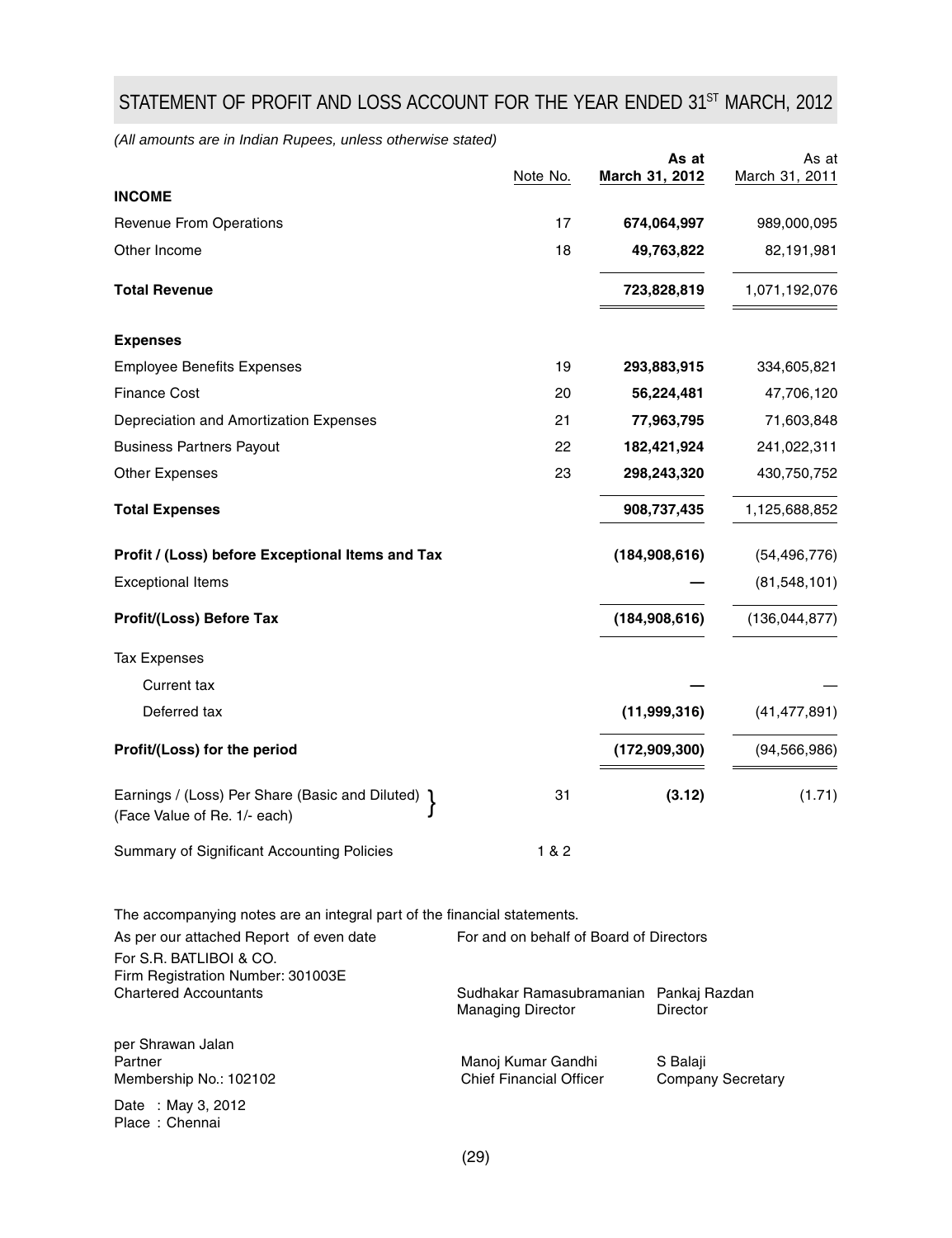# STATEMENT OF PROFIT AND LOSS ACCOUNT FOR THE YEAR ENDED 31ST MARCH, 2012

*(All amounts are in Indian Rupees, unless otherwise stated)*

| | Note No. | **As at March 31, 2012** | As at March 31, 2011 |
|---|---|---|---|
| **INCOME** | | | |
| Revenue From Operations | 17 | **674,064,997** | 989,000,095 |
| Other Income | 18 | **49,763,822** | 82,191,981 |
| **Total Revenue** | | **723,828,819** | 1,071,192,076 |
| **Expenses** | | | |
| Employee Benefits Expenses | 19 | **293,883,915** | 334,605,821 |
| Finance Cost | 20 | **56,224,481** | 47,706,120 |
| Depreciation and Amortization Expenses | 21 | **77,963,795** | 71,603,848 |
| Business Partners Payout | 22 | **182,421,924** | 241,022,311 |
| Other Expenses | 23 | **298,243,320** | 430,750,752 |
| **Total Expenses** | | **908,737,435** | 1,125,688,852 |
| **Profit / (Loss) before Exceptional Items and Tax** | | **(184,908,616)** | (54,496,776) |
| Exceptional Items | | **—** | (81,548,101) |
| **Profit/(Loss) Before Tax** | | **(184,908,616)** | (136,044,877) |
| Tax Expenses | | | |
| Current tax | | **—** | — |
| Deferred tax | | **(11,999,316)** | (41,477,891) |
| **Profit/(Loss) for the period** | | **(172,909,300)** | (94,566,986) |
| Earnings / (Loss) Per Share (Basic and Diluted) (Face Value of Re. 1/- each) | 31 | **(3.12)** | (1.71) |
| Summary of Significant Accounting Policies | 1 & 2 | | |

The accompanying notes are an integral part of the financial statements.

As per our attached Report of even date
For S.R. BATLIBOI & CO.
Firm Registration Number: 301003E
Chartered Accountants

per Shrawan Jalan
Partner
Membership No.: 102102

Date : May 3, 2012
Place : Chennai

For and on behalf of Board of Directors

Sudhakar Ramasubramanian — Managing Director
Pankaj Razdan — Director

Manoj Kumar Gandhi — Chief Financial Officer
S Balaji — Company Secretary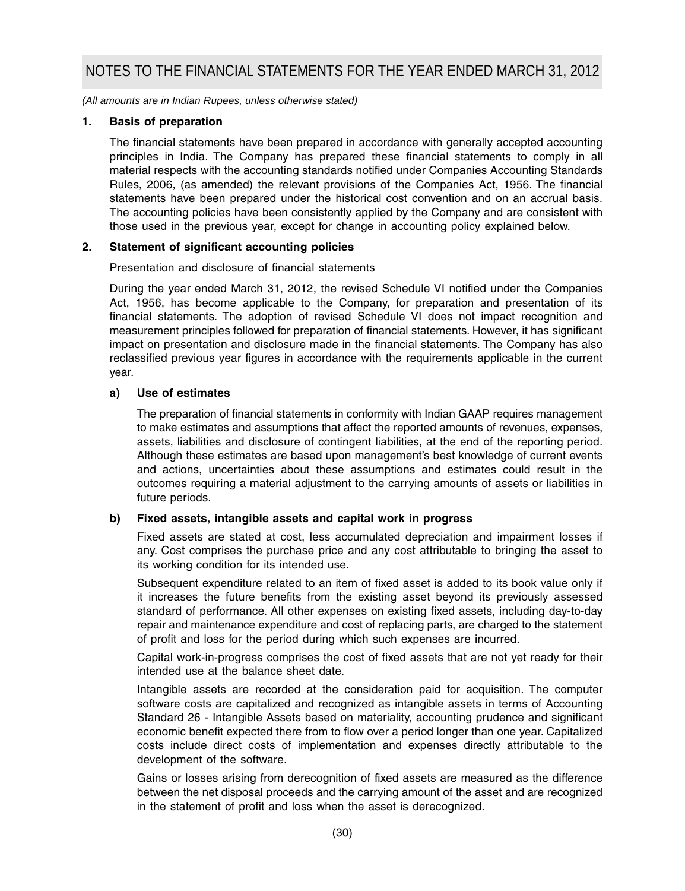# NOTES TO THE FINANCIAL STATEMENTS FOR THE YEAR ENDED MARCH 31, 2012

*(All amounts are in Indian Rupees, unless otherwise stated)*

## 1. Basis of preparation

The financial statements have been prepared in accordance with generally accepted accounting principles in India. The Company has prepared these financial statements to comply in all material respects with the accounting standards notified under Companies Accounting Standards Rules, 2006, (as amended) the relevant provisions of the Companies Act, 1956. The financial statements have been prepared under the historical cost convention and on an accrual basis. The accounting policies have been consistently applied by the Company and are consistent with those used in the previous year, except for change in accounting policy explained below.

## 2. Statement of significant accounting policies

Presentation and disclosure of financial statements

During the year ended March 31, 2012, the revised Schedule VI notified under the Companies Act, 1956, has become applicable to the Company, for preparation and presentation of its financial statements. The adoption of revised Schedule VI does not impact recognition and measurement principles followed for preparation of financial statements. However, it has significant impact on presentation and disclosure made in the financial statements. The Company has also reclassified previous year figures in accordance with the requirements applicable in the current year.

### a) Use of estimates

The preparation of financial statements in conformity with Indian GAAP requires management to make estimates and assumptions that affect the reported amounts of revenues, expenses, assets, liabilities and disclosure of contingent liabilities, at the end of the reporting period. Although these estimates are based upon management's best knowledge of current events and actions, uncertainties about these assumptions and estimates could result in the outcomes requiring a material adjustment to the carrying amounts of assets or liabilities in future periods.

### b) Fixed assets, intangible assets and capital work in progress

Fixed assets are stated at cost, less accumulated depreciation and impairment losses if any. Cost comprises the purchase price and any cost attributable to bringing the asset to its working condition for its intended use.

Subsequent expenditure related to an item of fixed asset is added to its book value only if it increases the future benefits from the existing asset beyond its previously assessed standard of performance. All other expenses on existing fixed assets, including day-to-day repair and maintenance expenditure and cost of replacing parts, are charged to the statement of profit and loss for the period during which such expenses are incurred.

Capital work-in-progress comprises the cost of fixed assets that are not yet ready for their intended use at the balance sheet date.

Intangible assets are recorded at the consideration paid for acquisition. The computer software costs are capitalized and recognized as intangible assets in terms of Accounting Standard 26 - Intangible Assets based on materiality, accounting prudence and significant economic benefit expected there from to flow over a period longer than one year. Capitalized costs include direct costs of implementation and expenses directly attributable to the development of the software.

Gains or losses arising from derecognition of fixed assets are measured as the difference between the net disposal proceeds and the carrying amount of the asset and are recognized in the statement of profit and loss when the asset is derecognized.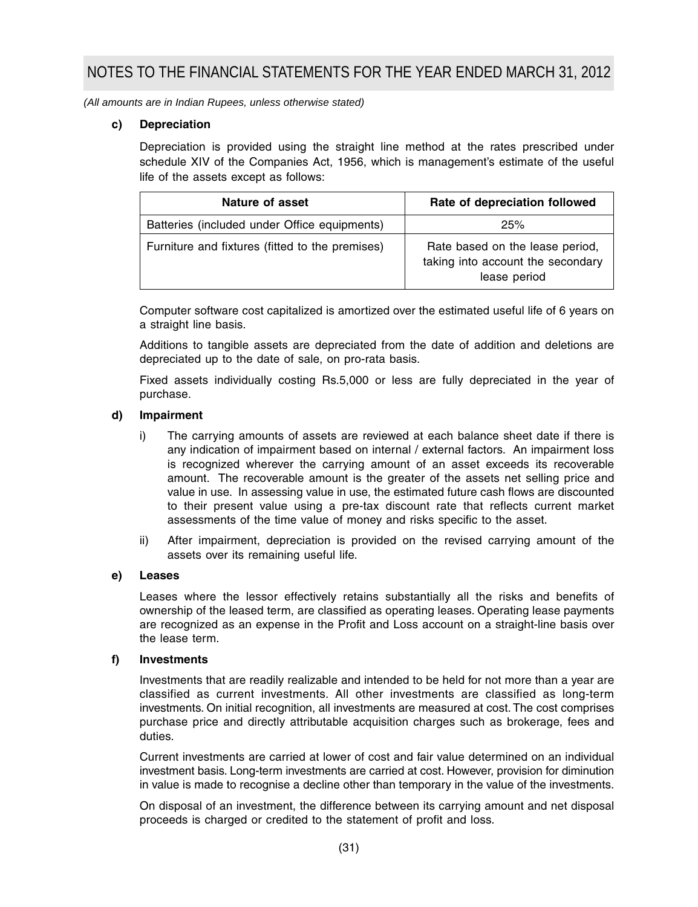*(All amounts are in Indian Rupees, unless otherwise stated)*

**c) Depreciation**

Depreciation is provided using the straight line method at the rates prescribed under schedule XIV of the Companies Act, 1956, which is management's estimate of the useful life of the assets except as follows:

| Nature of asset | Rate of depreciation followed |
|---|---|
| Batteries (included under Office equipments) | 25% |
| Furniture and fixtures (fitted to the premises) | Rate based on the lease period, taking into account the secondary lease period |

Computer software cost capitalized is amortized over the estimated useful life of 6 years on a straight line basis.

Additions to tangible assets are depreciated from the date of addition and deletions are depreciated up to the date of sale, on pro-rata basis.

Fixed assets individually costing Rs.5,000 or less are fully depreciated in the year of purchase.

**d) Impairment**

i) The carrying amounts of assets are reviewed at each balance sheet date if there is any indication of impairment based on internal / external factors. An impairment loss is recognized wherever the carrying amount of an asset exceeds its recoverable amount. The recoverable amount is the greater of the assets net selling price and value in use. In assessing value in use, the estimated future cash flows are discounted to their present value using a pre-tax discount rate that reflects current market assessments of the time value of money and risks specific to the asset.

ii) After impairment, depreciation is provided on the revised carrying amount of the assets over its remaining useful life.

**e) Leases**

Leases where the lessor effectively retains substantially all the risks and benefits of ownership of the leased term, are classified as operating leases. Operating lease payments are recognized as an expense in the Profit and Loss account on a straight-line basis over the lease term.

**f) Investments**

Investments that are readily realizable and intended to be held for not more than a year are classified as current investments. All other investments are classified as long-term investments. On initial recognition, all investments are measured at cost. The cost comprises purchase price and directly attributable acquisition charges such as brokerage, fees and duties.

Current investments are carried at lower of cost and fair value determined on an individual investment basis. Long-term investments are carried at cost. However, provision for diminution in value is made to recognise a decline other than temporary in the value of the investments.

On disposal of an investment, the difference between its carrying amount and net disposal proceeds is charged or credited to the statement of profit and loss.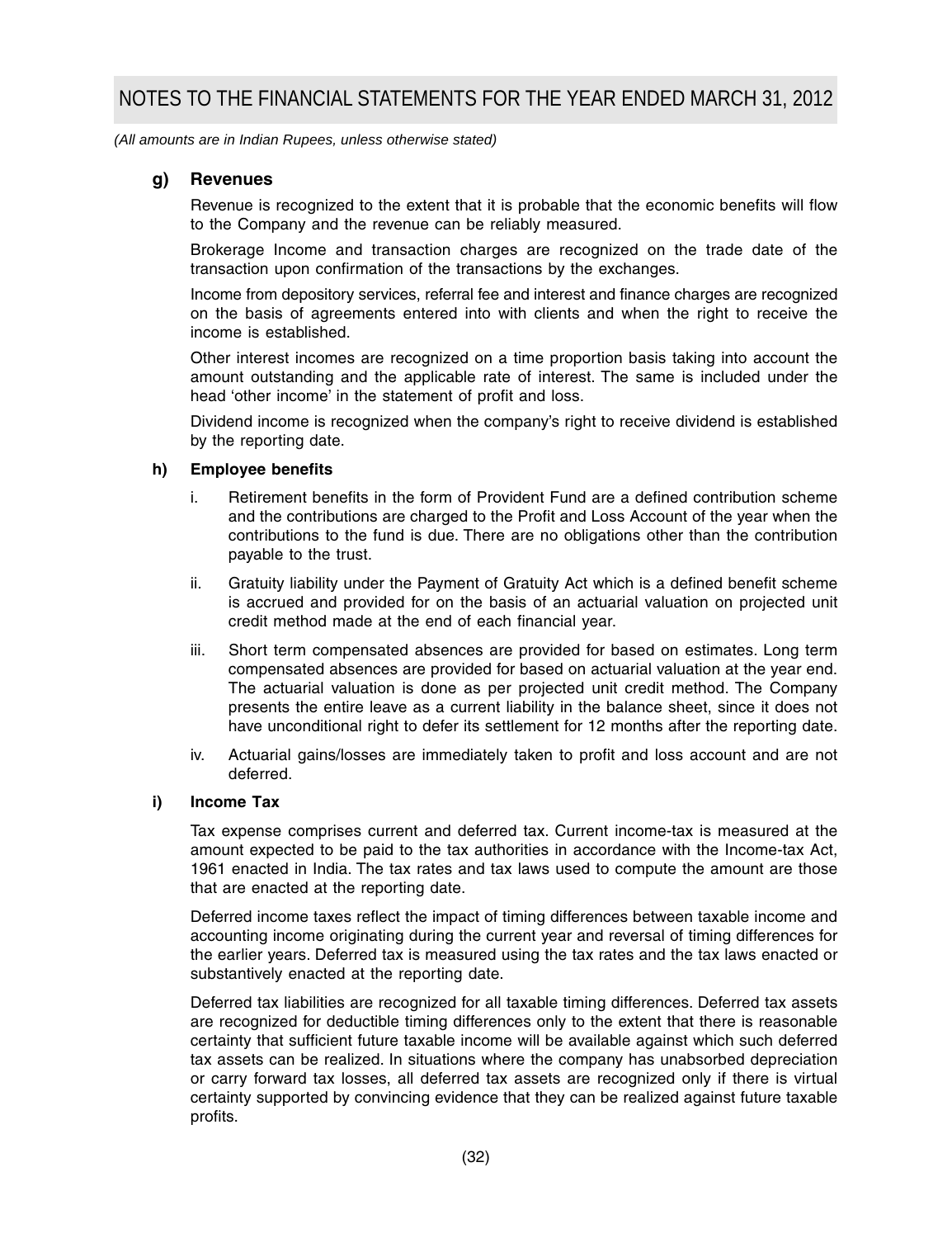*(All amounts are in Indian Rupees, unless otherwise stated)*

### g) Revenues

Revenue is recognized to the extent that it is probable that the economic benefits will flow to the Company and the revenue can be reliably measured.

Brokerage Income and transaction charges are recognized on the trade date of the transaction upon confirmation of the transactions by the exchanges.

Income from depository services, referral fee and interest and finance charges are recognized on the basis of agreements entered into with clients and when the right to receive the income is established.

Other interest incomes are recognized on a time proportion basis taking into account the amount outstanding and the applicable rate of interest. The same is included under the head 'other income' in the statement of profit and loss.

Dividend income is recognized when the company's right to receive dividend is established by the reporting date.

### h) Employee benefits

i. Retirement benefits in the form of Provident Fund are a defined contribution scheme and the contributions are charged to the Profit and Loss Account of the year when the contributions to the fund is due. There are no obligations other than the contribution payable to the trust.

ii. Gratuity liability under the Payment of Gratuity Act which is a defined benefit scheme is accrued and provided for on the basis of an actuarial valuation on projected unit credit method made at the end of each financial year.

iii. Short term compensated absences are provided for based on estimates. Long term compensated absences are provided for based on actuarial valuation at the year end. The actuarial valuation is done as per projected unit credit method. The Company presents the entire leave as a current liability in the balance sheet, since it does not have unconditional right to defer its settlement for 12 months after the reporting date.

iv. Actuarial gains/losses are immediately taken to profit and loss account and are not deferred.

### i) Income Tax

Tax expense comprises current and deferred tax. Current income-tax is measured at the amount expected to be paid to the tax authorities in accordance with the Income-tax Act, 1961 enacted in India. The tax rates and tax laws used to compute the amount are those that are enacted at the reporting date.

Deferred income taxes reflect the impact of timing differences between taxable income and accounting income originating during the current year and reversal of timing differences for the earlier years. Deferred tax is measured using the tax rates and the tax laws enacted or substantively enacted at the reporting date.

Deferred tax liabilities are recognized for all taxable timing differences. Deferred tax assets are recognized for deductible timing differences only to the extent that there is reasonable certainty that sufficient future taxable income will be available against which such deferred tax assets can be realized. In situations where the company has unabsorbed depreciation or carry forward tax losses, all deferred tax assets are recognized only if there is virtual certainty supported by convincing evidence that they can be realized against future taxable profits.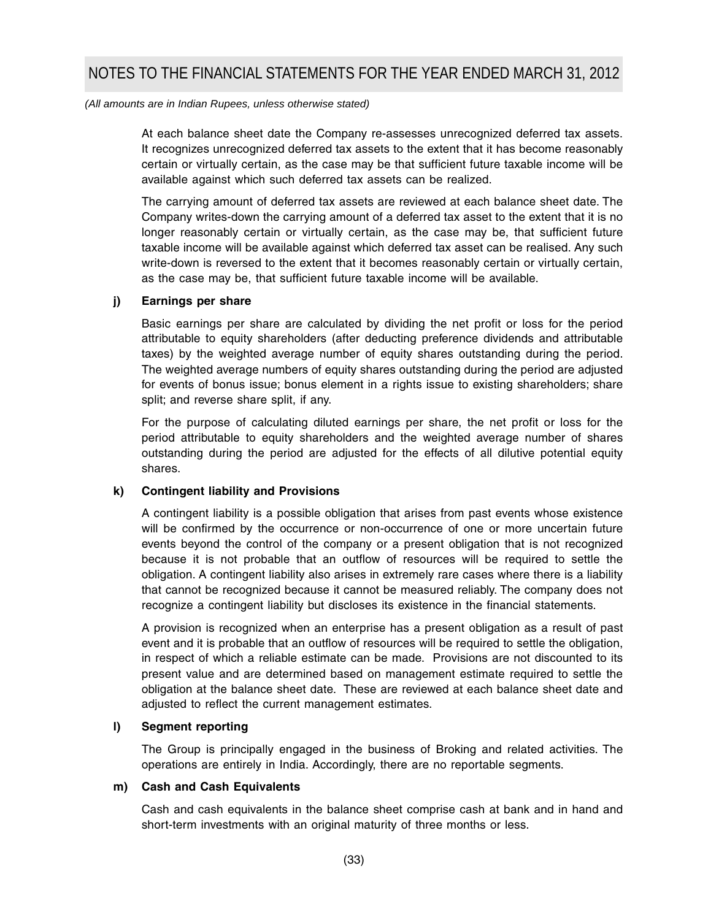*(All amounts are in Indian Rupees, unless otherwise stated)*

At each balance sheet date the Company re-assesses unrecognized deferred tax assets. It recognizes unrecognized deferred tax assets to the extent that it has become reasonably certain or virtually certain, as the case may be that sufficient future taxable income will be available against which such deferred tax assets can be realized.

The carrying amount of deferred tax assets are reviewed at each balance sheet date. The Company writes-down the carrying amount of a deferred tax asset to the extent that it is no longer reasonably certain or virtually certain, as the case may be, that sufficient future taxable income will be available against which deferred tax asset can be realised. Any such write-down is reversed to the extent that it becomes reasonably certain or virtually certain, as the case may be, that sufficient future taxable income will be available.

**j) Earnings per share**

Basic earnings per share are calculated by dividing the net profit or loss for the period attributable to equity shareholders (after deducting preference dividends and attributable taxes) by the weighted average number of equity shares outstanding during the period. The weighted average numbers of equity shares outstanding during the period are adjusted for events of bonus issue; bonus element in a rights issue to existing shareholders; share split; and reverse share split, if any.

For the purpose of calculating diluted earnings per share, the net profit or loss for the period attributable to equity shareholders and the weighted average number of shares outstanding during the period are adjusted for the effects of all dilutive potential equity shares.

**k) Contingent liability and Provisions**

A contingent liability is a possible obligation that arises from past events whose existence will be confirmed by the occurrence or non-occurrence of one or more uncertain future events beyond the control of the company or a present obligation that is not recognized because it is not probable that an outflow of resources will be required to settle the obligation. A contingent liability also arises in extremely rare cases where there is a liability that cannot be recognized because it cannot be measured reliably. The company does not recognize a contingent liability but discloses its existence in the financial statements.

A provision is recognized when an enterprise has a present obligation as a result of past event and it is probable that an outflow of resources will be required to settle the obligation, in respect of which a reliable estimate can be made. Provisions are not discounted to its present value and are determined based on management estimate required to settle the obligation at the balance sheet date. These are reviewed at each balance sheet date and adjusted to reflect the current management estimates.

**l) Segment reporting**

The Group is principally engaged in the business of Broking and related activities. The operations are entirely in India. Accordingly, there are no reportable segments.

**m) Cash and Cash Equivalents**

Cash and cash equivalents in the balance sheet comprise cash at bank and in hand and short-term investments with an original maturity of three months or less.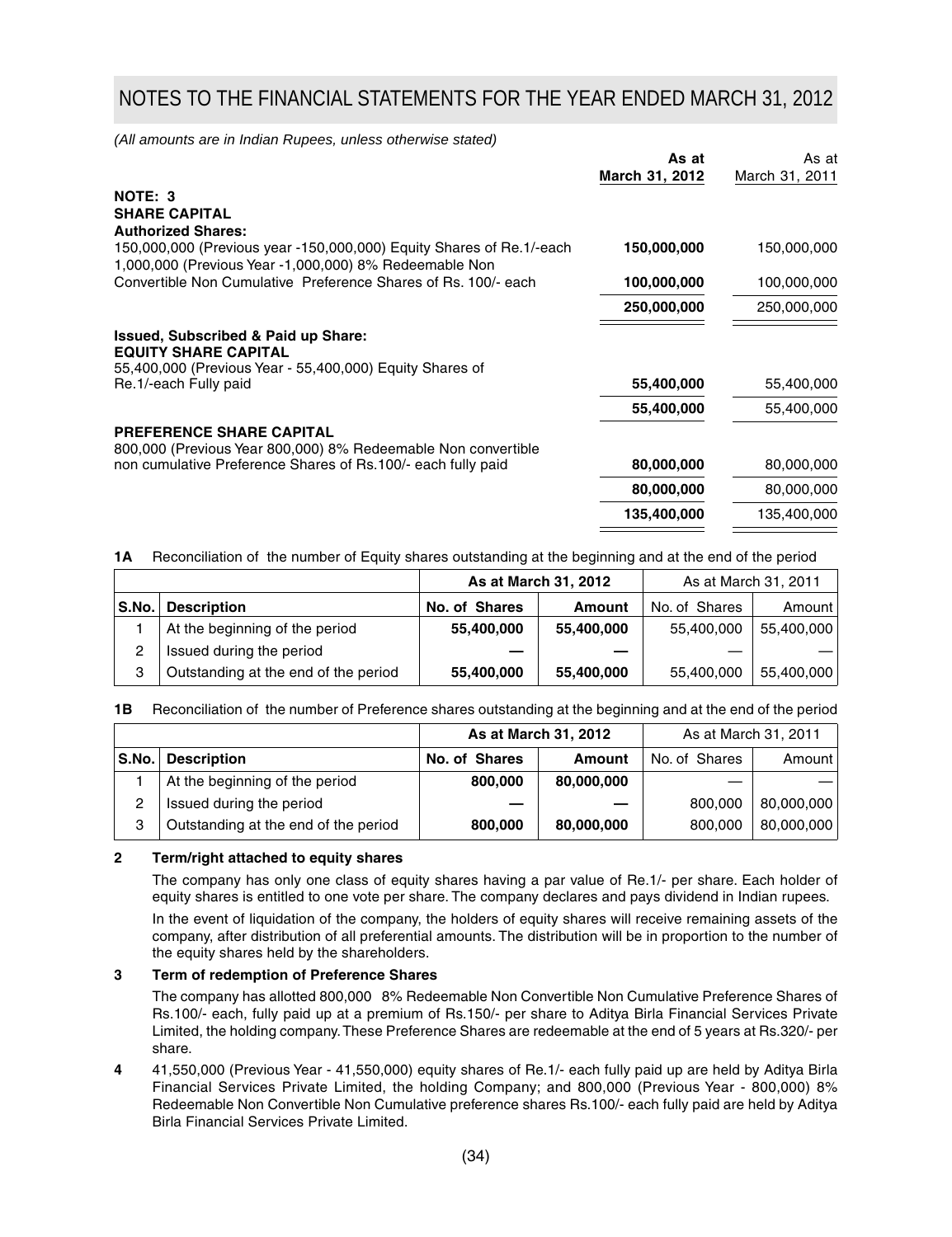# NOTES TO THE FINANCIAL STATEMENTS FOR THE YEAR ENDED MARCH 31, 2012

*(All amounts are in Indian Rupees, unless otherwise stated)*

| | As at March 31, 2012 | As at March 31, 2011 |
|---|---|---|
| **NOTE: 3** | | |
| **SHARE CAPITAL** | | |
| **Authorized Shares:** | | |
| 150,000,000 (Previous year -150,000,000) Equity Shares of Re.1/-each | **150,000,000** | 150,000,000 |
| 1,000,000 (Previous Year -1,000,000) 8% Redeemable Non Convertible Non Cumulative Preference Shares of Rs. 100/- each | **100,000,000** | 100,000,000 |
| | **250,000,000** | 250,000,000 |
| **Issued, Subscribed & Paid up Share:** | | |
| **EQUITY SHARE CAPITAL** | | |
| 55,400,000 (Previous Year - 55,400,000) Equity Shares of Re.1/-each Fully paid | **55,400,000** | 55,400,000 |
| | **55,400,000** | 55,400,000 |
| **PREFERENCE SHARE CAPITAL** | | |
| 800,000 (Previous Year 800,000) 8% Redeemable Non convertible non cumulative Preference Shares of Rs.100/- each fully paid | **80,000,000** | 80,000,000 |
| | **80,000,000** | 80,000,000 |
| | **135,400,000** | 135,400,000 |

**1A** Reconciliation of the number of Equity shares outstanding at the beginning and at the end of the period

| | | As at March 31, 2012 | | As at March 31, 2011 | |
|---|---|---|---|---|---|
| **S.No.** | **Description** | **No. of Shares** | **Amount** | No. of Shares | Amount |
| 1 | At the beginning of the period | **55,400,000** | **55,400,000** | 55,400,000 | 55,400,000 |
| 2 | Issued during the period | **—** | **—** | — | — |
| 3 | Outstanding at the end of the period | **55,400,000** | **55,400,000** | 55,400,000 | 55,400,000 |

**1B** Reconciliation of the number of Preference shares outstanding at the beginning and at the end of the period

| | | As at March 31, 2012 | | As at March 31, 2011 | |
|---|---|---|---|---|---|
| **S.No.** | **Description** | **No. of Shares** | **Amount** | No. of Shares | Amount |
| 1 | At the beginning of the period | **800,000** | **80,000,000** | — | — |
| 2 | Issued during the period | **—** | **—** | 800,000 | 80,000,000 |
| 3 | Outstanding at the end of the period | **800,000** | **80,000,000** | 800,000 | 80,000,000 |

**2 Term/right attached to equity shares**

The company has only one class of equity shares having a par value of Re.1/- per share. Each holder of equity shares is entitled to one vote per share. The company declares and pays dividend in Indian rupees.

In the event of liquidation of the company, the holders of equity shares will receive remaining assets of the company, after distribution of all preferential amounts. The distribution will be in proportion to the number of the equity shares held by the shareholders.

**3 Term of redemption of Preference Shares**

The company has allotted 800,000 8% Redeemable Non Convertible Non Cumulative Preference Shares of Rs.100/- each, fully paid up at a premium of Rs.150/- per share to Aditya Birla Financial Services Private Limited, the holding company. These Preference Shares are redeemable at the end of 5 years at Rs.320/- per share.

**4** 41,550,000 (Previous Year - 41,550,000) equity shares of Re.1/- each fully paid up are held by Aditya Birla Financial Services Private Limited, the holding Company; and 800,000 (Previous Year - 800,000) 8% Redeemable Non Convertible Non Cumulative preference shares Rs.100/- each fully paid are held by Aditya Birla Financial Services Private Limited.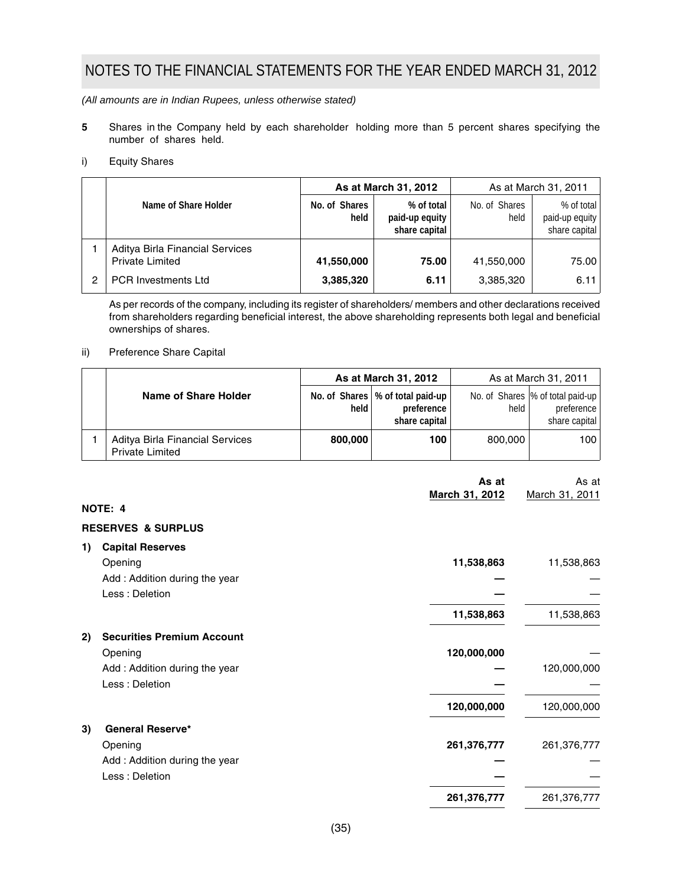# NOTES TO THE FINANCIAL STATEMENTS FOR THE YEAR ENDED MARCH 31, 2012

*(All amounts are in Indian Rupees, unless otherwise stated)*

**5** Shares in the Company held by each shareholder holding more than 5 percent shares specifying the number of shares held.

i) Equity Shares

| | Name of Share Holder | As at March 31, 2012 | | As at March 31, 2011 | |
|---|---|---|---|---|---|
| | | No. of Shares held | % of total paid-up equity share capital | No. of Shares held | % of total paid-up equity share capital |
| 1 | Aditya Birla Financial Services Private Limited | **41,550,000** | **75.00** | 41,550,000 | 75.00 |
| 2 | PCR Investments Ltd | **3,385,320** | **6.11** | 3,385,320 | 6.11 |

As per records of the company, including its register of shareholders/ members and other declarations received from shareholders regarding beneficial interest, the above shareholding represents both legal and beneficial ownerships of shares.

ii) Preference Share Capital

| | Name of Share Holder | As at March 31, 2012 | | As at March 31, 2011 | |
|---|---|---|---|---|---|
| | | No. of Shares held | % of total paid-up preference share capital | No. of Shares held | % of total paid-up preference share capital |
| 1 | Aditya Birla Financial Services Private Limited | **800,000** | **100** | 800,000 | 100 |

**NOTE: 4**

**RESERVES & SURPLUS**

| | As at March 31, 2012 | As at March 31, 2011 |
|---|---|---|
| **1) Capital Reserves** | | |
| Opening | **11,538,863** | 11,538,863 |
| Add : Addition during the year | **—** | — |
| Less : Deletion | **—** | — |
| | **11,538,863** | 11,538,863 |
| **2) Securities Premium Account** | | |
| Opening | **120,000,000** | — |
| Add : Addition during the year | **—** | 120,000,000 |
| Less : Deletion | **—** | — |
| | **120,000,000** | 120,000,000 |
| **3) General Reserve*** | | |
| Opening | **261,376,777** | 261,376,777 |
| Add : Addition during the year | **—** | — |
| Less : Deletion | **—** | — |
| | **261,376,777** | 261,376,777 |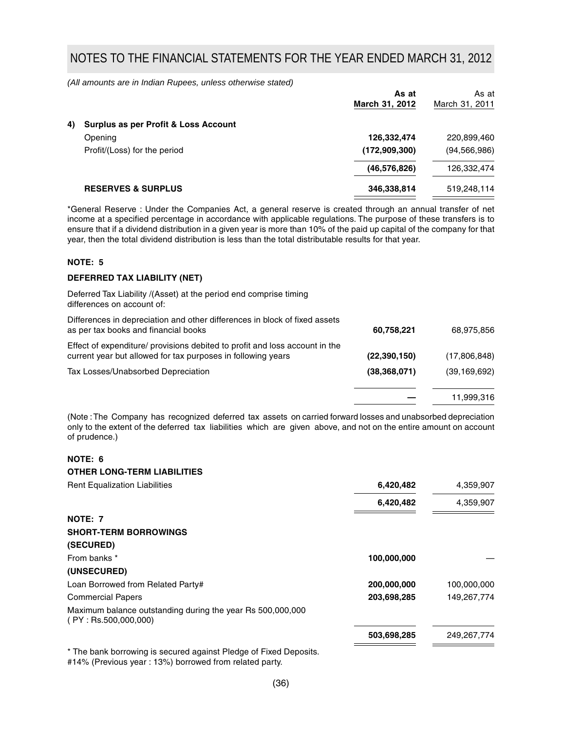# NOTES TO THE FINANCIAL STATEMENTS FOR THE YEAR ENDED MARCH 31, 2012

*(All amounts are in Indian Rupees, unless otherwise stated)*

| | As at March 31, 2012 | As at March 31, 2011 |
|---|---|---|
| **4) Surplus as per Profit & Loss Account** | | |
| Opening | **126,332,474** | 220,899,460 |
| Profit/(Loss) for the period | **(172,909,300)** | (94,566,986) |
| | **(46,576,826)** | 126,332,474 |
| **RESERVES & SURPLUS** | **346,338,814** | 519,248,114 |

*General Reserve : Under the Companies Act, a general reserve is created through an annual transfer of net income at a specified percentage in accordance with applicable regulations. The purpose of these transfers is to ensure that if a dividend distribution in a given year is more than 10% of the paid up capital of the company for that year, then the total dividend distribution is less than the total distributable results for that year.

**NOTE: 5**

**DEFERRED TAX LIABILITY (NET)**

| | As at March 31, 2012 | As at March 31, 2011 |
|---|---|---|
| Deferred Tax Liability /(Asset) at the period end comprise timing differences on account of: | | |
| Differences in depreciation and other differences in block of fixed assets as per tax books and financial books | **60,758,221** | 68,975,856 |
| Effect of expenditure/ provisions debited to profit and loss account in the current year but allowed for tax purposes in following years | **(22,390,150)** | (17,806,848) |
| Tax Losses/Unabsorbed Depreciation | **(38,368,071)** | (39,169,692) |
| | **—** | 11,999,316 |

(Note : The Company has recognized deferred tax assets on carried forward losses and unabsorbed depreciation only to the extent of the deferred tax liabilities which are given above, and not on the entire amount on account of prudence.)

**NOTE: 6**

**OTHER LONG-TERM LIABILITIES**

| | As at March 31, 2012 | As at March 31, 2011 |
|---|---|---|
| Rent Equalization Liabilities | **6,420,482** | 4,359,907 |
| | **6,420,482** | 4,359,907 |

**NOTE: 7**

**SHORT-TERM BORROWINGS**

| | As at March 31, 2012 | As at March 31, 2011 |
|---|---|---|
| **(SECURED)** | | |
| From banks * | **100,000,000** | — |
| **(UNSECURED)** | | |
| Loan Borrowed from Related Party# | **200,000,000** | 100,000,000 |
| Commercial Papers | **203,698,285** | 149,267,774 |
| Maximum balance outstanding during the year Rs 500,000,000 ( PY : Rs.500,000,000) | | |
| | **503,698,285** | 249,267,774 |

* The bank borrowing is secured against Pledge of Fixed Deposits.

#14% (Previous year : 13%) borrowed from related party.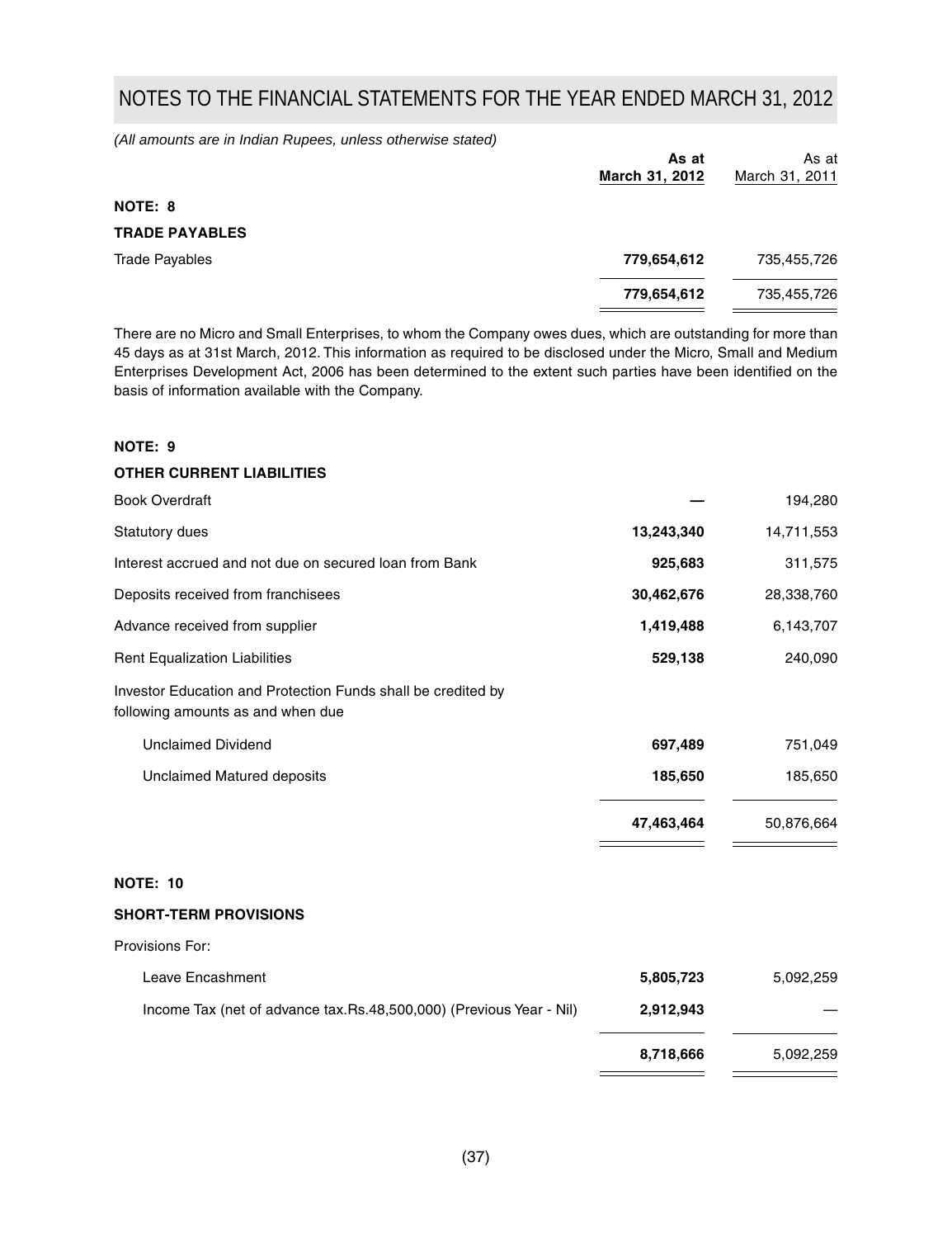# NOTES TO THE FINANCIAL STATEMENTS FOR THE YEAR ENDED MARCH 31, 2012

*(All amounts are in Indian Rupees, unless otherwise stated)*

| | **As at March 31, 2012** | As at March 31, 2011 |
|---|---|---|
| **NOTE: 8** | | |
| **TRADE PAYABLES** | | |
| Trade Payables | **779,654,612** | 735,455,726 |
| | **779,654,612** | 735,455,726 |

There are no Micro and Small Enterprises, to whom the Company owes dues, which are outstanding for more than 45 days as at 31st March, 2012. This information as required to be disclosed under the Micro, Small and Medium Enterprises Development Act, 2006 has been determined to the extent such parties have been identified on the basis of information available with the Company.

| | **As at March 31, 2012** | As at March 31, 2011 |
|---|---|---|
| **NOTE: 9** | | |
| **OTHER CURRENT LIABILITIES** | | |
| Book Overdraft | **—** | 194,280 |
| Statutory dues | **13,243,340** | 14,711,553 |
| Interest accrued and not due on secured loan from Bank | **925,683** | 311,575 |
| Deposits received from franchisees | **30,462,676** | 28,338,760 |
| Advance received from supplier | **1,419,488** | 6,143,707 |
| Rent Equalization Liabilities | **529,138** | 240,090 |
| Investor Education and Protection Funds shall be credited by following amounts as and when due | | |
| Unclaimed Dividend | **697,489** | 751,049 |
| Unclaimed Matured deposits | **185,650** | 185,650 |
| | **47,463,464** | 50,876,664 |

| | **As at March 31, 2012** | As at March 31, 2011 |
|---|---|---|
| **NOTE: 10** | | |
| **SHORT-TERM PROVISIONS** | | |
| Provisions For: | | |
| Leave Encashment | **5,805,723** | 5,092,259 |
| Income Tax (net of advance tax.Rs.48,500,000) (Previous Year - Nil) | **2,912,943** | — |
| | **8,718,666** | 5,092,259 |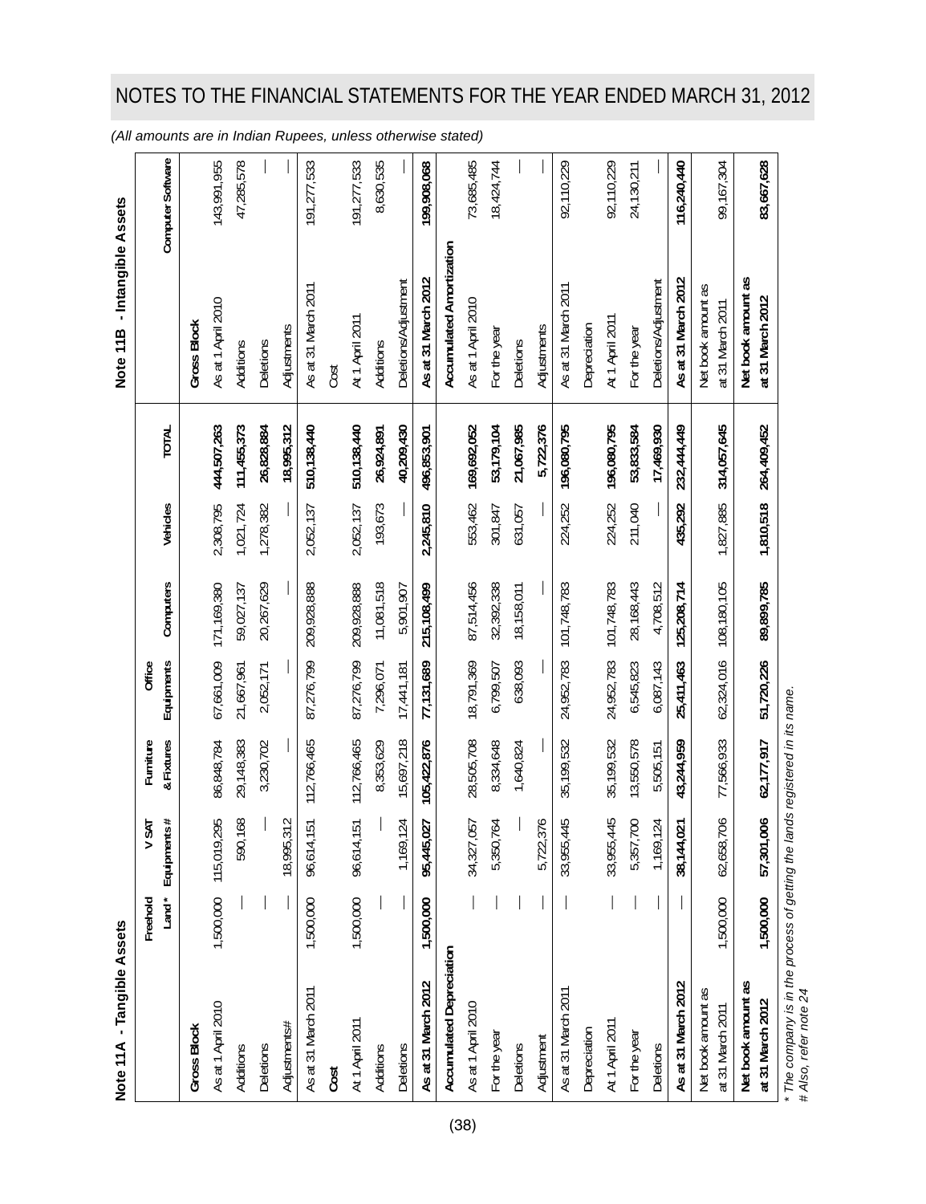# NOTES TO THE FINANCIAL STATEMENTS FOR THE YEAR ENDED MARCH 31, 2012

*(All amounts are in Indian Rupees, unless otherwise stated)*

## Note 11A - Tangible Assets

| | Freehold Land * | V SAT Equipments # | Furniture & Fixtures | Office Equipments | Computers | Vehicles | TOTAL |
|---|---|---|---|---|---|---|---|
| **Gross Block** | | | | | | | |
| As at 1 April 2010 | 1,500,000 | 115,019,295 | 86,848,784 | 67,661,009 | 171,169,380 | 2,308,795 | 444,507,263 |
| Additions | — | 590,168 | 29,148,383 | 21,667,961 | 59,027,137 | 1,021,724 | 111,455,373 |
| Deletions | — | — | 3,230,702 | 2,052,171 | 20,267,629 | 1,278,382 | 26,828,884 |
| Adjustments# | — | 18,995,312 | — | — | — | — | 18,995,312 |
| As at 31 March 2011 | 1,500,000 | 96,614,151 | 112,766,465 | 87,276,799 | 209,928,888 | 2,052,137 | 510,138,440 |
| **Cost** | | | | | | | |
| At 1 April 2011 | 1,500,000 | 96,614,151 | 112,766,465 | 87,276,799 | 209,928,888 | 2,052,137 | 510,138,440 |
| Additions | — | — | 8,353,629 | 7,296,071 | 11,081,518 | 193,673 | 26,924,891 |
| Deletions | — | 1,169,124 | 15,697,218 | 17,441,181 | 5,901,907 | — | 40,209,430 |
| **As at 31 March 2012** | **1,500,000** | **95,445,027** | **105,422,876** | **77,131,689** | **215,108,499** | **2,245,810** | **496,853,901** |
| **Accumulated Depreciation** | | | | | | | |
| As at 1 April 2010 | — | 34,327,057 | 28,505,708 | 18,791,369 | 87,514,456 | 553,462 | 169,692,052 |
| For the year | — | 5,350,764 | 8,334,648 | 6,799,507 | 32,392,338 | 301,847 | 53,179,104 |
| Deletions | — | — | 1,640,824 | 638,093 | 18,158,011 | 631,057 | 21,067,985 |
| Adjustment | — | 5,722,376 | — | — | — | — | 5,722,376 |
| As at 31 March 2011 | — | 33,955,445 | 35,199,532 | 24,952,783 | 101,748,783 | 224,252 | 196,080,795 |
| Depreciation | | | | | | | |
| At 1 April 2011 | — | 33,955,445 | 35,199,532 | 24,952,783 | 101,748,783 | 224,252 | 196,080,795 |
| For the year | — | 5,357,700 | 13,550,578 | 6,545,823 | 28,168,443 | 211,040 | 53,833,584 |
| Deletions | — | 1,169,124 | 5,505,151 | 6,087,143 | 4,708,512 | — | 17,469,930 |
| **As at 31 March 2012** | — | **38,144,021** | **43,244,959** | **25,411,463** | **125,208,714** | **435,292** | **232,444,449** |
| Net book amount as at 31 March 2011 | 1,500,000 | 62,658,706 | 77,566,933 | 62,324,016 | 108,180,105 | 1,827,885 | 314,057,645 |
| **Net book amount as at 31 March 2012** | **1,500,000** | **57,301,006** | **62,177,917** | **51,720,226** | **89,899,785** | **1,810,518** | **264,409,452** |

*\* The company is in the process of getting the lands registered in its name.*

*# Also, refer note 24*

## Note 11B - Intangible Assets

| | Computer Software |
|---|---|
| **Gross Block** | |
| As at 1 April 2010 | 143,991,955 |
| Additions | 47,285,578 |
| Deletions | — |
| Adjustments | — |
| As at 31 March 2011 | 191,277,533 |
| Cost | |
| At 1 April 2011 | 191,277,533 |
| Additions | 8,630,535 |
| Deletions/Adjustment | — |
| **As at 31 March 2012** | **199,908,068** |
| **Accumulated Amortization** | |
| As at 1 April 2010 | 73,685,485 |
| For the year | 18,424,744 |
| Deletions | — |
| Adjustments | — |
| As at 31 March 2011 | 92,110,229 |
| Depreciation | |
| At 1 April 2011 | 92,110,229 |
| For the year | 24,130,211 |
| Deletions/Adjustment | — |
| **As at 31 March 2012** | **116,240,440** |
| Net book amount as at 31 March 2011 | 99,167,304 |
| **Net book amount as at 31 March 2012** | **83,667,628** |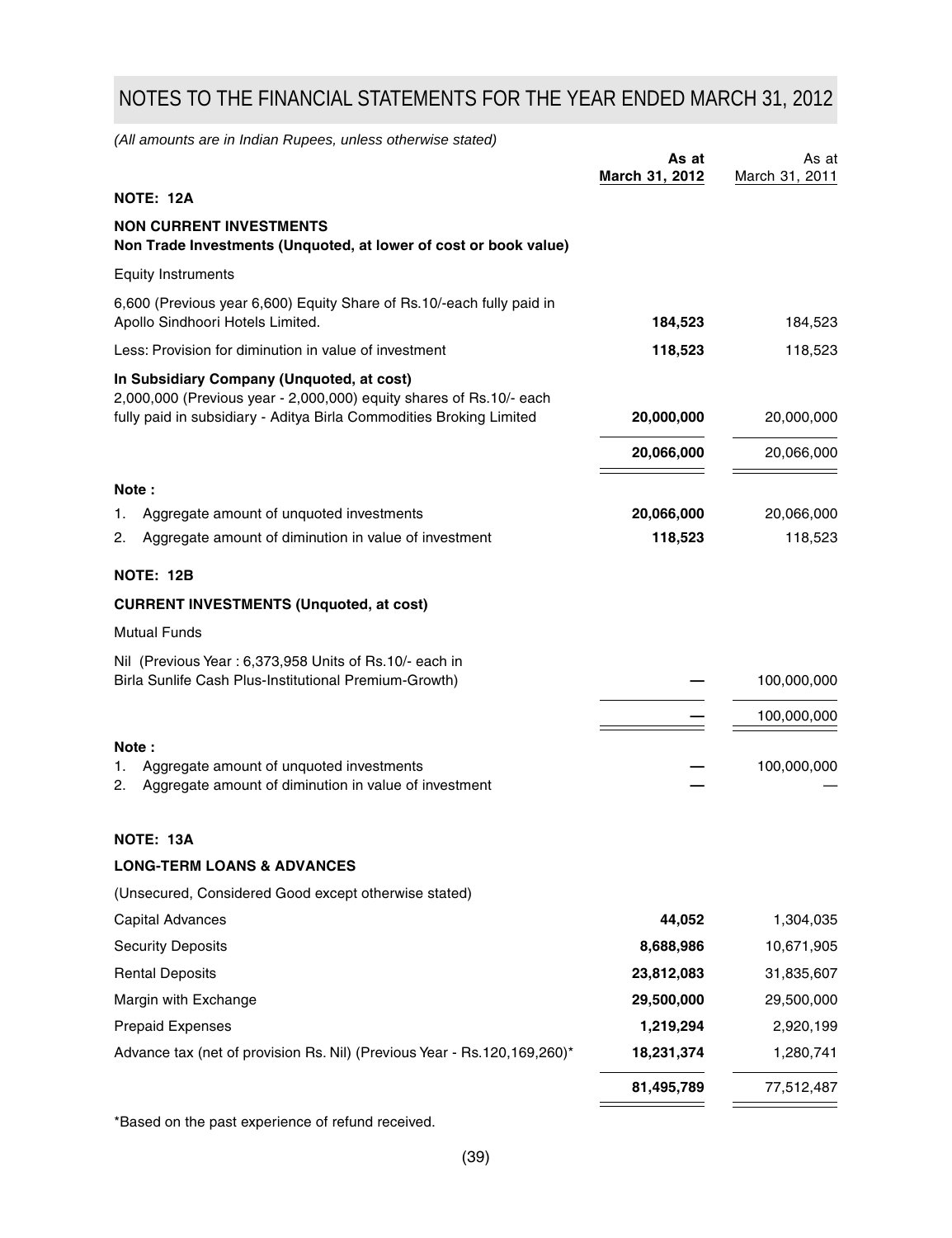# NOTES TO THE FINANCIAL STATEMENTS FOR THE YEAR ENDED MARCH 31, 2012

*(All amounts are in Indian Rupees, unless otherwise stated)*

| | As at March 31, 2012 | As at March 31, 2011 |
|---|---|---|
| **NOTE: 12A** | | |
| **NON CURRENT INVESTMENTS** | | |
| **Non Trade Investments (Unquoted, at lower of cost or book value)** | | |
| Equity Instruments | | |
| 6,600 (Previous year 6,600) Equity Share of Rs.10/-each fully paid in Apollo Sindhoori Hotels Limited. | **184,523** | 184,523 |
| Less: Provision for diminution in value of investment | **118,523** | 118,523 |
| **In Subsidiary Company (Unquoted, at cost)** | | |
| 2,000,000 (Previous year - 2,000,000) equity shares of Rs.10/- each fully paid in subsidiary - Aditya Birla Commodities Broking Limited | **20,000,000** | 20,000,000 |
| | **20,066,000** | 20,066,000 |
| **Note :** | | |
| 1. Aggregate amount of unquoted investments | **20,066,000** | 20,066,000 |
| 2. Aggregate amount of diminution in value of investment | **118,523** | 118,523 |
| **NOTE: 12B** | | |
| **CURRENT INVESTMENTS (Unquoted, at cost)** | | |
| Mutual Funds | | |
| Nil (Previous Year : 6,373,958 Units of Rs.10/- each in Birla Sunlife Cash Plus-Institutional Premium-Growth) | **—** | 100,000,000 |
| | **—** | 100,000,000 |
| **Note :** | | |
| 1. Aggregate amount of unquoted investments | **—** | 100,000,000 |
| 2. Aggregate amount of diminution in value of investment | **—** | — |
| **NOTE: 13A** | | |
| **LONG-TERM LOANS & ADVANCES** | | |
| (Unsecured, Considered Good except otherwise stated) | | |
| Capital Advances | **44,052** | 1,304,035 |
| Security Deposits | **8,688,986** | 10,671,905 |
| Rental Deposits | **23,812,083** | 31,835,607 |
| Margin with Exchange | **29,500,000** | 29,500,000 |
| Prepaid Expenses | **1,219,294** | 2,920,199 |
| Advance tax (net of provision Rs. Nil) (Previous Year - Rs.120,169,260)* | **18,231,374** | 1,280,741 |
| | **81,495,789** | 77,512,487 |

*Based on the past experience of refund received.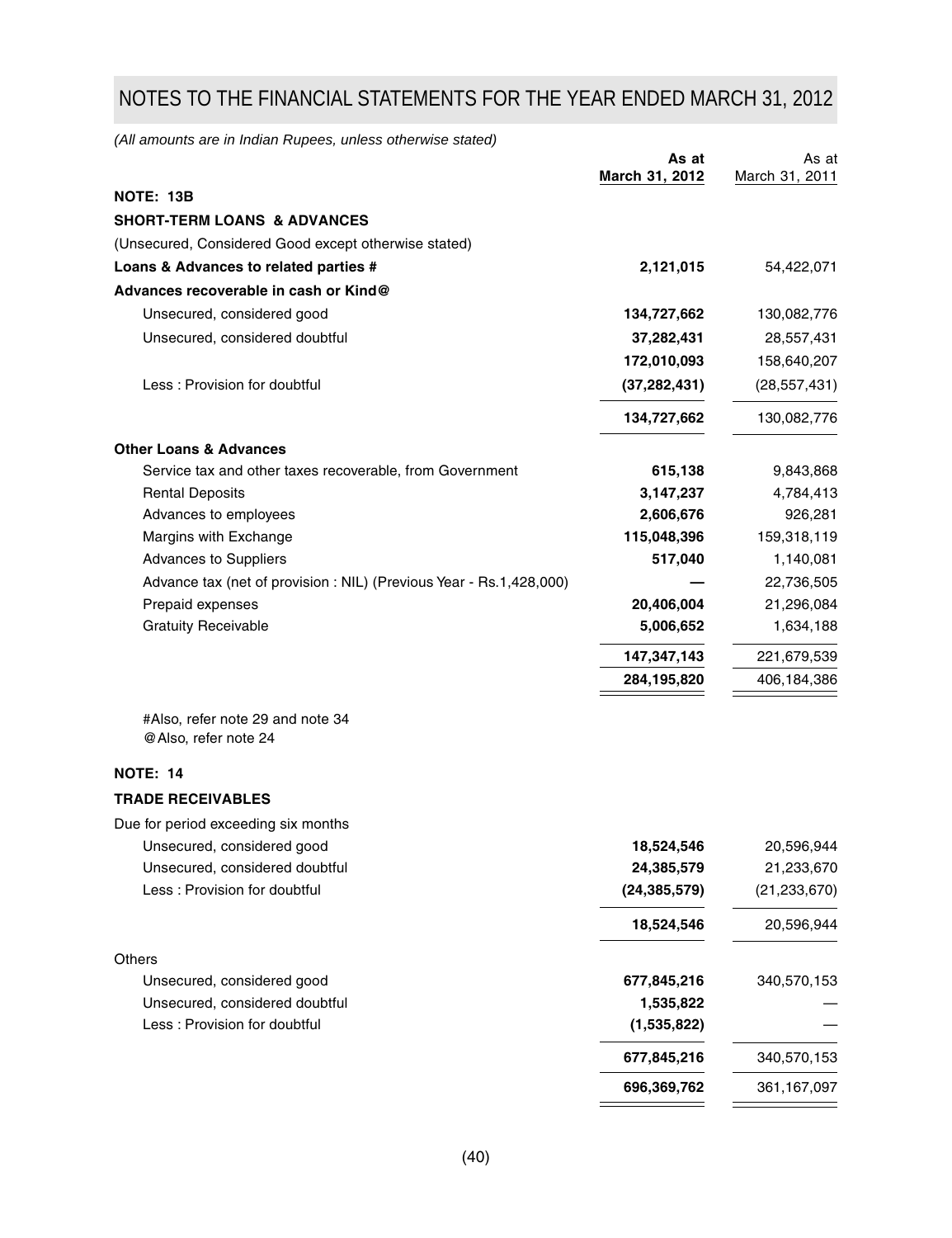## NOTES TO THE FINANCIAL STATEMENTS FOR THE YEAR ENDED MARCH 31, 2012

*(All amounts are in Indian Rupees, unless otherwise stated)*

| | As at March 31, 2012 | As at March 31, 2011 |
|---|---|---|
| **NOTE: 13B** | | |
| **SHORT-TERM LOANS & ADVANCES** | | |
| (Unsecured, Considered Good except otherwise stated) | | |
| **Loans & Advances to related parties #** | **2,121,015** | 54,422,071 |
| **Advances recoverable in cash or Kind@** | | |
| Unsecured, considered good | **134,727,662** | 130,082,776 |
| Unsecured, considered doubtful | **37,282,431** | 28,557,431 |
| | **172,010,093** | 158,640,207 |
| Less : Provision for doubtful | **(37,282,431)** | (28,557,431) |
| | **134,727,662** | 130,082,776 |
| **Other Loans & Advances** | | |
| Service tax and other taxes recoverable, from Government | **615,138** | 9,843,868 |
| Rental Deposits | **3,147,237** | 4,784,413 |
| Advances to employees | **2,606,676** | 926,281 |
| Margins with Exchange | **115,048,396** | 159,318,119 |
| Advances to Suppliers | **517,040** | 1,140,081 |
| Advance tax (net of provision : NIL) (Previous Year - Rs.1,428,000) | **—** | 22,736,505 |
| Prepaid expenses | **20,406,004** | 21,296,084 |
| Gratuity Receivable | **5,006,652** | 1,634,188 |
| | **147,347,143** | 221,679,539 |
| | **284,195,820** | 406,184,386 |

#Also, refer note 29 and note 34
@Also, refer note 24

| | As at March 31, 2012 | As at March 31, 2011 |
|---|---|---|
| **NOTE: 14** | | |
| **TRADE RECEIVABLES** | | |
| Due for period exceeding six months | | |
| Unsecured, considered good | **18,524,546** | 20,596,944 |
| Unsecured, considered doubtful | **24,385,579** | 21,233,670 |
| Less : Provision for doubtful | **(24,385,579)** | (21,233,670) |
| | **18,524,546** | 20,596,944 |
| Others | | |
| Unsecured, considered good | **677,845,216** | 340,570,153 |
| Unsecured, considered doubtful | **1,535,822** | — |
| Less : Provision for doubtful | **(1,535,822)** | — |
| | **677,845,216** | 340,570,153 |
| | **696,369,762** | 361,167,097 |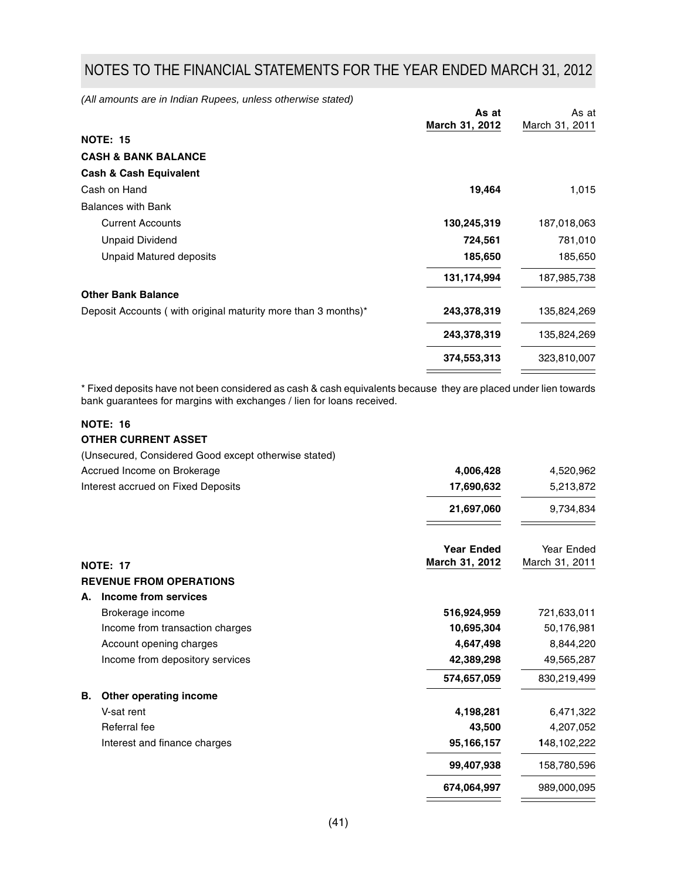# NOTES TO THE FINANCIAL STATEMENTS FOR THE YEAR ENDED MARCH 31, 2012

*(All amounts are in Indian Rupees, unless otherwise stated)*

| | As at March 31, 2012 | As at March 31, 2011 |
|---|---|---|
| **NOTE: 15** | | |
| **CASH & BANK BALANCE** | | |
| **Cash & Cash Equivalent** | | |
| Cash on Hand | **19,464** | 1,015 |
| Balances with Bank | | |
| Current Accounts | **130,245,319** | 187,018,063 |
| Unpaid Dividend | **724,561** | 781,010 |
| Unpaid Matured deposits | **185,650** | 185,650 |
| | **131,174,994** | 187,985,738 |
| **Other Bank Balance** | | |
| Deposit Accounts ( with original maturity more than 3 months)* | **243,378,319** | 135,824,269 |
| | **243,378,319** | 135,824,269 |
| | **374,553,313** | 323,810,007 |

* Fixed deposits have not been considered as cash & cash equivalents because they are placed under lien towards bank guarantees for margins with exchanges / lien for loans received.

| | As at March 31, 2012 | As at March 31, 2011 |
|---|---|---|
| **NOTE: 16** | | |
| **OTHER CURRENT ASSET** | | |
| (Unsecured, Considered Good except otherwise stated) | | |
| Accrued Income on Brokerage | **4,006,428** | 4,520,962 |
| Interest accrued on Fixed Deposits | **17,690,632** | 5,213,872 |
| | **21,697,060** | 9,734,834 |

| | Year Ended March 31, 2012 | Year Ended March 31, 2011 |
|---|---|---|
| **NOTE: 17** | | |
| **REVENUE FROM OPERATIONS** | | |
| **A. Income from services** | | |
| Brokerage income | **516,924,959** | 721,633,011 |
| Income from transaction charges | **10,695,304** | 50,176,981 |
| Account opening charges | **4,647,498** | 8,844,220 |
| Income from depository services | **42,389,298** | 49,565,287 |
| | **574,657,059** | 830,219,499 |
| **B. Other operating income** | | |
| V-sat rent | **4,198,281** | 6,471,322 |
| Referral fee | **43,500** | 4,207,052 |
| Interest and finance charges | **95,166,157** | 148,102,222 |
| | **99,407,938** | 158,780,596 |
| | **674,064,997** | 989,000,095 |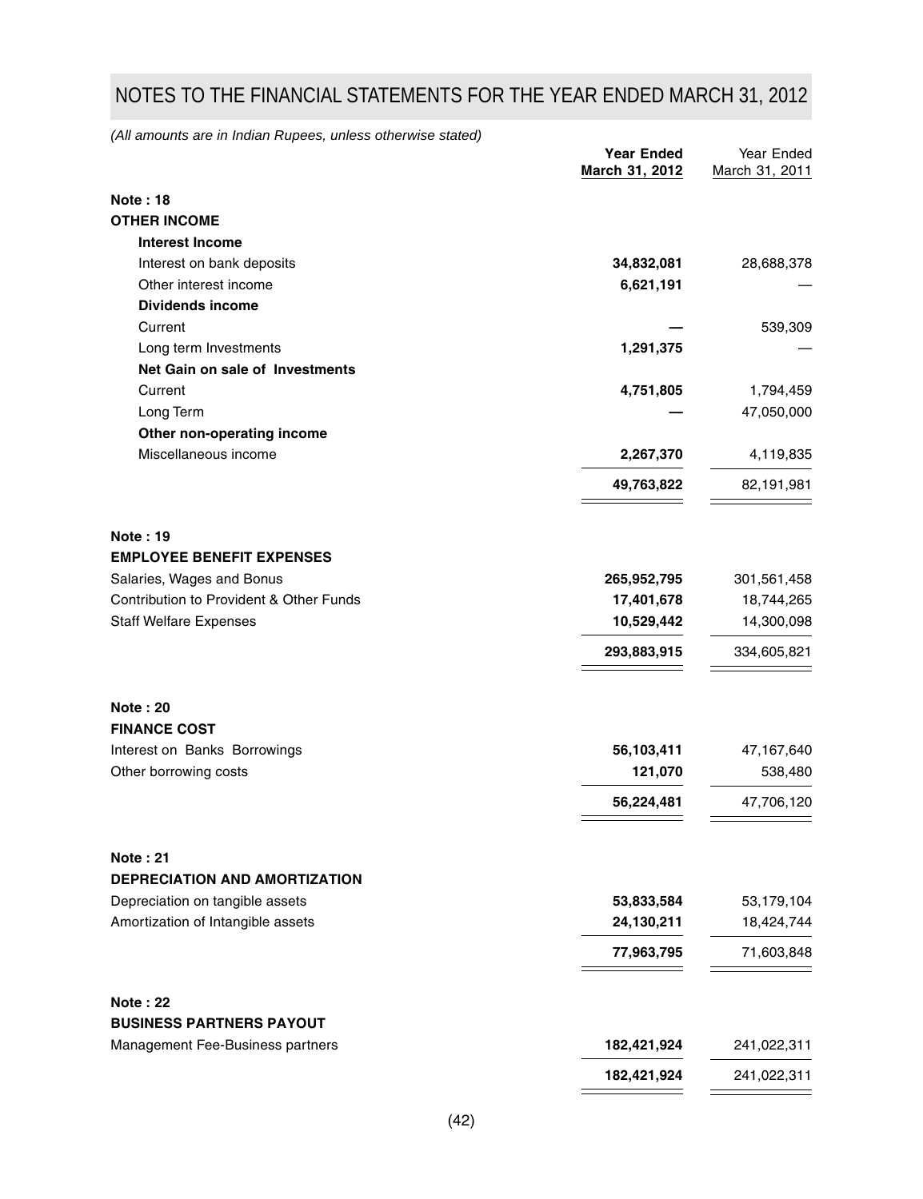# NOTES TO THE FINANCIAL STATEMENTS FOR THE YEAR ENDED MARCH 31, 2012

*(All amounts are in Indian Rupees, unless otherwise stated)*

| | **Year Ended March 31, 2012** | Year Ended March 31, 2011 |
|---|---|---|
| **Note : 18** | | |
| **OTHER INCOME** | | |
| **Interest Income** | | |
| Interest on bank deposits | **34,832,081** | 28,688,378 |
| Other interest income | **6,621,191** | — |
| **Dividends income** | | |
| Current | **—** | 539,309 |
| Long term Investments | **1,291,375** | — |
| **Net Gain on sale of Investments** | | |
| Current | **4,751,805** | 1,794,459 |
| Long Term | **—** | 47,050,000 |
| **Other non-operating income** | | |
| Miscellaneous income | **2,267,370** | 4,119,835 |
| | **49,763,822** | 82,191,981 |
| **Note : 19** | | |
| **EMPLOYEE BENEFIT EXPENSES** | | |
| Salaries, Wages and Bonus | **265,952,795** | 301,561,458 |
| Contribution to Provident & Other Funds | **17,401,678** | 18,744,265 |
| Staff Welfare Expenses | **10,529,442** | 14,300,098 |
| | **293,883,915** | 334,605,821 |
| **Note : 20** | | |
| **FINANCE COST** | | |
| Interest on Banks Borrowings | **56,103,411** | 47,167,640 |
| Other borrowing costs | **121,070** | 538,480 |
| | **56,224,481** | 47,706,120 |
| **Note : 21** | | |
| **DEPRECIATION AND AMORTIZATION** | | |
| Depreciation on tangible assets | **53,833,584** | 53,179,104 |
| Amortization of Intangible assets | **24,130,211** | 18,424,744 |
| | **77,963,795** | 71,603,848 |
| **Note : 22** | | |
| **BUSINESS PARTNERS PAYOUT** | | |
| Management Fee-Business partners | **182,421,924** | 241,022,311 |
| | **182,421,924** | 241,022,311 |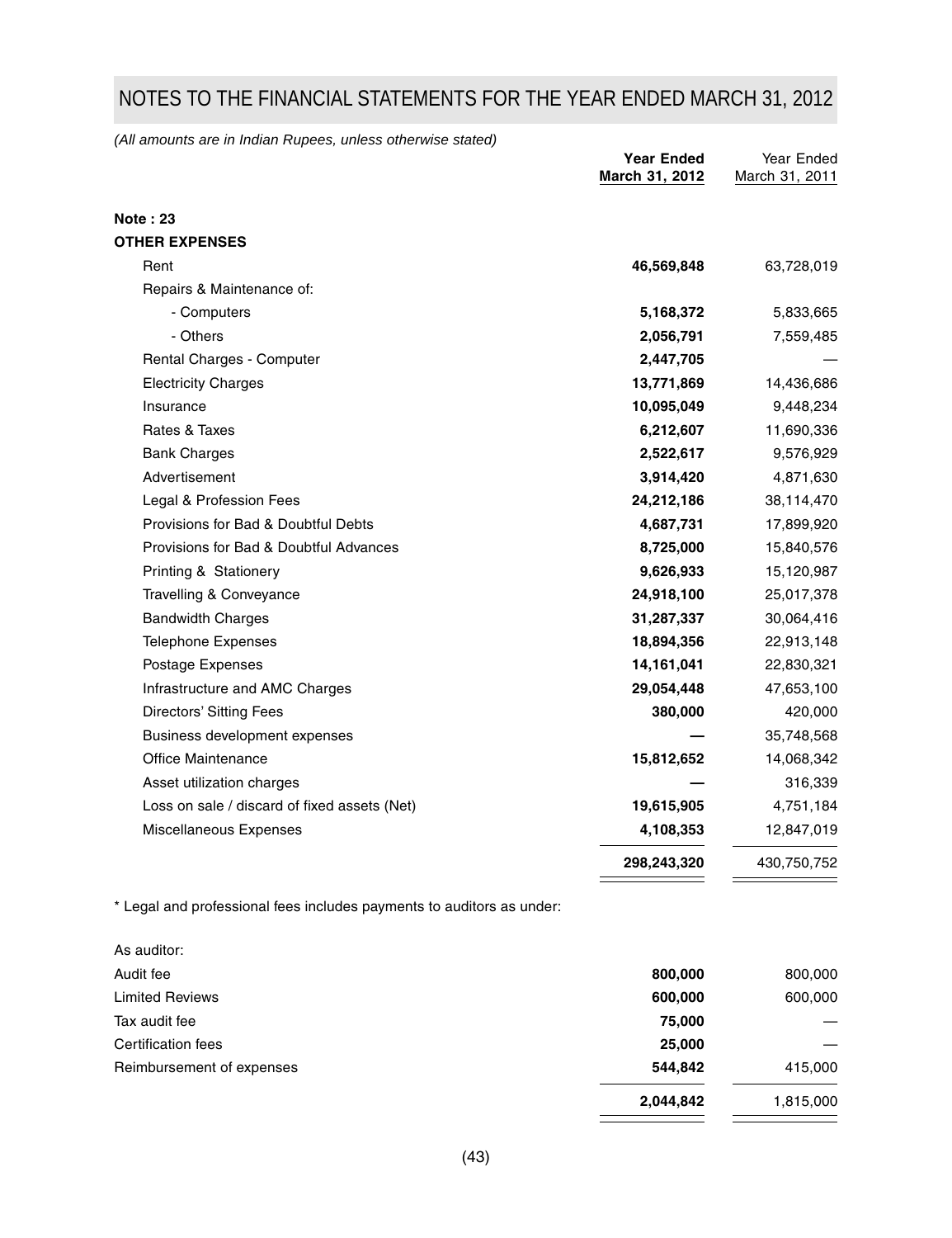# NOTES TO THE FINANCIAL STATEMENTS FOR THE YEAR ENDED MARCH 31, 2012

*(All amounts are in Indian Rupees, unless otherwise stated)*

| | **Year Ended March 31, 2012** | Year Ended March 31, 2011 |
|---|---|---|
| **Note : 23** | | |
| **OTHER EXPENSES** | | |
| Rent | **46,569,848** | 63,728,019 |
| Repairs & Maintenance of: | | |
| - Computers | **5,168,372** | 5,833,665 |
| - Others | **2,056,791** | 7,559,485 |
| Rental Charges - Computer | **2,447,705** | — |
| Electricity Charges | **13,771,869** | 14,436,686 |
| Insurance | **10,095,049** | 9,448,234 |
| Rates & Taxes | **6,212,607** | 11,690,336 |
| Bank Charges | **2,522,617** | 9,576,929 |
| Advertisement | **3,914,420** | 4,871,630 |
| Legal & Profession Fees | **24,212,186** | 38,114,470 |
| Provisions for Bad & Doubtful Debts | **4,687,731** | 17,899,920 |
| Provisions for Bad & Doubtful Advances | **8,725,000** | 15,840,576 |
| Printing & Stationery | **9,626,933** | 15,120,987 |
| Travelling & Conveyance | **24,918,100** | 25,017,378 |
| Bandwidth Charges | **31,287,337** | 30,064,416 |
| Telephone Expenses | **18,894,356** | 22,913,148 |
| Postage Expenses | **14,161,041** | 22,830,321 |
| Infrastructure and AMC Charges | **29,054,448** | 47,653,100 |
| Directors' Sitting Fees | **380,000** | 420,000 |
| Business development expenses | **—** | 35,748,568 |
| Office Maintenance | **15,812,652** | 14,068,342 |
| Asset utilization charges | **—** | 316,339 |
| Loss on sale / discard of fixed assets (Net) | **19,615,905** | 4,751,184 |
| Miscellaneous Expenses | **4,108,353** | 12,847,019 |
| | **298,243,320** | 430,750,752 |

* Legal and professional fees includes payments to auditors as under:

| As auditor: | | |
|---|---|---|
| Audit fee | **800,000** | 800,000 |
| Limited Reviews | **600,000** | 600,000 |
| Tax audit fee | **75,000** | — |
| Certification fees | **25,000** | — |
| Reimbursement of expenses | **544,842** | 415,000 |
| | **2,044,842** | 1,815,000 |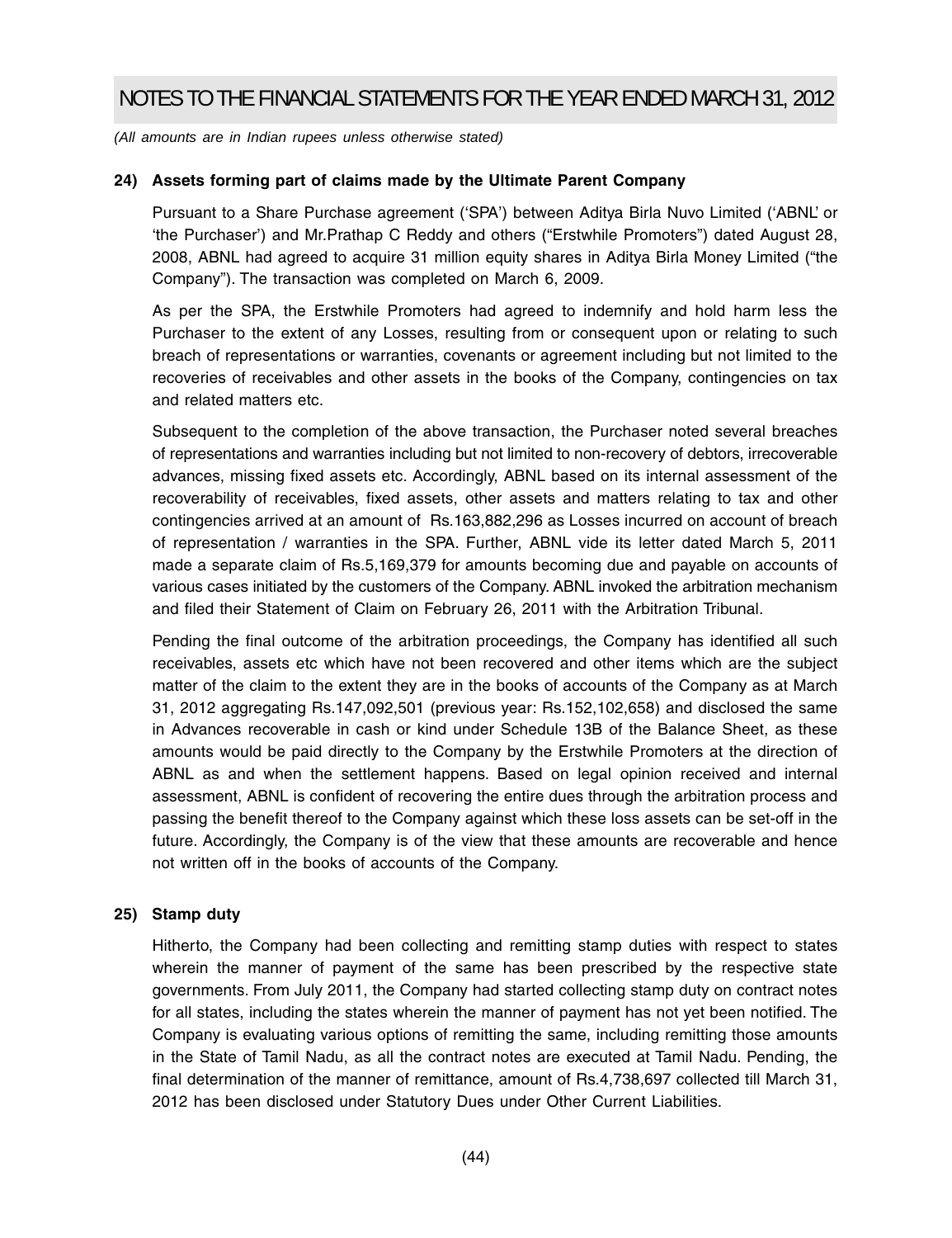*(All amounts are in Indian rupees unless otherwise stated)*

**24) Assets forming part of claims made by the Ultimate Parent Company**

Pursuant to a Share Purchase agreement ('SPA') between Aditya Birla Nuvo Limited ('ABNL' or 'the Purchaser') and Mr.Prathap C Reddy and others ("Erstwhile Promoters") dated August 28, 2008, ABNL had agreed to acquire 31 million equity shares in Aditya Birla Money Limited ("the Company"). The transaction was completed on March 6, 2009.

As per the SPA, the Erstwhile Promoters had agreed to indemnify and hold harm less the Purchaser to the extent of any Losses, resulting from or consequent upon or relating to such breach of representations or warranties, covenants or agreement including but not limited to the recoveries of receivables and other assets in the books of the Company, contingencies on tax and related matters etc.

Subsequent to the completion of the above transaction, the Purchaser noted several breaches of representations and warranties including but not limited to non-recovery of debtors, irrecoverable advances, missing fixed assets etc. Accordingly, ABNL based on its internal assessment of the recoverability of receivables, fixed assets, other assets and matters relating to tax and other contingencies arrived at an amount of Rs.163,882,296 as Losses incurred on account of breach of representation / warranties in the SPA. Further, ABNL vide its letter dated March 5, 2011 made a separate claim of Rs.5,169,379 for amounts becoming due and payable on accounts of various cases initiated by the customers of the Company. ABNL invoked the arbitration mechanism and filed their Statement of Claim on February 26, 2011 with the Arbitration Tribunal.

Pending the final outcome of the arbitration proceedings, the Company has identified all such receivables, assets etc which have not been recovered and other items which are the subject matter of the claim to the extent they are in the books of accounts of the Company as at March 31, 2012 aggregating Rs.147,092,501 (previous year: Rs.152,102,658) and disclosed the same in Advances recoverable in cash or kind under Schedule 13B of the Balance Sheet, as these amounts would be paid directly to the Company by the Erstwhile Promoters at the direction of ABNL as and when the settlement happens. Based on legal opinion received and internal assessment, ABNL is confident of recovering the entire dues through the arbitration process and passing the benefit thereof to the Company against which these loss assets can be set-off in the future. Accordingly, the Company is of the view that these amounts are recoverable and hence not written off in the books of accounts of the Company.

**25) Stamp duty**

Hitherto, the Company had been collecting and remitting stamp duties with respect to states wherein the manner of payment of the same has been prescribed by the respective state governments. From July 2011, the Company had started collecting stamp duty on contract notes for all states, including the states wherein the manner of payment has not yet been notified. The Company is evaluating various options of remitting the same, including remitting those amounts in the State of Tamil Nadu, as all the contract notes are executed at Tamil Nadu. Pending, the final determination of the manner of remittance, amount of Rs.4,738,697 collected till March 31, 2012 has been disclosed under Statutory Dues under Other Current Liabilities.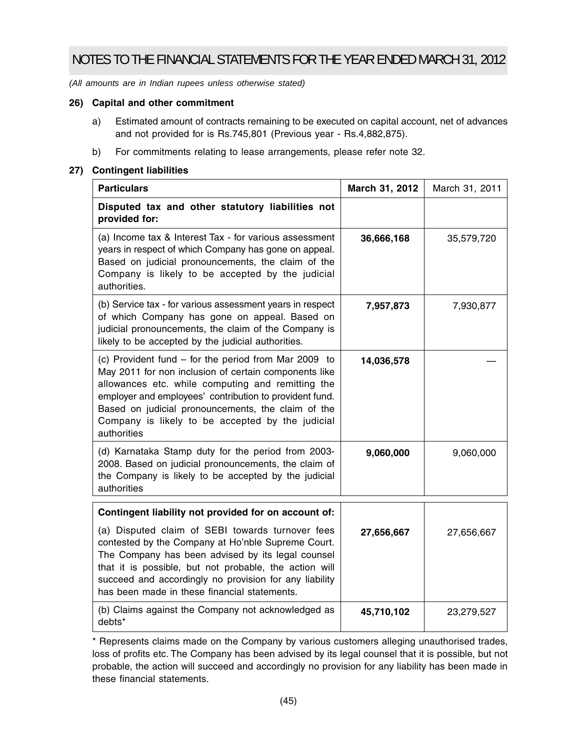# NOTES TO THE FINANCIAL STATEMENTS FOR THE YEAR ENDED MARCH 31, 2012

*(All amounts are in Indian rupees unless otherwise stated)*

**26) Capital and other commitment**

a) Estimated amount of contracts remaining to be executed on capital account, net of advances and not provided for is Rs.745,801 (Previous year - Rs.4,882,875).

b) For commitments relating to lease arrangements, please refer note 32.

**27) Contingent liabilities**

| Particulars | March 31, 2012 | March 31, 2011 |
|---|---|---|
| **Disputed tax and other statutory liabilities not provided for:** | | |
| (a) Income tax & Interest Tax - for various assessment years in respect of which Company has gone on appeal. Based on judicial pronouncements, the claim of the Company is likely to be accepted by the judicial authorities. | **36,666,168** | 35,579,720 |
| (b) Service tax - for various assessment years in respect of which Company has gone on appeal. Based on judicial pronouncements, the claim of the Company is likely to be accepted by the judicial authorities. | **7,957,873** | 7,930,877 |
| (c) Provident fund – for the period from Mar 2009 to May 2011 for non inclusion of certain components like allowances etc. while computing and remitting the employer and employees' contribution to provident fund. Based on judicial pronouncements, the claim of the Company is likely to be accepted by the judicial authorities | **14,036,578** | — |
| (d) Karnataka Stamp duty for the period from 2003-2008. Based on judicial pronouncements, the claim of the Company is likely to be accepted by the judicial authorities | **9,060,000** | 9,060,000 |
| **Contingent liability not provided for on account of:** | | |
| (a) Disputed claim of SEBI towards turnover fees contested by the Company at Ho'nble Supreme Court. The Company has been advised by its legal counsel that it is possible, but not probable, the action will succeed and accordingly no provision for any liability has been made in these financial statements. | **27,656,667** | 27,656,667 |
| (b) Claims against the Company not acknowledged as debts* | **45,710,102** | 23,279,527 |

\* Represents claims made on the Company by various customers alleging unauthorised trades, loss of profits etc. The Company has been advised by its legal counsel that it is possible, but not probable, the action will succeed and accordingly no provision for any liability has been made in these financial statements.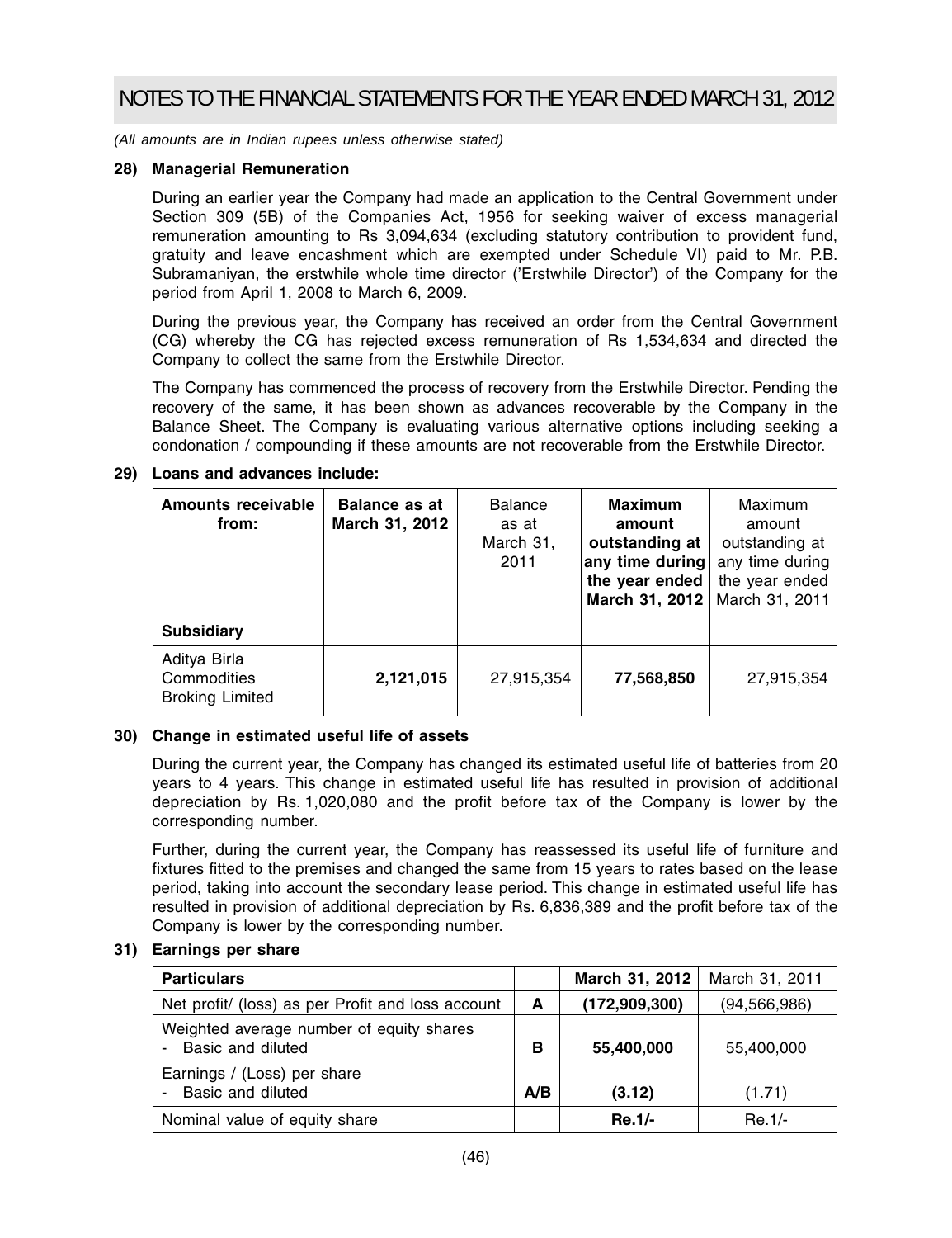*(All amounts are in Indian rupees unless otherwise stated)*

**28) Managerial Remuneration**

During an earlier year the Company had made an application to the Central Government under Section 309 (5B) of the Companies Act, 1956 for seeking waiver of excess managerial remuneration amounting to Rs 3,094,634 (excluding statutory contribution to provident fund, gratuity and leave encashment which are exempted under Schedule VI) paid to Mr. P.B. Subramaniyan, the erstwhile whole time director ('Erstwhile Director') of the Company for the period from April 1, 2008 to March 6, 2009.

During the previous year, the Company has received an order from the Central Government (CG) whereby the CG has rejected excess remuneration of Rs 1,534,634 and directed the Company to collect the same from the Erstwhile Director.

The Company has commenced the process of recovery from the Erstwhile Director. Pending the recovery of the same, it has been shown as advances recoverable by the Company in the Balance Sheet. The Company is evaluating various alternative options including seeking a condonation / compounding if these amounts are not recoverable from the Erstwhile Director.

**29) Loans and advances include:**

| **Amounts receivable from:** | **Balance as at March 31, 2012** | Balance as at March 31, 2011 | **Maximum amount outstanding at any time during the year ended March 31, 2012** | Maximum amount outstanding at any time during the year ended March 31, 2011 |
|---|---|---|---|---|
| **Subsidiary** | | | | |
| Aditya Birla Commodities Broking Limited | **2,121,015** | 27,915,354 | **77,568,850** | 27,915,354 |

**30) Change in estimated useful life of assets**

During the current year, the Company has changed its estimated useful life of batteries from 20 years to 4 years. This change in estimated useful life has resulted in provision of additional depreciation by Rs. 1,020,080 and the profit before tax of the Company is lower by the corresponding number.

Further, during the current year, the Company has reassessed its useful life of furniture and fixtures fitted to the premises and changed the same from 15 years to rates based on the lease period, taking into account the secondary lease period. This change in estimated useful life has resulted in provision of additional depreciation by Rs. 6,836,389 and the profit before tax of the Company is lower by the corresponding number.

**31) Earnings per share**

| **Particulars** | | **March 31, 2012** | March 31, 2011 |
|---|---|---|---|
| Net profit/ (loss) as per Profit and loss account | **A** | **(172,909,300)** | (94,566,986) |
| Weighted average number of equity shares<br>- Basic and diluted | **B** | **55,400,000** | 55,400,000 |
| Earnings / (Loss) per share<br>- Basic and diluted | **A/B** | **(3.12)** | (1.71) |
| Nominal value of equity share | | **Re.1/-** | Re.1/- |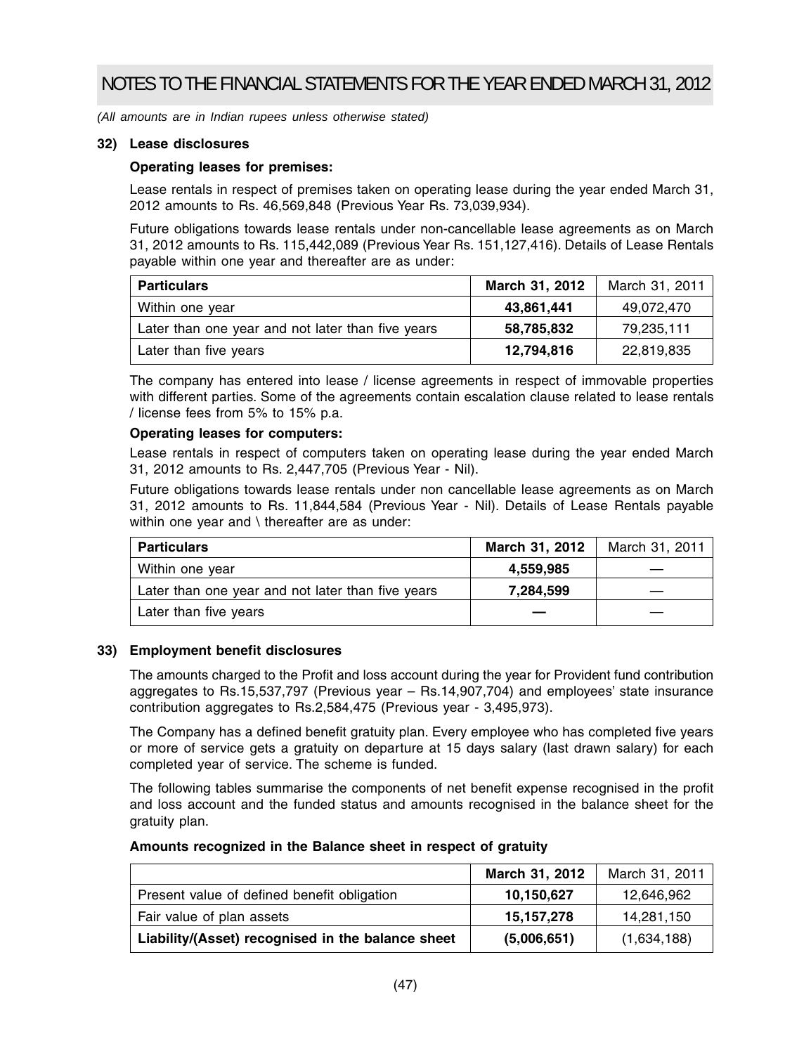*(All amounts are in Indian rupees unless otherwise stated)*

### 32) Lease disclosures

**Operating leases for premises:**

Lease rentals in respect of premises taken on operating lease during the year ended March 31, 2012 amounts to Rs. 46,569,848 (Previous Year Rs. 73,039,934).

Future obligations towards lease rentals under non-cancellable lease agreements as on March 31, 2012 amounts to Rs. 115,442,089 (Previous Year Rs. 151,127,416). Details of Lease Rentals payable within one year and thereafter are as under:

| Particulars | March 31, 2012 | March 31, 2011 |
|---|---|---|
| Within one year | **43,861,441** | 49,072,470 |
| Later than one year and not later than five years | **58,785,832** | 79,235,111 |
| Later than five years | **12,794,816** | 22,819,835 |

The company has entered into lease / license agreements in respect of immovable properties with different parties. Some of the agreements contain escalation clause related to lease rentals / license fees from 5% to 15% p.a.

**Operating leases for computers:**

Lease rentals in respect of computers taken on operating lease during the year ended March 31, 2012 amounts to Rs. 2,447,705 (Previous Year - Nil).

Future obligations towards lease rentals under non cancellable lease agreements as on March 31, 2012 amounts to Rs. 11,844,584 (Previous Year - Nil). Details of Lease Rentals payable within one year and \ thereafter are as under:

| Particulars | March 31, 2012 | March 31, 2011 |
|---|---|---|
| Within one year | **4,559,985** | — |
| Later than one year and not later than five years | **7,284,599** | — |
| Later than five years | **—** | — |

### 33) Employment benefit disclosures

The amounts charged to the Profit and loss account during the year for Provident fund contribution aggregates to Rs.15,537,797 (Previous year – Rs.14,907,704) and employees' state insurance contribution aggregates to Rs.2,584,475 (Previous year - 3,495,973).

The Company has a defined benefit gratuity plan. Every employee who has completed five years or more of service gets a gratuity on departure at 15 days salary (last drawn salary) for each completed year of service. The scheme is funded.

The following tables summarise the components of net benefit expense recognised in the profit and loss account and the funded status and amounts recognised in the balance sheet for the gratuity plan.

**Amounts recognized in the Balance sheet in respect of gratuity**

| | March 31, 2012 | March 31, 2011 |
|---|---|---|
| Present value of defined benefit obligation | **10,150,627** | 12,646,962 |
| Fair value of plan assets | **15,157,278** | 14,281,150 |
| **Liability/(Asset) recognised in the balance sheet** | **(5,006,651)** | (1,634,188) |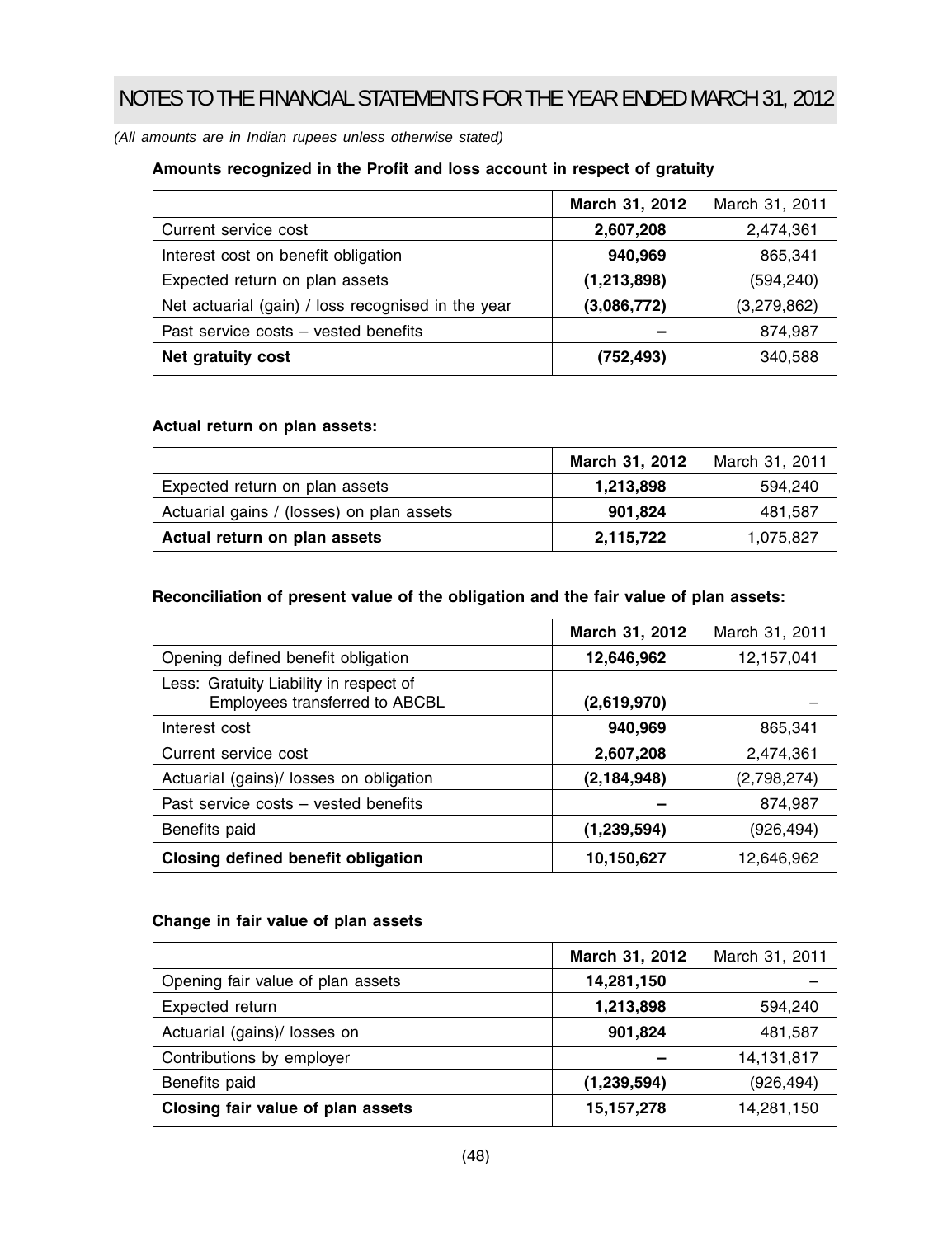*(All amounts are in Indian rupees unless otherwise stated)*

**Amounts recognized in the Profit and loss account in respect of gratuity**

| | **March 31, 2012** | March 31, 2011 |
|---|---|---|
| Current service cost | **2,607,208** | 2,474,361 |
| Interest cost on benefit obligation | **940,969** | 865,341 |
| Expected return on plan assets | **(1,213,898)** | (594,240) |
| Net actuarial (gain) / loss recognised in the year | **(3,086,772)** | (3,279,862) |
| Past service costs – vested benefits | **–** | 874,987 |
| **Net gratuity cost** | **(752,493)** | 340,588 |

**Actual return on plan assets:**

| | **March 31, 2012** | March 31, 2011 |
|---|---|---|
| Expected return on plan assets | **1,213,898** | 594,240 |
| Actuarial gains / (losses) on plan assets | **901,824** | 481,587 |
| **Actual return on plan assets** | **2,115,722** | 1,075,827 |

**Reconciliation of present value of the obligation and the fair value of plan assets:**

| | **March 31, 2012** | March 31, 2011 |
|---|---|---|
| Opening defined benefit obligation | **12,646,962** | 12,157,041 |
| Less: Gratuity Liability in respect of Employees transferred to ABCBL | **(2,619,970)** | – |
| Interest cost | **940,969** | 865,341 |
| Current service cost | **2,607,208** | 2,474,361 |
| Actuarial (gains)/ losses on obligation | **(2,184,948)** | (2,798,274) |
| Past service costs – vested benefits | **–** | 874,987 |
| Benefits paid | **(1,239,594)** | (926,494) |
| **Closing defined benefit obligation** | **10,150,627** | 12,646,962 |

**Change in fair value of plan assets**

| | **March 31, 2012** | March 31, 2011 |
|---|---|---|
| Opening fair value of plan assets | **14,281,150** | – |
| Expected return | **1,213,898** | 594,240 |
| Actuarial (gains)/ losses on | **901,824** | 481,587 |
| Contributions by employer | **–** | 14,131,817 |
| Benefits paid | **(1,239,594)** | (926,494) |
| **Closing fair value of plan assets** | **15,157,278** | 14,281,150 |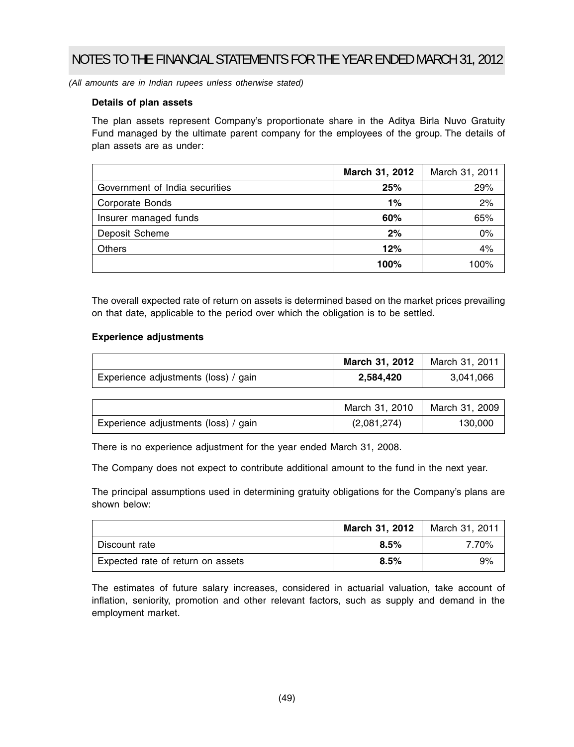*(All amounts are in Indian rupees unless otherwise stated)*

**Details of plan assets**

The plan assets represent Company's proportionate share in the Aditya Birla Nuvo Gratuity Fund managed by the ultimate parent company for the employees of the group. The details of plan assets are as under:

| | **March 31, 2012** | March 31, 2011 |
|---|---|---|
| Government of India securities | **25%** | 29% |
| Corporate Bonds | **1%** | 2% |
| Insurer managed funds | **60%** | 65% |
| Deposit Scheme | **2%** | 0% |
| Others | **12%** | 4% |
| | **100%** | 100% |

The overall expected rate of return on assets is determined based on the market prices prevailing on that date, applicable to the period over which the obligation is to be settled.

**Experience adjustments**

| | **March 31, 2012** | March 31, 2011 |
|---|---|---|
| Experience adjustments (loss) / gain | **2,584,420** | 3,041,066 |

| | March 31, 2010 | March 31, 2009 |
|---|---|---|
| Experience adjustments (loss) / gain | (2,081,274) | 130,000 |

There is no experience adjustment for the year ended March 31, 2008.

The Company does not expect to contribute additional amount to the fund in the next year.

The principal assumptions used in determining gratuity obligations for the Company's plans are shown below:

| | **March 31, 2012** | March 31, 2011 |
|---|---|---|
| Discount rate | **8.5%** | 7.70% |
| Expected rate of return on assets | **8.5%** | 9% |

The estimates of future salary increases, considered in actuarial valuation, take account of inflation, seniority, promotion and other relevant factors, such as supply and demand in the employment market.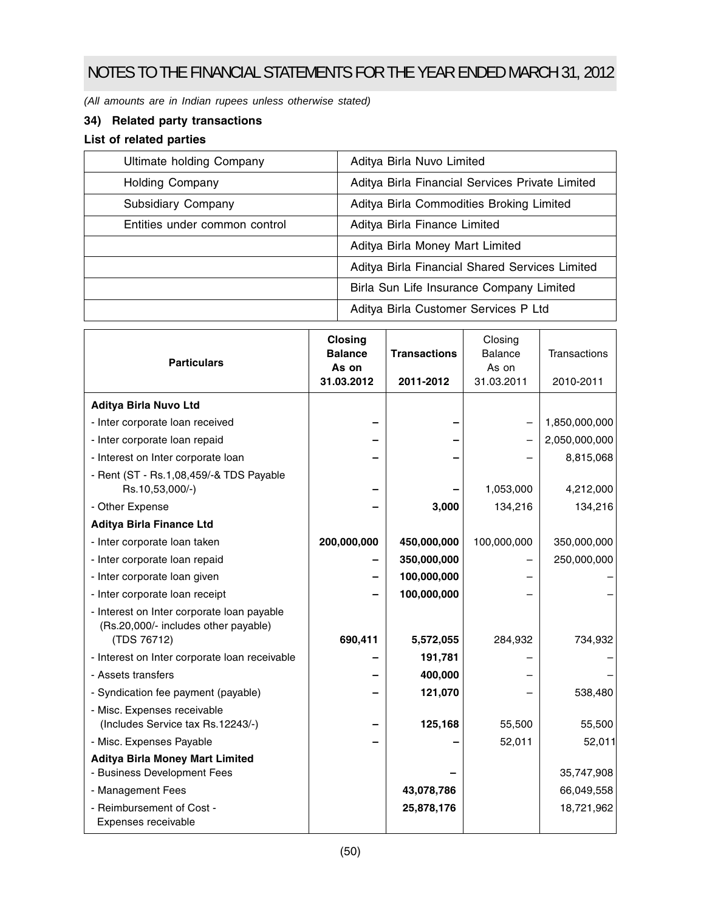# NOTES TO THE FINANCIAL STATEMENTS FOR THE YEAR ENDED MARCH 31, 2012

*(All amounts are in Indian rupees unless otherwise stated)*

### 34) Related party transactions

**List of related parties**

| | |
|---|---|
| Ultimate holding Company | Aditya Birla Nuvo Limited |
| Holding Company | Aditya Birla Financial Services Private Limited |
| Subsidiary Company | Aditya Birla Commodities Broking Limited |
| Entities under common control | Aditya Birla Finance Limited |
| | Aditya Birla Money Mart Limited |
| | Aditya Birla Financial Shared Services Limited |
| | Birla Sun Life Insurance Company Limited |
| | Aditya Birla Customer Services P Ltd |

| Particulars | **Closing Balance As on 31.03.2012** | **Transactions 2011-2012** | Closing Balance As on 31.03.2011 | Transactions 2010-2011 |
|---|---|---|---|---|
| **Aditya Birla Nuvo Ltd** | | | | |
| - Inter corporate loan received | **–** | **–** | – | 1,850,000,000 |
| - Inter corporate loan repaid | **–** | **–** | – | 2,050,000,000 |
| - Interest on Inter corporate loan | **–** | **–** | – | 8,815,068 |
| - Rent (ST - Rs.1,08,459/-& TDS Payable Rs.10,53,000/-) | **–** | **–** | 1,053,000 | 4,212,000 |
| - Other Expense | **–** | **3,000** | 134,216 | 134,216 |
| **Aditya Birla Finance Ltd** | | | | |
| - Inter corporate loan taken | **200,000,000** | **450,000,000** | 100,000,000 | 350,000,000 |
| - Inter corporate loan repaid | **–** | **350,000,000** | – | 250,000,000 |
| - Inter corporate loan given | **–** | **100,000,000** | – | – |
| - Inter corporate loan receipt | **–** | **100,000,000** | – | – |
| - Interest on Inter corporate loan payable (Rs.20,000/- includes other payable) (TDS 76712) | **690,411** | **5,572,055** | 284,932 | 734,932 |
| - Interest on Inter corporate loan receivable | **–** | **191,781** | – | – |
| - Assets transfers | **–** | **400,000** | – | – |
| - Syndication fee payment (payable) | **–** | **121,070** | – | 538,480 |
| - Misc. Expenses receivable (Includes Service tax Rs.12243/-) | **–** | **125,168** | 55,500 | 55,500 |
| - Misc. Expenses Payable | **–** | **–** | 52,011 | 52,011 |
| **Aditya Birla Money Mart Limited** | | | | |
| - Business Development Fees | | **–** | | 35,747,908 |
| - Management Fees | | **43,078,786** | | 66,049,558 |
| - Reimbursement of Cost - Expenses receivable | | **25,878,176** | | 18,721,962 |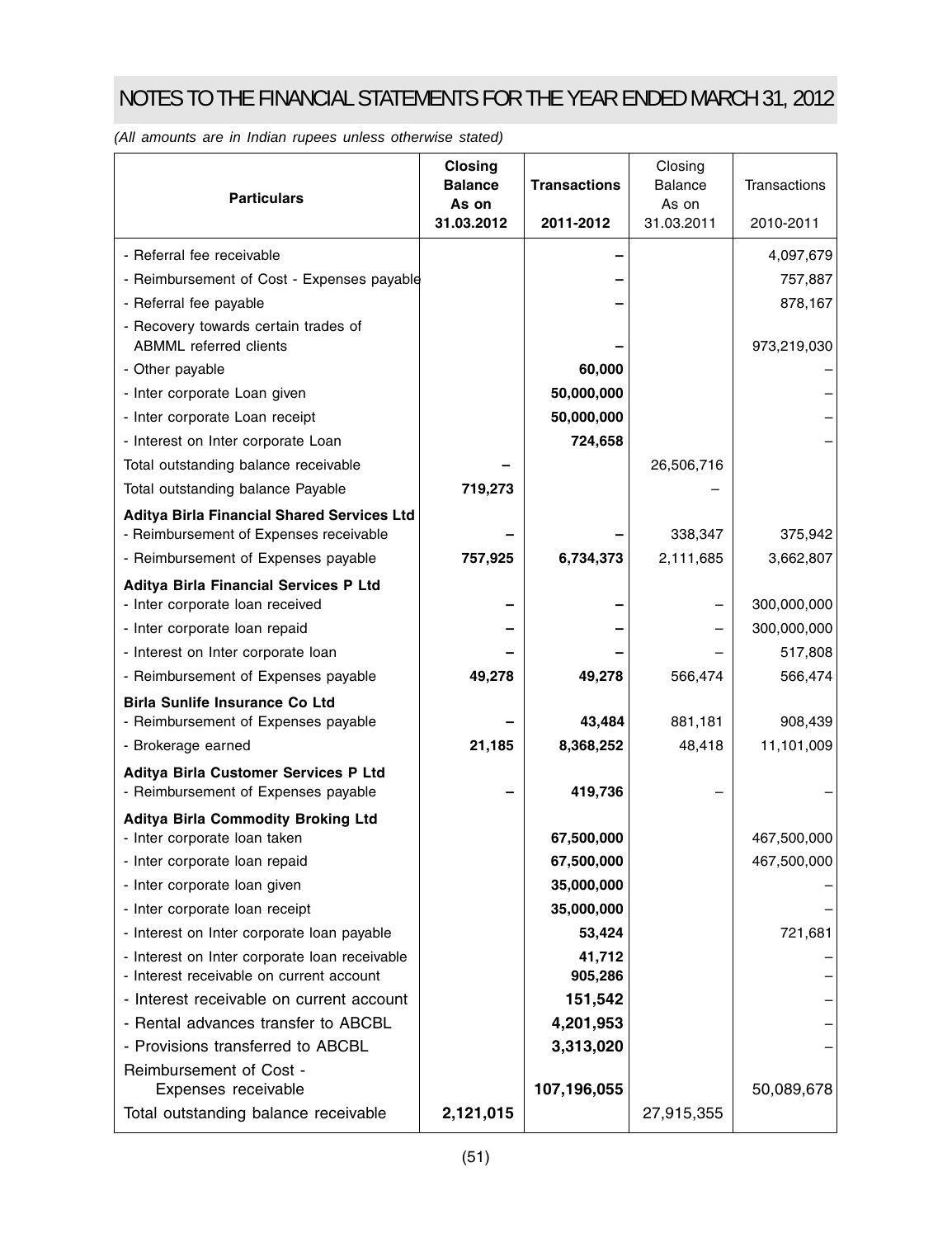# NOTES TO THE FINANCIAL STATEMENTS FOR THE YEAR ENDED MARCH 31, 2012

*(All amounts are in Indian rupees unless otherwise stated)*

| Particulars | Closing Balance As on 31.03.2012 | Transactions 2011-2012 | Closing Balance As on 31.03.2011 | Transactions 2010-2011 |
|---|---|---|---|---|
| - Referral fee receivable | | – | | 4,097,679 |
| - Reimbursement of Cost - Expenses payable | | – | | 757,887 |
| - Referral fee payable | | – | | 878,167 |
| - Recovery towards certain trades of ABMML referred clients | | – | | 973,219,030 |
| - Other payable | | **60,000** | | – |
| - Inter corporate Loan given | | **50,000,000** | | – |
| - Inter corporate Loan receipt | | **50,000,000** | | – |
| - Interest on Inter corporate Loan | | **724,658** | | – |
| Total outstanding balance receivable | – | | 26,506,716 | |
| Total outstanding balance Payable | **719,273** | | – | |
| **Aditya Birla Financial Shared Services Ltd** | | | | |
| - Reimbursement of Expenses receivable | – | – | 338,347 | 375,942 |
| - Reimbursement of Expenses payable | **757,925** | **6,734,373** | 2,111,685 | 3,662,807 |
| **Aditya Birla Financial Services P Ltd** | | | | |
| - Inter corporate loan received | – | – | – | 300,000,000 |
| - Inter corporate loan repaid | – | – | – | 300,000,000 |
| - Interest on Inter corporate loan | – | – | – | 517,808 |
| - Reimbursement of Expenses payable | **49,278** | **49,278** | 566,474 | 566,474 |
| **Birla Sunlife Insurance Co Ltd** | | | | |
| - Reimbursement of Expenses payable | – | **43,484** | 881,181 | 908,439 |
| - Brokerage earned | **21,185** | **8,368,252** | 48,418 | 11,101,009 |
| **Aditya Birla Customer Services P Ltd** | | | | |
| - Reimbursement of Expenses payable | – | **419,736** | – | – |
| **Aditya Birla Commodity Broking Ltd** | | | | |
| - Inter corporate loan taken | | **67,500,000** | | 467,500,000 |
| - Inter corporate loan repaid | | **67,500,000** | | 467,500,000 |
| - Inter corporate loan given | | **35,000,000** | | – |
| - Inter corporate loan receipt | | **35,000,000** | | – |
| - Interest on Inter corporate loan payable | | **53,424** | | 721,681 |
| - Interest on Inter corporate loan receivable | | **41,712** | | – |
| - Interest receivable on current account | | **905,286** | | – |
| - Interest receivable on current account | | **151,542** | | – |
| - Rental advances transfer to ABCBL | | **4,201,953** | | – |
| - Provisions transferred to ABCBL | | **3,313,020** | | – |
| Reimbursement of Cost - Expenses receivable | | **107,196,055** | | 50,089,678 |
| Total outstanding balance receivable | **2,121,015** | | 27,915,355 | |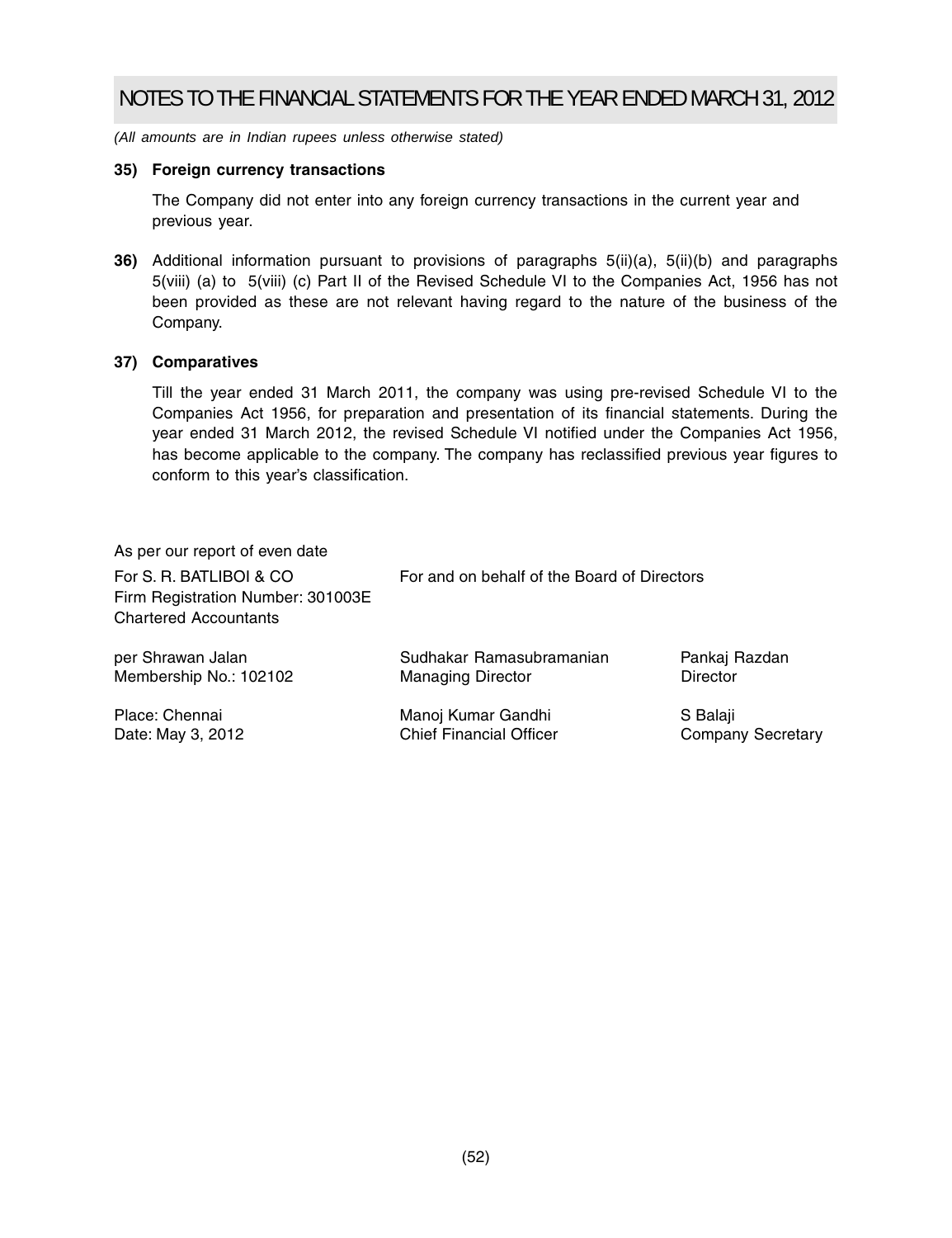# NOTES TO THE FINANCIAL STATEMENTS FOR THE YEAR ENDED MARCH 31, 2012

*(All amounts are in Indian rupees unless otherwise stated)*

**35) Foreign currency transactions**

The Company did not enter into any foreign currency transactions in the current year and previous year.

**36)** Additional information pursuant to provisions of paragraphs 5(ii)(a), 5(ii)(b) and paragraphs 5(viii) (a) to 5(viii) (c) Part II of the Revised Schedule VI to the Companies Act, 1956 has not been provided as these are not relevant having regard to the nature of the business of the Company.

**37) Comparatives**

Till the year ended 31 March 2011, the company was using pre-revised Schedule VI to the Companies Act 1956, for preparation and presentation of its financial statements. During the year ended 31 March 2012, the revised Schedule VI notified under the Companies Act 1956, has become applicable to the company. The company has reclassified previous year figures to conform to this year's classification.

As per our report of even date

| | | |
|---|---|---|
| For S. R. BATLIBOI & CO<br>Firm Registration Number: 301003E<br>Chartered Accountants | For and on behalf of the Board of Directors | |
| per Shrawan Jalan<br>Membership No.: 102102 | Sudhakar Ramasubramanian<br>Managing Director | Pankaj Razdan<br>Director |
| Place: Chennai<br>Date: May 3, 2012 | Manoj Kumar Gandhi<br>Chief Financial Officer | S Balaji<br>Company Secretary |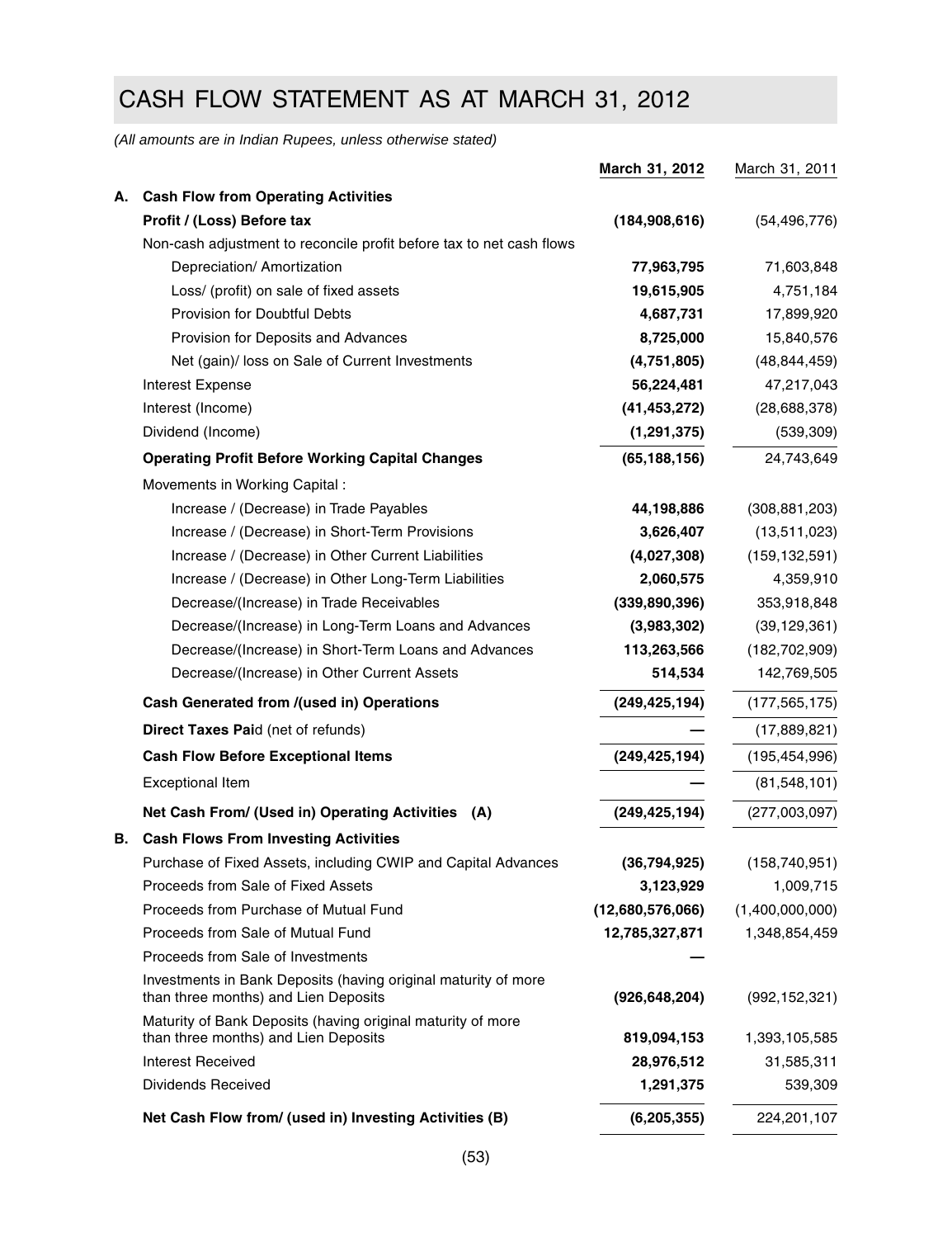# CASH FLOW STATEMENT AS AT MARCH 31, 2012

*(All amounts are in Indian Rupees, unless otherwise stated)*

| | | March 31, 2012 | March 31, 2011 |
|---|---|---|---|
| **A.** | **Cash Flow from Operating Activities** | | |
| | **Profit / (Loss) Before tax** | **(184,908,616)** | (54,496,776) |
| | Non-cash adjustment to reconcile profit before tax to net cash flows | | |
| | Depreciation/ Amortization | **77,963,795** | 71,603,848 |
| | Loss/ (profit) on sale of fixed assets | **19,615,905** | 4,751,184 |
| | Provision for Doubtful Debts | **4,687,731** | 17,899,920 |
| | Provision for Deposits and Advances | **8,725,000** | 15,840,576 |
| | Net (gain)/ loss on Sale of Current Investments | **(4,751,805)** | (48,844,459) |
| | Interest Expense | **56,224,481** | 47,217,043 |
| | Interest (Income) | **(41,453,272)** | (28,688,378) |
| | Dividend (Income) | **(1,291,375)** | (539,309) |
| | **Operating Profit Before Working Capital Changes** | **(65,188,156)** | 24,743,649 |
| | Movements in Working Capital : | | |
| | Increase / (Decrease) in Trade Payables | **44,198,886** | (308,881,203) |
| | Increase / (Decrease) in Short-Term Provisions | **3,626,407** | (13,511,023) |
| | Increase / (Decrease) in Other Current Liabilities | **(4,027,308)** | (159,132,591) |
| | Increase / (Decrease) in Other Long-Term Liabilities | **2,060,575** | 4,359,910 |
| | Decrease/(Increase) in Trade Receivables | **(339,890,396)** | 353,918,848 |
| | Decrease/(Increase) in Long-Term Loans and Advances | **(3,983,302)** | (39,129,361) |
| | Decrease/(Increase) in Short-Term Loans and Advances | **113,263,566** | (182,702,909) |
| | Decrease/(Increase) in Other Current Assets | **514,534** | 142,769,505 |
| | **Cash Generated from /(used in) Operations** | **(249,425,194)** | (177,565,175) |
| | **Direct Taxes Paid** (net of refunds) | **—** | (17,889,821) |
| | **Cash Flow Before Exceptional Items** | **(249,425,194)** | (195,454,996) |
| | Exceptional Item | **—** | (81,548,101) |
| | **Net Cash From/ (Used in) Operating Activities (A)** | **(249,425,194)** | (277,003,097) |
| **B.** | **Cash Flows From Investing Activities** | | |
| | Purchase of Fixed Assets, including CWIP and Capital Advances | **(36,794,925)** | (158,740,951) |
| | Proceeds from Sale of Fixed Assets | **3,123,929** | 1,009,715 |
| | Proceeds from Purchase of Mutual Fund | **(12,680,576,066)** | (1,400,000,000) |
| | Proceeds from Sale of Mutual Fund | **12,785,327,871** | 1,348,854,459 |
| | Proceeds from Sale of Investments | **—** | |
| | Investments in Bank Deposits (having original maturity of more than three months) and Lien Deposits | **(926,648,204)** | (992,152,321) |
| | Maturity of Bank Deposits (having original maturity of more than three months) and Lien Deposits | **819,094,153** | 1,393,105,585 |
| | Interest Received | **28,976,512** | 31,585,311 |
| | Dividends Received | **1,291,375** | 539,309 |
| | **Net Cash Flow from/ (used in) Investing Activities (B)** | **(6,205,355)** | 224,201,107 |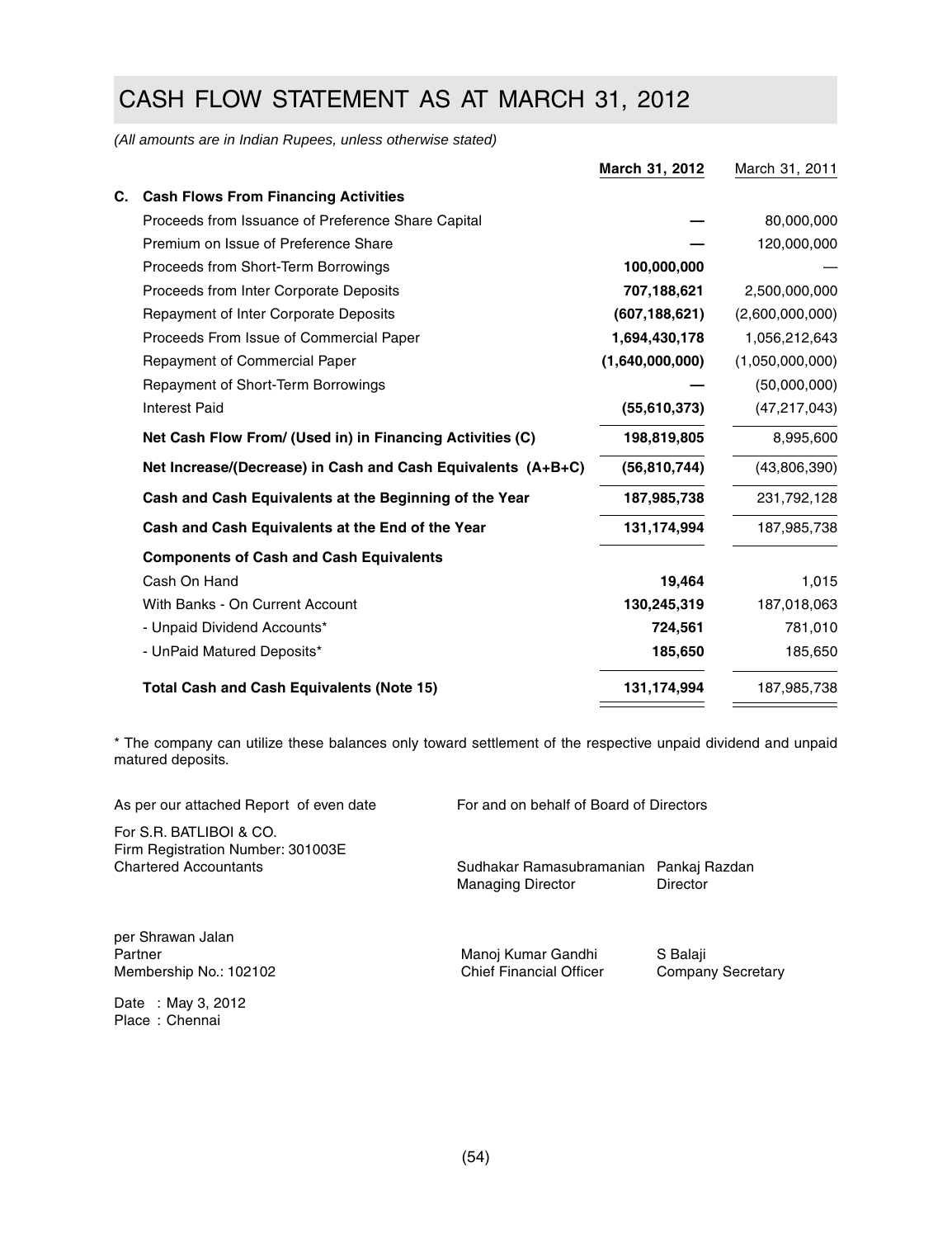# CASH FLOW STATEMENT AS AT MARCH 31, 2012

*(All amounts are in Indian Rupees, unless otherwise stated)*

| | | March 31, 2012 | March 31, 2011 |
|---|---|---|---|
| **C.** | **Cash Flows From Financing Activities** | | |
| | Proceeds from Issuance of Preference Share Capital | **—** | 80,000,000 |
| | Premium on Issue of Preference Share | **—** | 120,000,000 |
| | Proceeds from Short-Term Borrowings | **100,000,000** | — |
| | Proceeds from Inter Corporate Deposits | **707,188,621** | 2,500,000,000 |
| | Repayment of Inter Corporate Deposits | **(607,188,621)** | (2,600,000,000) |
| | Proceeds From Issue of Commercial Paper | **1,694,430,178** | 1,056,212,643 |
| | Repayment of Commercial Paper | **(1,640,000,000)** | (1,050,000,000) |
| | Repayment of Short-Term Borrowings | **—** | (50,000,000) |
| | Interest Paid | **(55,610,373)** | (47,217,043) |
| | **Net Cash Flow From/ (Used in) in Financing Activities (C)** | **198,819,805** | 8,995,600 |
| | **Net Increase/(Decrease) in Cash and Cash Equivalents (A+B+C)** | **(56,810,744)** | (43,806,390) |
| | **Cash and Cash Equivalents at the Beginning of the Year** | **187,985,738** | 231,792,128 |
| | **Cash and Cash Equivalents at the End of the Year** | **131,174,994** | 187,985,738 |
| | **Components of Cash and Cash Equivalents** | | |
| | Cash On Hand | **19,464** | 1,015 |
| | With Banks - On Current Account | **130,245,319** | 187,018,063 |
| | - Unpaid Dividend Accounts* | **724,561** | 781,010 |
| | - UnPaid Matured Deposits* | **185,650** | 185,650 |
| | **Total Cash and Cash Equivalents (Note 15)** | **131,174,994** | 187,985,738 |

* The company can utilize these balances only toward settlement of the respective unpaid dividend and unpaid matured deposits.

As per our attached Report of even date

For S.R. BATLIBOI & CO.
Firm Registration Number: 301003E
Chartered Accountants

per Shrawan Jalan
Partner
Membership No.: 102102

Date : May 3, 2012
Place : Chennai

For and on behalf of Board of Directors

Sudhakar Ramasubramanian
Managing Director

Pankaj Razdan
Director

Manoj Kumar Gandhi
Chief Financial Officer

S Balaji
Company Secretary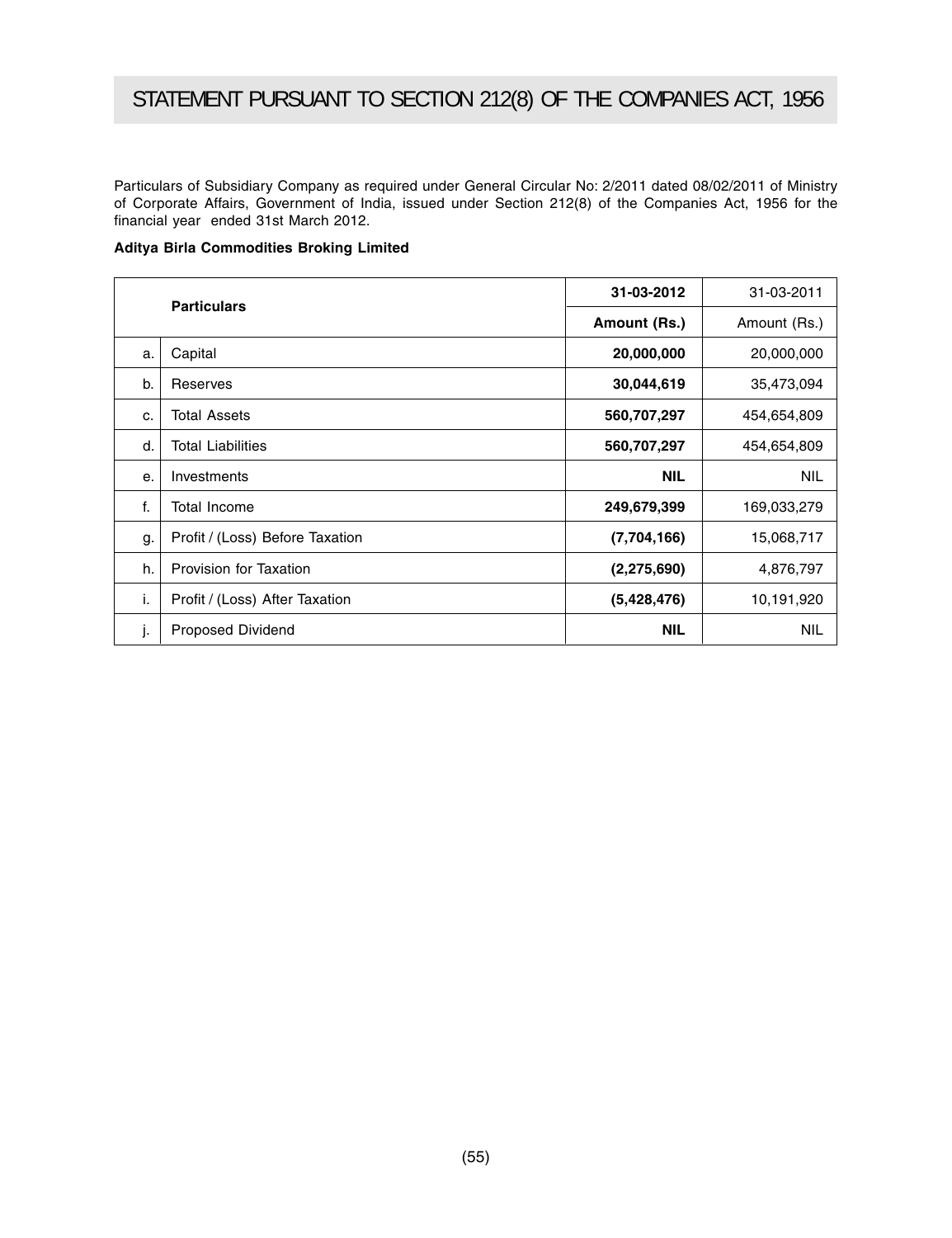# STATEMENT PURSUANT TO SECTION 212(8) OF THE COMPANIES ACT, 1956

Particulars of Subsidiary Company as required under General Circular No: 2/2011 dated 08/02/2011 of Ministry of Corporate Affairs, Government of India, issued under Section 212(8) of the Companies Act, 1956 for the financial year ended 31st March 2012.

**Aditya Birla Commodities Broking Limited**

| | **Particulars** | **31-03-2012** | 31-03-2011 |
|---|---|---|---|
| | | **Amount (Rs.)** | Amount (Rs.) |
| a. | Capital | **20,000,000** | 20,000,000 |
| b. | Reserves | **30,044,619** | 35,473,094 |
| c. | Total Assets | **560,707,297** | 454,654,809 |
| d. | Total Liabilities | **560,707,297** | 454,654,809 |
| e. | Investments | **NIL** | NIL |
| f. | Total Income | **249,679,399** | 169,033,279 |
| g. | Profit / (Loss) Before Taxation | **(7,704,166)** | 15,068,717 |
| h. | Provision for Taxation | **(2,275,690)** | 4,876,797 |
| i. | Profit / (Loss) After Taxation | **(5,428,476)** | 10,191,920 |
| j. | Proposed Dividend | **NIL** | NIL |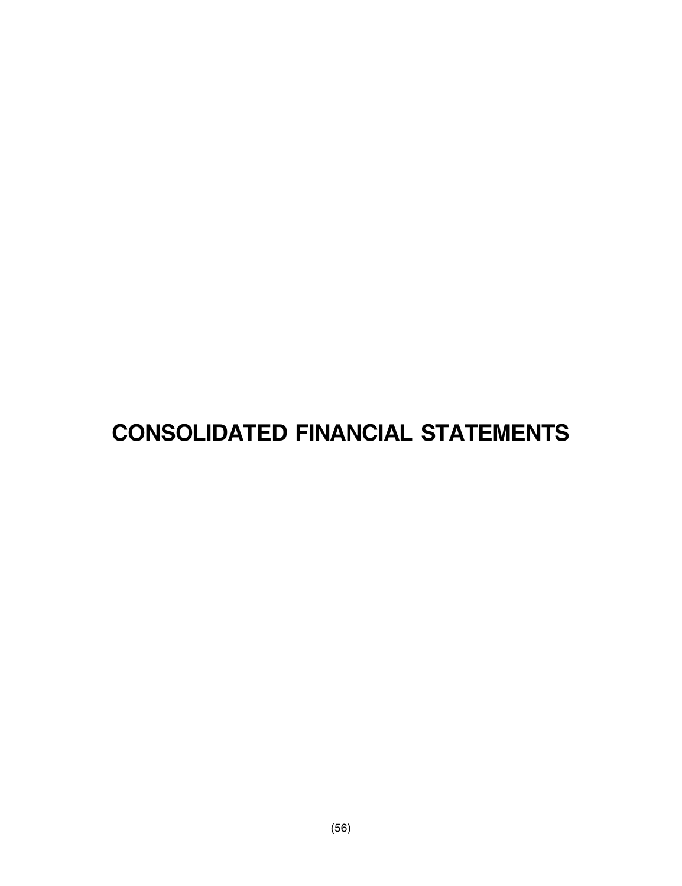# CONSOLIDATED FINANCIAL STATEMENTS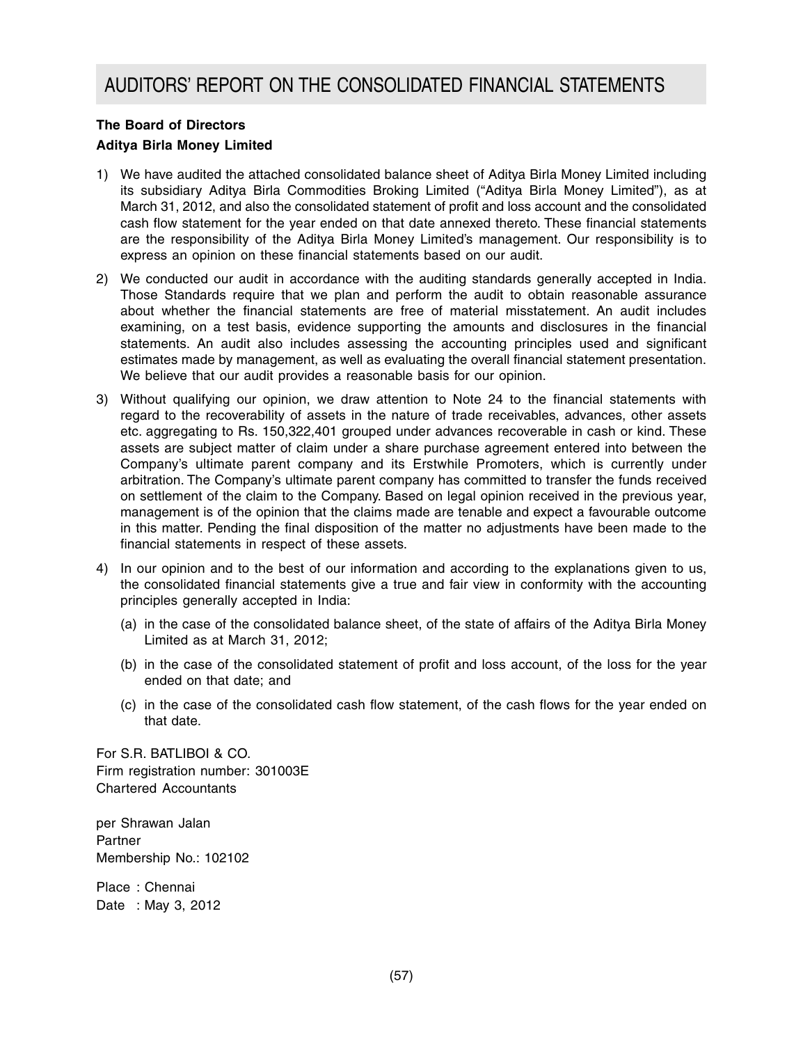# AUDITORS' REPORT ON THE CONSOLIDATED FINANCIAL STATEMENTS

**The Board of Directors**
**Aditya Birla Money Limited**

1) We have audited the attached consolidated balance sheet of Aditya Birla Money Limited including its subsidiary Aditya Birla Commodities Broking Limited ("Aditya Birla Money Limited"), as at March 31, 2012, and also the consolidated statement of profit and loss account and the consolidated cash flow statement for the year ended on that date annexed thereto. These financial statements are the responsibility of the Aditya Birla Money Limited's management. Our responsibility is to express an opinion on these financial statements based on our audit.

2) We conducted our audit in accordance with the auditing standards generally accepted in India. Those Standards require that we plan and perform the audit to obtain reasonable assurance about whether the financial statements are free of material misstatement. An audit includes examining, on a test basis, evidence supporting the amounts and disclosures in the financial statements. An audit also includes assessing the accounting principles used and significant estimates made by management, as well as evaluating the overall financial statement presentation. We believe that our audit provides a reasonable basis for our opinion.

3) Without qualifying our opinion, we draw attention to Note 24 to the financial statements with regard to the recoverability of assets in the nature of trade receivables, advances, other assets etc. aggregating to Rs. 150,322,401 grouped under advances recoverable in cash or kind. These assets are subject matter of claim under a share purchase agreement entered into between the Company's ultimate parent company and its Erstwhile Promoters, which is currently under arbitration. The Company's ultimate parent company has committed to transfer the funds received on settlement of the claim to the Company. Based on legal opinion received in the previous year, management is of the opinion that the claims made are tenable and expect a favourable outcome in this matter. Pending the final disposition of the matter no adjustments have been made to the financial statements in respect of these assets.

4) In our opinion and to the best of our information and according to the explanations given to us, the consolidated financial statements give a true and fair view in conformity with the accounting principles generally accepted in India:

   (a) in the case of the consolidated balance sheet, of the state of affairs of the Aditya Birla Money Limited as at March 31, 2012;

   (b) in the case of the consolidated statement of profit and loss account, of the loss for the year ended on that date; and

   (c) in the case of the consolidated cash flow statement, of the cash flows for the year ended on that date.

For S.R. BATLIBOI & CO.
Firm registration number: 301003E
Chartered Accountants

per Shrawan Jalan
Partner
Membership No.: 102102

Place : Chennai
Date : May 3, 2012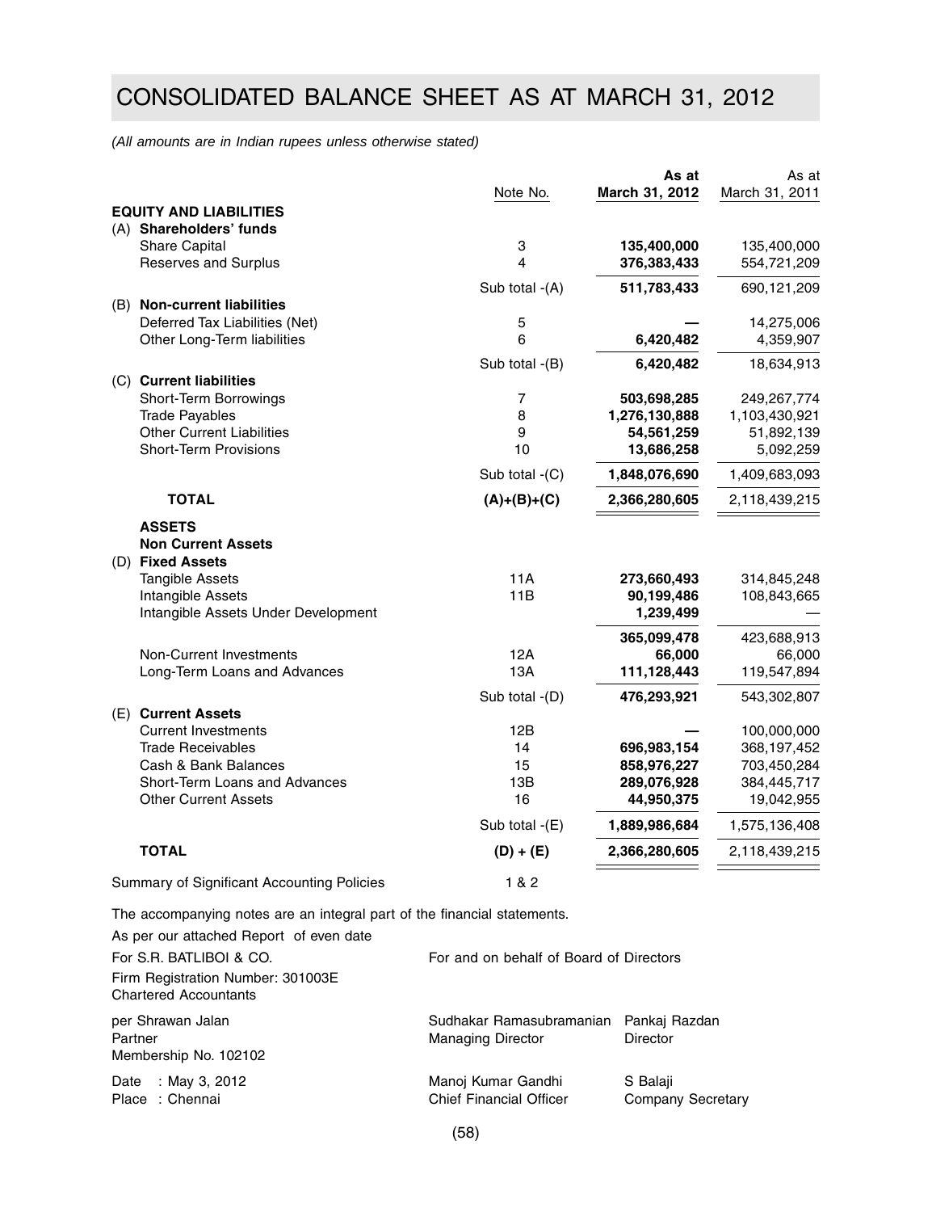# CONSOLIDATED BALANCE SHEET AS AT MARCH 31, 2012

*(All amounts are in Indian rupees unless otherwise stated)*

| | Note No. | As at March 31, 2012 | As at March 31, 2011 |
|---|---|---|---|
| **EQUITY AND LIABILITIES** | | | |
| (A) **Shareholders' funds** | | | |
| Share Capital | 3 | **135,400,000** | 135,400,000 |
| Reserves and Surplus | 4 | **376,383,433** | 554,721,209 |
| | Sub total -(A) | **511,783,433** | 690,121,209 |
| (B) **Non-current liabilities** | | | |
| Deferred Tax Liabilities (Net) | 5 | **—** | 14,275,006 |
| Other Long-Term liabilities | 6 | **6,420,482** | 4,359,907 |
| | Sub total -(B) | **6,420,482** | 18,634,913 |
| (C) **Current liabilities** | | | |
| Short-Term Borrowings | 7 | **503,698,285** | 249,267,774 |
| Trade Payables | 8 | **1,276,130,888** | 1,103,430,921 |
| Other Current Liabilities | 9 | **54,561,259** | 51,892,139 |
| Short-Term Provisions | 10 | **13,686,258** | 5,092,259 |
| | Sub total -(C) | **1,848,076,690** | 1,409,683,093 |
| **TOTAL** | **(A)+(B)+(C)** | **2,366,280,605** | 2,118,439,215 |
| **ASSETS** | | | |
| **Non Current Assets** | | | |
| (D) **Fixed Assets** | | | |
| Tangible Assets | 11A | **273,660,493** | 314,845,248 |
| Intangible Assets | 11B | **90,199,486** | 108,843,665 |
| Intangible Assets Under Development | | **1,239,499** | — |
| | | **365,099,478** | 423,688,913 |
| Non-Current Investments | 12A | **66,000** | 66,000 |
| Long-Term Loans and Advances | 13A | **111,128,443** | 119,547,894 |
| | Sub total -(D) | **476,293,921** | 543,302,807 |
| (E) **Current Assets** | | | |
| Current Investments | 12B | **—** | 100,000,000 |
| Trade Receivables | 14 | **696,983,154** | 368,197,452 |
| Cash & Bank Balances | 15 | **858,976,227** | 703,450,284 |
| Short-Term Loans and Advances | 13B | **289,076,928** | 384,445,717 |
| Other Current Assets | 16 | **44,950,375** | 19,042,955 |
| | Sub total -(E) | **1,889,986,684** | 1,575,136,408 |
| **TOTAL** | **(D) + (E)** | **2,366,280,605** | 2,118,439,215 |
| Summary of Significant Accounting Policies | 1 & 2 | | |

The accompanying notes are an integral part of the financial statements.

As per our attached Report of even date

For S.R. BATLIBOI & CO.
Firm Registration Number: 301003E
Chartered Accountants

per Shrawan Jalan
Partner
Membership No. 102102

Date : May 3, 2012
Place : Chennai

For and on behalf of Board of Directors

Sudhakar Ramasubramanian — Managing Director
Pankaj Razdan — Director

Manoj Kumar Gandhi — Chief Financial Officer
S Balaji — Company Secretary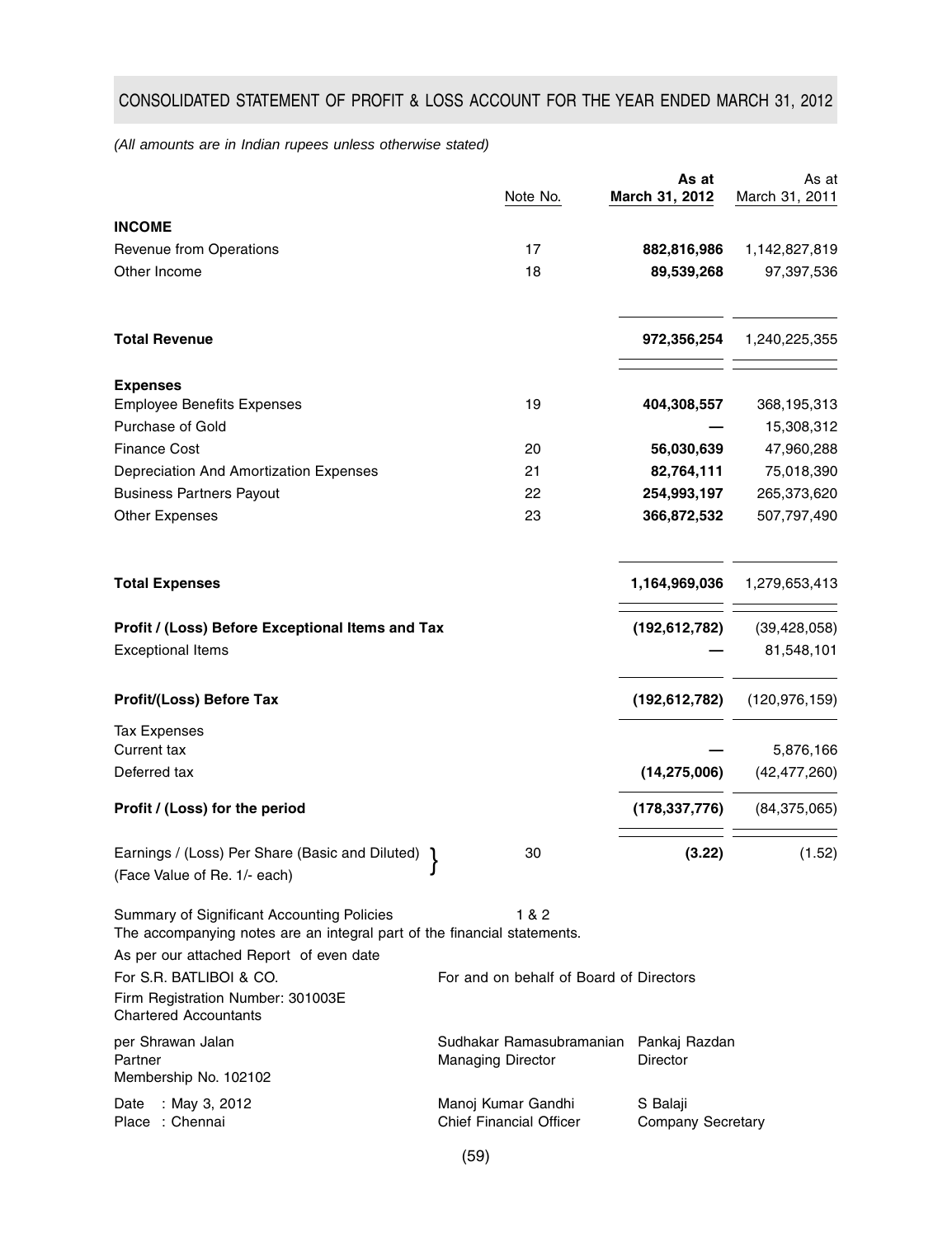## CONSOLIDATED STATEMENT OF PROFIT & LOSS ACCOUNT FOR THE YEAR ENDED MARCH 31, 2012

*(All amounts are in Indian rupees unless otherwise stated)*

| | Note No. | As at March 31, 2012 | As at March 31, 2011 |
|---|---|---|---|
| **INCOME** | | | |
| Revenue from Operations | 17 | **882,816,986** | 1,142,827,819 |
| Other Income | 18 | **89,539,268** | 97,397,536 |
| **Total Revenue** | | **972,356,254** | 1,240,225,355 |
| **Expenses** | | | |
| Employee Benefits Expenses | 19 | **404,308,557** | 368,195,313 |
| Purchase of Gold | | **—** | 15,308,312 |
| Finance Cost | 20 | **56,030,639** | 47,960,288 |
| Depreciation And Amortization Expenses | 21 | **82,764,111** | 75,018,390 |
| Business Partners Payout | 22 | **254,993,197** | 265,373,620 |
| Other Expenses | 23 | **366,872,532** | 507,797,490 |
| **Total Expenses** | | **1,164,969,036** | 1,279,653,413 |
| **Profit / (Loss) Before Exceptional Items and Tax** | | **(192,612,782)** | (39,428,058) |
| Exceptional Items | | **—** | 81,548,101 |
| **Profit/(Loss) Before Tax** | | **(192,612,782)** | (120,976,159) |
| Tax Expenses | | | |
| Current tax | | **—** | 5,876,166 |
| Deferred tax | | **(14,275,006)** | (42,477,260) |
| **Profit / (Loss) for the period** | | **(178,337,776)** | (84,375,065) |
| Earnings / (Loss) Per Share (Basic and Diluted) (Face Value of Re. 1/- each) | 30 | **(3.22)** | (1.52) |

Summary of Significant Accounting Policies 1 & 2

The accompanying notes are an integral part of the financial statements.

As per our attached Report of even date

For S.R. BATLIBOI & CO.
Firm Registration Number: 301003E
Chartered Accountants

per Shrawan Jalan
Partner
Membership No. 102102

Date : May 3, 2012
Place : Chennai

For and on behalf of Board of Directors

Sudhakar Ramasubramanian
Managing Director

Pankaj Razdan
Director

Manoj Kumar Gandhi
Chief Financial Officer

S Balaji
Company Secretary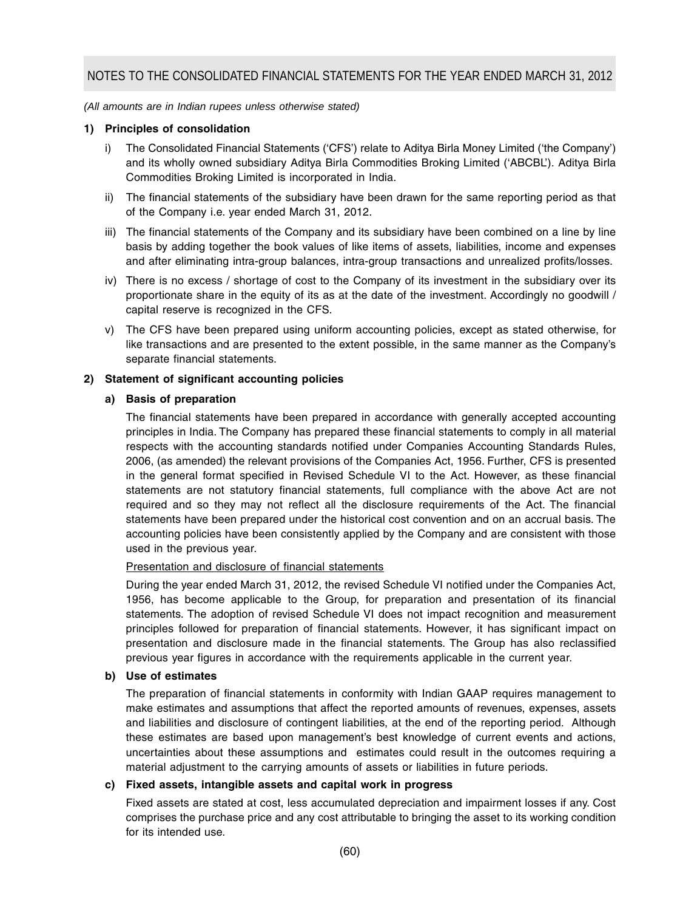# NOTES TO THE CONSOLIDATED FINANCIAL STATEMENTS FOR THE YEAR ENDED MARCH 31, 2012

*(All amounts are in Indian rupees unless otherwise stated)*

**1) Principles of consolidation**

i) The Consolidated Financial Statements ('CFS') relate to Aditya Birla Money Limited ('the Company') and its wholly owned subsidiary Aditya Birla Commodities Broking Limited ('ABCBL'). Aditya Birla Commodities Broking Limited is incorporated in India.

ii) The financial statements of the subsidiary have been drawn for the same reporting period as that of the Company i.e. year ended March 31, 2012.

iii) The financial statements of the Company and its subsidiary have been combined on a line by line basis by adding together the book values of like items of assets, liabilities, income and expenses and after eliminating intra-group balances, intra-group transactions and unrealized profits/losses.

iv) There is no excess / shortage of cost to the Company of its investment in the subsidiary over its proportionate share in the equity of its as at the date of the investment. Accordingly no goodwill / capital reserve is recognized in the CFS.

v) The CFS have been prepared using uniform accounting policies, except as stated otherwise, for like transactions and are presented to the extent possible, in the same manner as the Company's separate financial statements.

**2) Statement of significant accounting policies**

**a) Basis of preparation**

The financial statements have been prepared in accordance with generally accepted accounting principles in India. The Company has prepared these financial statements to comply in all material respects with the accounting standards notified under Companies Accounting Standards Rules, 2006, (as amended) the relevant provisions of the Companies Act, 1956. Further, CFS is presented in the general format specified in Revised Schedule VI to the Act. However, as these financial statements are not statutory financial statements, full compliance with the above Act are not required and so they may not reflect all the disclosure requirements of the Act. The financial statements have been prepared under the historical cost convention and on an accrual basis. The accounting policies have been consistently applied by the Company and are consistent with those used in the previous year.

<u>Presentation and disclosure of financial statements</u>

During the year ended March 31, 2012, the revised Schedule VI notified under the Companies Act, 1956, has become applicable to the Group, for preparation and presentation of its financial statements. The adoption of revised Schedule VI does not impact recognition and measurement principles followed for preparation of financial statements. However, it has significant impact on presentation and disclosure made in the financial statements. The Group has also reclassified previous year figures in accordance with the requirements applicable in the current year.

**b) Use of estimates**

The preparation of financial statements in conformity with Indian GAAP requires management to make estimates and assumptions that affect the reported amounts of revenues, expenses, assets and liabilities and disclosure of contingent liabilities, at the end of the reporting period. Although these estimates are based upon management's best knowledge of current events and actions, uncertainties about these assumptions and estimates could result in the outcomes requiring a material adjustment to the carrying amounts of assets or liabilities in future periods.

**c) Fixed assets, intangible assets and capital work in progress**

Fixed assets are stated at cost, less accumulated depreciation and impairment losses if any. Cost comprises the purchase price and any cost attributable to bringing the asset to its working condition for its intended use.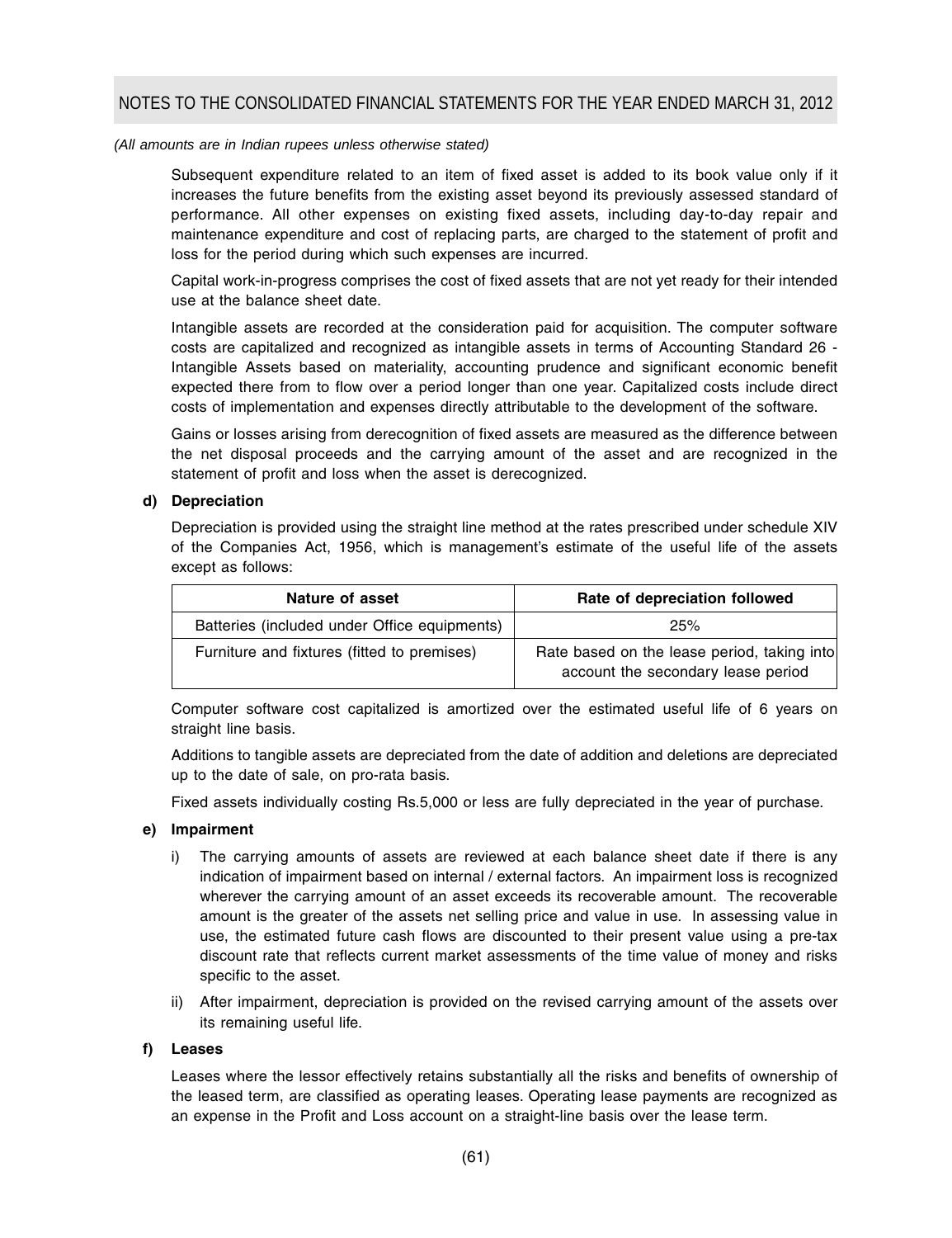*(All amounts are in Indian rupees unless otherwise stated)*

Subsequent expenditure related to an item of fixed asset is added to its book value only if it increases the future benefits from the existing asset beyond its previously assessed standard of performance. All other expenses on existing fixed assets, including day-to-day repair and maintenance expenditure and cost of replacing parts, are charged to the statement of profit and loss for the period during which such expenses are incurred.

Capital work-in-progress comprises the cost of fixed assets that are not yet ready for their intended use at the balance sheet date.

Intangible assets are recorded at the consideration paid for acquisition. The computer software costs are capitalized and recognized as intangible assets in terms of Accounting Standard 26 - Intangible Assets based on materiality, accounting prudence and significant economic benefit expected there from to flow over a period longer than one year. Capitalized costs include direct costs of implementation and expenses directly attributable to the development of the software.

Gains or losses arising from derecognition of fixed assets are measured as the difference between the net disposal proceeds and the carrying amount of the asset and are recognized in the statement of profit and loss when the asset is derecognized.

**d) Depreciation**

Depreciation is provided using the straight line method at the rates prescribed under schedule XIV of the Companies Act, 1956, which is management's estimate of the useful life of the assets except as follows:

| Nature of asset | Rate of depreciation followed |
|---|---|
| Batteries (included under Office equipments) | 25% |
| Furniture and fixtures (fitted to premises) | Rate based on the lease period, taking into account the secondary lease period |

Computer software cost capitalized is amortized over the estimated useful life of 6 years on straight line basis.

Additions to tangible assets are depreciated from the date of addition and deletions are depreciated up to the date of sale, on pro-rata basis.

Fixed assets individually costing Rs.5,000 or less are fully depreciated in the year of purchase.

**e) Impairment**

i) The carrying amounts of assets are reviewed at each balance sheet date if there is any indication of impairment based on internal / external factors. An impairment loss is recognized wherever the carrying amount of an asset exceeds its recoverable amount. The recoverable amount is the greater of the assets net selling price and value in use. In assessing value in use, the estimated future cash flows are discounted to their present value using a pre-tax discount rate that reflects current market assessments of the time value of money and risks specific to the asset.

ii) After impairment, depreciation is provided on the revised carrying amount of the assets over its remaining useful life.

**f) Leases**

Leases where the lessor effectively retains substantially all the risks and benefits of ownership of the leased term, are classified as operating leases. Operating lease payments are recognized as an expense in the Profit and Loss account on a straight-line basis over the lease term.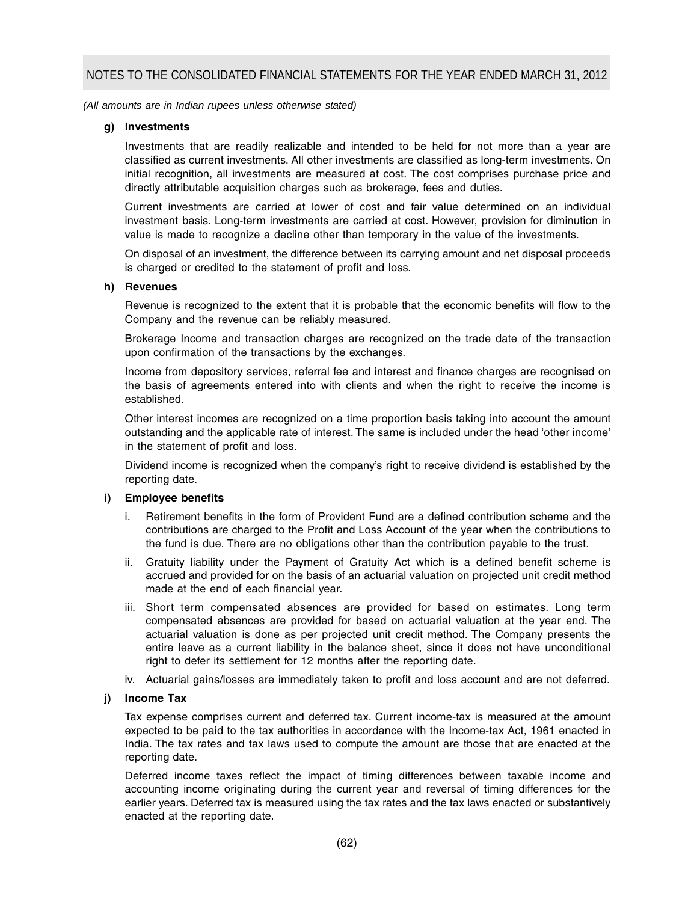*(All amounts are in Indian rupees unless otherwise stated)*

**g) Investments**

Investments that are readily realizable and intended to be held for not more than a year are classified as current investments. All other investments are classified as long-term investments. On initial recognition, all investments are measured at cost. The cost comprises purchase price and directly attributable acquisition charges such as brokerage, fees and duties.

Current investments are carried at lower of cost and fair value determined on an individual investment basis. Long-term investments are carried at cost. However, provision for diminution in value is made to recognize a decline other than temporary in the value of the investments.

On disposal of an investment, the difference between its carrying amount and net disposal proceeds is charged or credited to the statement of profit and loss.

**h) Revenues**

Revenue is recognized to the extent that it is probable that the economic benefits will flow to the Company and the revenue can be reliably measured.

Brokerage Income and transaction charges are recognized on the trade date of the transaction upon confirmation of the transactions by the exchanges.

Income from depository services, referral fee and interest and finance charges are recognised on the basis of agreements entered into with clients and when the right to receive the income is established.

Other interest incomes are recognized on a time proportion basis taking into account the amount outstanding and the applicable rate of interest. The same is included under the head 'other income' in the statement of profit and loss.

Dividend income is recognized when the company's right to receive dividend is established by the reporting date.

**i) Employee benefits**

i. Retirement benefits in the form of Provident Fund are a defined contribution scheme and the contributions are charged to the Profit and Loss Account of the year when the contributions to the fund is due. There are no obligations other than the contribution payable to the trust.

ii. Gratuity liability under the Payment of Gratuity Act which is a defined benefit scheme is accrued and provided for on the basis of an actuarial valuation on projected unit credit method made at the end of each financial year.

iii. Short term compensated absences are provided for based on estimates. Long term compensated absences are provided for based on actuarial valuation at the year end. The actuarial valuation is done as per projected unit credit method. The Company presents the entire leave as a current liability in the balance sheet, since it does not have unconditional right to defer its settlement for 12 months after the reporting date.

iv. Actuarial gains/losses are immediately taken to profit and loss account and are not deferred.

**j) Income Tax**

Tax expense comprises current and deferred tax. Current income-tax is measured at the amount expected to be paid to the tax authorities in accordance with the Income-tax Act, 1961 enacted in India. The tax rates and tax laws used to compute the amount are those that are enacted at the reporting date.

Deferred income taxes reflect the impact of timing differences between taxable income and accounting income originating during the current year and reversal of timing differences for the earlier years. Deferred tax is measured using the tax rates and the tax laws enacted or substantively enacted at the reporting date.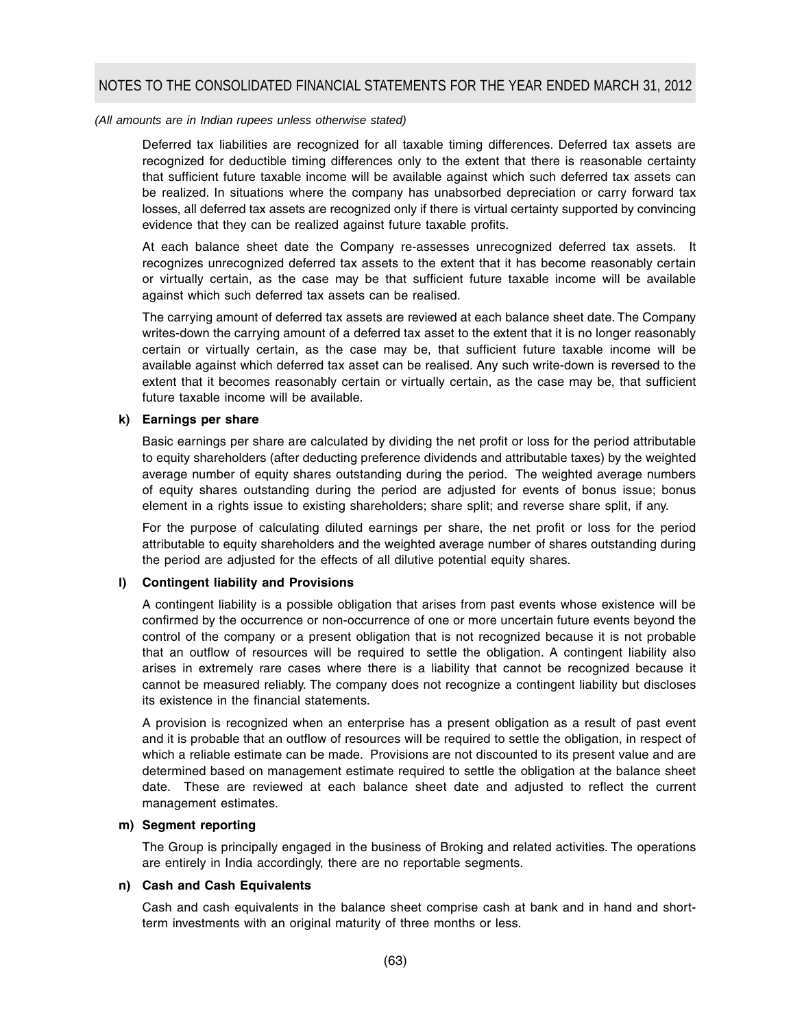*(All amounts are in Indian rupees unless otherwise stated)*

Deferred tax liabilities are recognized for all taxable timing differences. Deferred tax assets are recognized for deductible timing differences only to the extent that there is reasonable certainty that sufficient future taxable income will be available against which such deferred tax assets can be realized. In situations where the company has unabsorbed depreciation or carry forward tax losses, all deferred tax assets are recognized only if there is virtual certainty supported by convincing evidence that they can be realized against future taxable profits.

At each balance sheet date the Company re-assesses unrecognized deferred tax assets. It recognizes unrecognized deferred tax assets to the extent that it has become reasonably certain or virtually certain, as the case may be that sufficient future taxable income will be available against which such deferred tax assets can be realised.

The carrying amount of deferred tax assets are reviewed at each balance sheet date. The Company writes-down the carrying amount of a deferred tax asset to the extent that it is no longer reasonably certain or virtually certain, as the case may be, that sufficient future taxable income will be available against which deferred tax asset can be realised. Any such write-down is reversed to the extent that it becomes reasonably certain or virtually certain, as the case may be, that sufficient future taxable income will be available.

**k) Earnings per share**

Basic earnings per share are calculated by dividing the net profit or loss for the period attributable to equity shareholders (after deducting preference dividends and attributable taxes) by the weighted average number of equity shares outstanding during the period. The weighted average numbers of equity shares outstanding during the period are adjusted for events of bonus issue; bonus element in a rights issue to existing shareholders; share split; and reverse share split, if any.

For the purpose of calculating diluted earnings per share, the net profit or loss for the period attributable to equity shareholders and the weighted average number of shares outstanding during the period are adjusted for the effects of all dilutive potential equity shares.

**l) Contingent liability and Provisions**

A contingent liability is a possible obligation that arises from past events whose existence will be confirmed by the occurrence or non-occurrence of one or more uncertain future events beyond the control of the company or a present obligation that is not recognized because it is not probable that an outflow of resources will be required to settle the obligation. A contingent liability also arises in extremely rare cases where there is a liability that cannot be recognized because it cannot be measured reliably. The company does not recognize a contingent liability but discloses its existence in the financial statements.

A provision is recognized when an enterprise has a present obligation as a result of past event and it is probable that an outflow of resources will be required to settle the obligation, in respect of which a reliable estimate can be made. Provisions are not discounted to its present value and are determined based on management estimate required to settle the obligation at the balance sheet date. These are reviewed at each balance sheet date and adjusted to reflect the current management estimates.

**m) Segment reporting**

The Group is principally engaged in the business of Broking and related activities. The operations are entirely in India accordingly, there are no reportable segments.

**n) Cash and Cash Equivalents**

Cash and cash equivalents in the balance sheet comprise cash at bank and in hand and short-term investments with an original maturity of three months or less.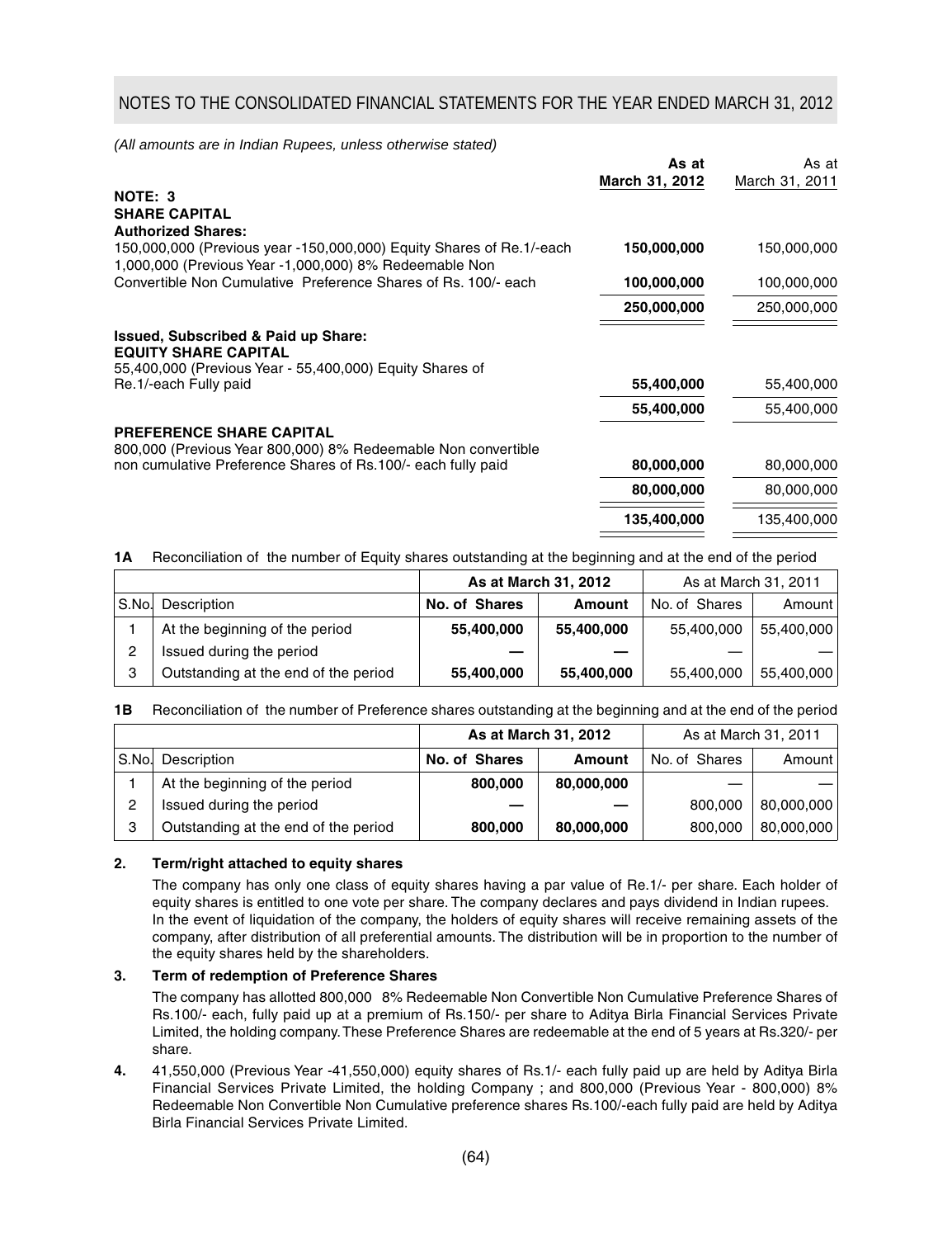# NOTES TO THE CONSOLIDATED FINANCIAL STATEMENTS FOR THE YEAR ENDED MARCH 31, 2012

*(All amounts are in Indian Rupees, unless otherwise stated)*

| | **As at March 31, 2012** | As at March 31, 2011 |
|---|---|---|
| **NOTE: 3** | | |
| **SHARE CAPITAL** | | |
| **Authorized Shares:** | | |
| 150,000,000 (Previous year -150,000,000) Equity Shares of Re.1/-each | **150,000,000** | 150,000,000 |
| 1,000,000 (Previous Year -1,000,000) 8% Redeemable Non Convertible Non Cumulative Preference Shares of Rs. 100/- each | **100,000,000** | 100,000,000 |
| | **250,000,000** | 250,000,000 |
| **Issued, Subscribed & Paid up Share:** | | |
| **EQUITY SHARE CAPITAL** | | |
| 55,400,000 (Previous Year - 55,400,000) Equity Shares of Re.1/-each Fully paid | **55,400,000** | 55,400,000 |
| | **55,400,000** | 55,400,000 |
| **PREFERENCE SHARE CAPITAL** | | |
| 800,000 (Previous Year 800,000) 8% Redeemable Non convertible non cumulative Preference Shares of Rs.100/- each fully paid | **80,000,000** | 80,000,000 |
| | **80,000,000** | 80,000,000 |
| | **135,400,000** | 135,400,000 |

**1A** Reconciliation of the number of Equity shares outstanding at the beginning and at the end of the period

| | | **As at March 31, 2012** | | As at March 31, 2011 | |
|---|---|---|---|---|---|
| S.No. | Description | **No. of Shares** | **Amount** | No. of Shares | Amount |
| 1 | At the beginning of the period | **55,400,000** | **55,400,000** | 55,400,000 | 55,400,000 |
| 2 | Issued during the period | **—** | **—** | — | — |
| 3 | Outstanding at the end of the period | **55,400,000** | **55,400,000** | 55,400,000 | 55,400,000 |

**1B** Reconciliation of the number of Preference shares outstanding at the beginning and at the end of the period

| | | **As at March 31, 2012** | | As at March 31, 2011 | |
|---|---|---|---|---|---|
| S.No. | Description | **No. of Shares** | **Amount** | No. of Shares | Amount |
| 1 | At the beginning of the period | **800,000** | **80,000,000** | — | — |
| 2 | Issued during the period | **—** | **—** | 800,000 | 80,000,000 |
| 3 | Outstanding at the end of the period | **800,000** | **80,000,000** | 800,000 | 80,000,000 |

**2. Term/right attached to equity shares**

The company has only one class of equity shares having a par value of Re.1/- per share. Each holder of equity shares is entitled to one vote per share. The company declares and pays dividend in Indian rupees. In the event of liquidation of the company, the holders of equity shares will receive remaining assets of the company, after distribution of all preferential amounts. The distribution will be in proportion to the number of the equity shares held by the shareholders.

**3. Term of redemption of Preference Shares**

The company has allotted 800,000 8% Redeemable Non Convertible Non Cumulative Preference Shares of Rs.100/- each, fully paid up at a premium of Rs.150/- per share to Aditya Birla Financial Services Private Limited, the holding company. These Preference Shares are redeemable at the end of 5 years at Rs.320/- per share.

**4.** 41,550,000 (Previous Year -41,550,000) equity shares of Rs.1/- each fully paid up are held by Aditya Birla Financial Services Private Limited, the holding Company ; and 800,000 (Previous Year - 800,000) 8% Redeemable Non Convertible Non Cumulative preference shares Rs.100/-each fully paid are held by Aditya Birla Financial Services Private Limited.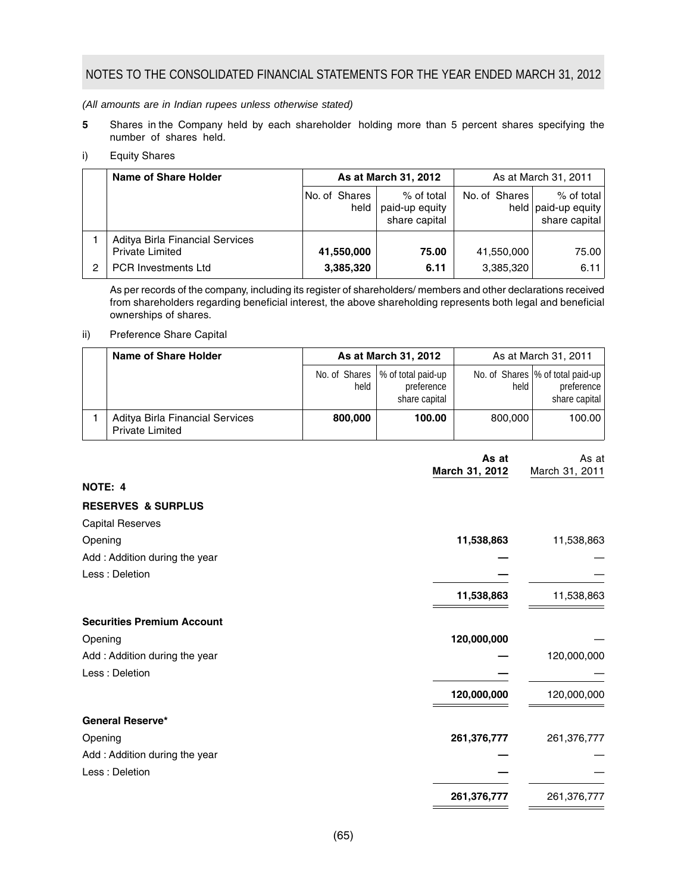## NOTES TO THE CONSOLIDATED FINANCIAL STATEMENTS FOR THE YEAR ENDED MARCH 31, 2012

*(All amounts are in Indian rupees unless otherwise stated)*

**5** Shares in the Company held by each shareholder holding more than 5 percent shares specifying the number of shares held.

i) Equity Shares

| | Name of Share Holder | As at March 31, 2012 | | As at March 31, 2011 | |
|---|---|---|---|---|---|
| | | No. of Shares held | % of total paid-up equity share capital | No. of Shares held | % of total paid-up equity share capital |
| 1 | Aditya Birla Financial Services Private Limited | **41,550,000** | **75.00** | 41,550,000 | 75.00 |
| 2 | PCR Investments Ltd | **3,385,320** | **6.11** | 3,385,320 | 6.11 |

As per records of the company, including its register of shareholders/ members and other declarations received from shareholders regarding beneficial interest, the above shareholding represents both legal and beneficial ownerships of shares.

ii) Preference Share Capital

| | Name of Share Holder | As at March 31, 2012 | | As at March 31, 2011 | |
|---|---|---|---|---|---|
| | | No. of Shares held | % of total paid-up preference share capital | No. of Shares held | % of total paid-up preference share capital |
| 1 | Aditya Birla Financial Services Private Limited | **800,000** | **100.00** | 800,000 | 100.00 |

| | As at March 31, 2012 | As at March 31, 2011 |
|---|---|---|
| **NOTE: 4** | | |
| **RESERVES & SURPLUS** | | |
| Capital Reserves | | |
| Opening | **11,538,863** | 11,538,863 |
| Add : Addition during the year | **—** | — |
| Less : Deletion | **—** | — |
| | **11,538,863** | 11,538,863 |
| **Securities Premium Account** | | |
| Opening | **120,000,000** | — |
| Add : Addition during the year | **—** | 120,000,000 |
| Less : Deletion | **—** | — |
| | **120,000,000** | 120,000,000 |
| **General Reserve*** | | |
| Opening | **261,376,777** | 261,376,777 |
| Add : Addition during the year | **—** | — |
| Less : Deletion | **—** | — |
| | **261,376,777** | 261,376,777 |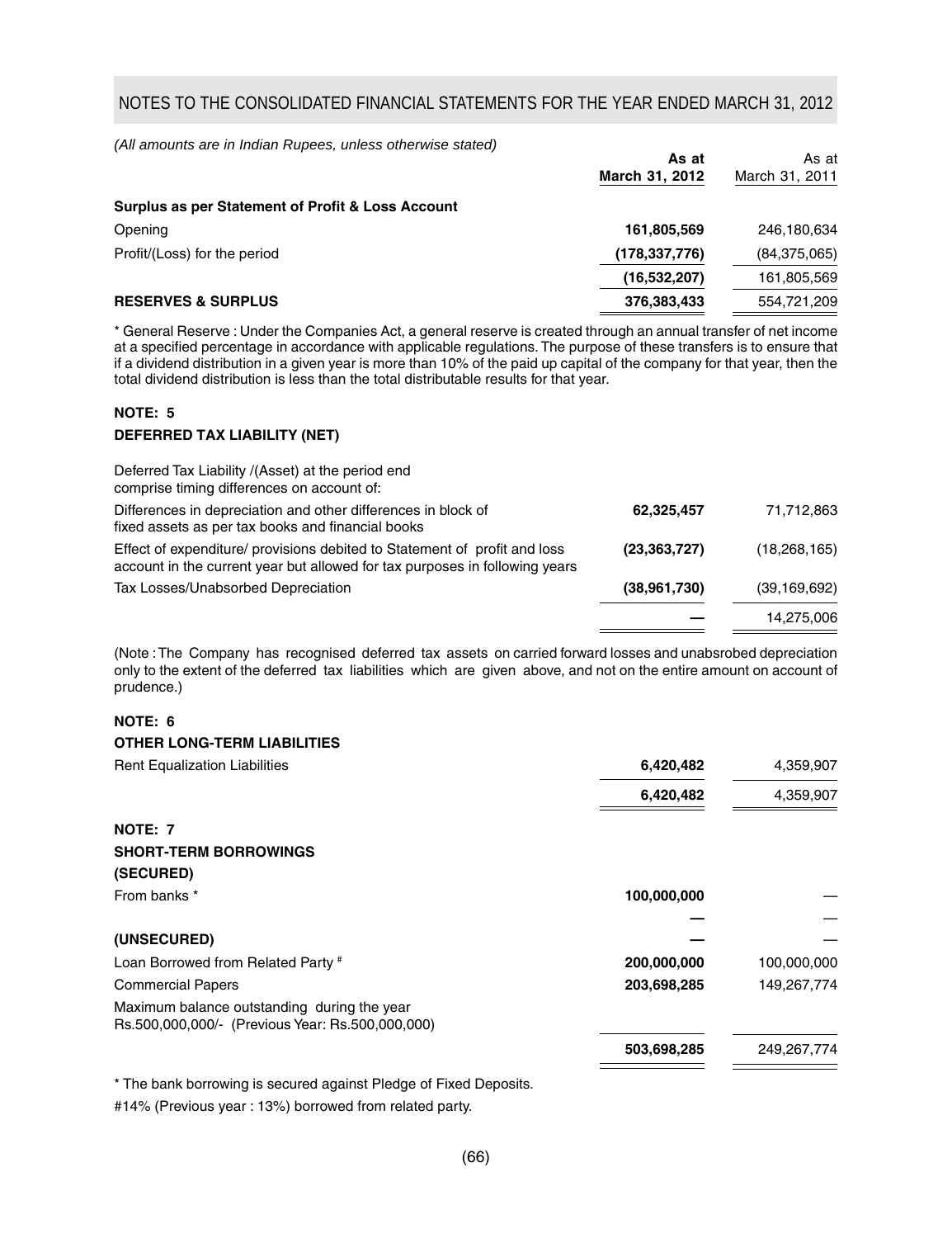## NOTES TO THE CONSOLIDATED FINANCIAL STATEMENTS FOR THE YEAR ENDED MARCH 31, 2012

*(All amounts are in Indian Rupees, unless otherwise stated)*

| | **As at March 31, 2012** | As at March 31, 2011 |
|---|---|---|
| **Surplus as per Statement of Profit & Loss Account** | | |
| Opening | **161,805,569** | 246,180,634 |
| Profit/(Loss) for the period | **(178,337,776)** | (84,375,065) |
| | **(16,532,207)** | 161,805,569 |
| **RESERVES & SURPLUS** | **376,383,433** | 554,721,209 |

* General Reserve : Under the Companies Act, a general reserve is created through an annual transfer of net income at a specified percentage in accordance with applicable regulations. The purpose of these transfers is to ensure that if a dividend distribution in a given year is more than 10% of the paid up capital of the company for that year, then the total dividend distribution is less than the total distributable results for that year.

### NOTE: 5

### DEFERRED TAX LIABILITY (NET)

| | | |
|---|---|---|
| Deferred Tax Liability /(Asset) at the period end comprise timing differences on account of: | | |
| Differences in depreciation and other differences in block of fixed assets as per tax books and financial books | **62,325,457** | 71,712,863 |
| Effect of expenditure/ provisions debited to Statement of profit and loss account in the current year but allowed for tax purposes in following years | **(23,363,727)** | (18,268,165) |
| Tax Losses/Unabsorbed Depreciation | **(38,961,730)** | (39,169,692) |
| | **—** | 14,275,006 |

(Note : The Company has recognised deferred tax assets on carried forward losses and unabsrobed depreciation only to the extent of the deferred tax liabilities which are given above, and not on the entire amount on account of prudence.)

### NOTE: 6

### OTHER LONG-TERM LIABILITIES

| | | |
|---|---|---|
| Rent Equalization Liabilities | **6,420,482** | 4,359,907 |
| | **6,420,482** | 4,359,907 |

### NOTE: 7

### SHORT-TERM BORROWINGS

| | | |
|---|---|---|
| **(SECURED)** | | |
| From banks * | **100,000,000** | — |
| | **—** | — |
| **(UNSECURED)** | **—** | — |
| Loan Borrowed from Related Party # | **200,000,000** | 100,000,000 |
| Commercial Papers | **203,698,285** | 149,267,774 |
| Maximum balance outstanding during the year Rs.500,000,000/- (Previous Year: Rs.500,000,000) | | |
| | **503,698,285** | 249,267,774 |

* The bank borrowing is secured against Pledge of Fixed Deposits.

#14% (Previous year : 13%) borrowed from related party.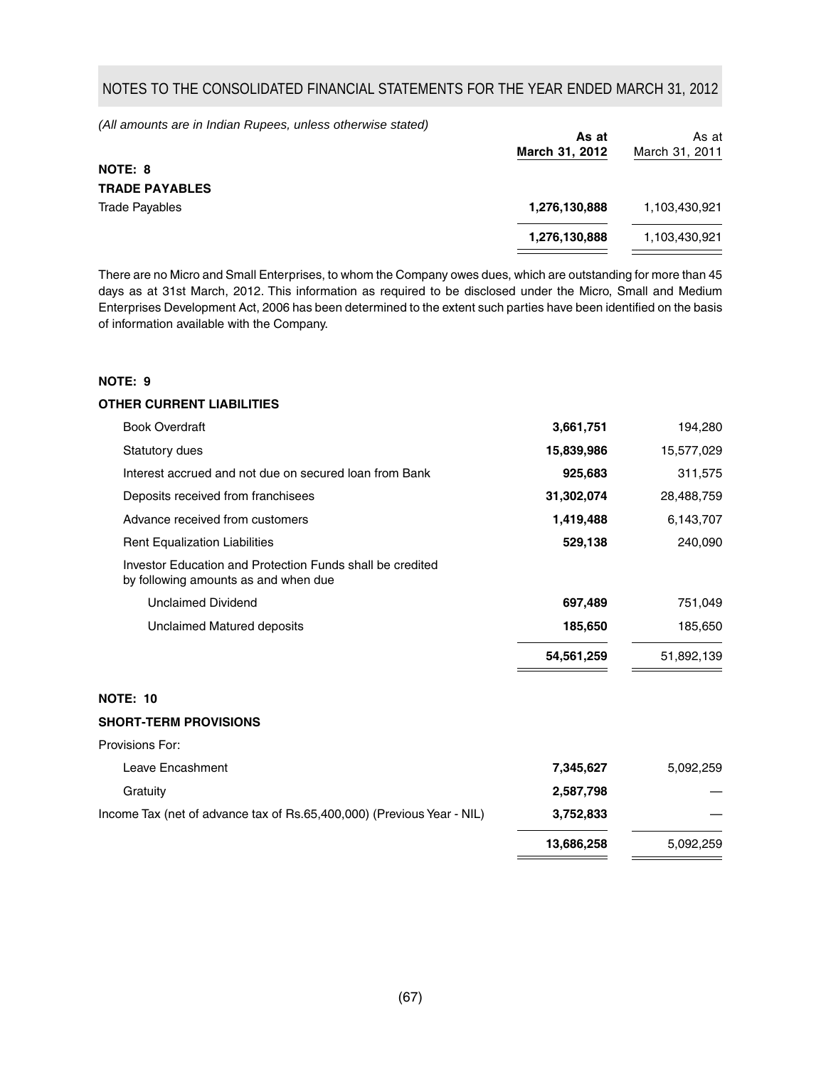## NOTES TO THE CONSOLIDATED FINANCIAL STATEMENTS FOR THE YEAR ENDED MARCH 31, 2012

*(All amounts are in Indian Rupees, unless otherwise stated)*

| | **As at March 31, 2012** | As at March 31, 2011 |
|---|---|---|
| **NOTE: 8** | | |
| **TRADE PAYABLES** | | |
| Trade Payables | **1,276,130,888** | 1,103,430,921 |
| | **1,276,130,888** | 1,103,430,921 |

There are no Micro and Small Enterprises, to whom the Company owes dues, which are outstanding for more than 45 days as at 31st March, 2012. This information as required to be disclosed under the Micro, Small and Medium Enterprises Development Act, 2006 has been determined to the extent such parties have been identified on the basis of information available with the Company.

**NOTE: 9**

**OTHER CURRENT LIABILITIES**

| | **As at March 31, 2012** | As at March 31, 2011 |
|---|---|---|
| Book Overdraft | **3,661,751** | 194,280 |
| Statutory dues | **15,839,986** | 15,577,029 |
| Interest accrued and not due on secured loan from Bank | **925,683** | 311,575 |
| Deposits received from franchisees | **31,302,074** | 28,488,759 |
| Advance received from customers | **1,419,488** | 6,143,707 |
| Rent Equalization Liabilities | **529,138** | 240,090 |
| Investor Education and Protection Funds shall be credited by following amounts as and when due | | |
| Unclaimed Dividend | **697,489** | 751,049 |
| Unclaimed Matured deposits | **185,650** | 185,650 |
| | **54,561,259** | 51,892,139 |

**NOTE: 10**

**SHORT-TERM PROVISIONS**

| | **As at March 31, 2012** | As at March 31, 2011 |
|---|---|---|
| Provisions For: | | |
| Leave Encashment | **7,345,627** | 5,092,259 |
| Gratuity | **2,587,798** | — |
| Income Tax (net of advance tax of Rs.65,400,000) (Previous Year - NIL) | **3,752,833** | — |
| | **13,686,258** | 5,092,259 |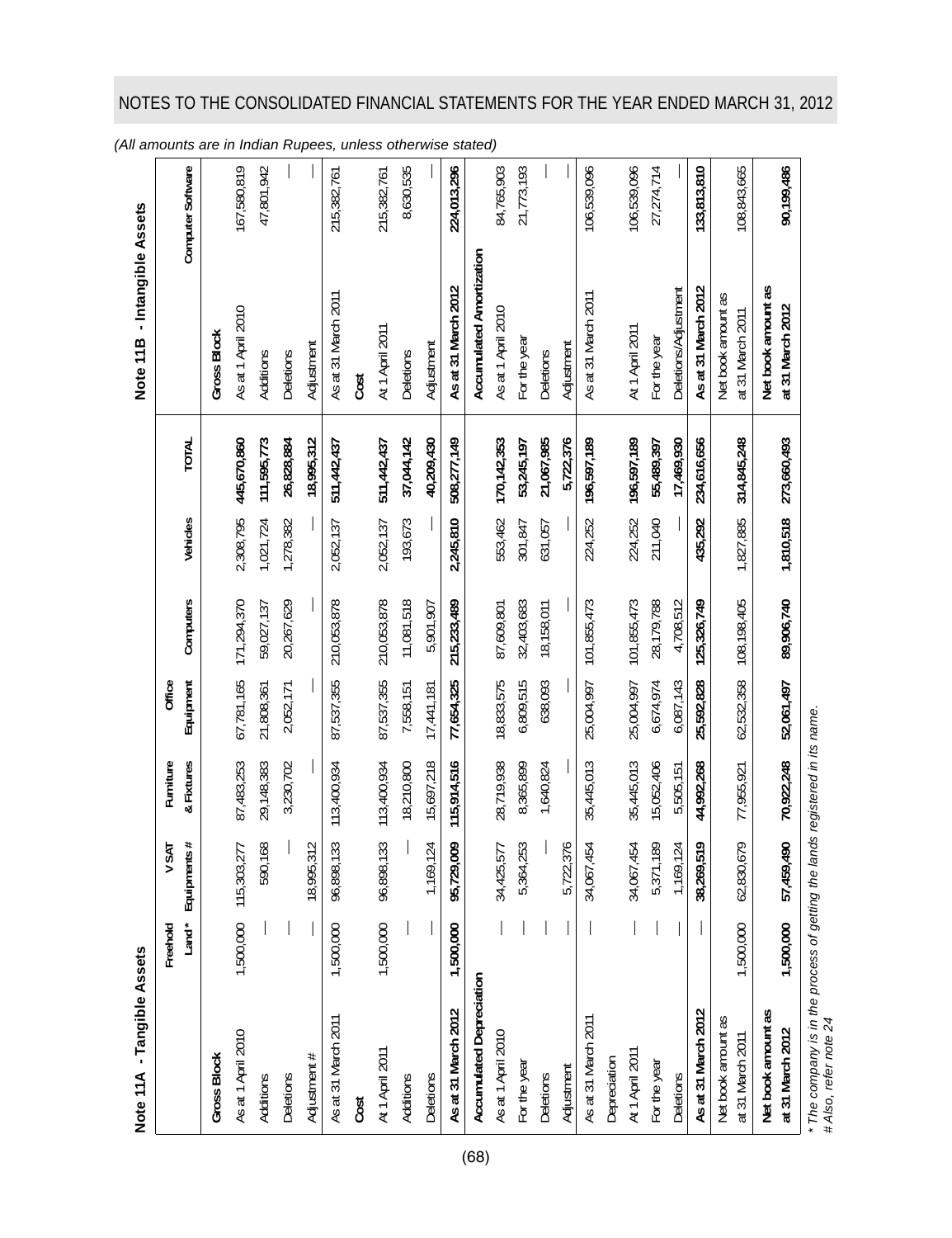# NOTES TO THE CONSOLIDATED FINANCIAL STATEMENTS FOR THE YEAR ENDED MARCH 31, 2012

*(All amounts are in Indian Rupees, unless otherwise stated)*

## Note 11A - Tangible Assets

| | Freehold Land * | VSAT Equipments # | Furniture & Fixtures | Office Equipment | Computers | Vehicles | TOTAL |
|---|---|---|---|---|---|---|---|
| **Gross Block** | | | | | | | |
| As at 1 April 2010 | 1,500,000 | 115,303,277 | 87,483,253 | 67,781,165 | 171,294,370 | 2,308,795 | 445,670,860 |
| Additions | — | 590,168 | 29,148,383 | 21,808,361 | 59,027,137 | 1,021,724 | 111,595,773 |
| Deletions | — | — | 3,230,702 | 2,052,171 | 20,267,629 | 1,278,382 | 26,828,884 |
| Adjustment # | — | 18,995,312 | — | — | — | — | 18,995,312 |
| As at 31 March 2011 | 1,500,000 | 96,898,133 | 113,400,934 | 87,537,355 | 210,053,878 | 2,052,137 | 511,442,437 |
| **Cost** | | | | | | | |
| At 1 April 2011 | 1,500,000 | 96,898,133 | 113,400,934 | 87,537,355 | 210,053,878 | 2,052,137 | 511,442,437 |
| Additions | — | — | 18,210,800 | 7,558,151 | 11,081,518 | 193,673 | 37,044,142 |
| Deletions | — | 1,169,124 | 15,697,218 | 17,441,181 | 5,901,907 | — | 40,209,430 |
| **As at 31 March 2012** | **1,500,000** | **95,729,009** | **115,914,516** | **77,654,325** | **215,233,489** | **2,245,810** | **508,277,149** |
| **Accumulated Depreciation** | | | | | | | |
| As at 1 April 2010 | — | 34,425,577 | 28,719,938 | 18,833,575 | 87,609,801 | 553,462 | 170,142,353 |
| For the year | — | 5,364,253 | 8,365,899 | 6,809,515 | 32,403,683 | 301,847 | 53,245,197 |
| Deletions | — | — | 1,640,824 | 638,093 | 18,158,011 | 631,057 | 21,067,985 |
| Adjustment | — | 5,722,376 | — | — | — | — | 5,722,376 |
| As at 31 March 2011 | — | 34,067,454 | 35,445,013 | 25,004,997 | 101,855,473 | 224,252 | 196,597,189 |
| Depreciation | | | | | | | |
| At 1 April 2011 | — | 34,067,454 | 35,445,013 | 25,004,997 | 101,855,473 | 224,252 | 196,597,189 |
| For the year | — | 5,371,189 | 15,052,406 | 6,674,974 | 28,179,788 | 211,040 | 55,489,397 |
| Deletions | — | 1,169,124 | 5,505,151 | 6,087,143 | 4,708,512 | — | 17,469,930 |
| **As at 31 March 2012** | — | **38,269,519** | **44,992,268** | **25,592,828** | **125,326,749** | **435,292** | **234,616,656** |
| Net book amount as at 31 March 2011 | 1,500,000 | 62,830,679 | 77,955,921 | 62,532,358 | 108,198,405 | 1,827,885 | 314,845,248 |
| **Net book amount as at 31 March 2012** | **1,500,000** | **57,459,490** | **70,922,248** | **52,061,497** | **89,906,740** | **1,810,518** | **273,660,493** |

*\* The company is in the process of getting the lands registered in its name.*

*# Also, refer note 24*

## Note 11B - Intangible Assets

| | Computer Software |
|---|---|
| **Gross Block** | |
| As at 1 April 2010 | 167,580,819 |
| Additions | 47,801,942 |
| Deletions | — |
| Adjustment | — |
| As at 31 March 2011 | 215,382,761 |
| **Cost** | |
| At 1 April 2011 | 215,382,761 |
| Deletions | 8,630,535 |
| Adjustment | — |
| **As at 31 March 2012** | **224,013,296** |
| **Accumulated Amortization** | |
| As at 1 April 2010 | 84,765,903 |
| For the year | 21,773,193 |
| Deletions | — |
| Adjustment | — |
| As at 31 March 2011 | 106,539,096 |
| At 1 April 2011 | 106,539,096 |
| For the year | 27,274,714 |
| Deletions/Adjustment | — |
| **As at 31 March 2012** | **133,813,810** |
| Net book amount as at 31 March 2011 | 108,843,665 |
| **Net book amount as at 31 March 2012** | **90,199,486** |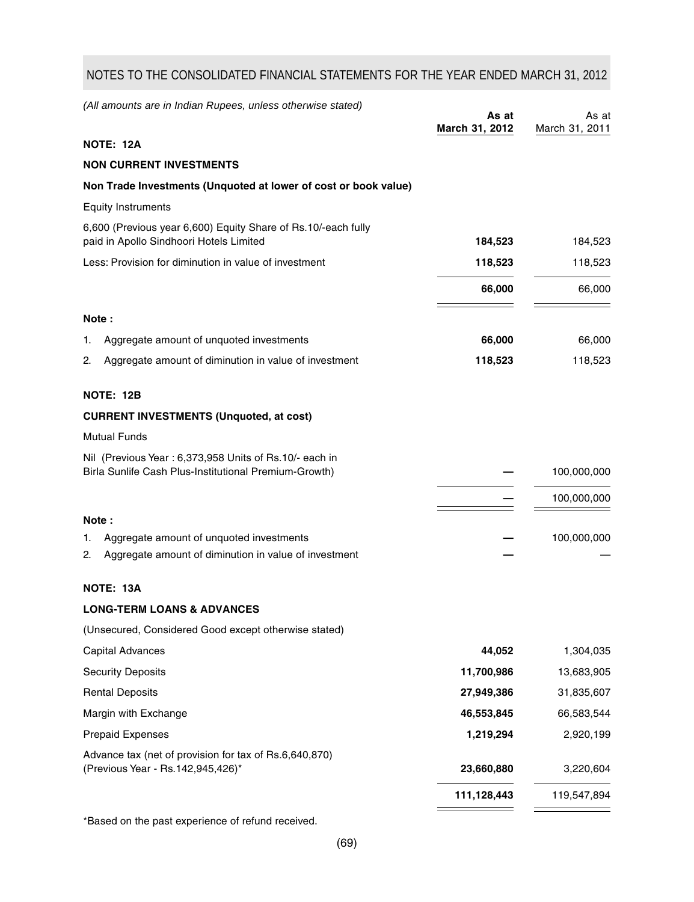## NOTES TO THE CONSOLIDATED FINANCIAL STATEMENTS FOR THE YEAR ENDED MARCH 31, 2012

*(All amounts are in Indian Rupees, unless otherwise stated)*

| | As at March 31, 2012 | As at March 31, 2011 |
|---|---|---|
| **NOTE: 12A** | | |
| **NON CURRENT INVESTMENTS** | | |
| **Non Trade Investments (Unquoted at lower of cost or book value)** | | |
| Equity Instruments | | |
| 6,600 (Previous year 6,600) Equity Share of Rs.10/-each fully paid in Apollo Sindhoori Hotels Limited | **184,523** | 184,523 |
| Less: Provision for diminution in value of investment | **118,523** | 118,523 |
| | **66,000** | 66,000 |
| **Note :** | | |
| 1. Aggregate amount of unquoted investments | **66,000** | 66,000 |
| 2. Aggregate amount of diminution in value of investment | **118,523** | 118,523 |
| **NOTE: 12B** | | |
| **CURRENT INVESTMENTS (Unquoted, at cost)** | | |
| Mutual Funds | | |
| Nil (Previous Year : 6,373,958 Units of Rs.10/- each in Birla Sunlife Cash Plus-Institutional Premium-Growth) | **—** | 100,000,000 |
| | **—** | 100,000,000 |
| **Note :** | | |
| 1. Aggregate amount of unquoted investments | **—** | 100,000,000 |
| 2. Aggregate amount of diminution in value of investment | **—** | — |
| **NOTE: 13A** | | |
| **LONG-TERM LOANS & ADVANCES** | | |
| (Unsecured, Considered Good except otherwise stated) | | |
| Capital Advances | **44,052** | 1,304,035 |
| Security Deposits | **11,700,986** | 13,683,905 |
| Rental Deposits | **27,949,386** | 31,835,607 |
| Margin with Exchange | **46,553,845** | 66,583,544 |
| Prepaid Expenses | **1,219,294** | 2,920,199 |
| Advance tax (net of provision for tax of Rs.6,640,870) (Previous Year - Rs.142,945,426)* | **23,660,880** | 3,220,604 |
| | **111,128,443** | 119,547,894 |

*Based on the past experience of refund received.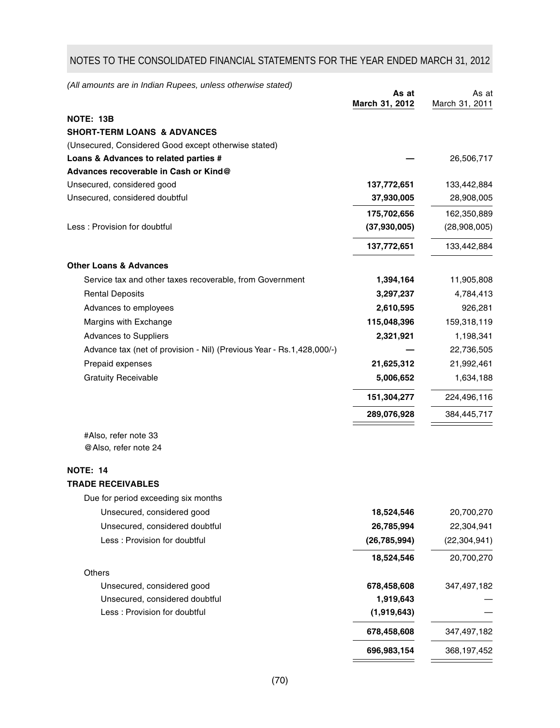## NOTES TO THE CONSOLIDATED FINANCIAL STATEMENTS FOR THE YEAR ENDED MARCH 31, 2012

*(All amounts are in Indian Rupees, unless otherwise stated)*

| | **As at March 31, 2012** | As at March 31, 2011 |
|---|---|---|
| **NOTE: 13B** | | |
| **SHORT-TERM LOANS & ADVANCES** | | |
| (Unsecured, Considered Good except otherwise stated) | | |
| **Loans & Advances to related parties #** | **—** | 26,506,717 |
| **Advances recoverable in Cash or Kind@** | | |
| Unsecured, considered good | **137,772,651** | 133,442,884 |
| Unsecured, considered doubtful | **37,930,005** | 28,908,005 |
| | **175,702,656** | 162,350,889 |
| Less : Provision for doubtful | **(37,930,005)** | (28,908,005) |
| | **137,772,651** | 133,442,884 |
| **Other Loans & Advances** | | |
| Service tax and other taxes recoverable, from Government | **1,394,164** | 11,905,808 |
| Rental Deposits | **3,297,237** | 4,784,413 |
| Advances to employees | **2,610,595** | 926,281 |
| Margins with Exchange | **115,048,396** | 159,318,119 |
| Advances to Suppliers | **2,321,921** | 1,198,341 |
| Advance tax (net of provision - Nil) (Previous Year - Rs.1,428,000/-) | **—** | 22,736,505 |
| Prepaid expenses | **21,625,312** | 21,992,461 |
| Gratuity Receivable | **5,006,652** | 1,634,188 |
| | **151,304,277** | 224,496,116 |
| | **289,076,928** | 384,445,717 |

#Also, refer note 33

@Also, refer note 24

| | **As at March 31, 2012** | As at March 31, 2011 |
|---|---|---|
| **NOTE: 14** | | |
| **TRADE RECEIVABLES** | | |
| Due for period exceeding six months | | |
| Unsecured, considered good | **18,524,546** | 20,700,270 |
| Unsecured, considered doubtful | **26,785,994** | 22,304,941 |
| Less : Provision for doubtful | **(26,785,994)** | (22,304,941) |
| | **18,524,546** | 20,700,270 |
| Others | | |
| Unsecured, considered good | **678,458,608** | 347,497,182 |
| Unsecured, considered doubtful | **1,919,643** | — |
| Less : Provision for doubtful | **(1,919,643)** | — |
| | **678,458,608** | 347,497,182 |
| | **696,983,154** | 368,197,452 |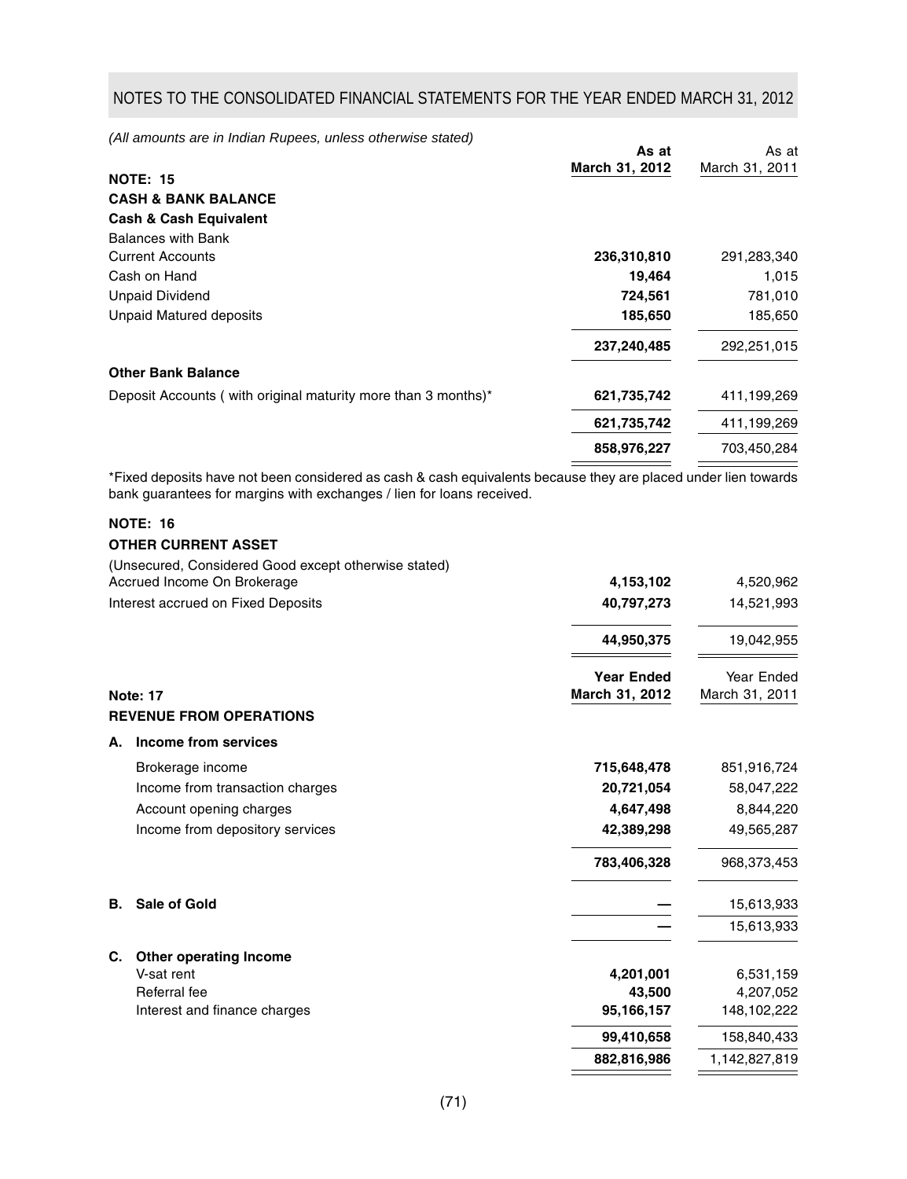## NOTES TO THE CONSOLIDATED FINANCIAL STATEMENTS FOR THE YEAR ENDED MARCH 31, 2012

*(All amounts are in Indian Rupees, unless otherwise stated)*

| | As at March 31, 2012 | As at March 31, 2011 |
|---|---|---|
| **NOTE: 15** | | |
| **CASH & BANK BALANCE** | | |
| **Cash & Cash Equivalent** | | |
| Balances with Bank | | |
| Current Accounts | **236,310,810** | 291,283,340 |
| Cash on Hand | **19,464** | 1,015 |
| Unpaid Dividend | **724,561** | 781,010 |
| Unpaid Matured deposits | **185,650** | 185,650 |
| | **237,240,485** | 292,251,015 |
| **Other Bank Balance** | | |
| Deposit Accounts ( with original maturity more than 3 months)* | **621,735,742** | 411,199,269 |
| | **621,735,742** | 411,199,269 |
| | **858,976,227** | 703,450,284 |

*Fixed deposits have not been considered as cash & cash equivalents because they are placed under lien towards bank guarantees for margins with exchanges / lien for loans received.

| | As at March 31, 2012 | As at March 31, 2011 |
|---|---|---|
| **NOTE: 16** | | |
| **OTHER CURRENT ASSET** | | |
| (Unsecured, Considered Good except otherwise stated) | | |
| Accrued Income On Brokerage | **4,153,102** | 4,520,962 |
| Interest accrued on Fixed Deposits | **40,797,273** | 14,521,993 |
| | **44,950,375** | 19,042,955 |

| | Year Ended March 31, 2012 | Year Ended March 31, 2011 |
|---|---|---|
| **Note: 17** | | |
| **REVENUE FROM OPERATIONS** | | |
| **A. Income from services** | | |
| Brokerage income | **715,648,478** | 851,916,724 |
| Income from transaction charges | **20,721,054** | 58,047,222 |
| Account opening charges | **4,647,498** | 8,844,220 |
| Income from depository services | **42,389,298** | 49,565,287 |
| | **783,406,328** | 968,373,453 |
| **B. Sale of Gold** | **—** | 15,613,933 |
| | **—** | 15,613,933 |
| **C. Other operating Income** | | |
| V-sat rent | **4,201,001** | 6,531,159 |
| Referral fee | **43,500** | 4,207,052 |
| Interest and finance charges | **95,166,157** | 148,102,222 |
| | **99,410,658** | 158,840,433 |
| | **882,816,986** | 1,142,827,819 |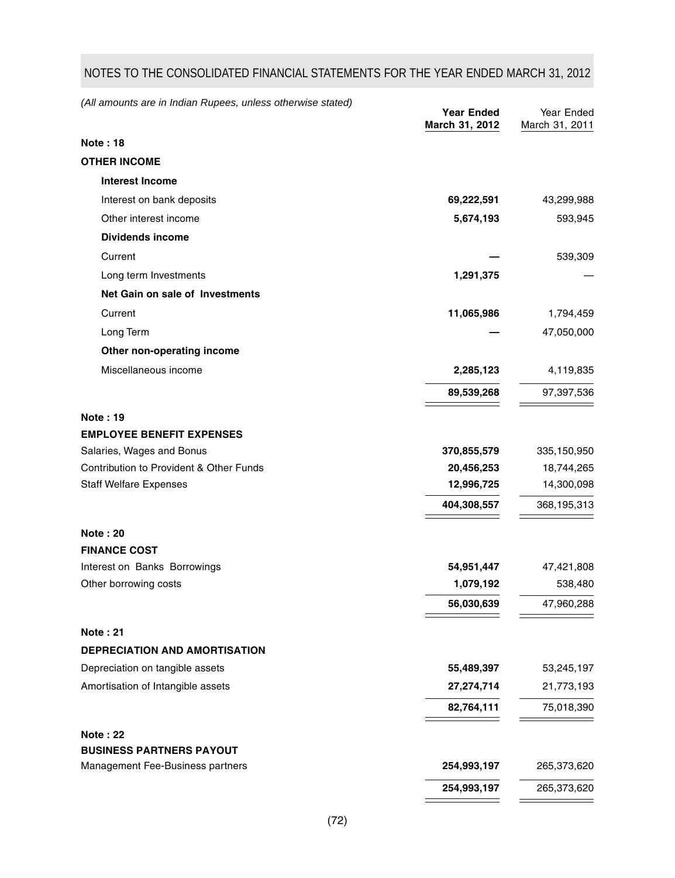## NOTES TO THE CONSOLIDATED FINANCIAL STATEMENTS FOR THE YEAR ENDED MARCH 31, 2012

*(All amounts are in Indian Rupees, unless otherwise stated)*

| | **Year Ended March 31, 2012** | Year Ended March 31, 2011 |
|---|---|---|
| **Note : 18** | | |
| **OTHER INCOME** | | |
| **Interest Income** | | |
| Interest on bank deposits | **69,222,591** | 43,299,988 |
| Other interest income | **5,674,193** | 593,945 |
| **Dividends income** | | |
| Current | **—** | 539,309 |
| Long term Investments | **1,291,375** | — |
| **Net Gain on sale of Investments** | | |
| Current | **11,065,986** | 1,794,459 |
| Long Term | **—** | 47,050,000 |
| **Other non-operating income** | | |
| Miscellaneous income | **2,285,123** | 4,119,835 |
| | **89,539,268** | 97,397,536 |
| **Note : 19** | | |
| **EMPLOYEE BENEFIT EXPENSES** | | |
| Salaries, Wages and Bonus | **370,855,579** | 335,150,950 |
| Contribution to Provident & Other Funds | **20,456,253** | 18,744,265 |
| Staff Welfare Expenses | **12,996,725** | 14,300,098 |
| | **404,308,557** | 368,195,313 |
| **Note : 20** | | |
| **FINANCE COST** | | |
| Interest on Banks Borrowings | **54,951,447** | 47,421,808 |
| Other borrowing costs | **1,079,192** | 538,480 |
| | **56,030,639** | 47,960,288 |
| **Note : 21** | | |
| **DEPRECIATION AND AMORTISATION** | | |
| Depreciation on tangible assets | **55,489,397** | 53,245,197 |
| Amortisation of Intangible assets | **27,274,714** | 21,773,193 |
| | **82,764,111** | 75,018,390 |
| **Note : 22** | | |
| **BUSINESS PARTNERS PAYOUT** | | |
| Management Fee-Business partners | **254,993,197** | 265,373,620 |
| | **254,993,197** | 265,373,620 |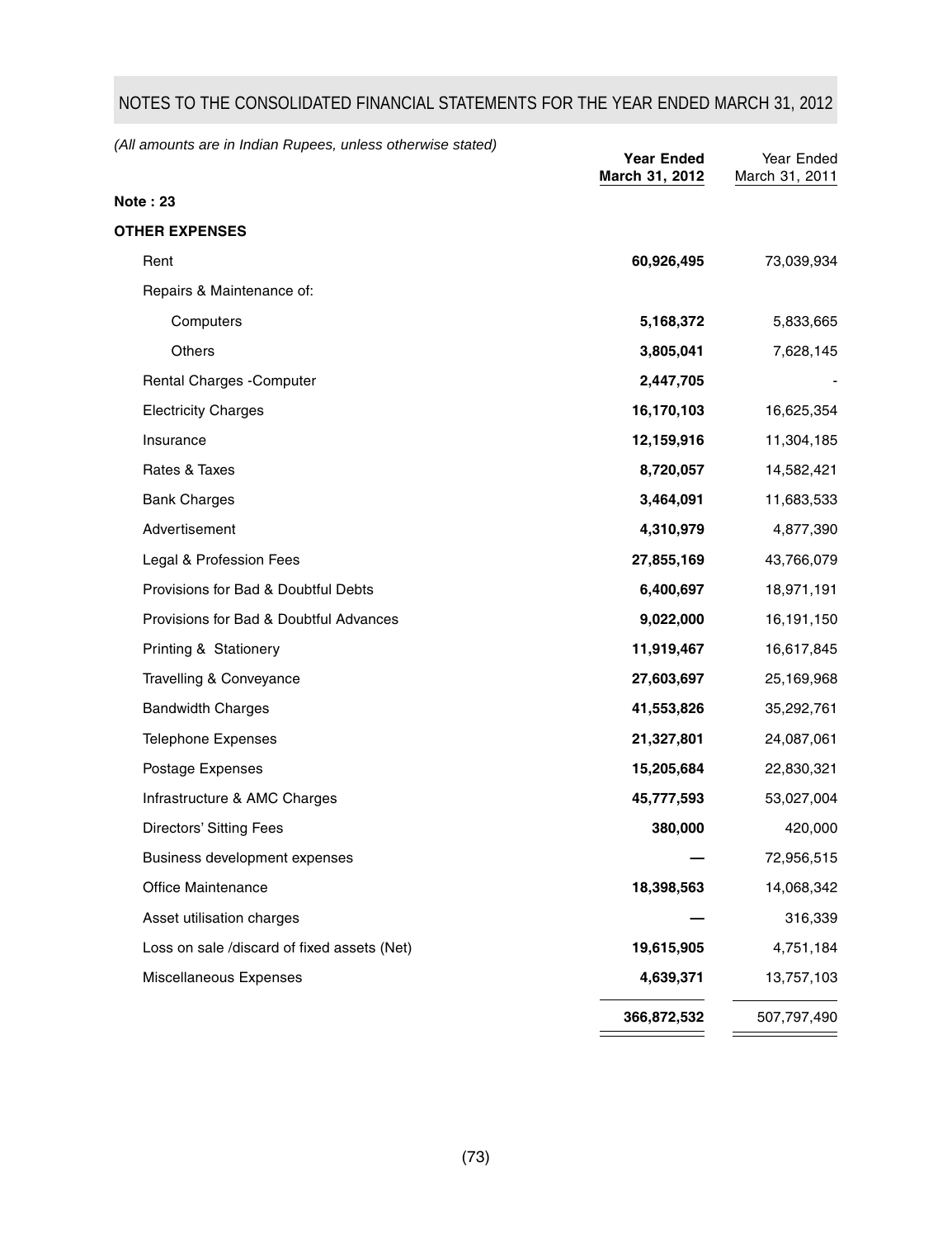## NOTES TO THE CONSOLIDATED FINANCIAL STATEMENTS FOR THE YEAR ENDED MARCH 31, 2012

*(All amounts are in Indian Rupees, unless otherwise stated)*

| | **Year Ended March 31, 2012** | Year Ended March 31, 2011 |
|---|---|---|
| **Note : 23** | | |
| **OTHER EXPENSES** | | |
| Rent | **60,926,495** | 73,039,934 |
| Repairs & Maintenance of: | | |
| Computers | **5,168,372** | 5,833,665 |
| Others | **3,805,041** | 7,628,145 |
| Rental Charges -Computer | **2,447,705** | - |
| Electricity Charges | **16,170,103** | 16,625,354 |
| Insurance | **12,159,916** | 11,304,185 |
| Rates & Taxes | **8,720,057** | 14,582,421 |
| Bank Charges | **3,464,091** | 11,683,533 |
| Advertisement | **4,310,979** | 4,877,390 |
| Legal & Profession Fees | **27,855,169** | 43,766,079 |
| Provisions for Bad & Doubtful Debts | **6,400,697** | 18,971,191 |
| Provisions for Bad & Doubtful Advances | **9,022,000** | 16,191,150 |
| Printing & Stationery | **11,919,467** | 16,617,845 |
| Travelling & Conveyance | **27,603,697** | 25,169,968 |
| Bandwidth Charges | **41,553,826** | 35,292,761 |
| Telephone Expenses | **21,327,801** | 24,087,061 |
| Postage Expenses | **15,205,684** | 22,830,321 |
| Infrastructure & AMC Charges | **45,777,593** | 53,027,004 |
| Directors' Sitting Fees | **380,000** | 420,000 |
| Business development expenses | **—** | 72,956,515 |
| Office Maintenance | **18,398,563** | 14,068,342 |
| Asset utilisation charges | **—** | 316,339 |
| Loss on sale /discard of fixed assets (Net) | **19,615,905** | 4,751,184 |
| Miscellaneous Expenses | **4,639,371** | 13,757,103 |
| | **366,872,532** | 507,797,490 |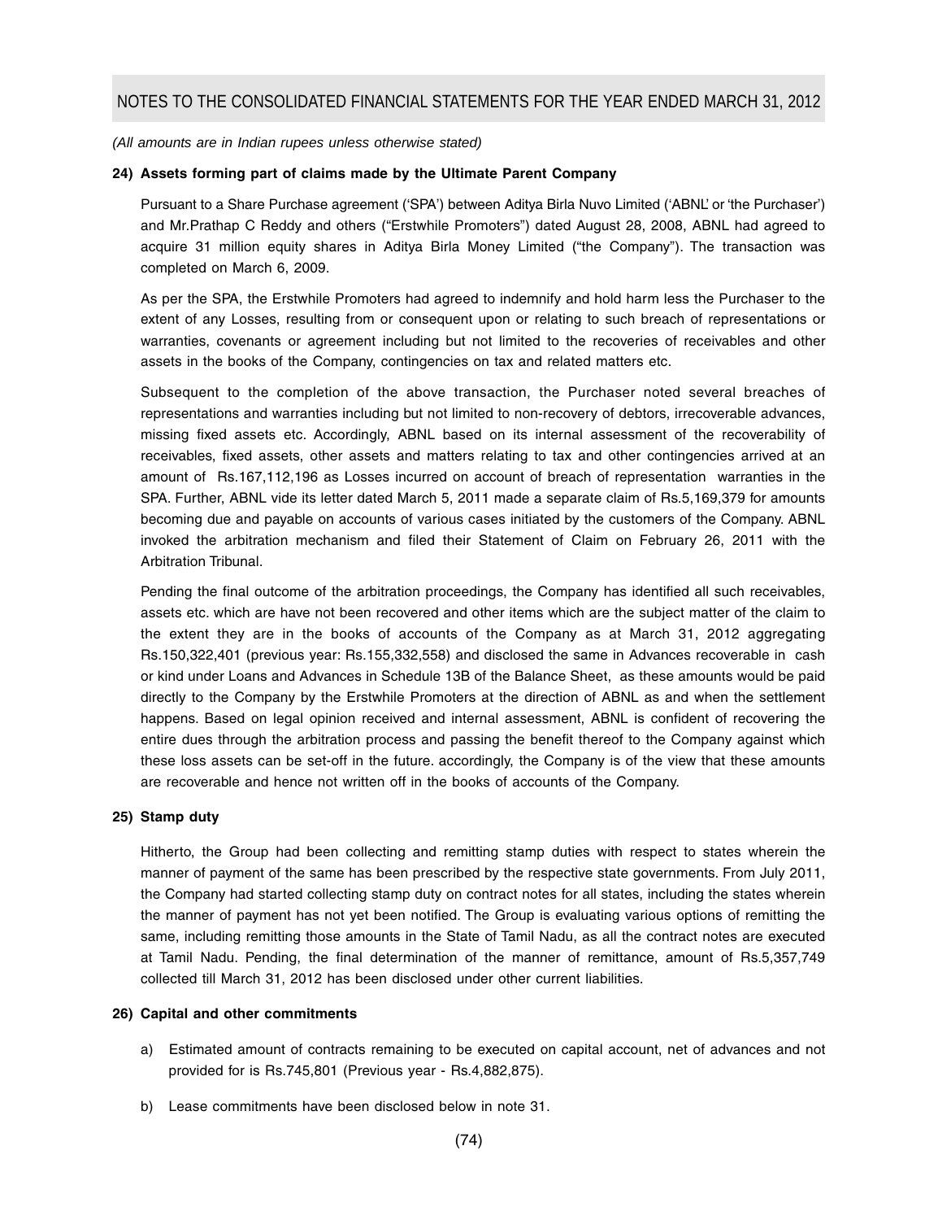(All amounts are in Indian rupees unless otherwise stated)

**24) Assets forming part of claims made by the Ultimate Parent Company**

Pursuant to a Share Purchase agreement ('SPA') between Aditya Birla Nuvo Limited ('ABNL' or 'the Purchaser') and Mr.Prathap C Reddy and others ("Erstwhile Promoters") dated August 28, 2008, ABNL had agreed to acquire 31 million equity shares in Aditya Birla Money Limited ("the Company"). The transaction was completed on March 6, 2009.

As per the SPA, the Erstwhile Promoters had agreed to indemnify and hold harm less the Purchaser to the extent of any Losses, resulting from or consequent upon or relating to such breach of representations or warranties, covenants or agreement including but not limited to the recoveries of receivables and other assets in the books of the Company, contingencies on tax and related matters etc.

Subsequent to the completion of the above transaction, the Purchaser noted several breaches of representations and warranties including but not limited to non-recovery of debtors, irrecoverable advances, missing fixed assets etc. Accordingly, ABNL based on its internal assessment of the recoverability of receivables, fixed assets, other assets and matters relating to tax and other contingencies arrived at an amount of Rs.167,112,196 as Losses incurred on account of breach of representation warranties in the SPA. Further, ABNL vide its letter dated March 5, 2011 made a separate claim of Rs.5,169,379 for amounts becoming due and payable on accounts of various cases initiated by the customers of the Company. ABNL invoked the arbitration mechanism and filed their Statement of Claim on February 26, 2011 with the Arbitration Tribunal.

Pending the final outcome of the arbitration proceedings, the Company has identified all such receivables, assets etc. which are have not been recovered and other items which are the subject matter of the claim to the extent they are in the books of accounts of the Company as at March 31, 2012 aggregating Rs.150,322,401 (previous year: Rs.155,332,558) and disclosed the same in Advances recoverable in cash or kind under Loans and Advances in Schedule 13B of the Balance Sheet, as these amounts would be paid directly to the Company by the Erstwhile Promoters at the direction of ABNL as and when the settlement happens. Based on legal opinion received and internal assessment, ABNL is confident of recovering the entire dues through the arbitration process and passing the benefit thereof to the Company against which these loss assets can be set-off in the future. accordingly, the Company is of the view that these amounts are recoverable and hence not written off in the books of accounts of the Company.

**25) Stamp duty**

Hitherto, the Group had been collecting and remitting stamp duties with respect to states wherein the manner of payment of the same has been prescribed by the respective state governments. From July 2011, the Company had started collecting stamp duty on contract notes for all states, including the states wherein the manner of payment has not yet been notified. The Group is evaluating various options of remitting the same, including remitting those amounts in the State of Tamil Nadu, as all the contract notes are executed at Tamil Nadu. Pending, the final determination of the manner of remittance, amount of Rs.5,357,749 collected till March 31, 2012 has been disclosed under other current liabilities.

**26) Capital and other commitments**

a) Estimated amount of contracts remaining to be executed on capital account, net of advances and not provided for is Rs.745,801 (Previous year - Rs.4,882,875).

b) Lease commitments have been disclosed below in note 31.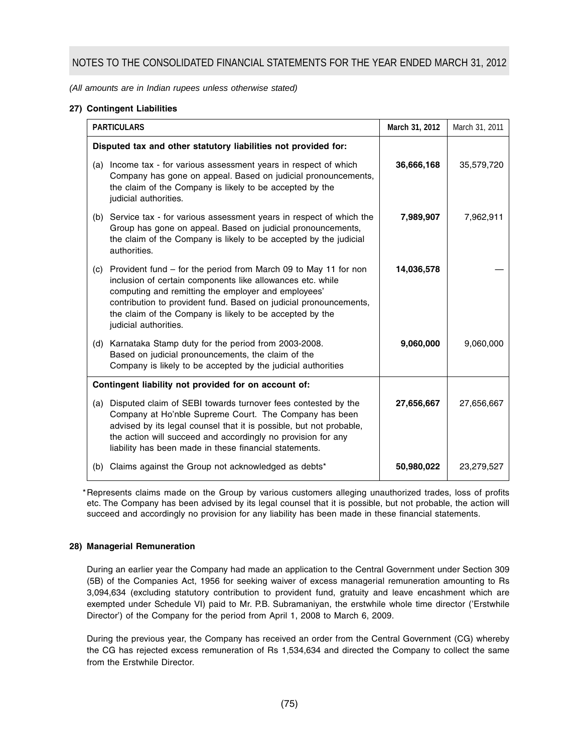*(All amounts are in Indian rupees unless otherwise stated)*

**27) Contingent Liabilities**

| PARTICULARS | March 31, 2012 | March 31, 2011 |
|---|---|---|
| **Disputed tax and other statutory liabilities not provided for:** | | |
| (a) Income tax - for various assessment years in respect of which Company has gone on appeal. Based on judicial pronouncements, the claim of the Company is likely to be accepted by the judicial authorities. | **36,666,168** | 35,579,720 |
| (b) Service tax - for various assessment years in respect of which the Group has gone on appeal. Based on judicial pronouncements, the claim of the Company is likely to be accepted by the judicial authorities. | **7,989,907** | 7,962,911 |
| (c) Provident fund – for the period from March 09 to May 11 for non inclusion of certain components like allowances etc. while computing and remitting the employer and employees' contribution to provident fund. Based on judicial pronouncements, the claim of the Company is likely to be accepted by the judicial authorities. | **14,036,578** | — |
| (d) Karnataka Stamp duty for the period from 2003-2008. Based on judicial pronouncements, the claim of the Company is likely to be accepted by the judicial authorities | **9,060,000** | 9,060,000 |
| **Contingent liability not provided for on account of:** | | |
| (a) Disputed claim of SEBI towards turnover fees contested by the Company at Ho'nble Supreme Court. The Company has been advised by its legal counsel that it is possible, but not probable, the action will succeed and accordingly no provision for any liability has been made in these financial statements. | **27,656,667** | 27,656,667 |
| (b) Claims against the Group not acknowledged as debts* | **50,980,022** | 23,279,527 |

*Represents claims made on the Group by various customers alleging unauthorized trades, loss of profits etc. The Company has been advised by its legal counsel that it is possible, but not probable, the action will succeed and accordingly no provision for any liability has been made in these financial statements.

**28) Managerial Remuneration**

During an earlier year the Company had made an application to the Central Government under Section 309 (5B) of the Companies Act, 1956 for seeking waiver of excess managerial remuneration amounting to Rs 3,094,634 (excluding statutory contribution to provident fund, gratuity and leave encashment which are exempted under Schedule VI) paid to Mr. P.B. Subramaniyan, the erstwhile whole time director ('Erstwhile Director') of the Company for the period from April 1, 2008 to March 6, 2009.

During the previous year, the Company has received an order from the Central Government (CG) whereby the CG has rejected excess remuneration of Rs 1,534,634 and directed the Company to collect the same from the Erstwhile Director.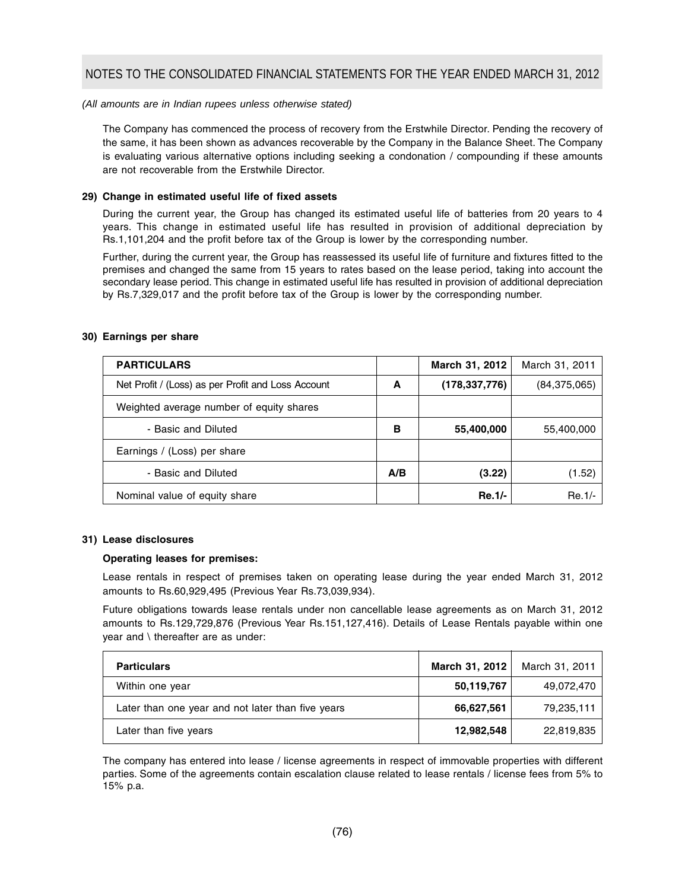*(All amounts are in Indian rupees unless otherwise stated)*

The Company has commenced the process of recovery from the Erstwhile Director. Pending the recovery of the same, it has been shown as advances recoverable by the Company in the Balance Sheet. The Company is evaluating various alternative options including seeking a condonation / compounding if these amounts are not recoverable from the Erstwhile Director.

**29) Change in estimated useful life of fixed assets**

During the current year, the Group has changed its estimated useful life of batteries from 20 years to 4 years. This change in estimated useful life has resulted in provision of additional depreciation by Rs.1,101,204 and the profit before tax of the Group is lower by the corresponding number.

Further, during the current year, the Group has reassessed its useful life of furniture and fixtures fitted to the premises and changed the same from 15 years to rates based on the lease period, taking into account the secondary lease period. This change in estimated useful life has resulted in provision of additional depreciation by Rs.7,329,017 and the profit before tax of the Group is lower by the corresponding number.

**30) Earnings per share**

| **PARTICULARS** | | **March 31, 2012** | March 31, 2011 |
|---|---|---|---|
| Net Profit / (Loss) as per Profit and Loss Account | **A** | **(178,337,776)** | (84,375,065) |
| Weighted average number of equity shares | | | |
| - Basic and Diluted | **B** | **55,400,000** | 55,400,000 |
| Earnings / (Loss) per share | | | |
| - Basic and Diluted | **A/B** | **(3.22)** | (1.52) |
| Nominal value of equity share | | **Re.1/-** | Re.1/- |

**31) Lease disclosures**

**Operating leases for premises:**

Lease rentals in respect of premises taken on operating lease during the year ended March 31, 2012 amounts to Rs.60,929,495 (Previous Year Rs.73,039,934).

Future obligations towards lease rentals under non cancellable lease agreements as on March 31, 2012 amounts to Rs.129,729,876 (Previous Year Rs.151,127,416). Details of Lease Rentals payable within one year and \ thereafter are as under:

| **Particulars** | **March 31, 2012** | March 31, 2011 |
|---|---|---|
| Within one year | **50,119,767** | 49,072,470 |
| Later than one year and not later than five years | **66,627,561** | 79,235,111 |
| Later than five years | **12,982,548** | 22,819,835 |

The company has entered into lease / license agreements in respect of immovable properties with different parties. Some of the agreements contain escalation clause related to lease rentals / license fees from 5% to 15% p.a.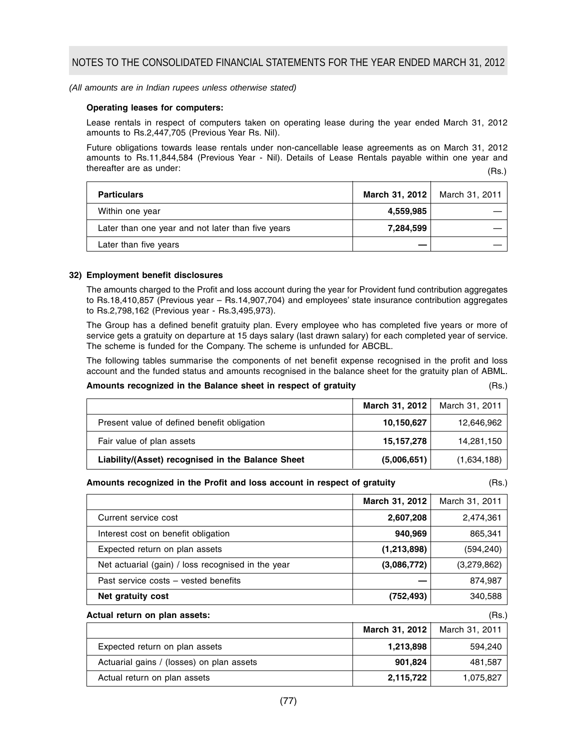*(All amounts are in Indian rupees unless otherwise stated)*

**Operating leases for computers:**

Lease rentals in respect of computers taken on operating lease during the year ended March 31, 2012 amounts to Rs.2,447,705 (Previous Year Rs. Nil).

Future obligations towards lease rentals under non-cancellable lease agreements as on March 31, 2012 amounts to Rs.11,844,584 (Previous Year - Nil). Details of Lease Rentals payable within one year and thereafter are as under:

(Rs.)

| Particulars | March 31, 2012 | March 31, 2011 |
|---|---|---|
| Within one year | **4,559,985** | — |
| Later than one year and not later than five years | **7,284,599** | — |
| Later than five years | **—** | — |

**32) Employment benefit disclosures**

The amounts charged to the Profit and loss account during the year for Provident fund contribution aggregates to Rs.18,410,857 (Previous year – Rs.14,907,704) and employees' state insurance contribution aggregates to Rs.2,798,162 (Previous year - Rs.3,495,973).

The Group has a defined benefit gratuity plan. Every employee who has completed five years or more of service gets a gratuity on departure at 15 days salary (last drawn salary) for each completed year of service. The scheme is funded for the Company. The scheme is unfunded for ABCBL.

The following tables summarise the components of net benefit expense recognised in the profit and loss account and the funded status and amounts recognised in the balance sheet for the gratuity plan of ABML.

**Amounts recognized in the Balance sheet in respect of gratuity** (Rs.)

| | March 31, 2012 | March 31, 2011 |
|---|---|---|
| Present value of defined benefit obligation | **10,150,627** | 12,646,962 |
| Fair value of plan assets | **15,157,278** | 14,281,150 |
| **Liability/(Asset) recognised in the Balance Sheet** | **(5,006,651)** | (1,634,188) |

**Amounts recognized in the Profit and loss account in respect of gratuity** (Rs.)

| | March 31, 2012 | March 31, 2011 |
|---|---|---|
| Current service cost | **2,607,208** | 2,474,361 |
| Interest cost on benefit obligation | **940,969** | 865,341 |
| Expected return on plan assets | **(1,213,898)** | (594,240) |
| Net actuarial (gain) / loss recognised in the year | **(3,086,772)** | (3,279,862) |
| Past service costs – vested benefits | **—** | 874,987 |
| **Net gratuity cost** | **(752,493)** | 340,588 |

**Actual return on plan assets:** (Rs.)

| | March 31, 2012 | March 31, 2011 |
|---|---|---|
| Expected return on plan assets | **1,213,898** | 594,240 |
| Actuarial gains / (losses) on plan assets | **901,824** | 481,587 |
| Actual return on plan assets | **2,115,722** | 1,075,827 |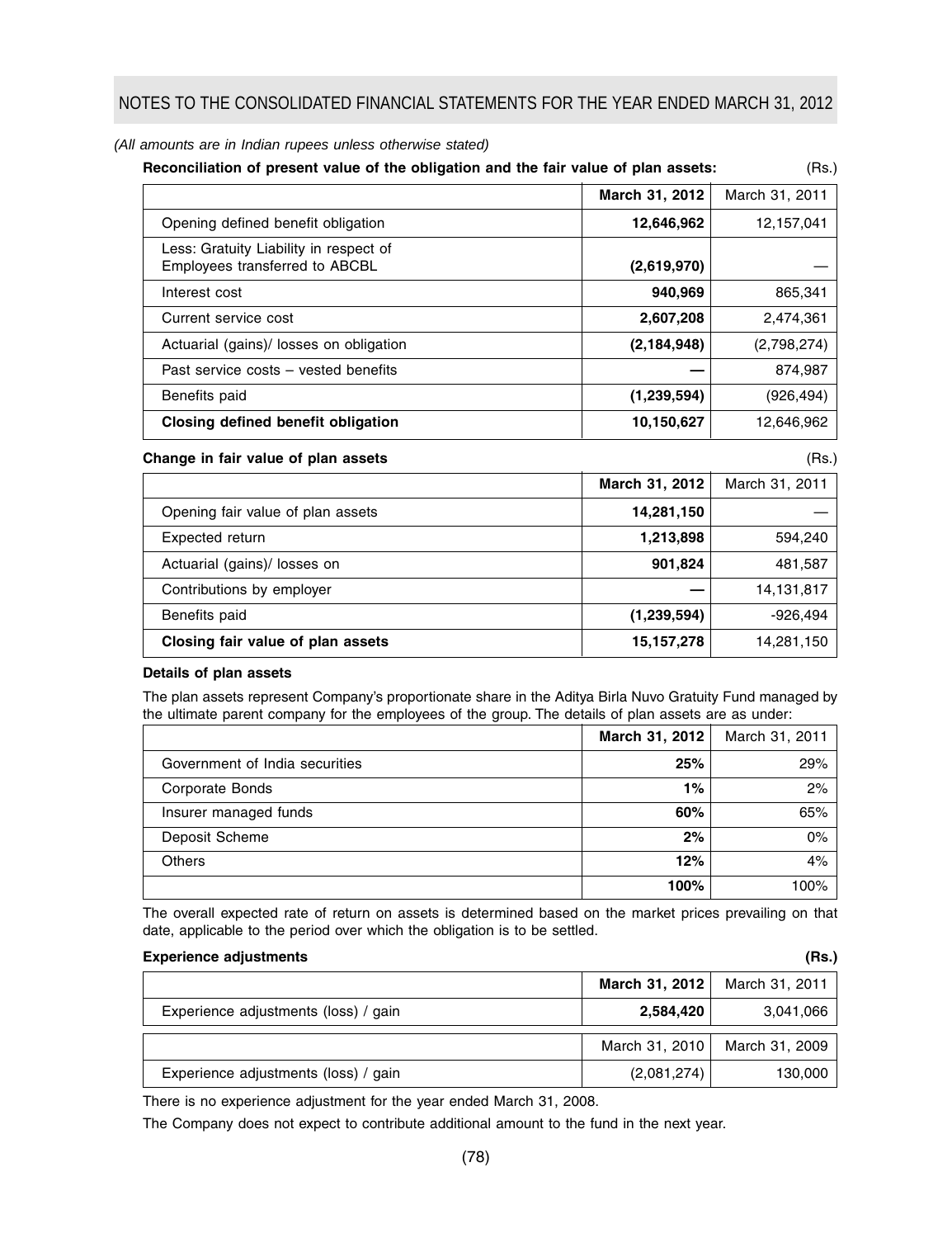*(All amounts are in Indian rupees unless otherwise stated)*

**Reconciliation of present value of the obligation and the fair value of plan assets:** (Rs.)

| | March 31, 2012 | March 31, 2011 |
|---|---|---|
| Opening defined benefit obligation | **12,646,962** | 12,157,041 |
| Less: Gratuity Liability in respect of Employees transferred to ABCBL | **(2,619,970)** | — |
| Interest cost | **940,969** | 865,341 |
| Current service cost | **2,607,208** | 2,474,361 |
| Actuarial (gains)/ losses on obligation | **(2,184,948)** | (2,798,274) |
| Past service costs – vested benefits | **—** | 874,987 |
| Benefits paid | **(1,239,594)** | (926,494) |
| **Closing defined benefit obligation** | **10,150,627** | 12,646,962 |

**Change in fair value of plan assets** (Rs.)

| | March 31, 2012 | March 31, 2011 |
|---|---|---|
| Opening fair value of plan assets | **14,281,150** | — |
| Expected return | **1,213,898** | 594,240 |
| Actuarial (gains)/ losses on | **901,824** | 481,587 |
| Contributions by employer | **—** | 14,131,817 |
| Benefits paid | **(1,239,594)** | -926,494 |
| **Closing fair value of plan assets** | **15,157,278** | 14,281,150 |

**Details of plan assets**

The plan assets represent Company's proportionate share in the Aditya Birla Nuvo Gratuity Fund managed by the ultimate parent company for the employees of the group. The details of plan assets are as under:

| | March 31, 2012 | March 31, 2011 |
|---|---|---|
| Government of India securities | **25%** | 29% |
| Corporate Bonds | **1%** | 2% |
| Insurer managed funds | **60%** | 65% |
| Deposit Scheme | **2%** | 0% |
| Others | **12%** | 4% |
| | **100%** | 100% |

The overall expected rate of return on assets is determined based on the market prices prevailing on that date, applicable to the period over which the obligation is to be settled.

**Experience adjustments** **(Rs.)**

| | March 31, 2012 | March 31, 2011 |
|---|---|---|
| Experience adjustments (loss) / gain | **2,584,420** | 3,041,066 |

| | March 31, 2010 | March 31, 2009 |
|---|---|---|
| Experience adjustments (loss) / gain | (2,081,274) | 130,000 |

There is no experience adjustment for the year ended March 31, 2008.

The Company does not expect to contribute additional amount to the fund in the next year.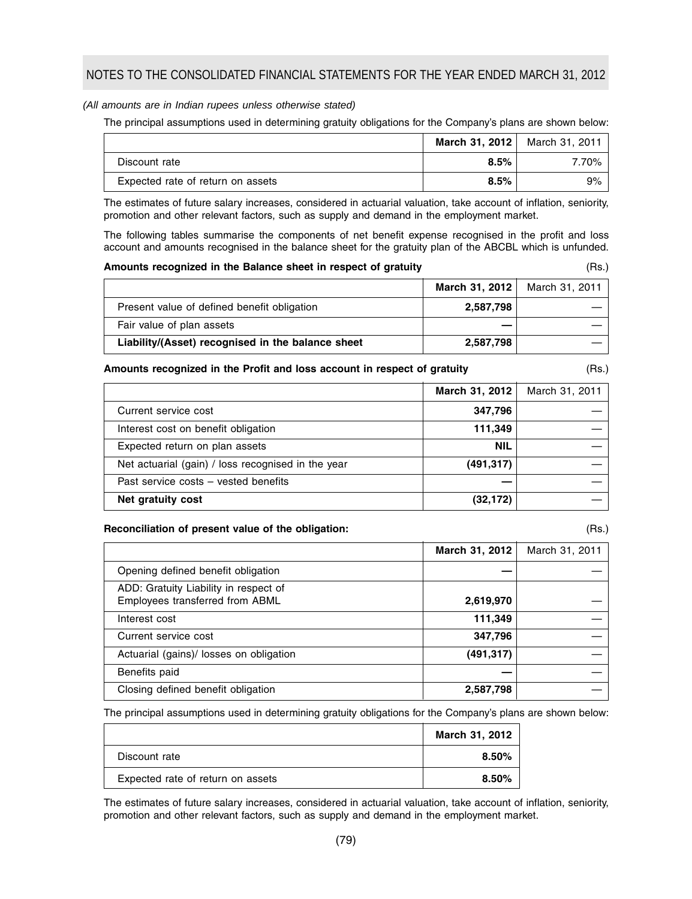*(All amounts are in Indian rupees unless otherwise stated)*

The principal assumptions used in determining gratuity obligations for the Company's plans are shown below:

| | **March 31, 2012** | March 31, 2011 |
|---|---|---|
| Discount rate | **8.5%** | 7.70% |
| Expected rate of return on assets | **8.5%** | 9% |

The estimates of future salary increases, considered in actuarial valuation, take account of inflation, seniority, promotion and other relevant factors, such as supply and demand in the employment market.

The following tables summarise the components of net benefit expense recognised in the profit and loss account and amounts recognised in the balance sheet for the gratuity plan of the ABCBL which is unfunded.

**Amounts recognized in the Balance sheet in respect of gratuity** (Rs.)

| | **March 31, 2012** | March 31, 2011 |
|---|---|---|
| Present value of defined benefit obligation | **2,587,798** | — |
| Fair value of plan assets | **—** | — |
| **Liability/(Asset) recognised in the balance sheet** | **2,587,798** | — |

**Amounts recognized in the Profit and loss account in respect of gratuity** (Rs.)

| | **March 31, 2012** | March 31, 2011 |
|---|---|---|
| Current service cost | **347,796** | — |
| Interest cost on benefit obligation | **111,349** | — |
| Expected return on plan assets | **NIL** | — |
| Net actuarial (gain) / loss recognised in the year | **(491,317)** | — |
| Past service costs – vested benefits | **—** | — |
| **Net gratuity cost** | **(32,172)** | — |

**Reconciliation of present value of the obligation:** (Rs.)

| | **March 31, 2012** | March 31, 2011 |
|---|---|---|
| Opening defined benefit obligation | **—** | — |
| ADD: Gratuity Liability in respect of Employees transferred from ABML | **2,619,970** | — |
| Interest cost | **111,349** | — |
| Current service cost | **347,796** | — |
| Actuarial (gains)/ losses on obligation | **(491,317)** | — |
| Benefits paid | **—** | — |
| Closing defined benefit obligation | **2,587,798** | — |

The principal assumptions used in determining gratuity obligations for the Company's plans are shown below:

| | **March 31, 2012** |
|---|---|
| Discount rate | **8.50%** |
| Expected rate of return on assets | **8.50%** |

The estimates of future salary increases, considered in actuarial valuation, take account of inflation, seniority, promotion and other relevant factors, such as supply and demand in the employment market.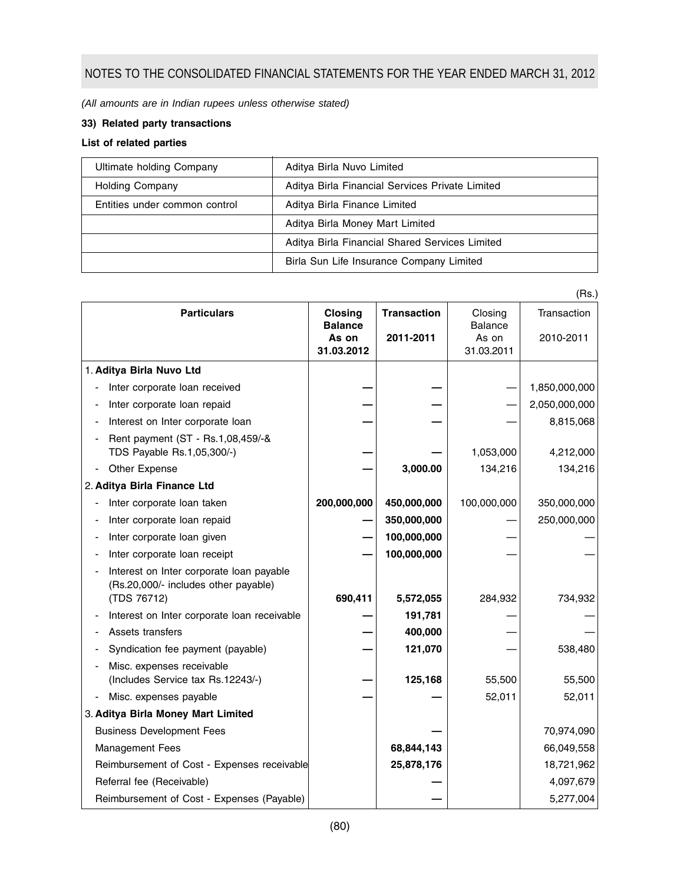## NOTES TO THE CONSOLIDATED FINANCIAL STATEMENTS FOR THE YEAR ENDED MARCH 31, 2012

*(All amounts are in Indian rupees unless otherwise stated)*

**33) Related party transactions**

**List of related parties**

| | |
|---|---|
| Ultimate holding Company | Aditya Birla Nuvo Limited |
| Holding Company | Aditya Birla Financial Services Private Limited |
| Entities under common control | Aditya Birla Finance Limited |
| | Aditya Birla Money Mart Limited |
| | Aditya Birla Financial Shared Services Limited |
| | Birla Sun Life Insurance Company Limited |

(Rs.)

| Particulars | Closing Balance As on 31.03.2012 | Transaction 2011-2011 | Closing Balance As on 31.03.2011 | Transaction 2010-2011 |
|---|---|---|---|---|
| 1. **Aditya Birla Nuvo Ltd** | | | | |
| - Inter corporate loan received | — | — | — | 1,850,000,000 |
| - Inter corporate loan repaid | — | — | — | 2,050,000,000 |
| - Interest on Inter corporate loan | — | — | — | 8,815,068 |
| - Rent payment (ST - Rs.1,08,459/-& TDS Payable Rs.1,05,300/-) | — | — | 1,053,000 | 4,212,000 |
| - Other Expense | — | **3,000.00** | 134,216 | 134,216 |
| 2. **Aditya Birla Finance Ltd** | | | | |
| - Inter corporate loan taken | **200,000,000** | **450,000,000** | 100,000,000 | 350,000,000 |
| - Inter corporate loan repaid | — | **350,000,000** | — | 250,000,000 |
| - Inter corporate loan given | — | **100,000,000** | — | — |
| - Inter corporate loan receipt | — | **100,000,000** | — | — |
| - Interest on Inter corporate loan payable (Rs.20,000/- includes other payable) (TDS 76712) | **690,411** | **5,572,055** | 284,932 | 734,932 |
| - Interest on Inter corporate loan receivable | — | **191,781** | — | — |
| - Assets transfers | — | **400,000** | — | — |
| - Syndication fee payment (payable) | — | **121,070** | — | 538,480 |
| - Misc. expenses receivable (Includes Service tax Rs.12243/-) | — | **125,168** | 55,500 | 55,500 |
| - Misc. expenses payable | — | — | 52,011 | 52,011 |
| 3. **Aditya Birla Money Mart Limited** | | | | |
| Business Development Fees | | — | | 70,974,090 |
| Management Fees | | **68,844,143** | | 66,049,558 |
| Reimbursement of Cost - Expenses receivable | | **25,878,176** | | 18,721,962 |
| Referral fee (Receivable) | | — | | 4,097,679 |
| Reimbursement of Cost - Expenses (Payable) | | — | | 5,277,004 |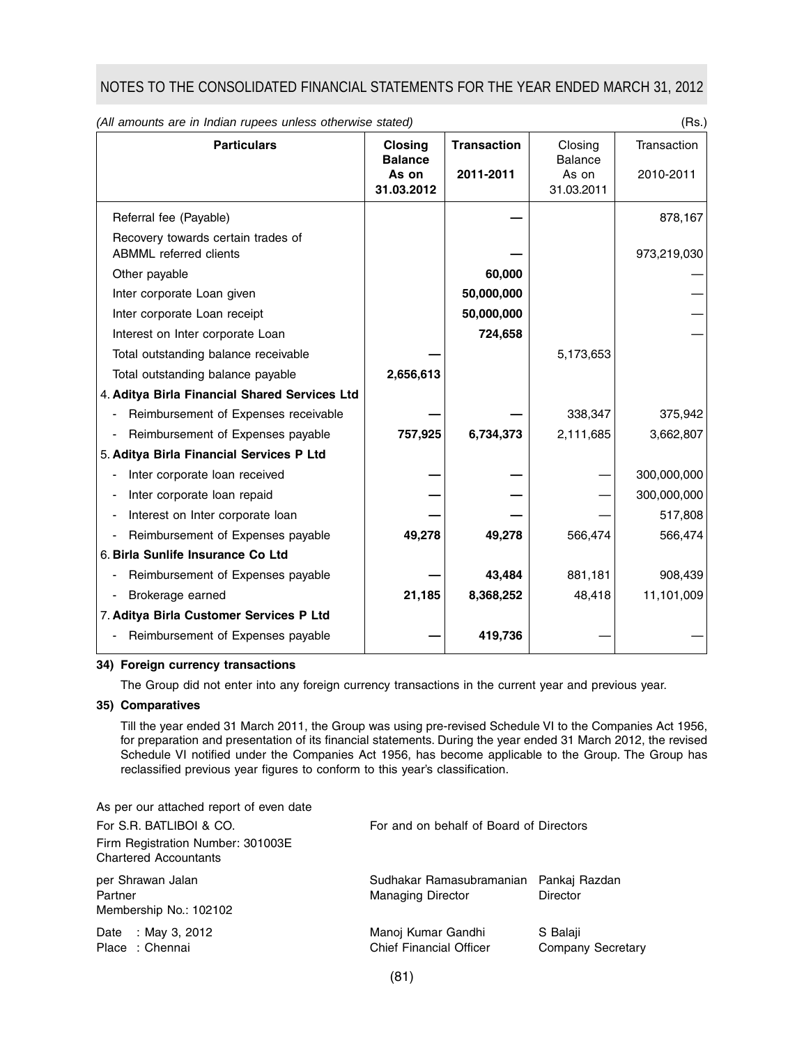*(All amounts are in Indian rupees unless otherwise stated)* (Rs.)

| Particulars | Closing Balance As on 31.03.2012 | Transaction 2011-2011 | Closing Balance As on 31.03.2011 | Transaction 2010-2011 |
|---|---|---|---|---|
| Referral fee (Payable) | | — | | 878,167 |
| Recovery towards certain trades of ABMML referred clients | | — | | 973,219,030 |
| Other payable | | **60,000** | | — |
| Inter corporate Loan given | | **50,000,000** | | — |
| Inter corporate Loan receipt | | **50,000,000** | | — |
| Interest on Inter corporate Loan | | **724,658** | | — |
| Total outstanding balance receivable | — | | 5,173,653 | |
| Total outstanding balance payable | **2,656,613** | | | |
| 4. **Aditya Birla Financial Shared Services Ltd** | | | | |
| - Reimbursement of Expenses receivable | — | — | 338,347 | 375,942 |
| - Reimbursement of Expenses payable | **757,925** | **6,734,373** | 2,111,685 | 3,662,807 |
| 5. **Aditya Birla Financial Services P Ltd** | | | | |
| - Inter corporate loan received | — | — | — | 300,000,000 |
| - Inter corporate loan repaid | — | — | — | 300,000,000 |
| - Interest on Inter corporate loan | — | — | — | 517,808 |
| - Reimbursement of Expenses payable | **49,278** | **49,278** | 566,474 | 566,474 |
| 6. **Birla Sunlife Insurance Co Ltd** | | | | |
| - Reimbursement of Expenses payable | — | **43,484** | 881,181 | 908,439 |
| - Brokerage earned | **21,185** | **8,368,252** | 48,418 | 11,101,009 |
| 7. **Aditya Birla Customer Services P Ltd** | | | | |
| - Reimbursement of Expenses payable | — | **419,736** | — | — |

**34) Foreign currency transactions**

The Group did not enter into any foreign currency transactions in the current year and previous year.

**35) Comparatives**

Till the year ended 31 March 2011, the Group was using pre-revised Schedule VI to the Companies Act 1956, for preparation and presentation of its financial statements. During the year ended 31 March 2012, the revised Schedule VI notified under the Companies Act 1956, has become applicable to the Group. The Group has reclassified previous year figures to conform to this year's classification.

As per our attached report of even date

For S.R. BATLIBOI & CO.
Firm Registration Number: 301003E
Chartered Accountants

per Shrawan Jalan
Partner
Membership No.: 102102

Date : May 3, 2012
Place : Chennai

For and on behalf of Board of Directors

Sudhakar Ramasubramanian — Managing Director
Pankaj Razdan — Director

Manoj Kumar Gandhi — Chief Financial Officer
S Balaji — Company Secretary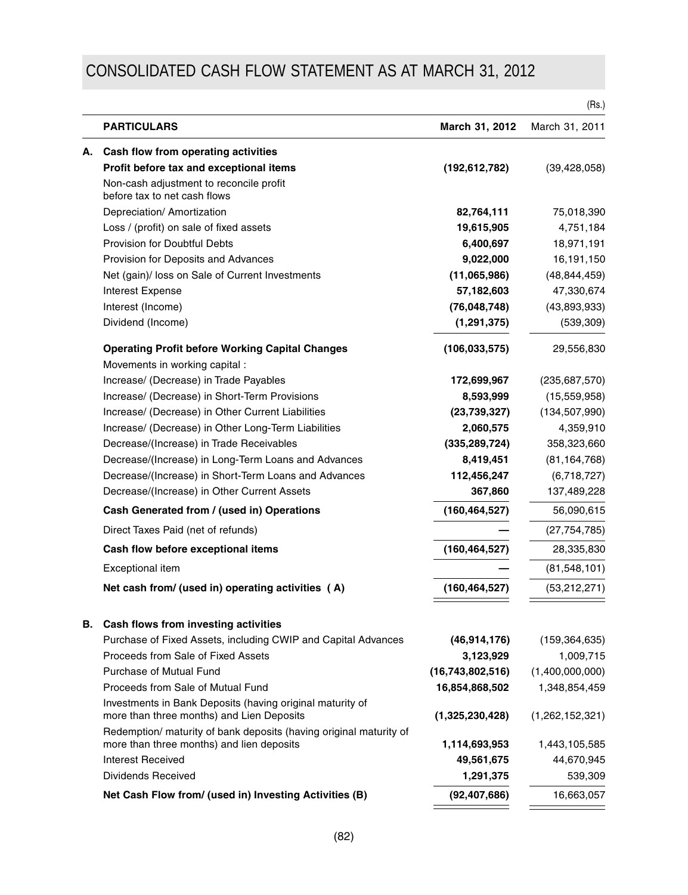# CONSOLIDATED CASH FLOW STATEMENT AS AT MARCH 31, 2012

(Rs.)

| | PARTICULARS | March 31, 2012 | March 31, 2011 |
|---|---|---|---|
| **A.** | **Cash flow from operating activities** | | |
| | **Profit before tax and exceptional items** | **(192,612,782)** | (39,428,058) |
| | Non-cash adjustment to reconcile profit before tax to net cash flows | | |
| | Depreciation/ Amortization | **82,764,111** | 75,018,390 |
| | Loss / (profit) on sale of fixed assets | **19,615,905** | 4,751,184 |
| | Provision for Doubtful Debts | **6,400,697** | 18,971,191 |
| | Provision for Deposits and Advances | **9,022,000** | 16,191,150 |
| | Net (gain)/ loss on Sale of Current Investments | **(11,065,986)** | (48,844,459) |
| | Interest Expense | **57,182,603** | 47,330,674 |
| | Interest (Income) | **(76,048,748)** | (43,893,933) |
| | Dividend (Income) | **(1,291,375)** | (539,309) |
| | **Operating Profit before Working Capital Changes** | **(106,033,575)** | 29,556,830 |
| | Movements in working capital : | | |
| | Increase/ (Decrease) in Trade Payables | **172,699,967** | (235,687,570) |
| | Increase/ (Decrease) in Short-Term Provisions | **8,593,999** | (15,559,958) |
| | Increase/ (Decrease) in Other Current Liabilities | **(23,739,327)** | (134,507,990) |
| | Increase/ (Decrease) in Other Long-Term Liabilities | **2,060,575** | 4,359,910 |
| | Decrease/(Increase) in Trade Receivables | **(335,289,724)** | 358,323,660 |
| | Decrease/(Increase) in Long-Term Loans and Advances | **8,419,451** | (81,164,768) |
| | Decrease/(Increase) in Short-Term Loans and Advances | **112,456,247** | (6,718,727) |
| | Decrease/(Increase) in Other Current Assets | **367,860** | 137,489,228 |
| | **Cash Generated from / (used in) Operations** | **(160,464,527)** | 56,090,615 |
| | Direct Taxes Paid (net of refunds) | **—** | (27,754,785) |
| | **Cash flow before exceptional items** | **(160,464,527)** | 28,335,830 |
| | Exceptional item | **—** | (81,548,101) |
| | **Net cash from/ (used in) operating activities ( A)** | **(160,464,527)** | (53,212,271) |
| **B.** | **Cash flows from investing activities** | | |
| | Purchase of Fixed Assets, including CWIP and Capital Advances | **(46,914,176)** | (159,364,635) |
| | Proceeds from Sale of Fixed Assets | **3,123,929** | 1,009,715 |
| | Purchase of Mutual Fund | **(16,743,802,516)** | (1,400,000,000) |
| | Proceeds from Sale of Mutual Fund | **16,854,868,502** | 1,348,854,459 |
| | Investments in Bank Deposits (having original maturity of more than three months) and Lien Deposits | **(1,325,230,428)** | (1,262,152,321) |
| | Redemption/ maturity of bank deposits (having original maturity of more than three months) and lien deposits | **1,114,693,953** | 1,443,105,585 |
| | Interest Received | **49,561,675** | 44,670,945 |
| | Dividends Received | **1,291,375** | 539,309 |
| | **Net Cash Flow from/ (used in) Investing Activities (B)** | **(92,407,686)** | 16,663,057 |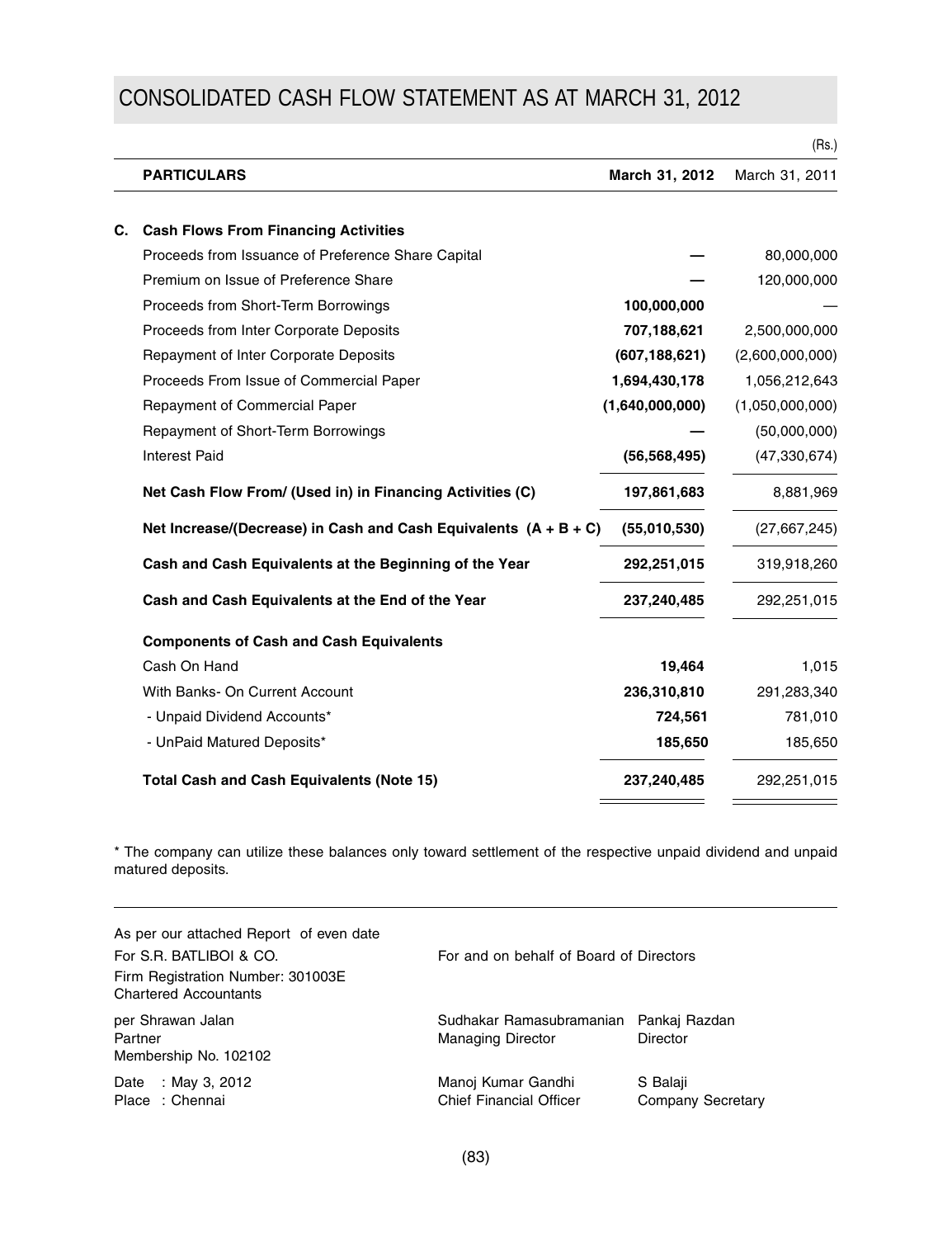# CONSOLIDATED CASH FLOW STATEMENT AS AT MARCH 31, 2012

(Rs.)

| | PARTICULARS | March 31, 2012 | March 31, 2011 |
|---|---|---|---|
| **C.** | **Cash Flows From Financing Activities** | | |
| | Proceeds from Issuance of Preference Share Capital | — | 80,000,000 |
| | Premium on Issue of Preference Share | — | 120,000,000 |
| | Proceeds from Short-Term Borrowings | **100,000,000** | — |
| | Proceeds from Inter Corporate Deposits | **707,188,621** | 2,500,000,000 |
| | Repayment of Inter Corporate Deposits | **(607,188,621)** | (2,600,000,000) |
| | Proceeds From Issue of Commercial Paper | **1,694,430,178** | 1,056,212,643 |
| | Repayment of Commercial Paper | **(1,640,000,000)** | (1,050,000,000) |
| | Repayment of Short-Term Borrowings | — | (50,000,000) |
| | Interest Paid | **(56,568,495)** | (47,330,674) |
| | **Net Cash Flow From/ (Used in) in Financing Activities (C)** | **197,861,683** | 8,881,969 |
| | **Net Increase/(Decrease) in Cash and Cash Equivalents (A + B + C)** | **(55,010,530)** | (27,667,245) |
| | **Cash and Cash Equivalents at the Beginning of the Year** | **292,251,015** | 319,918,260 |
| | **Cash and Cash Equivalents at the End of the Year** | **237,240,485** | 292,251,015 |
| | **Components of Cash and Cash Equivalents** | | |
| | Cash On Hand | **19,464** | 1,015 |
| | With Banks- On Current Account | **236,310,810** | 291,283,340 |
| | - Unpaid Dividend Accounts* | **724,561** | 781,010 |
| | - UnPaid Matured Deposits* | **185,650** | 185,650 |
| | **Total Cash and Cash Equivalents (Note 15)** | **237,240,485** | 292,251,015 |

* The company can utilize these balances only toward settlement of the respective unpaid dividend and unpaid matured deposits.

As per our attached Report of even date

For S.R. BATLIBOI & CO.
Firm Registration Number: 301003E
Chartered Accountants

per Shrawan Jalan
Partner
Membership No. 102102

Date : May 3, 2012
Place : Chennai

For and on behalf of Board of Directors

Sudhakar Ramasubramanian
Managing Director

Pankaj Razdan
Director

Manoj Kumar Gandhi
Chief Financial Officer

S Balaji
Company Secretary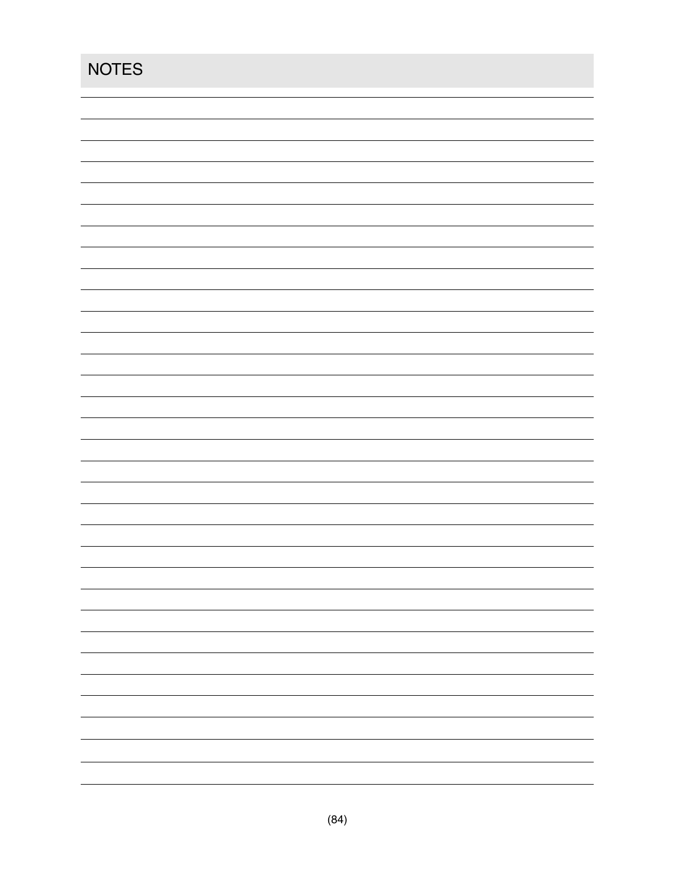# NOTES